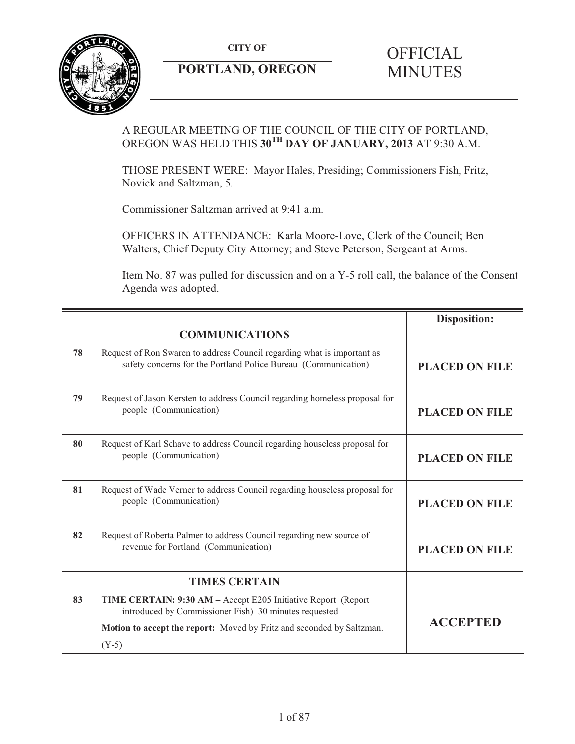**CITY OF**

**PORTLAND, OREGON**

# OFFICIAL MINUTES

A REGULAR MEETING OF THE COUNCIL OF THE CITY OF PORTLAND, OREGON WAS HELD THIS **30TH DAY OF JANUARY, 2013** AT 9:30 A.M.

THOSE PRESENT WERE: Mayor Hales, Presiding; Commissioners Fish, Fritz, Novick and Saltzman, 5.

Commissioner Saltzman arrived at 9:41 a.m.

OFFICERS IN ATTENDANCE: Karla Moore-Love, Clerk of the Council; Ben Walters, Chief Deputy City Attorney; and Steve Peterson, Sergeant at Arms.

Item No. 87 was pulled for discussion and on a Y-5 roll call, the balance of the Consent Agenda was adopted.

| | | **Disposition:** |
|---|---|---|
| | **COMMUNICATIONS** | |
| **78** | Request of Ron Swaren to address Council regarding what is important as safety concerns for the Portland Police Bureau (Communication) | **PLACED ON FILE** |
| **79** | Request of Jason Kersten to address Council regarding homeless proposal for people (Communication) | **PLACED ON FILE** |
| **80** | Request of Karl Schave to address Council regarding houseless proposal for people (Communication) | **PLACED ON FILE** |
| **81** | Request of Wade Verner to address Council regarding houseless proposal for people (Communication) | **PLACED ON FILE** |
| **82** | Request of Roberta Palmer to address Council regarding new source of revenue for Portland (Communication) | **PLACED ON FILE** |
| | **TIMES CERTAIN** | |
| **83** | **TIME CERTAIN: 9:30 AM –** Accept E205 Initiative Report (Report introduced by Commissioner Fish) 30 minutes requested<br>**Motion to accept the report:** Moved by Fritz and seconded by Saltzman.<br>(Y-5) | **ACCEPTED** |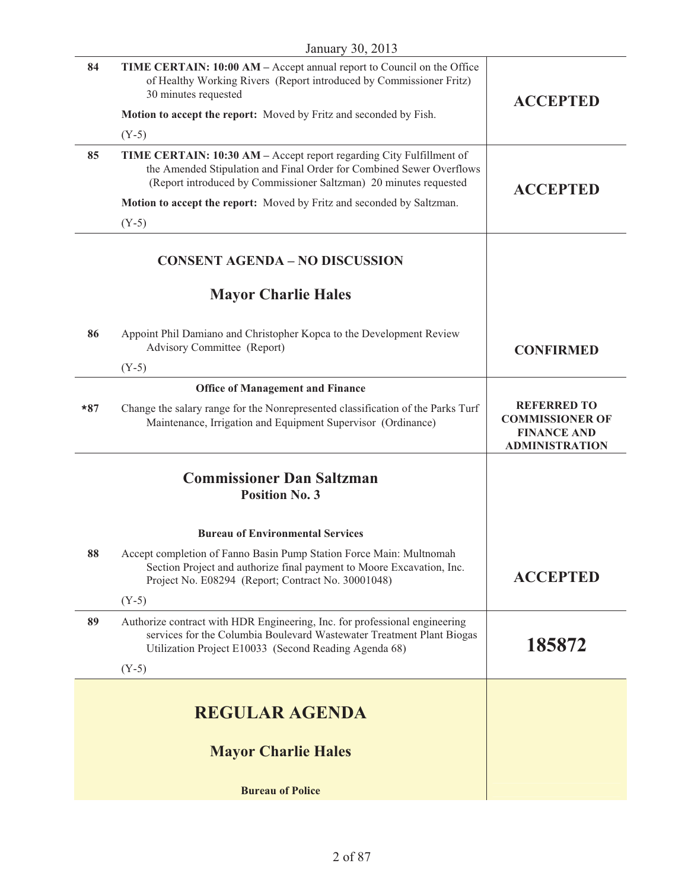January 30, 2013

| | | |
|---|---|---|
| 84 | **TIME CERTAIN: 10:00 AM –** Accept annual report to Council on the Office of Healthy Working Rivers (Report introduced by Commissioner Fritz) 30 minutes requested<br><br>**Motion to accept the report:** Moved by Fritz and seconded by Fish.<br><br>(Y-5) | **ACCEPTED** |
| 85 | **TIME CERTAIN: 10:30 AM –** Accept report regarding City Fulfillment of the Amended Stipulation and Final Order for Combined Sewer Overflows (Report introduced by Commissioner Saltzman) 20 minutes requested<br><br>**Motion to accept the report:** Moved by Fritz and seconded by Saltzman.<br><br>(Y-5) | **ACCEPTED** |

## CONSENT AGENDA – NO DISCUSSION

## Mayor Charlie Hales

| | | |
|---|---|---|
| 86 | Appoint Phil Damiano and Christopher Kopca to the Development Review Advisory Committee (Report)<br><br>(Y-5) | **CONFIRMED** |

**Office of Management and Finance**

| | | |
|---|---|---|
| *87 | Change the salary range for the Nonrepresented classification of the Parks Turf Maintenance, Irrigation and Equipment Supervisor (Ordinance) | **REFERRED TO COMMISSIONER OF FINANCE AND ADMINISTRATION** |

## Commissioner Dan Saltzman
### Position No. 3

**Bureau of Environmental Services**

| | | |
|---|---|---|
| 88 | Accept completion of Fanno Basin Pump Station Force Main: Multnomah Section Project and authorize final payment to Moore Excavation, Inc. Project No. E08294 (Report; Contract No. 30001048)<br><br>(Y-5) | **ACCEPTED** |
| 89 | Authorize contract with HDR Engineering, Inc. for professional engineering services for the Columbia Boulevard Wastewater Treatment Plant Biogas Utilization Project E10033 (Second Reading Agenda 68)<br><br>(Y-5) | **185872** |

# REGULAR AGENDA

## Mayor Charlie Hales

**Bureau of Police**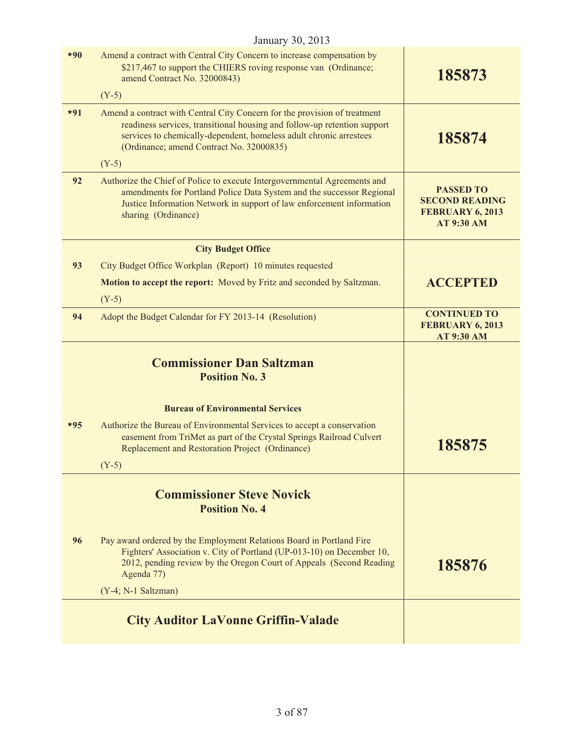January 30, 2013

| | | |
|---|---|---|
| *90 | Amend a contract with Central City Concern to increase compensation by $217,467 to support the CHIERS roving response van (Ordinance; amend Contract No. 32000843)<br><br>(Y-5) | **185873** |
| *91 | Amend a contract with Central City Concern for the provision of treatment readiness services, transitional housing and follow-up retention support services to chemically-dependent, homeless adult chronic arrestees (Ordinance; amend Contract No. 32000835)<br><br>(Y-5) | **185874** |
| 92 | Authorize the Chief of Police to execute Intergovernmental Agreements and amendments for Portland Police Data System and the successor Regional Justice Information Network in support of law enforcement information sharing (Ordinance) | **PASSED TO SECOND READING FEBRUARY 6, 2013 AT 9:30 AM** |
| | **City Budget Office** | |
| 93 | City Budget Office Workplan (Report) 10 minutes requested<br><br>**Motion to accept the report:** Moved by Fritz and seconded by Saltzman.<br><br>(Y-5) | **ACCEPTED** |
| 94 | Adopt the Budget Calendar for FY 2013-14 (Resolution) | **CONTINUED TO FEBRUARY 6, 2013 AT 9:30 AM** |

## Commissioner Dan Saltzman
### Position No. 3

| | | |
|---|---|---|
| | **Bureau of Environmental Services** | |
| *95 | Authorize the Bureau of Environmental Services to accept a conservation easement from TriMet as part of the Crystal Springs Railroad Culvert Replacement and Restoration Project (Ordinance)<br><br>(Y-5) | **185875** |

## Commissioner Steve Novick
### Position No. 4

| | | |
|---|---|---|
| 96 | Pay award ordered by the Employment Relations Board in Portland Fire Fighters' Association v. City of Portland (UP-013-10) on December 10, 2012, pending review by the Oregon Court of Appeals (Second Reading Agenda 77)<br><br>(Y-4; N-1 Saltzman) | **185876** |

## City Auditor LaVonne Griffin-Valade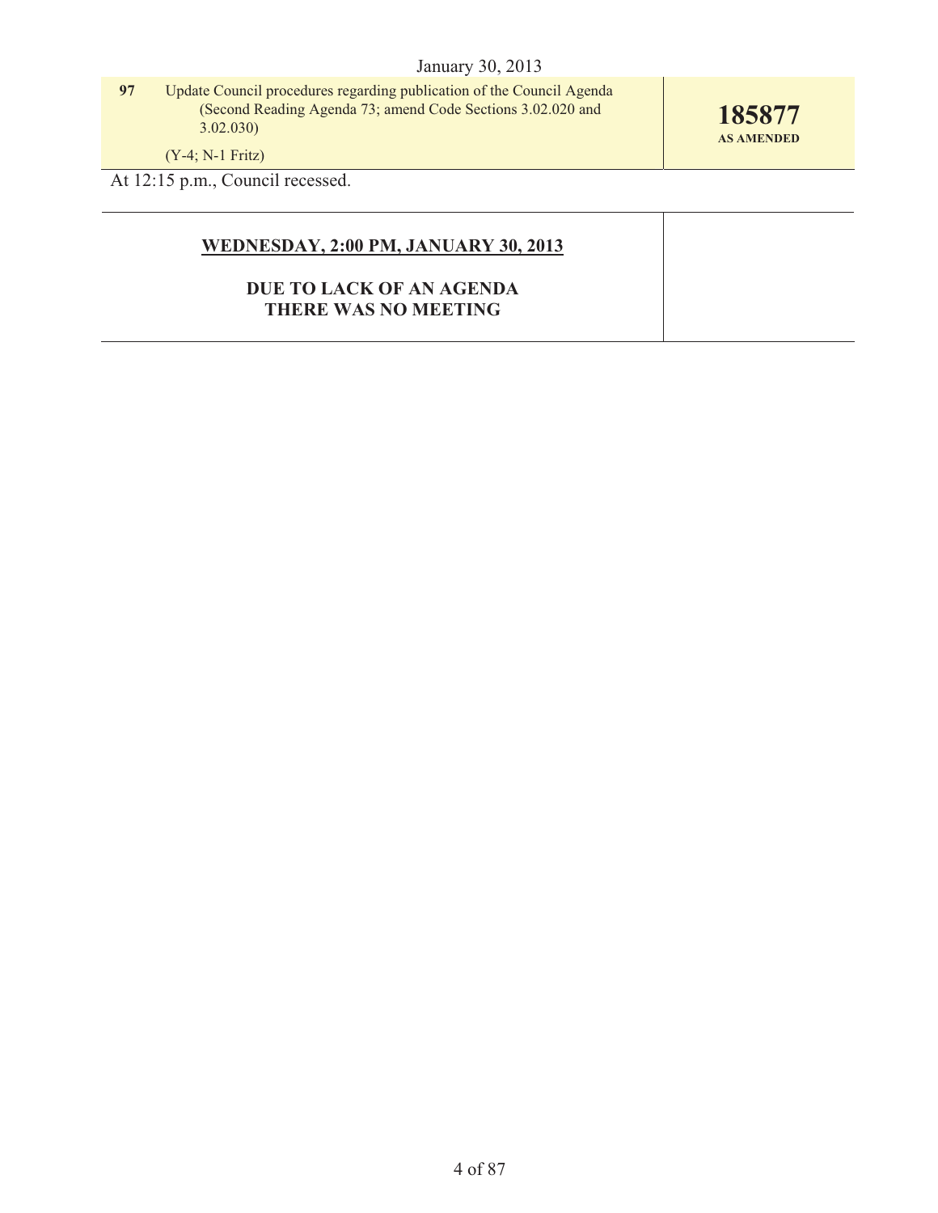| | | |
|---|---|---|
| **97** | Update Council procedures regarding publication of the Council Agenda (Second Reading Agenda 73; amend Code Sections 3.02.020 and 3.02.030)<br><br>(Y-4; N-1 Fritz) | **185877**<br>**AS AMENDED** |

At 12:15 p.m., Council recessed.

**WEDNESDAY, 2:00 PM, JANUARY 30, 2013**

**DUE TO LACK OF AN AGENDA THERE WAS NO MEETING**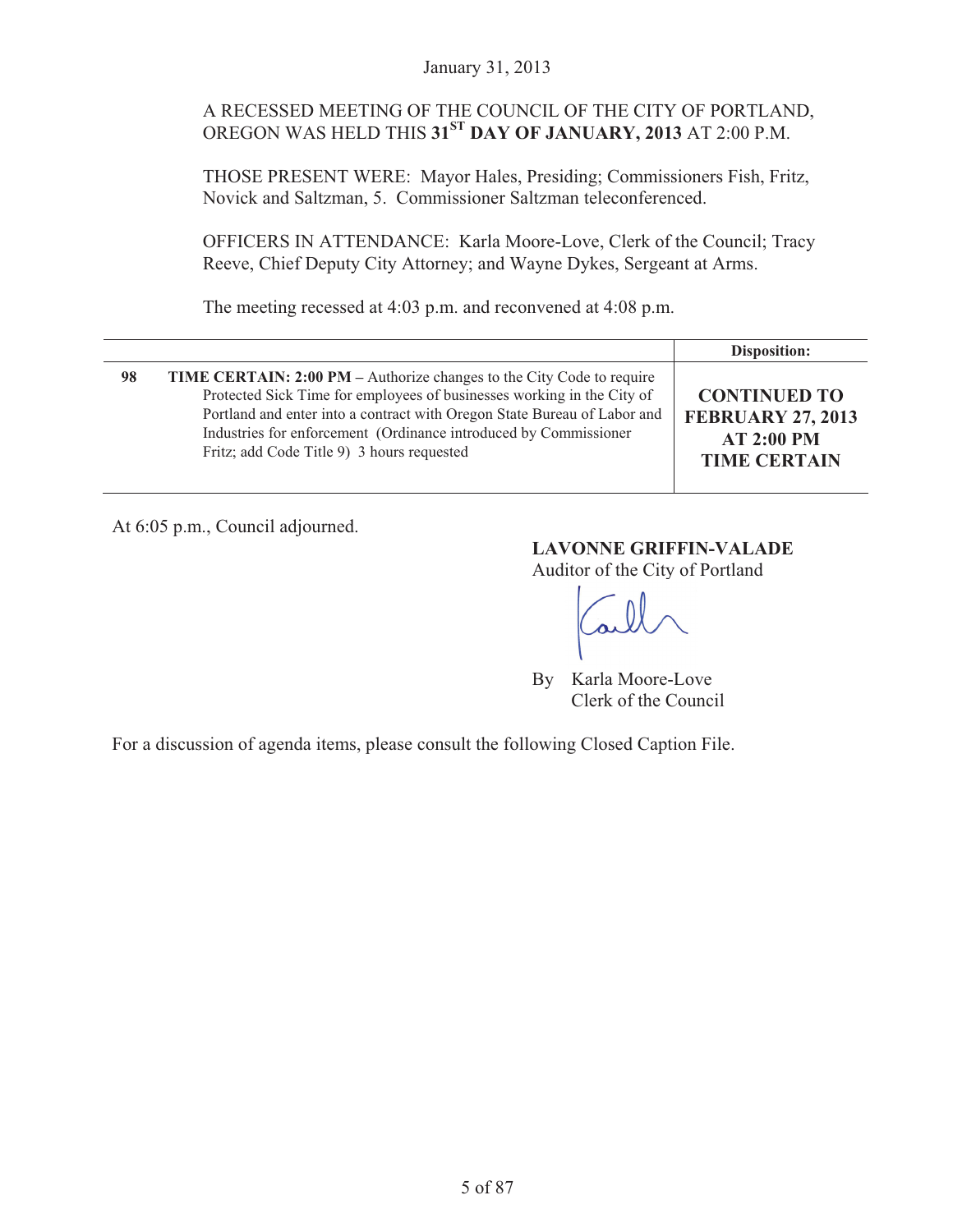January 31, 2013

A RECESSED MEETING OF THE COUNCIL OF THE CITY OF PORTLAND, OREGON WAS HELD THIS **31ST DAY OF JANUARY, 2013** AT 2:00 P.M.

THOSE PRESENT WERE: Mayor Hales, Presiding; Commissioners Fish, Fritz, Novick and Saltzman, 5. Commissioner Saltzman teleconferenced.

OFFICERS IN ATTENDANCE: Karla Moore-Love, Clerk of the Council; Tracy Reeve, Chief Deputy City Attorney; and Wayne Dykes, Sergeant at Arms.

The meeting recessed at 4:03 p.m. and reconvened at 4:08 p.m.

| | | Disposition: |
|---|---|---|
| **98** | **TIME CERTAIN: 2:00 PM –** Authorize changes to the City Code to require Protected Sick Time for employees of businesses working in the City of Portland and enter into a contract with Oregon State Bureau of Labor and Industries for enforcement (Ordinance introduced by Commissioner Fritz; add Code Title 9) 3 hours requested | **CONTINUED TO FEBRUARY 27, 2013 AT 2:00 PM TIME CERTAIN** |

At 6:05 p.m., Council adjourned.

**LAVONNE GRIFFIN-VALADE**
Auditor of the City of Portland

By Karla Moore-Love
Clerk of the Council

For a discussion of agenda items, please consult the following Closed Caption File.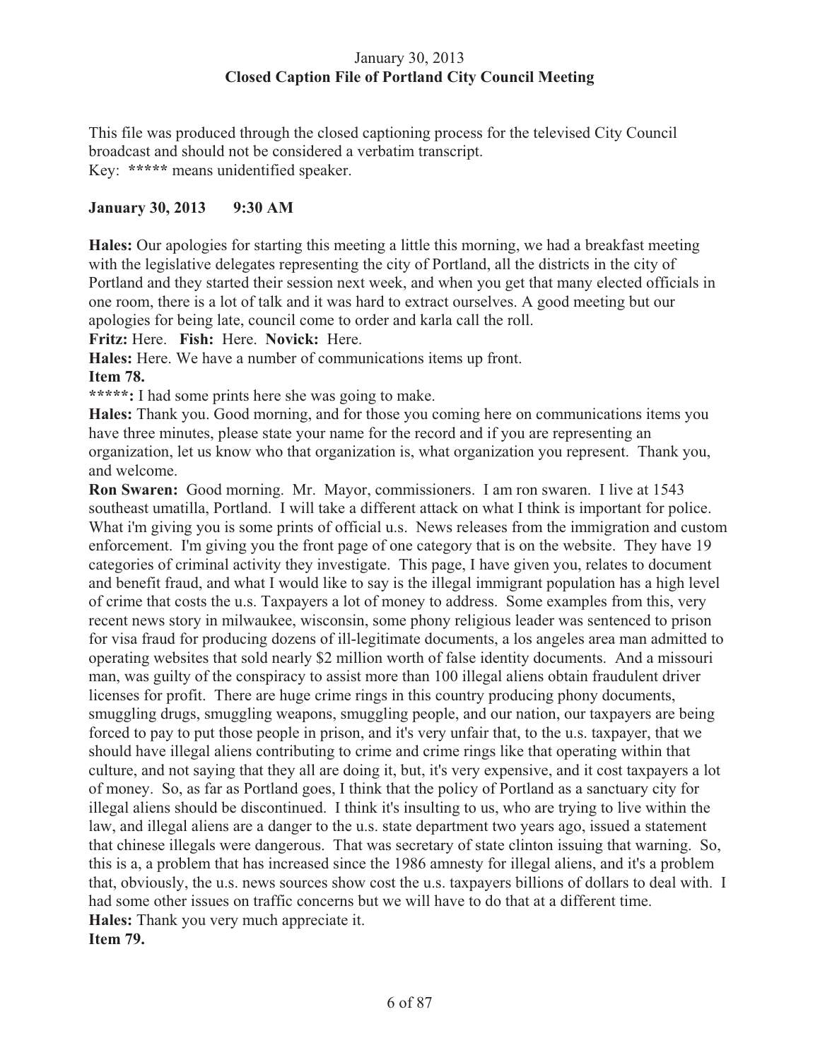January 30, 2013
**Closed Caption File of Portland City Council Meeting**

This file was produced through the closed captioning process for the televised City Council broadcast and should not be considered a verbatim transcript.
Key: **\*\*\*\*\*** means unidentified speaker.

**January 30, 2013 9:30 AM**

**Hales:** Our apologies for starting this meeting a little this morning, we had a breakfast meeting with the legislative delegates representing the city of Portland, all the districts in the city of Portland and they started their session next week, and when you get that many elected officials in one room, there is a lot of talk and it was hard to extract ourselves. A good meeting but our apologies for being late, council come to order and karla call the roll.

**Fritz:** Here. **Fish:** Here. **Novick:** Here.

**Hales:** Here. We have a number of communications items up front.

**Item 78.**

**\*\*\*\*\*:** I had some prints here she was going to make.

**Hales:** Thank you. Good morning, and for those you coming here on communications items you have three minutes, please state your name for the record and if you are representing an organization, let us know who that organization is, what organization you represent. Thank you, and welcome.

**Ron Swaren:** Good morning. Mr. Mayor, commissioners. I am ron swaren. I live at 1543 southeast umatilla, Portland. I will take a different attack on what I think is important for police. What i'm giving you is some prints of official u.s. News releases from the immigration and custom enforcement. I'm giving you the front page of one category that is on the website. They have 19 categories of criminal activity they investigate. This page, I have given you, relates to document and benefit fraud, and what I would like to say is the illegal immigrant population has a high level of crime that costs the u.s. Taxpayers a lot of money to address. Some examples from this, very recent news story in milwaukee, wisconsin, some phony religious leader was sentenced to prison for visa fraud for producing dozens of ill-legitimate documents, a los angeles area man admitted to operating websites that sold nearly $2 million worth of false identity documents. And a missouri man, was guilty of the conspiracy to assist more than 100 illegal aliens obtain fraudulent driver licenses for profit. There are huge crime rings in this country producing phony documents, smuggling drugs, smuggling weapons, smuggling people, and our nation, our taxpayers are being forced to pay to put those people in prison, and it's very unfair that, to the u.s. taxpayer, that we should have illegal aliens contributing to crime and crime rings like that operating within that culture, and not saying that they all are doing it, but, it's very expensive, and it cost taxpayers a lot of money. So, as far as Portland goes, I think that the policy of Portland as a sanctuary city for illegal aliens should be discontinued. I think it's insulting to us, who are trying to live within the law, and illegal aliens are a danger to the u.s. state department two years ago, issued a statement that chinese illegals were dangerous. That was secretary of state clinton issuing that warning. So, this is a, a problem that has increased since the 1986 amnesty for illegal aliens, and it's a problem that, obviously, the u.s. news sources show cost the u.s. taxpayers billions of dollars to deal with. I had some other issues on traffic concerns but we will have to do that at a different time.

**Hales:** Thank you very much appreciate it.

**Item 79.**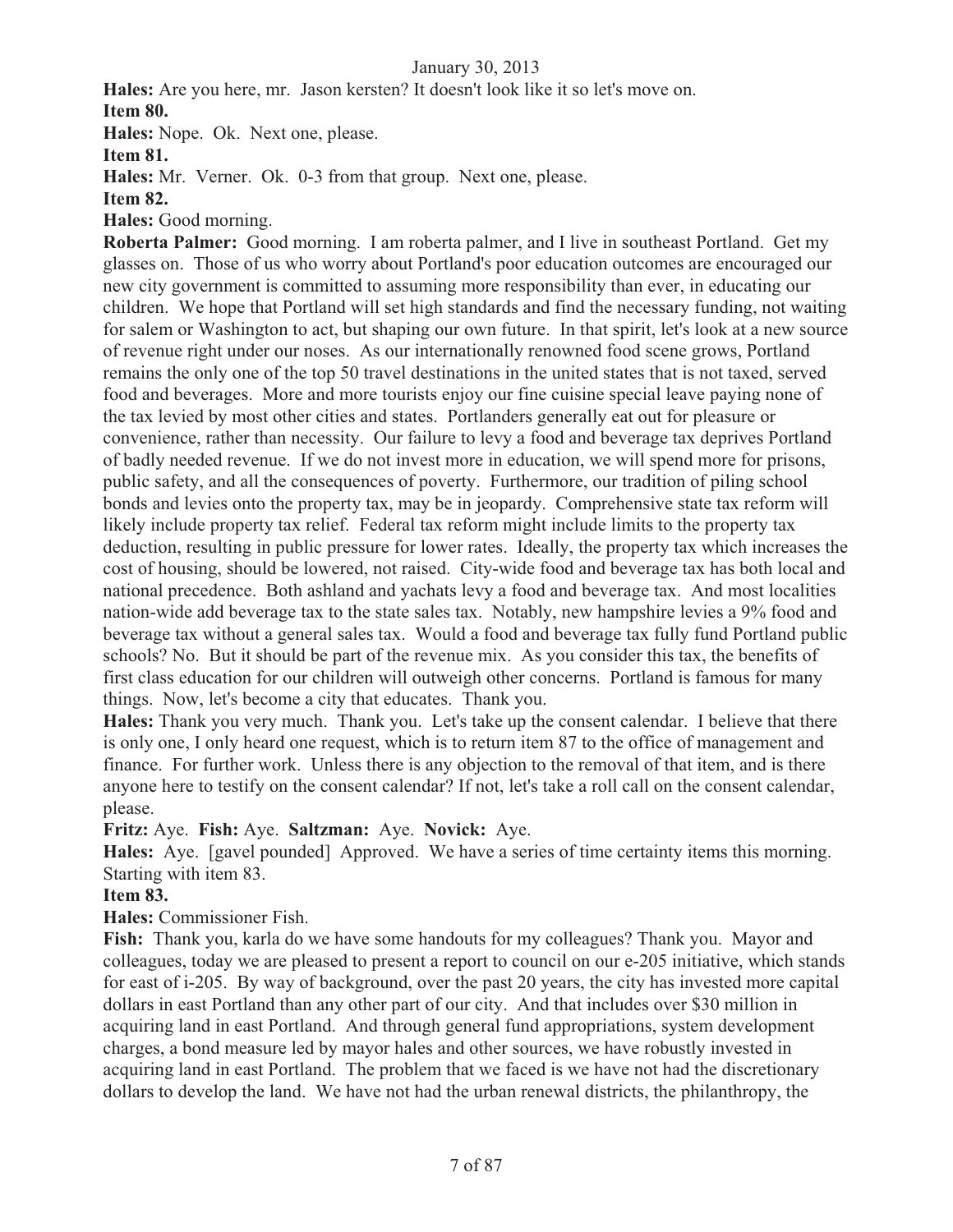**Hales:** Are you here, mr. Jason kersten? It doesn't look like it so let's move on.

**Item 80.**

**Hales:** Nope. Ok. Next one, please.

**Item 81.**

**Hales:** Mr. Verner. Ok. 0-3 from that group. Next one, please.

**Item 82.**

**Hales:** Good morning.

**Roberta Palmer:** Good morning. I am roberta palmer, and I live in southeast Portland. Get my glasses on. Those of us who worry about Portland's poor education outcomes are encouraged our new city government is committed to assuming more responsibility than ever, in educating our children. We hope that Portland will set high standards and find the necessary funding, not waiting for salem or Washington to act, but shaping our own future. In that spirit, let's look at a new source of revenue right under our noses. As our internationally renowned food scene grows, Portland remains the only one of the top 50 travel destinations in the united states that is not taxed, served food and beverages. More and more tourists enjoy our fine cuisine special leave paying none of the tax levied by most other cities and states. Portlanders generally eat out for pleasure or convenience, rather than necessity. Our failure to levy a food and beverage tax deprives Portland of badly needed revenue. If we do not invest more in education, we will spend more for prisons, public safety, and all the consequences of poverty. Furthermore, our tradition of piling school bonds and levies onto the property tax, may be in jeopardy. Comprehensive state tax reform will likely include property tax relief. Federal tax reform might include limits to the property tax deduction, resulting in public pressure for lower rates. Ideally, the property tax which increases the cost of housing, should be lowered, not raised. City-wide food and beverage tax has both local and national precedence. Both ashland and yachats levy a food and beverage tax. And most localities nation-wide add beverage tax to the state sales tax. Notably, new hampshire levies a 9% food and beverage tax without a general sales tax. Would a food and beverage tax fully fund Portland public schools? No. But it should be part of the revenue mix. As you consider this tax, the benefits of first class education for our children will outweigh other concerns. Portland is famous for many things. Now, let's become a city that educates. Thank you.

**Hales:** Thank you very much. Thank you. Let's take up the consent calendar. I believe that there is only one, I only heard one request, which is to return item 87 to the office of management and finance. For further work. Unless there is any objection to the removal of that item, and is there anyone here to testify on the consent calendar? If not, let's take a roll call on the consent calendar, please.

**Fritz:** Aye. **Fish:** Aye. **Saltzman:** Aye. **Novick:** Aye.

**Hales:** Aye. [gavel pounded] Approved. We have a series of time certainty items this morning. Starting with item 83.

**Item 83.**

**Hales:** Commissioner Fish.

**Fish:** Thank you, karla do we have some handouts for my colleagues? Thank you. Mayor and colleagues, today we are pleased to present a report to council on our e-205 initiative, which stands for east of i-205. By way of background, over the past 20 years, the city has invested more capital dollars in east Portland than any other part of our city. And that includes over $30 million in acquiring land in east Portland. And through general fund appropriations, system development charges, a bond measure led by mayor hales and other sources, we have robustly invested in acquiring land in east Portland. The problem that we faced is we have not had the discretionary dollars to develop the land. We have not had the urban renewal districts, the philanthropy, the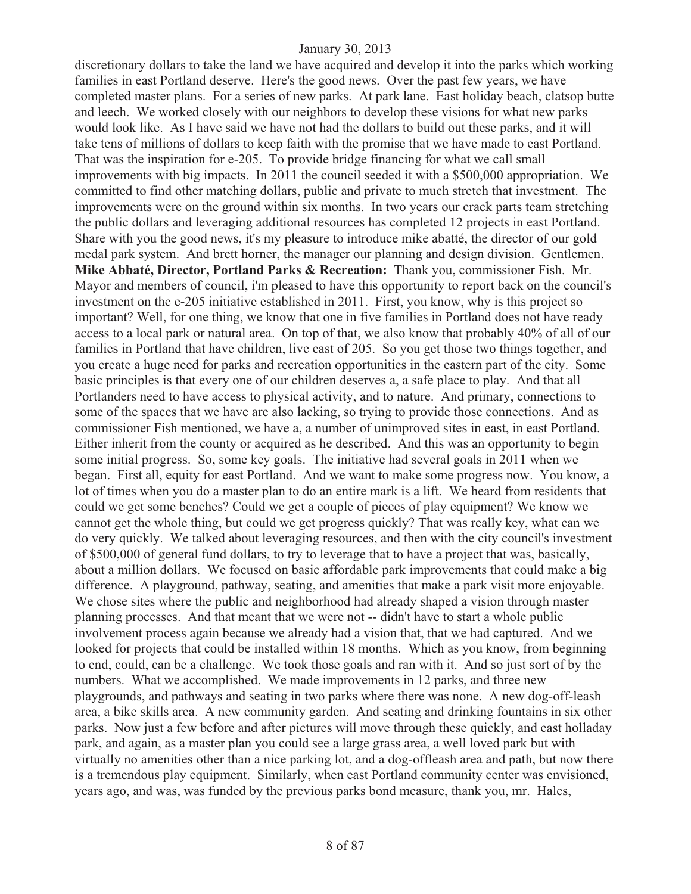discretionary dollars to take the land we have acquired and develop it into the parks which working families in east Portland deserve. Here's the good news. Over the past few years, we have completed master plans. For a series of new parks. At park lane. East holiday beach, clatsop butte and leech. We worked closely with our neighbors to develop these visions for what new parks would look like. As I have said we have not had the dollars to build out these parks, and it will take tens of millions of dollars to keep faith with the promise that we have made to east Portland. That was the inspiration for e-205. To provide bridge financing for what we call small improvements with big impacts. In 2011 the council seeded it with a \$500,000 appropriation. We committed to find other matching dollars, public and private to much stretch that investment. The improvements were on the ground within six months. In two years our crack parts team stretching the public dollars and leveraging additional resources has completed 12 projects in east Portland. Share with you the good news, it's my pleasure to introduce mike abatté, the director of our gold medal park system. And brett horner, the manager our planning and design division. Gentlemen.

**Mike Abbaté, Director, Portland Parks & Recreation:** Thank you, commissioner Fish. Mr. Mayor and members of council, i'm pleased to have this opportunity to report back on the council's investment on the e-205 initiative established in 2011. First, you know, why is this project so important? Well, for one thing, we know that one in five families in Portland does not have ready access to a local park or natural area. On top of that, we also know that probably 40% of all of our families in Portland that have children, live east of 205. So you get those two things together, and you create a huge need for parks and recreation opportunities in the eastern part of the city. Some basic principles is that every one of our children deserves a, a safe place to play. And that all Portlanders need to have access to physical activity, and to nature. And primary, connections to some of the spaces that we have are also lacking, so trying to provide those connections. And as commissioner Fish mentioned, we have a, a number of unimproved sites in east, in east Portland. Either inherit from the county or acquired as he described. And this was an opportunity to begin some initial progress. So, some key goals. The initiative had several goals in 2011 when we began. First all, equity for east Portland. And we want to make some progress now. You know, a lot of times when you do a master plan to do an entire mark is a lift. We heard from residents that could we get some benches? Could we get a couple of pieces of play equipment? We know we cannot get the whole thing, but could we get progress quickly? That was really key, what can we do very quickly. We talked about leveraging resources, and then with the city council's investment of \$500,000 of general fund dollars, to try to leverage that to have a project that was, basically, about a million dollars. We focused on basic affordable park improvements that could make a big difference. A playground, pathway, seating, and amenities that make a park visit more enjoyable. We chose sites where the public and neighborhood had already shaped a vision through master planning processes. And that meant that we were not -- didn't have to start a whole public involvement process again because we already had a vision that, that we had captured. And we looked for projects that could be installed within 18 months. Which as you know, from beginning to end, could, can be a challenge. We took those goals and ran with it. And so just sort of by the numbers. What we accomplished. We made improvements in 12 parks, and three new playgrounds, and pathways and seating in two parks where there was none. A new dog-off-leash area, a bike skills area. A new community garden. And seating and drinking fountains in six other parks. Now just a few before and after pictures will move through these quickly, and east holladay park, and again, as a master plan you could see a large grass area, a well loved park but with virtually no amenities other than a nice parking lot, and a dog-offleash area and path, but now there is a tremendous play equipment. Similarly, when east Portland community center was envisioned, years ago, and was, was funded by the previous parks bond measure, thank you, mr. Hales,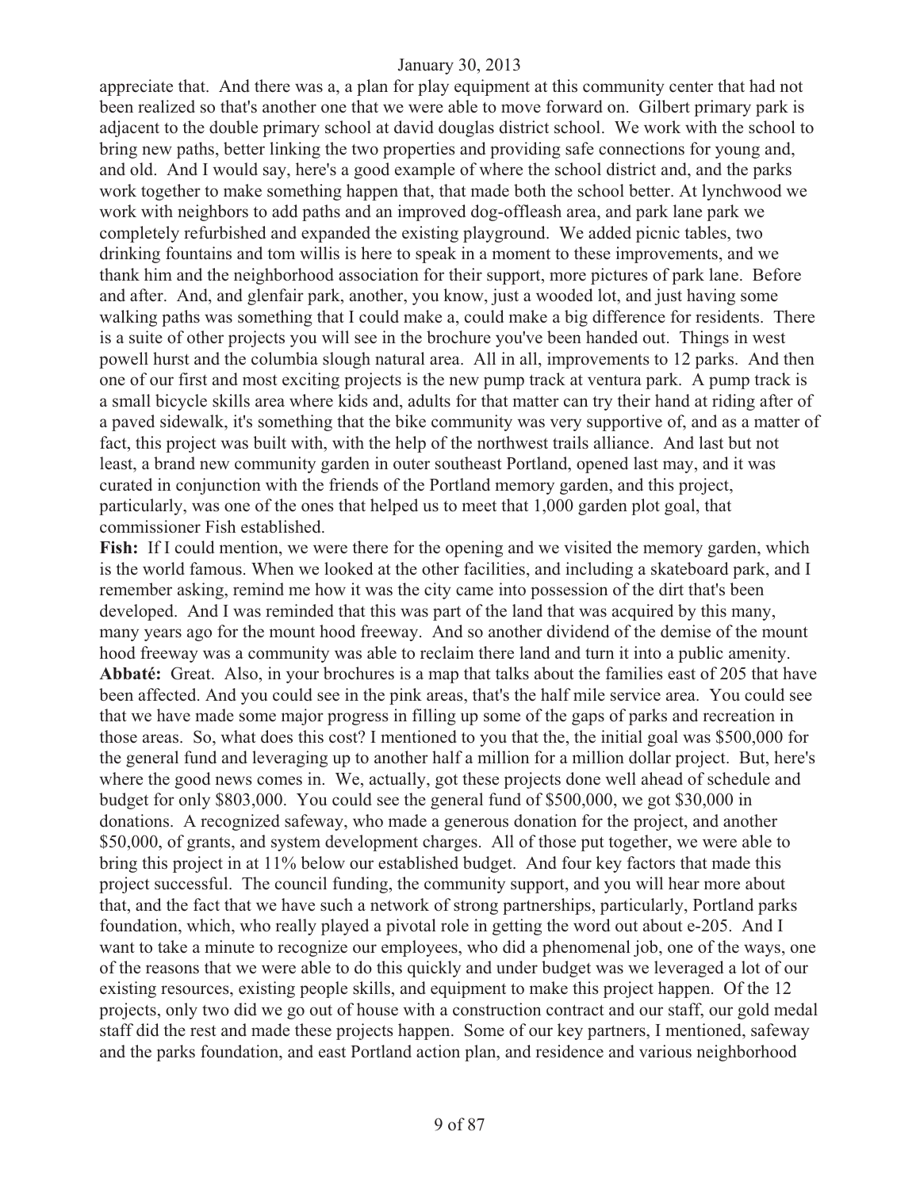appreciate that. And there was a, a plan for play equipment at this community center that had not been realized so that's another one that we were able to move forward on. Gilbert primary park is adjacent to the double primary school at david douglas district school. We work with the school to bring new paths, better linking the two properties and providing safe connections for young and, and old. And I would say, here's a good example of where the school district and, and the parks work together to make something happen that, that made both the school better. At lynchwood we work with neighbors to add paths and an improved dog-offleash area, and park lane park we completely refurbished and expanded the existing playground. We added picnic tables, two drinking fountains and tom willis is here to speak in a moment to these improvements, and we thank him and the neighborhood association for their support, more pictures of park lane. Before and after. And, and glenfair park, another, you know, just a wooded lot, and just having some walking paths was something that I could make a, could make a big difference for residents. There is a suite of other projects you will see in the brochure you've been handed out. Things in west powell hurst and the columbia slough natural area. All in all, improvements to 12 parks. And then one of our first and most exciting projects is the new pump track at ventura park. A pump track is a small bicycle skills area where kids and, adults for that matter can try their hand at riding after of a paved sidewalk, it's something that the bike community was very supportive of, and as a matter of fact, this project was built with, with the help of the northwest trails alliance. And last but not least, a brand new community garden in outer southeast Portland, opened last may, and it was curated in conjunction with the friends of the Portland memory garden, and this project, particularly, was one of the ones that helped us to meet that 1,000 garden plot goal, that commissioner Fish established.

**Fish:** If I could mention, we were there for the opening and we visited the memory garden, which is the world famous. When we looked at the other facilities, and including a skateboard park, and I remember asking, remind me how it was the city came into possession of the dirt that's been developed. And I was reminded that this was part of the land that was acquired by this many, many years ago for the mount hood freeway. And so another dividend of the demise of the mount hood freeway was a community was able to reclaim there land and turn it into a public amenity.

**Abbaté:** Great. Also, in your brochures is a map that talks about the families east of 205 that have been affected. And you could see in the pink areas, that's the half mile service area. You could see that we have made some major progress in filling up some of the gaps of parks and recreation in those areas. So, what does this cost? I mentioned to you that the, the initial goal was $500,000 for the general fund and leveraging up to another half a million for a million dollar project. But, here's where the good news comes in. We, actually, got these projects done well ahead of schedule and budget for only $803,000. You could see the general fund of $500,000, we got $30,000 in donations. A recognized safeway, who made a generous donation for the project, and another $50,000, of grants, and system development charges. All of those put together, we were able to bring this project in at 11% below our established budget. And four key factors that made this project successful. The council funding, the community support, and you will hear more about that, and the fact that we have such a network of strong partnerships, particularly, Portland parks foundation, which, who really played a pivotal role in getting the word out about e-205. And I want to take a minute to recognize our employees, who did a phenomenal job, one of the ways, one of the reasons that we were able to do this quickly and under budget was we leveraged a lot of our existing resources, existing people skills, and equipment to make this project happen. Of the 12 projects, only two did we go out of house with a construction contract and our staff, our gold medal staff did the rest and made these projects happen. Some of our key partners, I mentioned, safeway and the parks foundation, and east Portland action plan, and residence and various neighborhood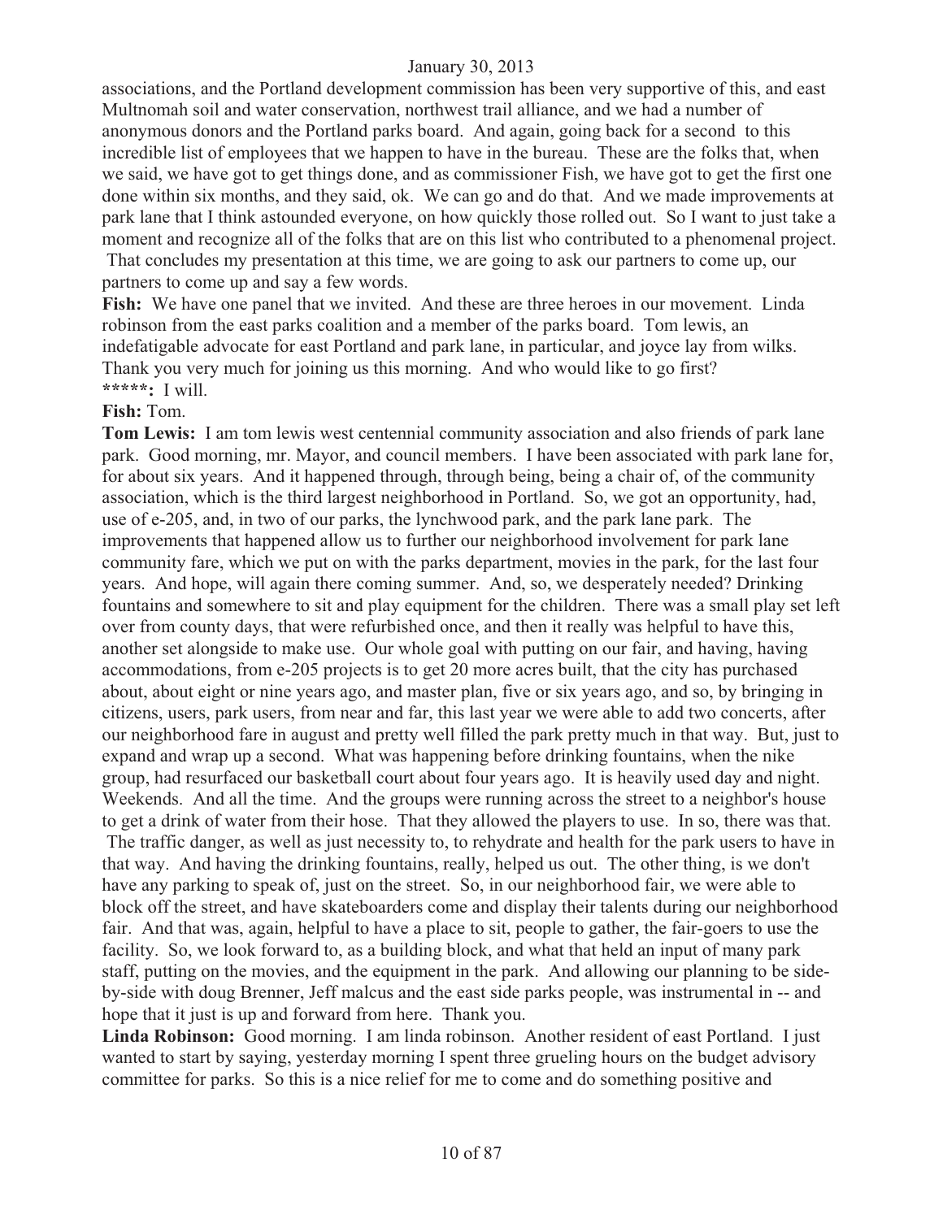associations, and the Portland development commission has been very supportive of this, and east Multnomah soil and water conservation, northwest trail alliance, and we had a number of anonymous donors and the Portland parks board. And again, going back for a second to this incredible list of employees that we happen to have in the bureau. These are the folks that, when we said, we have got to get things done, and as commissioner Fish, we have got to get the first one done within six months, and they said, ok. We can go and do that. And we made improvements at park lane that I think astounded everyone, on how quickly those rolled out. So I want to just take a moment and recognize all of the folks that are on this list who contributed to a phenomenal project. That concludes my presentation at this time, we are going to ask our partners to come up, our partners to come up and say a few words.

**Fish:** We have one panel that we invited. And these are three heroes in our movement. Linda robinson from the east parks coalition and a member of the parks board. Tom lewis, an indefatigable advocate for east Portland and park lane, in particular, and joyce lay from wilks. Thank you very much for joining us this morning. And who would like to go first?

*****: I will.

**Fish:** Tom.

**Tom Lewis:** I am tom lewis west centennial community association and also friends of park lane park. Good morning, mr. Mayor, and council members. I have been associated with park lane for, for about six years. And it happened through, through being, being a chair of, of the community association, which is the third largest neighborhood in Portland. So, we got an opportunity, had, use of e-205, and, in two of our parks, the lynchwood park, and the park lane park. The improvements that happened allow us to further our neighborhood involvement for park lane community fare, which we put on with the parks department, movies in the park, for the last four years. And hope, will again there coming summer. And, so, we desperately needed? Drinking fountains and somewhere to sit and play equipment for the children. There was a small play set left over from county days, that were refurbished once, and then it really was helpful to have this, another set alongside to make use. Our whole goal with putting on our fair, and having, having accommodations, from e-205 projects is to get 20 more acres built, that the city has purchased about, about eight or nine years ago, and master plan, five or six years ago, and so, by bringing in citizens, users, park users, from near and far, this last year we were able to add two concerts, after our neighborhood fare in august and pretty well filled the park pretty much in that way. But, just to expand and wrap up a second. What was happening before drinking fountains, when the nike group, had resurfaced our basketball court about four years ago. It is heavily used day and night. Weekends. And all the time. And the groups were running across the street to a neighbor's house to get a drink of water from their hose. That they allowed the players to use. In so, there was that. The traffic danger, as well as just necessity to, to rehydrate and health for the park users to have in that way. And having the drinking fountains, really, helped us out. The other thing, is we don't have any parking to speak of, just on the street. So, in our neighborhood fair, we were able to block off the street, and have skateboarders come and display their talents during our neighborhood fair. And that was, again, helpful to have a place to sit, people to gather, the fair-goers to use the facility. So, we look forward to, as a building block, and what that held an input of many park staff, putting on the movies, and the equipment in the park. And allowing our planning to be side-by-side with doug Brenner, Jeff malcus and the east side parks people, was instrumental in -- and hope that it just is up and forward from here. Thank you.

**Linda Robinson:** Good morning. I am linda robinson. Another resident of east Portland. I just wanted to start by saying, yesterday morning I spent three grueling hours on the budget advisory committee for parks. So this is a nice relief for me to come and do something positive and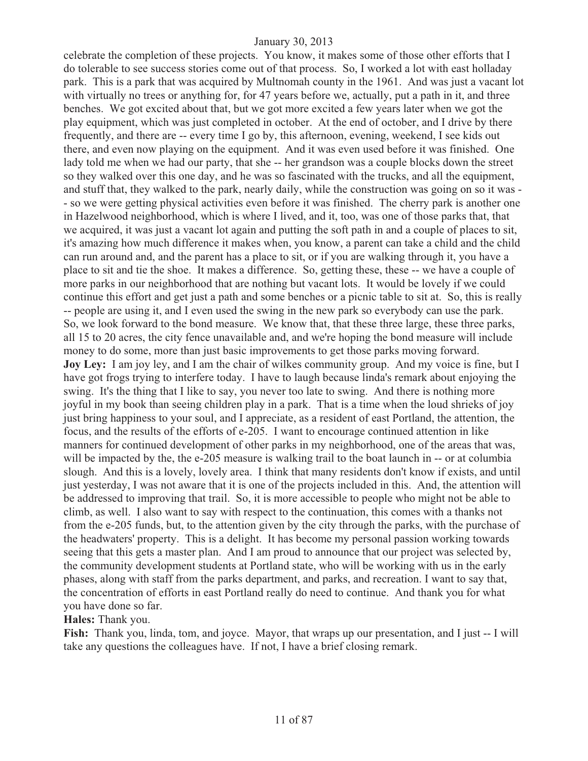celebrate the completion of these projects. You know, it makes some of those other efforts that I do tolerable to see success stories come out of that process. So, I worked a lot with east holladay park. This is a park that was acquired by Multnomah county in the 1961. And was just a vacant lot with virtually no trees or anything for, for 47 years before we, actually, put a path in it, and three benches. We got excited about that, but we got more excited a few years later when we got the play equipment, which was just completed in october. At the end of october, and I drive by there frequently, and there are -- every time I go by, this afternoon, evening, weekend, I see kids out there, and even now playing on the equipment. And it was even used before it was finished. One lady told me when we had our party, that she -- her grandson was a couple blocks down the street so they walked over this one day, and he was so fascinated with the trucks, and all the equipment, and stuff that, they walked to the park, nearly daily, while the construction was going on so it was -- so we were getting physical activities even before it was finished. The cherry park is another one in Hazelwood neighborhood, which is where I lived, and it, too, was one of those parks that, that we acquired, it was just a vacant lot again and putting the soft path in and a couple of places to sit, it's amazing how much difference it makes when, you know, a parent can take a child and the child can run around and, and the parent has a place to sit, or if you are walking through it, you have a place to sit and tie the shoe. It makes a difference. So, getting these, these -- we have a couple of more parks in our neighborhood that are nothing but vacant lots. It would be lovely if we could continue this effort and get just a path and some benches or a picnic table to sit at. So, this is really -- people are using it, and I even used the swing in the new park so everybody can use the park. So, we look forward to the bond measure. We know that, that these three large, these three parks, all 15 to 20 acres, the city fence unavailable and, and we're hoping the bond measure will include money to do some, more than just basic improvements to get those parks moving forward.

**Joy Ley:** I am joy ley, and I am the chair of wilkes community group. And my voice is fine, but I have got frogs trying to interfere today. I have to laugh because linda's remark about enjoying the swing. It's the thing that I like to say, you never too late to swing. And there is nothing more joyful in my book than seeing children play in a park. That is a time when the loud shrieks of joy just bring happiness to your soul, and I appreciate, as a resident of east Portland, the attention, the focus, and the results of the efforts of e-205. I want to encourage continued attention in like manners for continued development of other parks in my neighborhood, one of the areas that was, will be impacted by the, the e-205 measure is walking trail to the boat launch in -- or at columbia slough. And this is a lovely, lovely area. I think that many residents don't know if exists, and until just yesterday, I was not aware that it is one of the projects included in this. And, the attention will be addressed to improving that trail. So, it is more accessible to people who might not be able to climb, as well. I also want to say with respect to the continuation, this comes with a thanks not from the e-205 funds, but, to the attention given by the city through the parks, with the purchase of the headwaters' property. This is a delight. It has become my personal passion working towards seeing that this gets a master plan. And I am proud to announce that our project was selected by, the community development students at Portland state, who will be working with us in the early phases, along with staff from the parks department, and parks, and recreation. I want to say that, the concentration of efforts in east Portland really do need to continue. And thank you for what you have done so far.

**Hales:** Thank you.

**Fish:** Thank you, linda, tom, and joyce. Mayor, that wraps up our presentation, and I just -- I will take any questions the colleagues have. If not, I have a brief closing remark.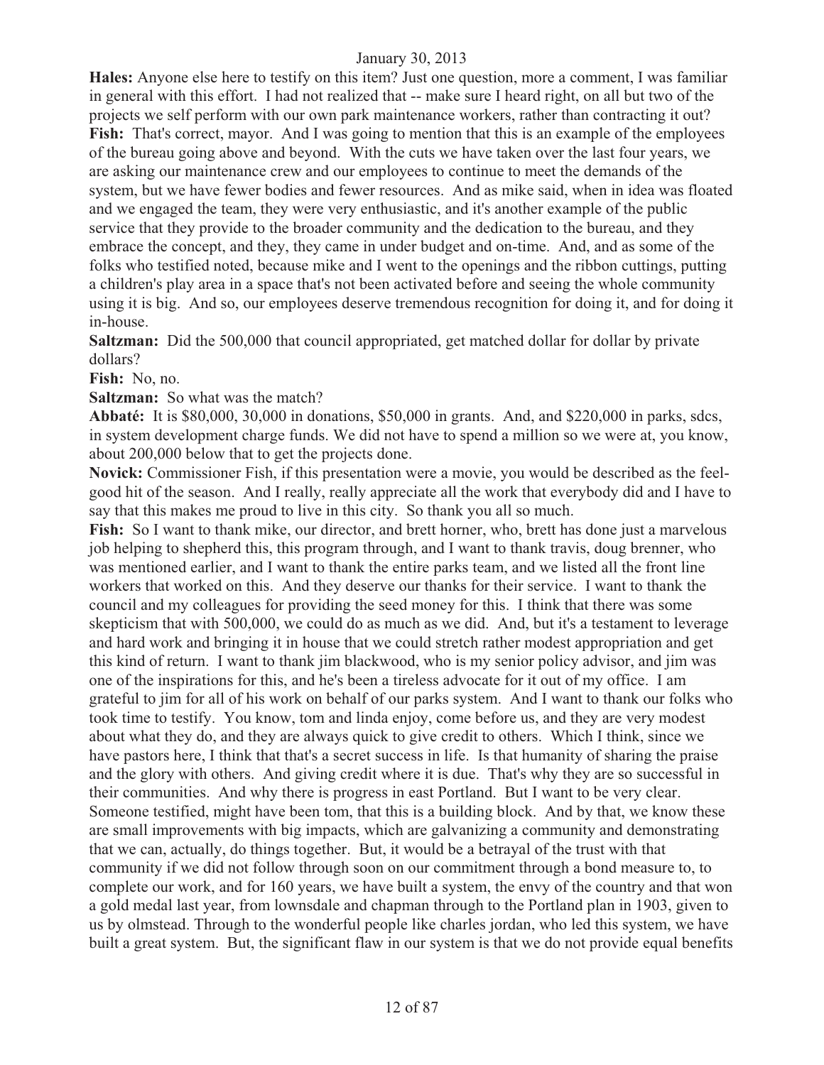**Hales:** Anyone else here to testify on this item? Just one question, more a comment, I was familiar in general with this effort. I had not realized that -- make sure I heard right, on all but two of the projects we self perform with our own park maintenance workers, rather than contracting it out?

**Fish:** That's correct, mayor. And I was going to mention that this is an example of the employees of the bureau going above and beyond. With the cuts we have taken over the last four years, we are asking our maintenance crew and our employees to continue to meet the demands of the system, but we have fewer bodies and fewer resources. And as mike said, when in idea was floated and we engaged the team, they were very enthusiastic, and it's another example of the public service that they provide to the broader community and the dedication to the bureau, and they embrace the concept, and they, they came in under budget and on-time. And, and as some of the folks who testified noted, because mike and I went to the openings and the ribbon cuttings, putting a children's play area in a space that's not been activated before and seeing the whole community using it is big. And so, our employees deserve tremendous recognition for doing it, and for doing it in-house.

**Saltzman:** Did the 500,000 that council appropriated, get matched dollar for dollar by private dollars?

**Fish:** No, no.

**Saltzman:** So what was the match?

**Abbaté:** It is $80,000, 30,000 in donations, $50,000 in grants. And, and $220,000 in parks, sdcs, in system development charge funds. We did not have to spend a million so we were at, you know, about 200,000 below that to get the projects done.

**Novick:** Commissioner Fish, if this presentation were a movie, you would be described as the feel-good hit of the season. And I really, really appreciate all the work that everybody did and I have to say that this makes me proud to live in this city. So thank you all so much.

**Fish:** So I want to thank mike, our director, and brett horner, who, brett has done just a marvelous job helping to shepherd this, this program through, and I want to thank travis, doug brenner, who was mentioned earlier, and I want to thank the entire parks team, and we listed all the front line workers that worked on this. And they deserve our thanks for their service. I want to thank the council and my colleagues for providing the seed money for this. I think that there was some skepticism that with 500,000, we could do as much as we did. And, but it's a testament to leverage and hard work and bringing it in house that we could stretch rather modest appropriation and get this kind of return. I want to thank jim blackwood, who is my senior policy advisor, and jim was one of the inspirations for this, and he's been a tireless advocate for it out of my office. I am grateful to jim for all of his work on behalf of our parks system. And I want to thank our folks who took time to testify. You know, tom and linda enjoy, come before us, and they are very modest about what they do, and they are always quick to give credit to others. Which I think, since we have pastors here, I think that that's a secret success in life. Is that humanity of sharing the praise and the glory with others. And giving credit where it is due. That's why they are so successful in their communities. And why there is progress in east Portland. But I want to be very clear. Someone testified, might have been tom, that this is a building block. And by that, we know these are small improvements with big impacts, which are galvanizing a community and demonstrating that we can, actually, do things together. But, it would be a betrayal of the trust with that community if we did not follow through soon on our commitment through a bond measure to, to complete our work, and for 160 years, we have built a system, the envy of the country and that won a gold medal last year, from lownsdale and chapman through to the Portland plan in 1903, given to us by olmstead. Through to the wonderful people like charles jordan, who led this system, we have built a great system. But, the significant flaw in our system is that we do not provide equal benefits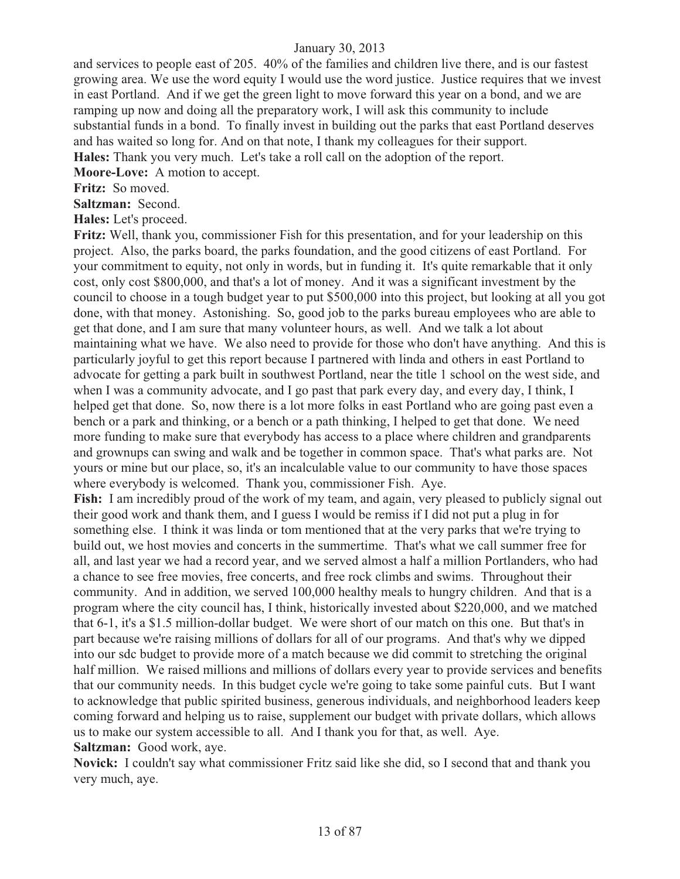and services to people east of 205. 40% of the families and children live there, and is our fastest growing area. We use the word equity I would use the word justice. Justice requires that we invest in east Portland. And if we get the green light to move forward this year on a bond, and we are ramping up now and doing all the preparatory work, I will ask this community to include substantial funds in a bond. To finally invest in building out the parks that east Portland deserves and has waited so long for. And on that note, I thank my colleagues for their support.

**Hales:** Thank you very much. Let's take a roll call on the adoption of the report.

**Moore-Love:** A motion to accept.

**Fritz:** So moved.

**Saltzman:** Second.

**Hales:** Let's proceed.

**Fritz:** Well, thank you, commissioner Fish for this presentation, and for your leadership on this project. Also, the parks board, the parks foundation, and the good citizens of east Portland. For your commitment to equity, not only in words, but in funding it. It's quite remarkable that it only cost, only cost $800,000, and that's a lot of money. And it was a significant investment by the council to choose in a tough budget year to put $500,000 into this project, but looking at all you got done, with that money. Astonishing. So, good job to the parks bureau employees who are able to get that done, and I am sure that many volunteer hours, as well. And we talk a lot about maintaining what we have. We also need to provide for those who don't have anything. And this is particularly joyful to get this report because I partnered with linda and others in east Portland to advocate for getting a park built in southwest Portland, near the title 1 school on the west side, and when I was a community advocate, and I go past that park every day, and every day, I think, I helped get that done. So, now there is a lot more folks in east Portland who are going past even a bench or a park and thinking, or a bench or a path thinking, I helped to get that done. We need more funding to make sure that everybody has access to a place where children and grandparents and grownups can swing and walk and be together in common space. That's what parks are. Not yours or mine but our place, so, it's an incalculable value to our community to have those spaces where everybody is welcomed. Thank you, commissioner Fish. Aye.

**Fish:** I am incredibly proud of the work of my team, and again, very pleased to publicly signal out their good work and thank them, and I guess I would be remiss if I did not put a plug in for something else. I think it was linda or tom mentioned that at the very parks that we're trying to build out, we host movies and concerts in the summertime. That's what we call summer free for all, and last year we had a record year, and we served almost a half a million Portlanders, who had a chance to see free movies, free concerts, and free rock climbs and swims. Throughout their community. And in addition, we served 100,000 healthy meals to hungry children. And that is a program where the city council has, I think, historically invested about $220,000, and we matched that 6-1, it's a $1.5 million-dollar budget. We were short of our match on this one. But that's in part because we're raising millions of dollars for all of our programs. And that's why we dipped into our sdc budget to provide more of a match because we did commit to stretching the original half million. We raised millions and millions of dollars every year to provide services and benefits that our community needs. In this budget cycle we're going to take some painful cuts. But I want to acknowledge that public spirited business, generous individuals, and neighborhood leaders keep coming forward and helping us to raise, supplement our budget with private dollars, which allows us to make our system accessible to all. And I thank you for that, as well. Aye.

**Saltzman:** Good work, aye.

**Novick:** I couldn't say what commissioner Fritz said like she did, so I second that and thank you very much, aye.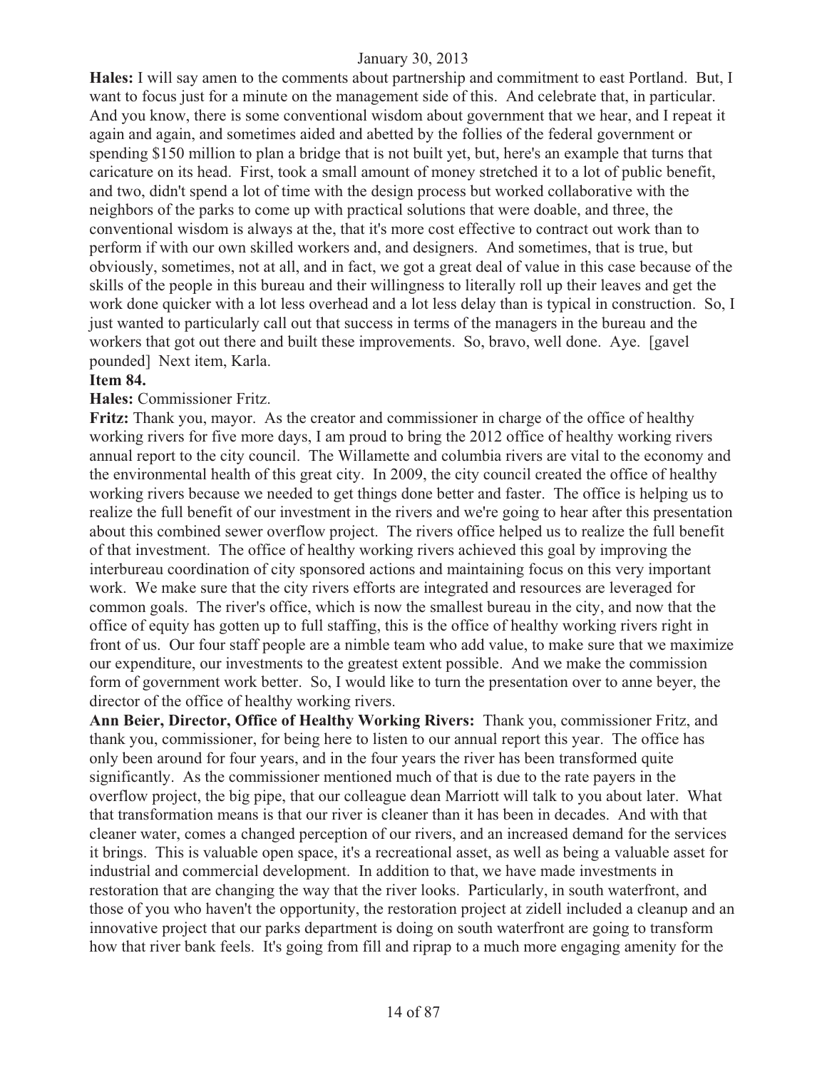**Hales:** I will say amen to the comments about partnership and commitment to east Portland. But, I want to focus just for a minute on the management side of this. And celebrate that, in particular. And you know, there is some conventional wisdom about government that we hear, and I repeat it again and again, and sometimes aided and abetted by the follies of the federal government or spending $150 million to plan a bridge that is not built yet, but, here's an example that turns that caricature on its head. First, took a small amount of money stretched it to a lot of public benefit, and two, didn't spend a lot of time with the design process but worked collaborative with the neighbors of the parks to come up with practical solutions that were doable, and three, the conventional wisdom is always at the, that it's more cost effective to contract out work than to perform if with our own skilled workers and, and designers. And sometimes, that is true, but obviously, sometimes, not at all, and in fact, we got a great deal of value in this case because of the skills of the people in this bureau and their willingness to literally roll up their leaves and get the work done quicker with a lot less overhead and a lot less delay than is typical in construction. So, I just wanted to particularly call out that success in terms of the managers in the bureau and the workers that got out there and built these improvements. So, bravo, well done. Aye. [gavel pounded] Next item, Karla.

**Item 84.**

**Hales:** Commissioner Fritz.

**Fritz:** Thank you, mayor. As the creator and commissioner in charge of the office of healthy working rivers for five more days, I am proud to bring the 2012 office of healthy working rivers annual report to the city council. The Willamette and columbia rivers are vital to the economy and the environmental health of this great city. In 2009, the city council created the office of healthy working rivers because we needed to get things done better and faster. The office is helping us to realize the full benefit of our investment in the rivers and we're going to hear after this presentation about this combined sewer overflow project. The rivers office helped us to realize the full benefit of that investment. The office of healthy working rivers achieved this goal by improving the interbureau coordination of city sponsored actions and maintaining focus on this very important work. We make sure that the city rivers efforts are integrated and resources are leveraged for common goals. The river's office, which is now the smallest bureau in the city, and now that the office of equity has gotten up to full staffing, this is the office of healthy working rivers right in front of us. Our four staff people are a nimble team who add value, to make sure that we maximize our expenditure, our investments to the greatest extent possible. And we make the commission form of government work better. So, I would like to turn the presentation over to anne beyer, the director of the office of healthy working rivers.

**Ann Beier, Director, Office of Healthy Working Rivers:** Thank you, commissioner Fritz, and thank you, commissioner, for being here to listen to our annual report this year. The office has only been around for four years, and in the four years the river has been transformed quite significantly. As the commissioner mentioned much of that is due to the rate payers in the overflow project, the big pipe, that our colleague dean Marriott will talk to you about later. What that transformation means is that our river is cleaner than it has been in decades. And with that cleaner water, comes a changed perception of our rivers, and an increased demand for the services it brings. This is valuable open space, it's a recreational asset, as well as being a valuable asset for industrial and commercial development. In addition to that, we have made investments in restoration that are changing the way that the river looks. Particularly, in south waterfront, and those of you who haven't the opportunity, the restoration project at zidell included a cleanup and an innovative project that our parks department is doing on south waterfront are going to transform how that river bank feels. It's going from fill and riprap to a much more engaging amenity for the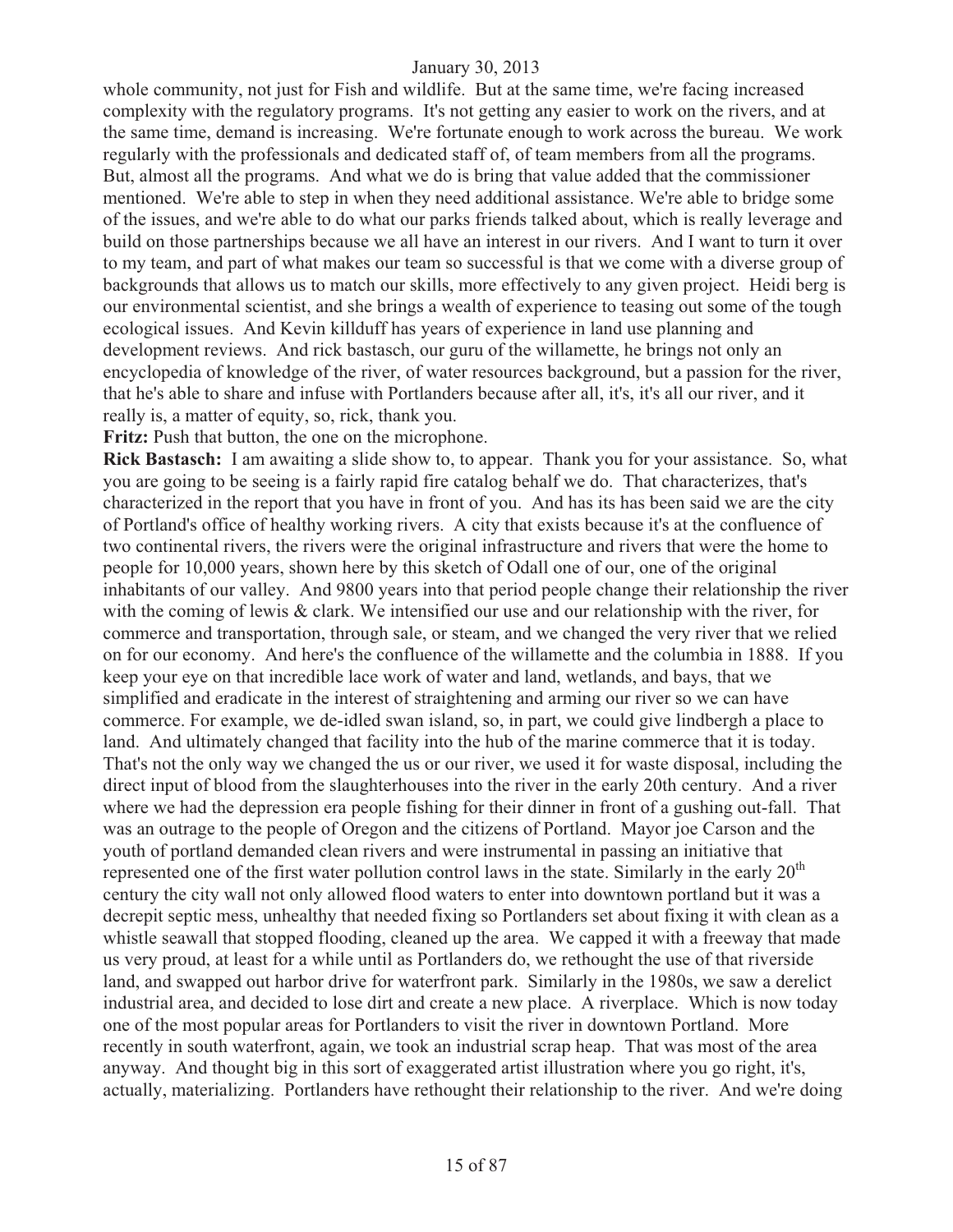whole community, not just for Fish and wildlife. But at the same time, we're facing increased complexity with the regulatory programs. It's not getting any easier to work on the rivers, and at the same time, demand is increasing. We're fortunate enough to work across the bureau. We work regularly with the professionals and dedicated staff of, of team members from all the programs. But, almost all the programs. And what we do is bring that value added that the commissioner mentioned. We're able to step in when they need additional assistance. We're able to bridge some of the issues, and we're able to do what our parks friends talked about, which is really leverage and build on those partnerships because we all have an interest in our rivers. And I want to turn it over to my team, and part of what makes our team so successful is that we come with a diverse group of backgrounds that allows us to match our skills, more effectively to any given project. Heidi berg is our environmental scientist, and she brings a wealth of experience to teasing out some of the tough ecological issues. And Kevin killduff has years of experience in land use planning and development reviews. And rick bastasch, our guru of the willamette, he brings not only an encyclopedia of knowledge of the river, of water resources background, but a passion for the river, that he's able to share and infuse with Portlanders because after all, it's, it's all our river, and it really is, a matter of equity, so, rick, thank you.

**Fritz:** Push that button, the one on the microphone.

**Rick Bastasch:** I am awaiting a slide show to, to appear. Thank you for your assistance. So, what you are going to be seeing is a fairly rapid fire catalog behalf we do. That characterizes, that's characterized in the report that you have in front of you. And has its has been said we are the city of Portland's office of healthy working rivers. A city that exists because it's at the confluence of two continental rivers, the rivers were the original infrastructure and rivers that were the home to people for 10,000 years, shown here by this sketch of Odall one of our, one of the original inhabitants of our valley. And 9800 years into that period people change their relationship the river with the coming of lewis & clark. We intensified our use and our relationship with the river, for commerce and transportation, through sale, or steam, and we changed the very river that we relied on for our economy. And here's the confluence of the willamette and the columbia in 1888. If you keep your eye on that incredible lace work of water and land, wetlands, and bays, that we simplified and eradicate in the interest of straightening and arming our river so we can have commerce. For example, we de-idled swan island, so, in part, we could give lindbergh a place to land. And ultimately changed that facility into the hub of the marine commerce that it is today. That's not the only way we changed the us or our river, we used it for waste disposal, including the direct input of blood from the slaughterhouses into the river in the early 20th century. And a river where we had the depression era people fishing for their dinner in front of a gushing out-fall. That was an outrage to the people of Oregon and the citizens of Portland. Mayor joe Carson and the youth of portland demanded clean rivers and were instrumental in passing an initiative that represented one of the first water pollution control laws in the state. Similarly in the early 20th century the city wall not only allowed flood waters to enter into downtown portland but it was a decrepit septic mess, unhealthy that needed fixing so Portlanders set about fixing it with clean as a whistle seawall that stopped flooding, cleaned up the area. We capped it with a freeway that made us very proud, at least for a while until as Portlanders do, we rethought the use of that riverside land, and swapped out harbor drive for waterfront park. Similarly in the 1980s, we saw a derelict industrial area, and decided to lose dirt and create a new place. A riverplace. Which is now today one of the most popular areas for Portlanders to visit the river in downtown Portland. More recently in south waterfront, again, we took an industrial scrap heap. That was most of the area anyway. And thought big in this sort of exaggerated artist illustration where you go right, it's, actually, materializing. Portlanders have rethought their relationship to the river. And we're doing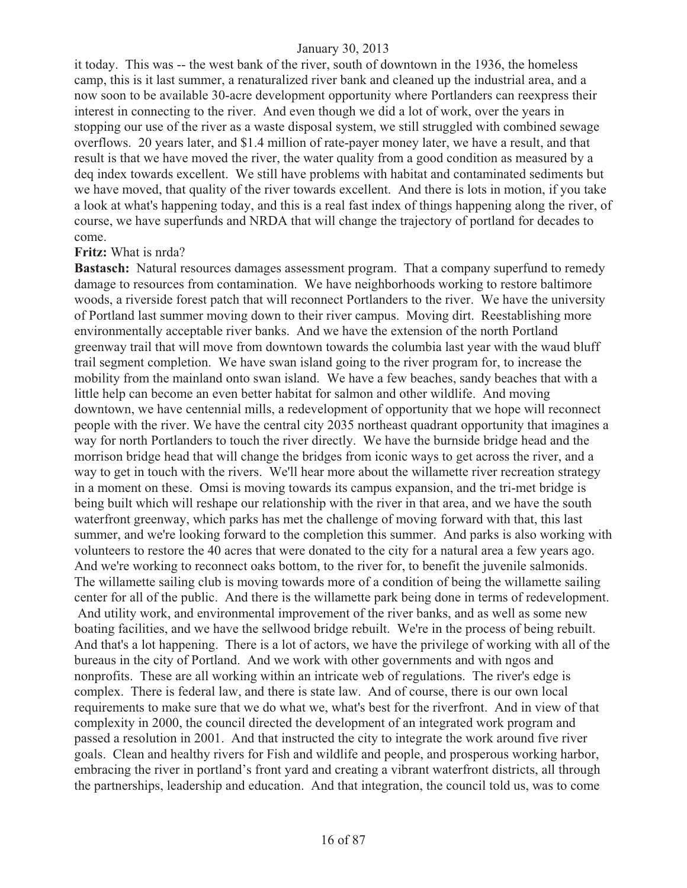it today. This was -- the west bank of the river, south of downtown in the 1936, the homeless camp, this is it last summer, a renaturalized river bank and cleaned up the industrial area, and a now soon to be available 30-acre development opportunity where Portlanders can reexpress their interest in connecting to the river. And even though we did a lot of work, over the years in stopping our use of the river as a waste disposal system, we still struggled with combined sewage overflows. 20 years later, and $1.4 million of rate-payer money later, we have a result, and that result is that we have moved the river, the water quality from a good condition as measured by a deq index towards excellent. We still have problems with habitat and contaminated sediments but we have moved, that quality of the river towards excellent. And there is lots in motion, if you take a look at what's happening today, and this is a real fast index of things happening along the river, of course, we have superfunds and NRDA that will change the trajectory of portland for decades to come.

**Fritz:** What is nrda?

**Bastasch:** Natural resources damages assessment program. That a company superfund to remedy damage to resources from contamination. We have neighborhoods working to restore baltimore woods, a riverside forest patch that will reconnect Portlanders to the river. We have the university of Portland last summer moving down to their river campus. Moving dirt. Reestablishing more environmentally acceptable river banks. And we have the extension of the north Portland greenway trail that will move from downtown towards the columbia last year with the waud bluff trail segment completion. We have swan island going to the river program for, to increase the mobility from the mainland onto swan island. We have a few beaches, sandy beaches that with a little help can become an even better habitat for salmon and other wildlife. And moving downtown, we have centennial mills, a redevelopment of opportunity that we hope will reconnect people with the river. We have the central city 2035 northeast quadrant opportunity that imagines a way for north Portlanders to touch the river directly. We have the burnside bridge head and the morrison bridge head that will change the bridges from iconic ways to get across the river, and a way to get in touch with the rivers. We'll hear more about the willamette river recreation strategy in a moment on these. Omsi is moving towards its campus expansion, and the tri-met bridge is being built which will reshape our relationship with the river in that area, and we have the south waterfront greenway, which parks has met the challenge of moving forward with that, this last summer, and we're looking forward to the completion this summer. And parks is also working with volunteers to restore the 40 acres that were donated to the city for a natural area a few years ago. And we're working to reconnect oaks bottom, to the river for, to benefit the juvenile salmonids. The willamette sailing club is moving towards more of a condition of being the willamette sailing center for all of the public. And there is the willamette park being done in terms of redevelopment. And utility work, and environmental improvement of the river banks, and as well as some new boating facilities, and we have the sellwood bridge rebuilt. We're in the process of being rebuilt. And that's a lot happening. There is a lot of actors, we have the privilege of working with all of the bureaus in the city of Portland. And we work with other governments and with ngos and nonprofits. These are all working within an intricate web of regulations. The river's edge is complex. There is federal law, and there is state law. And of course, there is our own local requirements to make sure that we do what we, what's best for the riverfront. And in view of that complexity in 2000, the council directed the development of an integrated work program and passed a resolution in 2001. And that instructed the city to integrate the work around five river goals. Clean and healthy rivers for Fish and wildlife and people, and prosperous working harbor, embracing the river in portland's front yard and creating a vibrant waterfront districts, all through the partnerships, leadership and education. And that integration, the council told us, was to come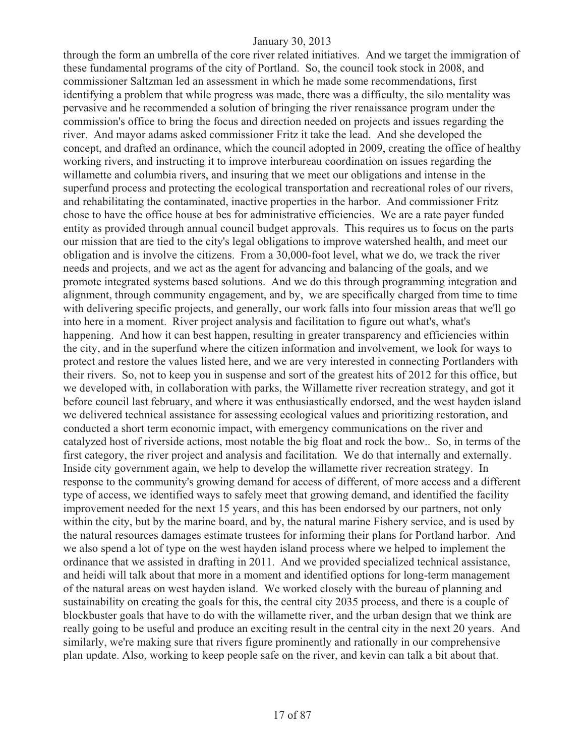through the form an umbrella of the core river related initiatives. And we target the immigration of these fundamental programs of the city of Portland. So, the council took stock in 2008, and commissioner Saltzman led an assessment in which he made some recommendations, first identifying a problem that while progress was made, there was a difficulty, the silo mentality was pervasive and he recommended a solution of bringing the river renaissance program under the commission's office to bring the focus and direction needed on projects and issues regarding the river. And mayor adams asked commissioner Fritz it take the lead. And she developed the concept, and drafted an ordinance, which the council adopted in 2009, creating the office of healthy working rivers, and instructing it to improve interbureau coordination on issues regarding the willamette and columbia rivers, and insuring that we meet our obligations and intense in the superfund process and protecting the ecological transportation and recreational roles of our rivers, and rehabilitating the contaminated, inactive properties in the harbor. And commissioner Fritz chose to have the office house at bes for administrative efficiencies. We are a rate payer funded entity as provided through annual council budget approvals. This requires us to focus on the parts our mission that are tied to the city's legal obligations to improve watershed health, and meet our obligation and is involve the citizens. From a 30,000-foot level, what we do, we track the river needs and projects, and we act as the agent for advancing and balancing of the goals, and we promote integrated systems based solutions. And we do this through programming integration and alignment, through community engagement, and by, we are specifically charged from time to time with delivering specific projects, and generally, our work falls into four mission areas that we'll go into here in a moment. River project analysis and facilitation to figure out what's, what's happening. And how it can best happen, resulting in greater transparency and efficiencies within the city, and in the superfund where the citizen information and involvement, we look for ways to protect and restore the values listed here, and we are very interested in connecting Portlanders with their rivers. So, not to keep you in suspense and sort of the greatest hits of 2012 for this office, but we developed with, in collaboration with parks, the Willamette river recreation strategy, and got it before council last february, and where it was enthusiastically endorsed, and the west hayden island we delivered technical assistance for assessing ecological values and prioritizing restoration, and conducted a short term economic impact, with emergency communications on the river and catalyzed host of riverside actions, most notable the big float and rock the bow.. So, in terms of the first category, the river project and analysis and facilitation. We do that internally and externally. Inside city government again, we help to develop the willamette river recreation strategy. In response to the community's growing demand for access of different, of more access and a different type of access, we identified ways to safely meet that growing demand, and identified the facility improvement needed for the next 15 years, and this has been endorsed by our partners, not only within the city, but by the marine board, and by, the natural marine Fishery service, and is used by the natural resources damages estimate trustees for informing their plans for Portland harbor. And we also spend a lot of type on the west hayden island process where we helped to implement the ordinance that we assisted in drafting in 2011. And we provided specialized technical assistance, and heidi will talk about that more in a moment and identified options for long-term management of the natural areas on west hayden island. We worked closely with the bureau of planning and sustainability on creating the goals for this, the central city 2035 process, and there is a couple of blockbuster goals that have to do with the willamette river, and the urban design that we think are really going to be useful and produce an exciting result in the central city in the next 20 years. And similarly, we're making sure that rivers figure prominently and rationally in our comprehensive plan update. Also, working to keep people safe on the river, and kevin can talk a bit about that.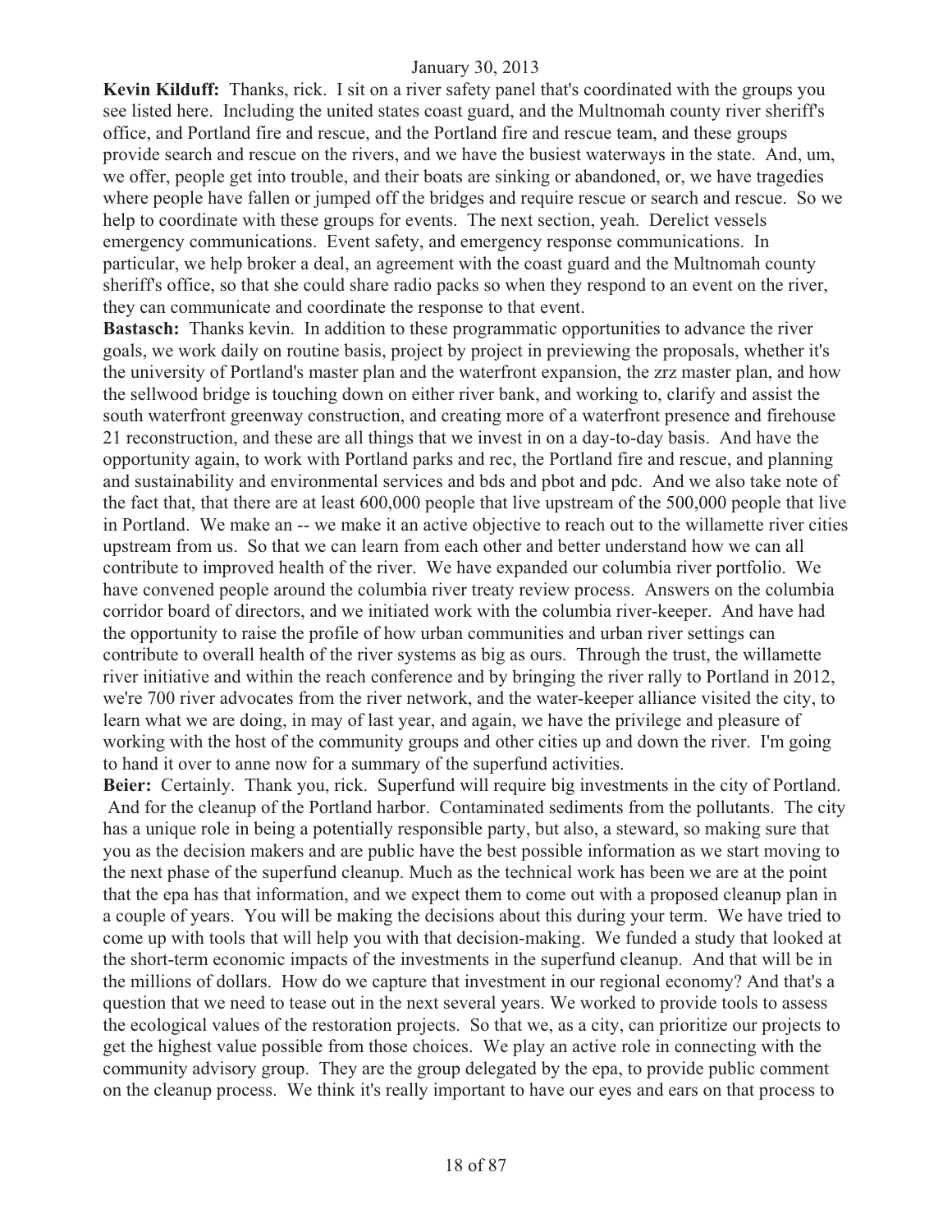**Kevin Kilduff:** Thanks, rick. I sit on a river safety panel that's coordinated with the groups you see listed here. Including the united states coast guard, and the Multnomah county river sheriff's office, and Portland fire and rescue, and the Portland fire and rescue team, and these groups provide search and rescue on the rivers, and we have the busiest waterways in the state. And, um, we offer, people get into trouble, and their boats are sinking or abandoned, or, we have tragedies where people have fallen or jumped off the bridges and require rescue or search and rescue. So we help to coordinate with these groups for events. The next section, yeah. Derelict vessels emergency communications. Event safety, and emergency response communications. In particular, we help broker a deal, an agreement with the coast guard and the Multnomah county sheriff's office, so that she could share radio packs so when they respond to an event on the river, they can communicate and coordinate the response to that event.

**Bastasch:** Thanks kevin. In addition to these programmatic opportunities to advance the river goals, we work daily on routine basis, project by project in previewing the proposals, whether it's the university of Portland's master plan and the waterfront expansion, the zrz master plan, and how the sellwood bridge is touching down on either river bank, and working to, clarify and assist the south waterfront greenway construction, and creating more of a waterfront presence and firehouse 21 reconstruction, and these are all things that we invest in on a day-to-day basis. And have the opportunity again, to work with Portland parks and rec, the Portland fire and rescue, and planning and sustainability and environmental services and bds and pbot and pdc. And we also take note of the fact that, that there are at least 600,000 people that live upstream of the 500,000 people that live in Portland. We make an -- we make it an active objective to reach out to the willamette river cities upstream from us. So that we can learn from each other and better understand how we can all contribute to improved health of the river. We have expanded our columbia river portfolio. We have convened people around the columbia river treaty review process. Answers on the columbia corridor board of directors, and we initiated work with the columbia river-keeper. And have had the opportunity to raise the profile of how urban communities and urban river settings can contribute to overall health of the river systems as big as ours. Through the trust, the willamette river initiative and within the reach conference and by bringing the river rally to Portland in 2012, we're 700 river advocates from the river network, and the water-keeper alliance visited the city, to learn what we are doing, in may of last year, and again, we have the privilege and pleasure of working with the host of the community groups and other cities up and down the river. I'm going to hand it over to anne now for a summary of the superfund activities.

**Beier:** Certainly. Thank you, rick. Superfund will require big investments in the city of Portland. And for the cleanup of the Portland harbor. Contaminated sediments from the pollutants. The city has a unique role in being a potentially responsible party, but also, a steward, so making sure that you as the decision makers and are public have the best possible information as we start moving to the next phase of the superfund cleanup. Much as the technical work has been we are at the point that the epa has that information, and we expect them to come out with a proposed cleanup plan in a couple of years. You will be making the decisions about this during your term. We have tried to come up with tools that will help you with that decision-making. We funded a study that looked at the short-term economic impacts of the investments in the superfund cleanup. And that will be in the millions of dollars. How do we capture that investment in our regional economy? And that's a question that we need to tease out in the next several years. We worked to provide tools to assess the ecological values of the restoration projects. So that we, as a city, can prioritize our projects to get the highest value possible from those choices. We play an active role in connecting with the community advisory group. They are the group delegated by the epa, to provide public comment on the cleanup process. We think it's really important to have our eyes and ears on that process to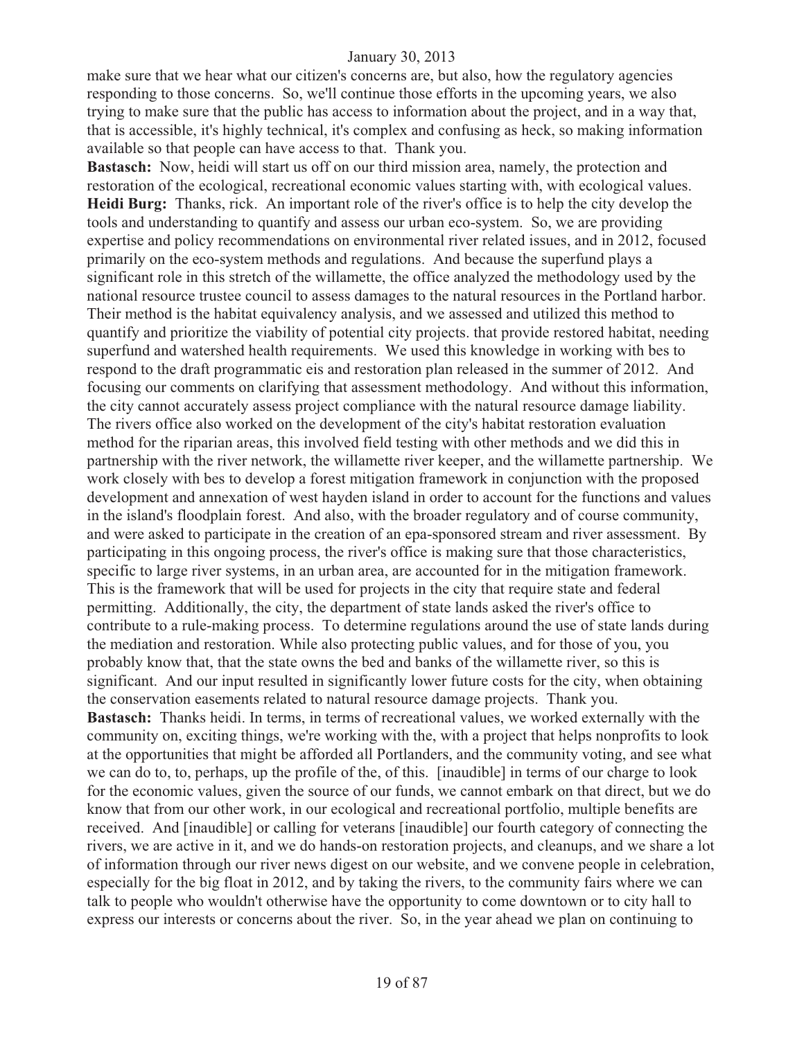make sure that we hear what our citizen's concerns are, but also, how the regulatory agencies responding to those concerns. So, we'll continue those efforts in the upcoming years, we also trying to make sure that the public has access to information about the project, and in a way that, that is accessible, it's highly technical, it's complex and confusing as heck, so making information available so that people can have access to that. Thank you.

**Bastasch:** Now, heidi will start us off on our third mission area, namely, the protection and restoration of the ecological, recreational economic values starting with, with ecological values.

**Heidi Burg:** Thanks, rick. An important role of the river's office is to help the city develop the tools and understanding to quantify and assess our urban eco-system. So, we are providing expertise and policy recommendations on environmental river related issues, and in 2012, focused primarily on the eco-system methods and regulations. And because the superfund plays a significant role in this stretch of the willamette, the office analyzed the methodology used by the national resource trustee council to assess damages to the natural resources in the Portland harbor. Their method is the habitat equivalency analysis, and we assessed and utilized this method to quantify and prioritize the viability of potential city projects. that provide restored habitat, needing superfund and watershed health requirements. We used this knowledge in working with bes to respond to the draft programmatic eis and restoration plan released in the summer of 2012. And focusing our comments on clarifying that assessment methodology. And without this information, the city cannot accurately assess project compliance with the natural resource damage liability. The rivers office also worked on the development of the city's habitat restoration evaluation method for the riparian areas, this involved field testing with other methods and we did this in partnership with the river network, the willamette river keeper, and the willamette partnership. We work closely with bes to develop a forest mitigation framework in conjunction with the proposed development and annexation of west hayden island in order to account for the functions and values in the island's floodplain forest. And also, with the broader regulatory and of course community, and were asked to participate in the creation of an epa-sponsored stream and river assessment. By participating in this ongoing process, the river's office is making sure that those characteristics, specific to large river systems, in an urban area, are accounted for in the mitigation framework. This is the framework that will be used for projects in the city that require state and federal permitting. Additionally, the city, the department of state lands asked the river's office to contribute to a rule-making process. To determine regulations around the use of state lands during the mediation and restoration. While also protecting public values, and for those of you, you probably know that, that the state owns the bed and banks of the willamette river, so this is significant. And our input resulted in significantly lower future costs for the city, when obtaining the conservation easements related to natural resource damage projects. Thank you.

**Bastasch:** Thanks heidi. In terms, in terms of recreational values, we worked externally with the community on, exciting things, we're working with the, with a project that helps nonprofits to look at the opportunities that might be afforded all Portlanders, and the community voting, and see what we can do to, to, perhaps, up the profile of the, of this. [inaudible] in terms of our charge to look for the economic values, given the source of our funds, we cannot embark on that direct, but we do know that from our other work, in our ecological and recreational portfolio, multiple benefits are received. And [inaudible] or calling for veterans [inaudible] our fourth category of connecting the rivers, we are active in it, and we do hands-on restoration projects, and cleanups, and we share a lot of information through our river news digest on our website, and we convene people in celebration, especially for the big float in 2012, and by taking the rivers, to the community fairs where we can talk to people who wouldn't otherwise have the opportunity to come downtown or to city hall to express our interests or concerns about the river. So, in the year ahead we plan on continuing to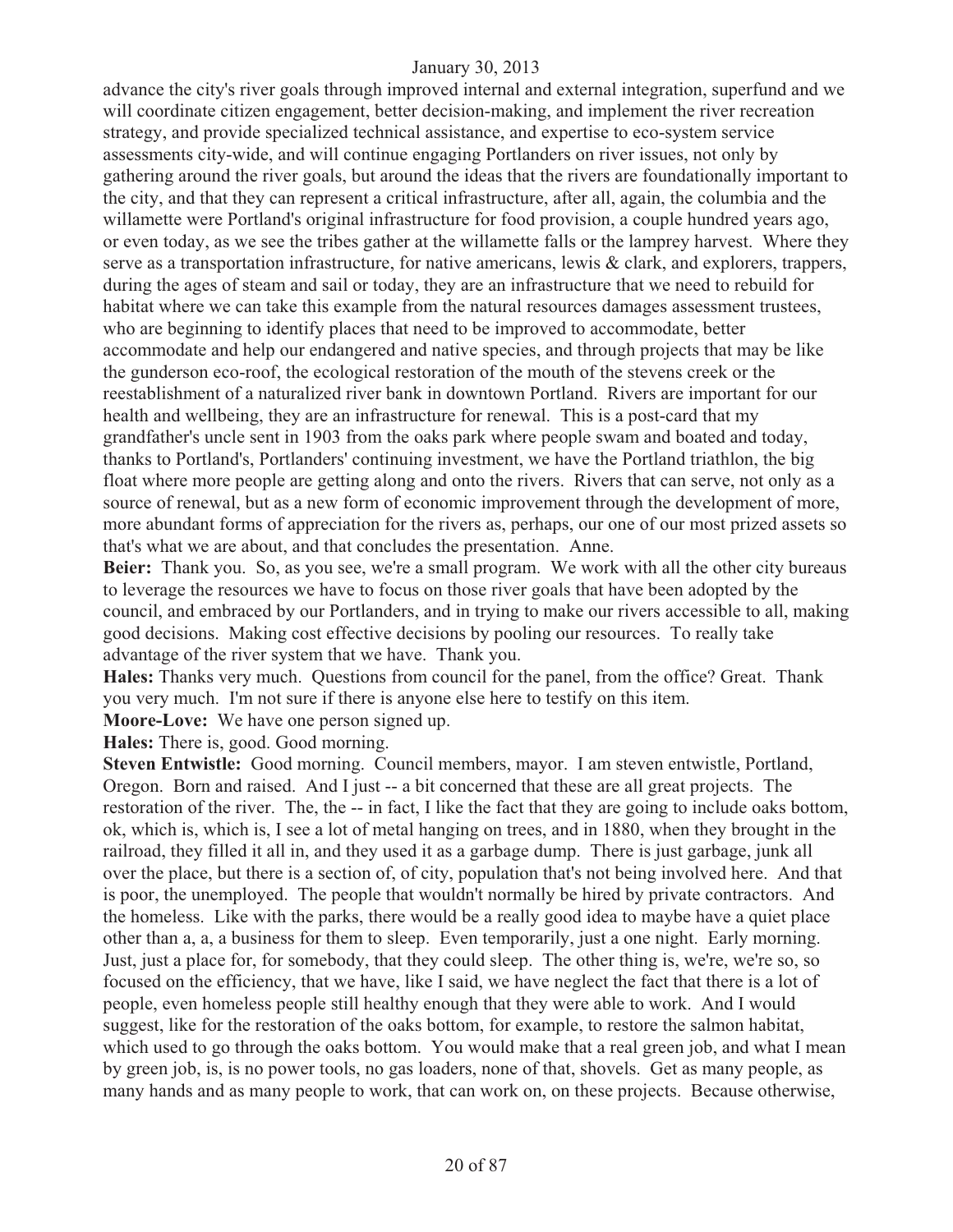advance the city's river goals through improved internal and external integration, superfund and we will coordinate citizen engagement, better decision-making, and implement the river recreation strategy, and provide specialized technical assistance, and expertise to eco-system service assessments city-wide, and will continue engaging Portlanders on river issues, not only by gathering around the river goals, but around the ideas that the rivers are foundationally important to the city, and that they can represent a critical infrastructure, after all, again, the columbia and the willamette were Portland's original infrastructure for food provision, a couple hundred years ago, or even today, as we see the tribes gather at the willamette falls or the lamprey harvest. Where they serve as a transportation infrastructure, for native americans, lewis & clark, and explorers, trappers, during the ages of steam and sail or today, they are an infrastructure that we need to rebuild for habitat where we can take this example from the natural resources damages assessment trustees, who are beginning to identify places that need to be improved to accommodate, better accommodate and help our endangered and native species, and through projects that may be like the gunderson eco-roof, the ecological restoration of the mouth of the stevens creek or the reestablishment of a naturalized river bank in downtown Portland. Rivers are important for our health and wellbeing, they are an infrastructure for renewal. This is a post-card that my grandfather's uncle sent in 1903 from the oaks park where people swam and boated and today, thanks to Portland's, Portlanders' continuing investment, we have the Portland triathlon, the big float where more people are getting along and onto the rivers. Rivers that can serve, not only as a source of renewal, but as a new form of economic improvement through the development of more, more abundant forms of appreciation for the rivers as, perhaps, our one of our most prized assets so that's what we are about, and that concludes the presentation. Anne.

**Beier:** Thank you. So, as you see, we're a small program. We work with all the other city bureaus to leverage the resources we have to focus on those river goals that have been adopted by the council, and embraced by our Portlanders, and in trying to make our rivers accessible to all, making good decisions. Making cost effective decisions by pooling our resources. To really take advantage of the river system that we have. Thank you.

**Hales:** Thanks very much. Questions from council for the panel, from the office? Great. Thank you very much. I'm not sure if there is anyone else here to testify on this item.

**Moore-Love:** We have one person signed up.

**Hales:** There is, good. Good morning.

**Steven Entwistle:** Good morning. Council members, mayor. I am steven entwistle, Portland, Oregon. Born and raised. And I just -- a bit concerned that these are all great projects. The restoration of the river. The, the -- in fact, I like the fact that they are going to include oaks bottom, ok, which is, which is, I see a lot of metal hanging on trees, and in 1880, when they brought in the railroad, they filled it all in, and they used it as a garbage dump. There is just garbage, junk all over the place, but there is a section of, of city, population that's not being involved here. And that is poor, the unemployed. The people that wouldn't normally be hired by private contractors. And the homeless. Like with the parks, there would be a really good idea to maybe have a quiet place other than a, a, a business for them to sleep. Even temporarily, just a one night. Early morning. Just, just a place for, for somebody, that they could sleep. The other thing is, we're, we're so, so focused on the efficiency, that we have, like I said, we have neglect the fact that there is a lot of people, even homeless people still healthy enough that they were able to work. And I would suggest, like for the restoration of the oaks bottom, for example, to restore the salmon habitat, which used to go through the oaks bottom. You would make that a real green job, and what I mean by green job, is, is no power tools, no gas loaders, none of that, shovels. Get as many people, as many hands and as many people to work, that can work on, on these projects. Because otherwise,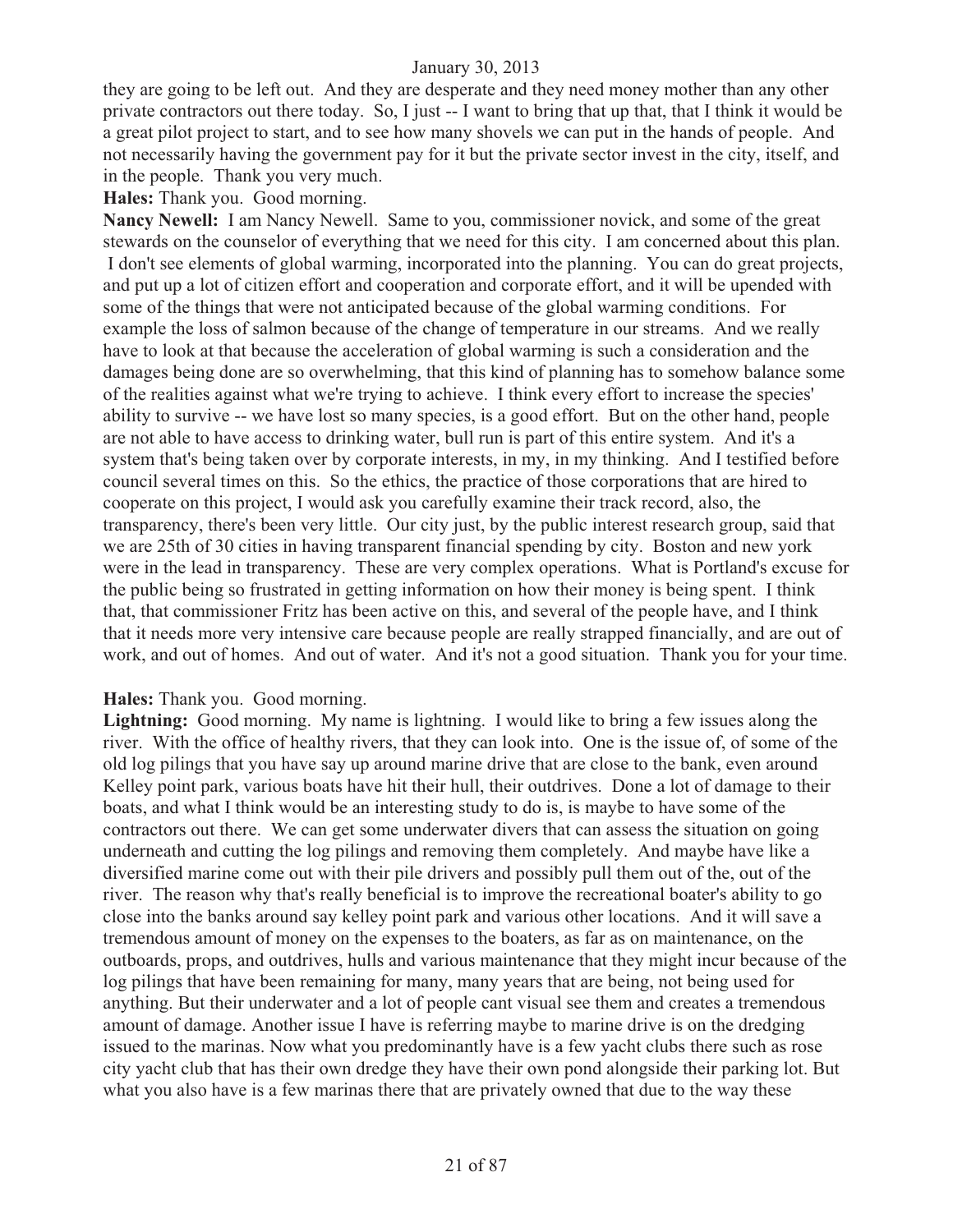they are going to be left out. And they are desperate and they need money mother than any other private contractors out there today. So, I just -- I want to bring that up that, that I think it would be a great pilot project to start, and to see how many shovels we can put in the hands of people. And not necessarily having the government pay for it but the private sector invest in the city, itself, and in the people. Thank you very much.

**Hales:** Thank you. Good morning.

**Nancy Newell:** I am Nancy Newell. Same to you, commissioner novick, and some of the great stewards on the counselor of everything that we need for this city. I am concerned about this plan. I don't see elements of global warming, incorporated into the planning. You can do great projects, and put up a lot of citizen effort and cooperation and corporate effort, and it will be upended with some of the things that were not anticipated because of the global warming conditions. For example the loss of salmon because of the change of temperature in our streams. And we really have to look at that because the acceleration of global warming is such a consideration and the damages being done are so overwhelming, that this kind of planning has to somehow balance some of the realities against what we're trying to achieve. I think every effort to increase the species' ability to survive -- we have lost so many species, is a good effort. But on the other hand, people are not able to have access to drinking water, bull run is part of this entire system. And it's a system that's being taken over by corporate interests, in my, in my thinking. And I testified before council several times on this. So the ethics, the practice of those corporations that are hired to cooperate on this project, I would ask you carefully examine their track record, also, the transparency, there's been very little. Our city just, by the public interest research group, said that we are 25th of 30 cities in having transparent financial spending by city. Boston and new york were in the lead in transparency. These are very complex operations. What is Portland's excuse for the public being so frustrated in getting information on how their money is being spent. I think that, that commissioner Fritz has been active on this, and several of the people have, and I think that it needs more very intensive care because people are really strapped financially, and are out of work, and out of homes. And out of water. And it's not a good situation. Thank you for your time.

**Hales:** Thank you. Good morning.

**Lightning:** Good morning. My name is lightning. I would like to bring a few issues along the river. With the office of healthy rivers, that they can look into. One is the issue of, of some of the old log pilings that you have say up around marine drive that are close to the bank, even around Kelley point park, various boats have hit their hull, their outdrives. Done a lot of damage to their boats, and what I think would be an interesting study to do is, is maybe to have some of the contractors out there. We can get some underwater divers that can assess the situation on going underneath and cutting the log pilings and removing them completely. And maybe have like a diversified marine come out with their pile drivers and possibly pull them out of the, out of the river. The reason why that's really beneficial is to improve the recreational boater's ability to go close into the banks around say kelley point park and various other locations. And it will save a tremendous amount of money on the expenses to the boaters, as far as on maintenance, on the outboards, props, and outdrives, hulls and various maintenance that they might incur because of the log pilings that have been remaining for many, many years that are being, not being used for anything. But their underwater and a lot of people cant visual see them and creates a tremendous amount of damage. Another issue I have is referring maybe to marine drive is on the dredging issued to the marinas. Now what you predominantly have is a few yacht clubs there such as rose city yacht club that has their own dredge they have their own pond alongside their parking lot. But what you also have is a few marinas there that are privately owned that due to the way these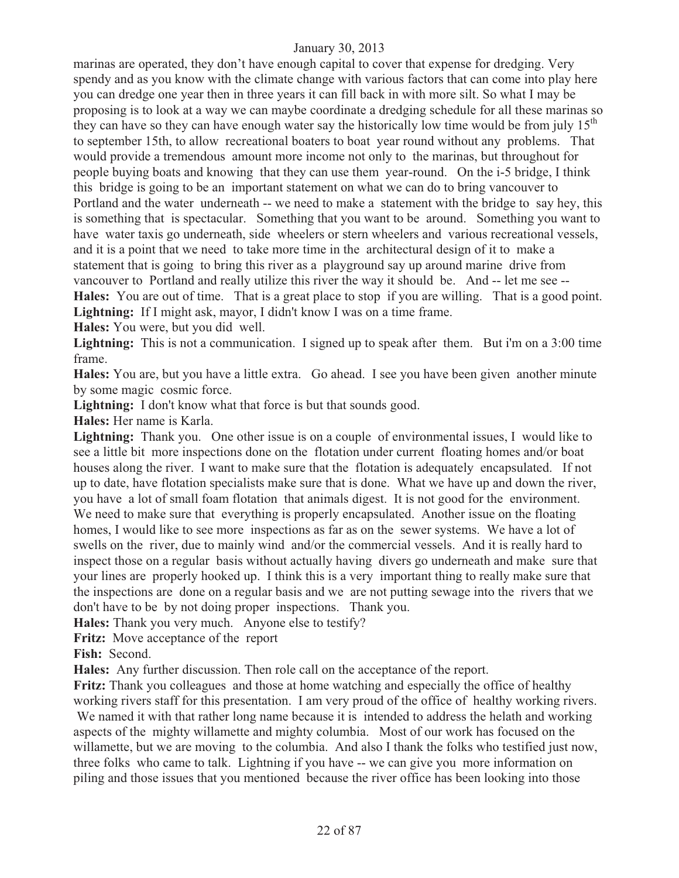marinas are operated, they don't have enough capital to cover that expense for dredging. Very spendy and as you know with the climate change with various factors that can come into play here you can dredge one year then in three years it can fill back in with more silt. So what I may be proposing is to look at a way we can maybe coordinate a dredging schedule for all these marinas so they can have so they can have enough water say the historically low time would be from july 15th to september 15th, to allow recreational boaters to boat year round without any problems. That would provide a tremendous amount more income not only to the marinas, but throughout for people buying boats and knowing that they can use them year-round. On the i-5 bridge, I think this bridge is going to be an important statement on what we can do to bring vancouver to Portland and the water underneath -- we need to make a statement with the bridge to say hey, this is something that is spectacular. Something that you want to be around. Something you want to have water taxis go underneath, side wheelers or stern wheelers and various recreational vessels, and it is a point that we need to take more time in the architectural design of it to make a statement that is going to bring this river as a playground say up around marine drive from vancouver to Portland and really utilize this river the way it should be. And -- let me see --

**Hales:** You are out of time. That is a great place to stop if you are willing. That is a good point.

**Lightning:** If I might ask, mayor, I didn't know I was on a time frame.

**Hales:** You were, but you did well.

**Lightning:** This is not a communication. I signed up to speak after them. But i'm on a 3:00 time frame.

**Hales:** You are, but you have a little extra. Go ahead. I see you have been given another minute by some magic cosmic force.

**Lightning:** I don't know what that force is but that sounds good.

**Hales:** Her name is Karla.

**Lightning:** Thank you. One other issue is on a couple of environmental issues, I would like to see a little bit more inspections done on the flotation under current floating homes and/or boat houses along the river. I want to make sure that the flotation is adequately encapsulated. If not up to date, have flotation specialists make sure that is done. What we have up and down the river, you have a lot of small foam flotation that animals digest. It is not good for the environment. We need to make sure that everything is properly encapsulated. Another issue on the floating homes, I would like to see more inspections as far as on the sewer systems. We have a lot of swells on the river, due to mainly wind and/or the commercial vessels. And it is really hard to inspect those on a regular basis without actually having divers go underneath and make sure that your lines are properly hooked up. I think this is a very important thing to really make sure that the inspections are done on a regular basis and we are not putting sewage into the rivers that we don't have to be by not doing proper inspections. Thank you.

**Hales:** Thank you very much. Anyone else to testify?

**Fritz:** Move acceptance of the report

**Fish:** Second.

**Hales:** Any further discussion. Then role call on the acceptance of the report.

**Fritz:** Thank you colleagues and those at home watching and especially the office of healthy working rivers staff for this presentation. I am very proud of the office of healthy working rivers. We named it with that rather long name because it is intended to address the helath and working aspects of the mighty willamette and mighty columbia. Most of our work has focused on the willamette, but we are moving to the columbia. And also I thank the folks who testified just now, three folks who came to talk. Lightning if you have -- we can give you more information on piling and those issues that you mentioned because the river office has been looking into those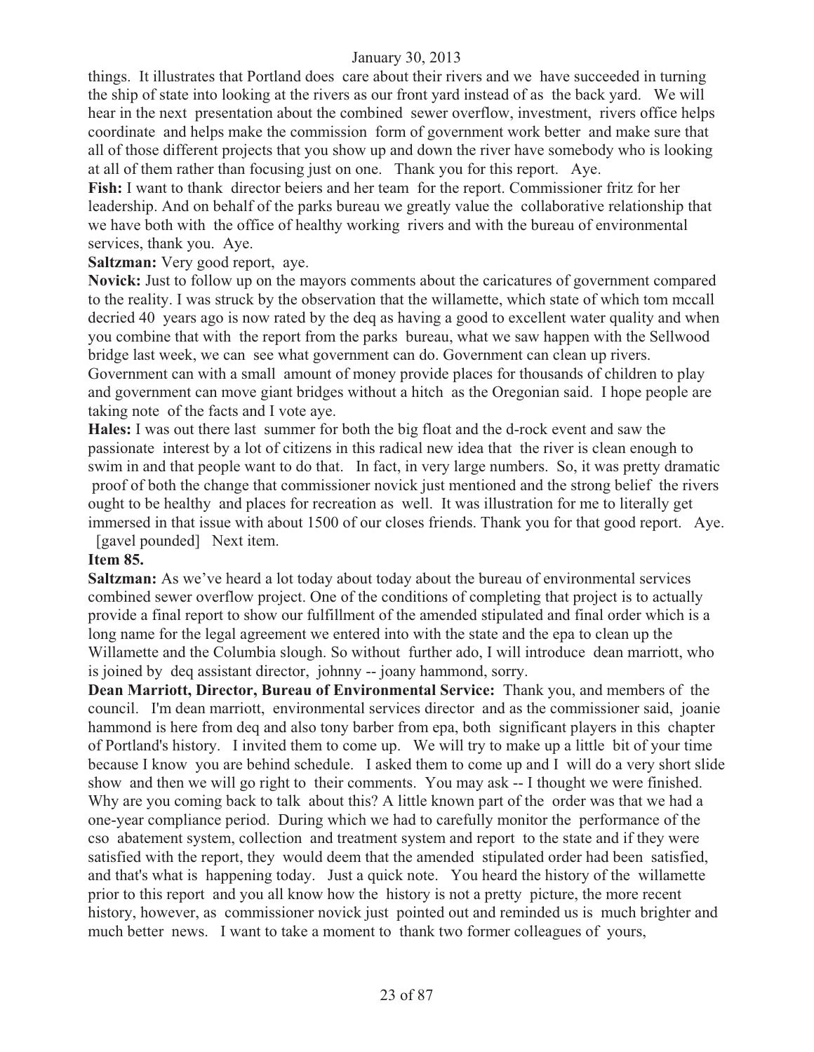things. It illustrates that Portland does care about their rivers and we have succeeded in turning the ship of state into looking at the rivers as our front yard instead of as the back yard. We will hear in the next presentation about the combined sewer overflow, investment, rivers office helps coordinate and helps make the commission form of government work better and make sure that all of those different projects that you show up and down the river have somebody who is looking at all of them rather than focusing just on one. Thank you for this report. Aye.

**Fish:** I want to thank director beiers and her team for the report. Commissioner fritz for her leadership. And on behalf of the parks bureau we greatly value the collaborative relationship that we have both with the office of healthy working rivers and with the bureau of environmental services, thank you. Aye.

**Saltzman:** Very good report, aye.

**Novick:** Just to follow up on the mayors comments about the caricatures of government compared to the reality. I was struck by the observation that the willamette, which state of which tom mccall decried 40 years ago is now rated by the deq as having a good to excellent water quality and when you combine that with the report from the parks bureau, what we saw happen with the Sellwood bridge last week, we can see what government can do. Government can clean up rivers. Government can with a small amount of money provide places for thousands of children to play and government can move giant bridges without a hitch as the Oregonian said. I hope people are taking note of the facts and I vote aye.

**Hales:** I was out there last summer for both the big float and the d-rock event and saw the passionate interest by a lot of citizens in this radical new idea that the river is clean enough to swim in and that people want to do that. In fact, in very large numbers. So, it was pretty dramatic proof of both the change that commissioner novick just mentioned and the strong belief the rivers ought to be healthy and places for recreation as well. It was illustration for me to literally get immersed in that issue with about 1500 of our closes friends. Thank you for that good report. Aye.

[gavel pounded] Next item.

**Item 85.**

**Saltzman:** As we've heard a lot today about today about the bureau of environmental services combined sewer overflow project. One of the conditions of completing that project is to actually provide a final report to show our fulfillment of the amended stipulated and final order which is a long name for the legal agreement we entered into with the state and the epa to clean up the Willamette and the Columbia slough. So without further ado, I will introduce dean marriott, who is joined by deq assistant director, johnny -- joany hammond, sorry.

**Dean Marriott, Director, Bureau of Environmental Service:** Thank you, and members of the council. I'm dean marriott, environmental services director and as the commissioner said, joanie hammond is here from deq and also tony barber from epa, both significant players in this chapter of Portland's history. I invited them to come up. We will try to make up a little bit of your time because I know you are behind schedule. I asked them to come up and I will do a very short slide show and then we will go right to their comments. You may ask -- I thought we were finished. Why are you coming back to talk about this? A little known part of the order was that we had a one-year compliance period. During which we had to carefully monitor the performance of the cso abatement system, collection and treatment system and report to the state and if they were satisfied with the report, they would deem that the amended stipulated order had been satisfied, and that's what is happening today. Just a quick note. You heard the history of the willamette prior to this report and you all know how the history is not a pretty picture, the more recent history, however, as commissioner novick just pointed out and reminded us is much brighter and much better news. I want to take a moment to thank two former colleagues of yours,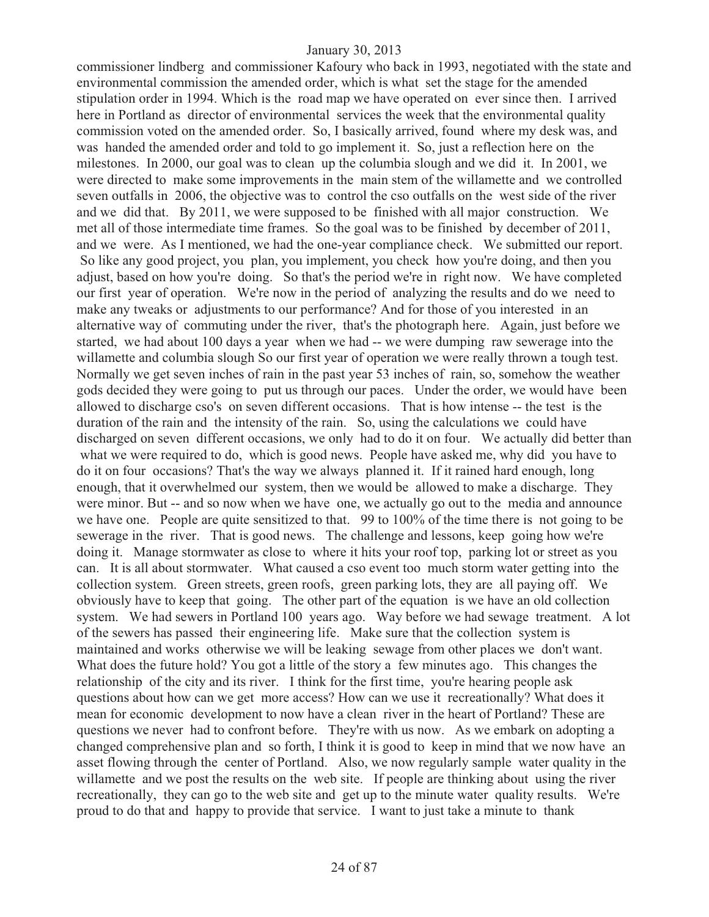commissioner lindberg and commissioner Kafoury who back in 1993, negotiated with the state and environmental commission the amended order, which is what set the stage for the amended stipulation order in 1994. Which is the road map we have operated on ever since then. I arrived here in Portland as director of environmental services the week that the environmental quality commission voted on the amended order. So, I basically arrived, found where my desk was, and was handed the amended order and told to go implement it. So, just a reflection here on the milestones. In 2000, our goal was to clean up the columbia slough and we did it. In 2001, we were directed to make some improvements in the main stem of the willamette and we controlled seven outfalls in 2006, the objective was to control the cso outfalls on the west side of the river and we did that. By 2011, we were supposed to be finished with all major construction. We met all of those intermediate time frames. So the goal was to be finished by december of 2011, and we were. As I mentioned, we had the one-year compliance check. We submitted our report. So like any good project, you plan, you implement, you check how you're doing, and then you adjust, based on how you're doing. So that's the period we're in right now. We have completed our first year of operation. We're now in the period of analyzing the results and do we need to make any tweaks or adjustments to our performance? And for those of you interested in an alternative way of commuting under the river, that's the photograph here. Again, just before we started, we had about 100 days a year when we had -- we were dumping raw sewerage into the willamette and columbia slough So our first year of operation we were really thrown a tough test. Normally we get seven inches of rain in the past year 53 inches of rain, so, somehow the weather gods decided they were going to put us through our paces. Under the order, we would have been allowed to discharge cso's on seven different occasions. That is how intense -- the test is the duration of the rain and the intensity of the rain. So, using the calculations we could have discharged on seven different occasions, we only had to do it on four. We actually did better than what we were required to do, which is good news. People have asked me, why did you have to do it on four occasions? That's the way we always planned it. If it rained hard enough, long enough, that it overwhelmed our system, then we would be allowed to make a discharge. They were minor. But -- and so now when we have one, we actually go out to the media and announce we have one. People are quite sensitized to that. 99 to 100% of the time there is not going to be sewerage in the river. That is good news. The challenge and lessons, keep going how we're doing it. Manage stormwater as close to where it hits your roof top, parking lot or street as you can. It is all about stormwater. What caused a cso event too much storm water getting into the collection system. Green streets, green roofs, green parking lots, they are all paying off. We obviously have to keep that going. The other part of the equation is we have an old collection system. We had sewers in Portland 100 years ago. Way before we had sewage treatment. A lot of the sewers has passed their engineering life. Make sure that the collection system is maintained and works otherwise we will be leaking sewage from other places we don't want. What does the future hold? You got a little of the story a few minutes ago. This changes the relationship of the city and its river. I think for the first time, you're hearing people ask questions about how can we get more access? How can we use it recreationally? What does it mean for economic development to now have a clean river in the heart of Portland? These are questions we never had to confront before. They're with us now. As we embark on adopting a changed comprehensive plan and so forth, I think it is good to keep in mind that we now have an asset flowing through the center of Portland. Also, we now regularly sample water quality in the willamette and we post the results on the web site. If people are thinking about using the river recreationally, they can go to the web site and get up to the minute water quality results. We're proud to do that and happy to provide that service. I want to just take a minute to thank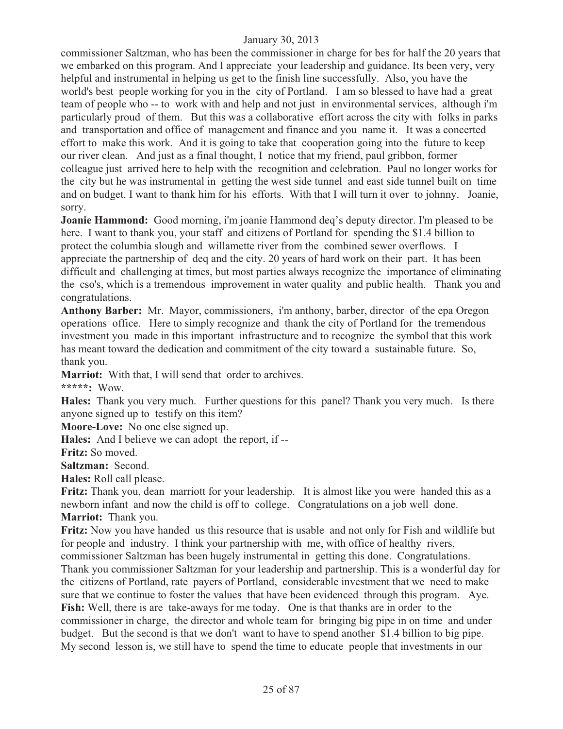commissioner Saltzman, who has been the commissioner in charge for bes for half the 20 years that we embarked on this program. And I appreciate your leadership and guidance. Its been very, very helpful and instrumental in helping us get to the finish line successfully. Also, you have the world's best people working for you in the city of Portland. I am so blessed to have had a great team of people who -- to work with and help and not just in environmental services, although i'm particularly proud of them. But this was a collaborative effort across the city with folks in parks and transportation and office of management and finance and you name it. It was a concerted effort to make this work. And it is going to take that cooperation going into the future to keep our river clean. And just as a final thought, I notice that my friend, paul gribbon, former colleague just arrived here to help with the recognition and celebration. Paul no longer works for the city but he was instrumental in getting the west side tunnel and east side tunnel built on time and on budget. I want to thank him for his efforts. With that I will turn it over to johnny. Joanie, sorry.

**Joanie Hammond:** Good morning, i'm joanie Hammond deq's deputy director. I'm pleased to be here. I want to thank you, your staff and citizens of Portland for spending the $1.4 billion to protect the columbia slough and willamette river from the combined sewer overflows. I appreciate the partnership of deq and the city. 20 years of hard work on their part. It has been difficult and challenging at times, but most parties always recognize the importance of eliminating the cso's, which is a tremendous improvement in water quality and public health. Thank you and congratulations.

**Anthony Barber:** Mr. Mayor, commissioners, i'm anthony, barber, director of the epa Oregon operations office. Here to simply recognize and thank the city of Portland for the tremendous investment you made in this important infrastructure and to recognize the symbol that this work has meant toward the dedication and commitment of the city toward a sustainable future. So, thank you.

**Marriot:** With that, I will send that order to archives.

**\*\*\*\*\*:** Wow.

**Hales:** Thank you very much. Further questions for this panel? Thank you very much. Is there anyone signed up to testify on this item?

**Moore-Love:** No one else signed up.

**Hales:** And I believe we can adopt the report, if --

**Fritz:** So moved.

**Saltzman:** Second.

**Hales:** Roll call please.

**Fritz:** Thank you, dean marriott for your leadership. It is almost like you were handed this as a newborn infant and now the child is off to college. Congratulations on a job well done.

**Marriot:** Thank you.

**Fritz:** Now you have handed us this resource that is usable and not only for Fish and wildlife but for people and industry. I think your partnership with me, with office of healthy rivers, commissioner Saltzman has been hugely instrumental in getting this done. Congratulations. Thank you commissioner Saltzman for your leadership and partnership. This is a wonderful day for the citizens of Portland, rate payers of Portland, considerable investment that we need to make sure that we continue to foster the values that have been evidenced through this program. Aye.

**Fish:** Well, there is are take-aways for me today. One is that thanks are in order to the commissioner in charge, the director and whole team for bringing big pipe in on time and under budget. But the second is that we don't want to have to spend another $1.4 billion to big pipe. My second lesson is, we still have to spend the time to educate people that investments in our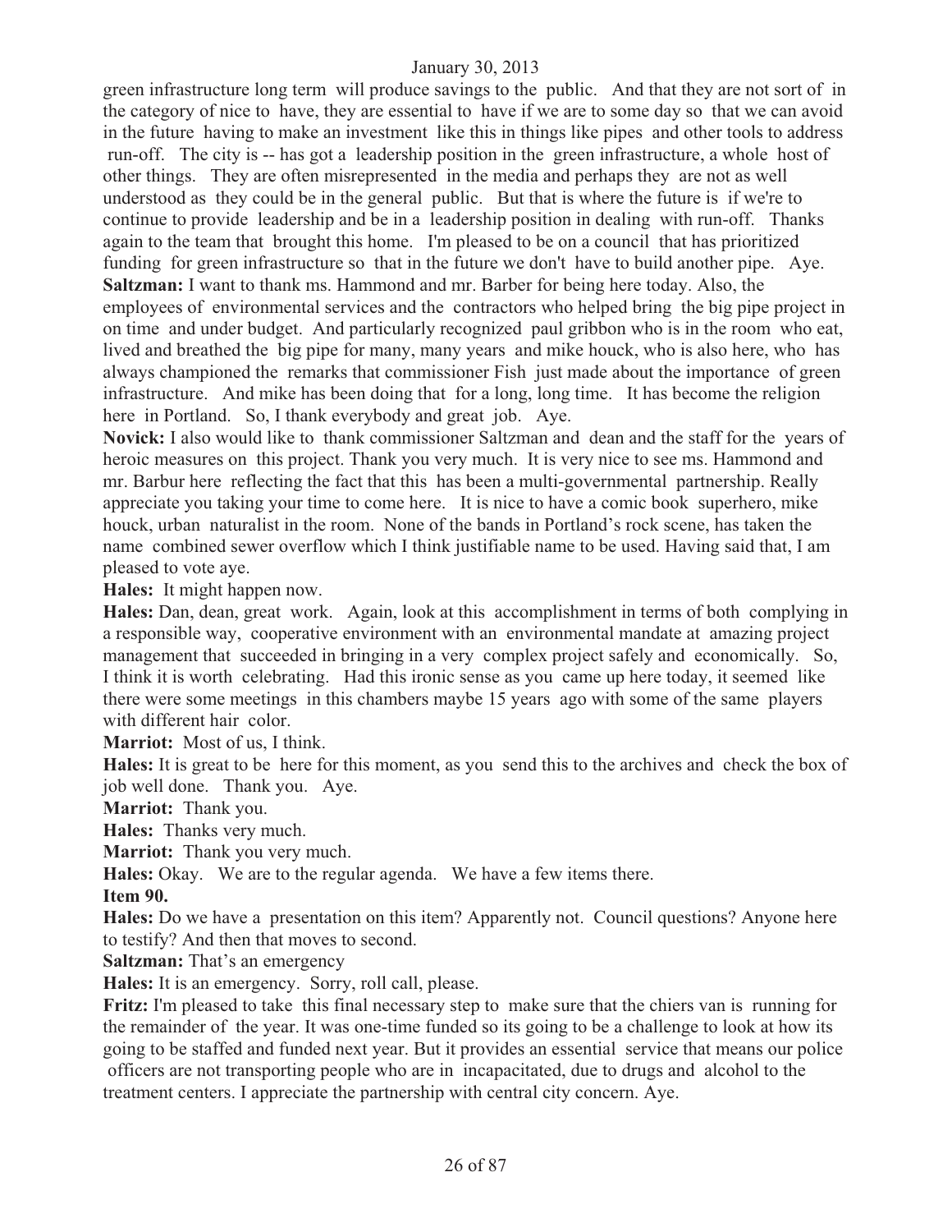green infrastructure long term will produce savings to the public. And that they are not sort of in the category of nice to have, they are essential to have if we are to some day so that we can avoid in the future having to make an investment like this in things like pipes and other tools to address run-off. The city is -- has got a leadership position in the green infrastructure, a whole host of other things. They are often misrepresented in the media and perhaps they are not as well understood as they could be in the general public. But that is where the future is if we're to continue to provide leadership and be in a leadership position in dealing with run-off. Thanks again to the team that brought this home. I'm pleased to be on a council that has prioritized funding for green infrastructure so that in the future we don't have to build another pipe. Aye.

**Saltzman:** I want to thank ms. Hammond and mr. Barber for being here today. Also, the employees of environmental services and the contractors who helped bring the big pipe project in on time and under budget. And particularly recognized paul gribbon who is in the room who eat, lived and breathed the big pipe for many, many years and mike houck, who is also here, who has always championed the remarks that commissioner Fish just made about the importance of green infrastructure. And mike has been doing that for a long, long time. It has become the religion here in Portland. So, I thank everybody and great job. Aye.

**Novick:** I also would like to thank commissioner Saltzman and dean and the staff for the years of heroic measures on this project. Thank you very much. It is very nice to see ms. Hammond and mr. Barbur here reflecting the fact that this has been a multi-governmental partnership. Really appreciate you taking your time to come here. It is nice to have a comic book superhero, mike houck, urban naturalist in the room. None of the bands in Portland's rock scene, has taken the name combined sewer overflow which I think justifiable name to be used. Having said that, I am pleased to vote aye.

**Hales:** It might happen now.

**Hales:** Dan, dean, great work. Again, look at this accomplishment in terms of both complying in a responsible way, cooperative environment with an environmental mandate at amazing project management that succeeded in bringing in a very complex project safely and economically. So, I think it is worth celebrating. Had this ironic sense as you came up here today, it seemed like there were some meetings in this chambers maybe 15 years ago with some of the same players with different hair color.

**Marriot:** Most of us, I think.

**Hales:** It is great to be here for this moment, as you send this to the archives and check the box of job well done. Thank you. Aye.

**Marriot:** Thank you.

**Hales:** Thanks very much.

**Marriot:** Thank you very much.

**Hales:** Okay. We are to the regular agenda. We have a few items there.

**Item 90.**

**Hales:** Do we have a presentation on this item? Apparently not. Council questions? Anyone here to testify? And then that moves to second.

**Saltzman:** That's an emergency

**Hales:** It is an emergency. Sorry, roll call, please.

**Fritz:** I'm pleased to take this final necessary step to make sure that the chiers van is running for the remainder of the year. It was one-time funded so its going to be a challenge to look at how its going to be staffed and funded next year. But it provides an essential service that means our police officers are not transporting people who are in incapacitated, due to drugs and alcohol to the treatment centers. I appreciate the partnership with central city concern. Aye.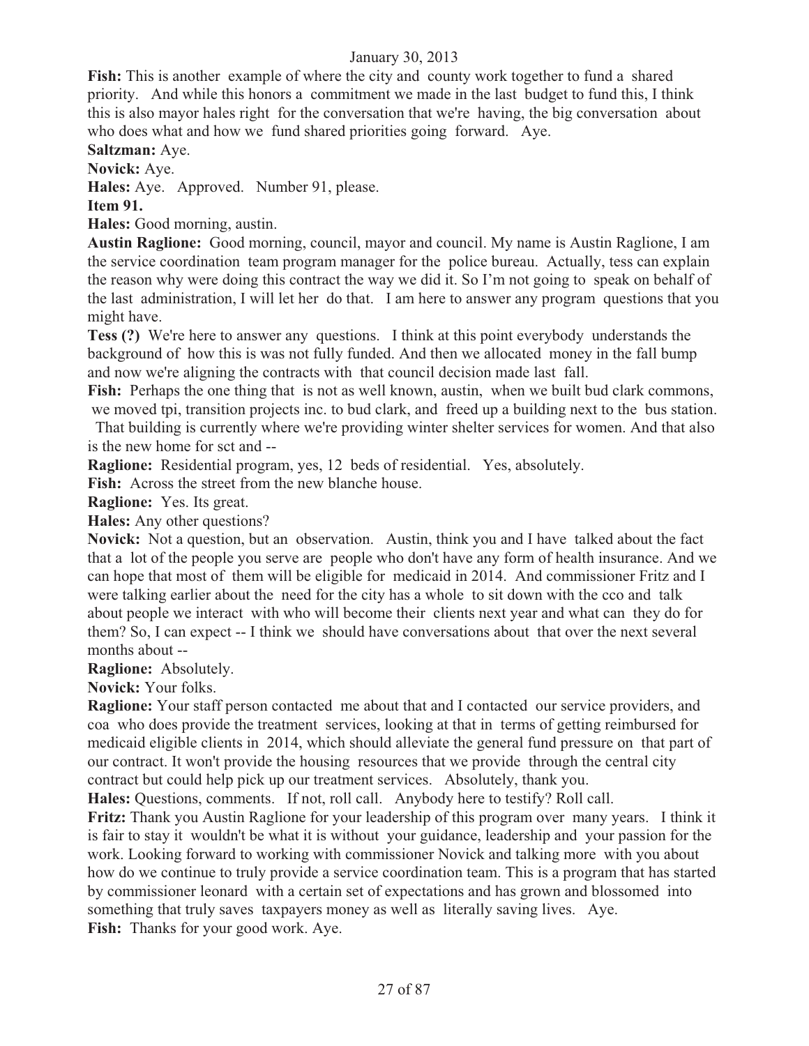**Fish:** This is another example of where the city and county work together to fund a shared priority. And while this honors a commitment we made in the last budget to fund this, I think this is also mayor hales right for the conversation that we're having, the big conversation about who does what and how we fund shared priorities going forward. Aye.

**Saltzman:** Aye.

**Novick:** Aye.

**Hales:** Aye. Approved. Number 91, please.

**Item 91.**

**Hales:** Good morning, austin.

**Austin Raglione:** Good morning, council, mayor and council. My name is Austin Raglione, I am the service coordination team program manager for the police bureau. Actually, tess can explain the reason why were doing this contract the way we did it. So I'm not going to speak on behalf of the last administration, I will let her do that. I am here to answer any program questions that you might have.

**Tess (?)** We're here to answer any questions. I think at this point everybody understands the background of how this is was not fully funded. And then we allocated money in the fall bump and now we're aligning the contracts with that council decision made last fall.

**Fish:** Perhaps the one thing that is not as well known, austin, when we built bud clark commons, we moved tpi, transition projects inc. to bud clark, and freed up a building next to the bus station. That building is currently where we're providing winter shelter services for women. And that also is the new home for sct and --

**Raglione:** Residential program, yes, 12 beds of residential. Yes, absolutely.

**Fish:** Across the street from the new blanche house.

**Raglione:** Yes. Its great.

**Hales:** Any other questions?

**Novick:** Not a question, but an observation. Austin, think you and I have talked about the fact that a lot of the people you serve are people who don't have any form of health insurance. And we can hope that most of them will be eligible for medicaid in 2014. And commissioner Fritz and I were talking earlier about the need for the city has a whole to sit down with the cco and talk about people we interact with who will become their clients next year and what can they do for them? So, I can expect -- I think we should have conversations about that over the next several months about --

**Raglione:** Absolutely.

**Novick:** Your folks.

**Raglione:** Your staff person contacted me about that and I contacted our service providers, and coa who does provide the treatment services, looking at that in terms of getting reimbursed for medicaid eligible clients in 2014, which should alleviate the general fund pressure on that part of our contract. It won't provide the housing resources that we provide through the central city contract but could help pick up our treatment services. Absolutely, thank you.

**Hales:** Questions, comments. If not, roll call. Anybody here to testify? Roll call.

**Fritz:** Thank you Austin Raglione for your leadership of this program over many years. I think it is fair to stay it wouldn't be what it is without your guidance, leadership and your passion for the work. Looking forward to working with commissioner Novick and talking more with you about how do we continue to truly provide a service coordination team. This is a program that has started by commissioner leonard with a certain set of expectations and has grown and blossomed into something that truly saves taxpayers money as well as literally saving lives. Aye.

**Fish:** Thanks for your good work. Aye.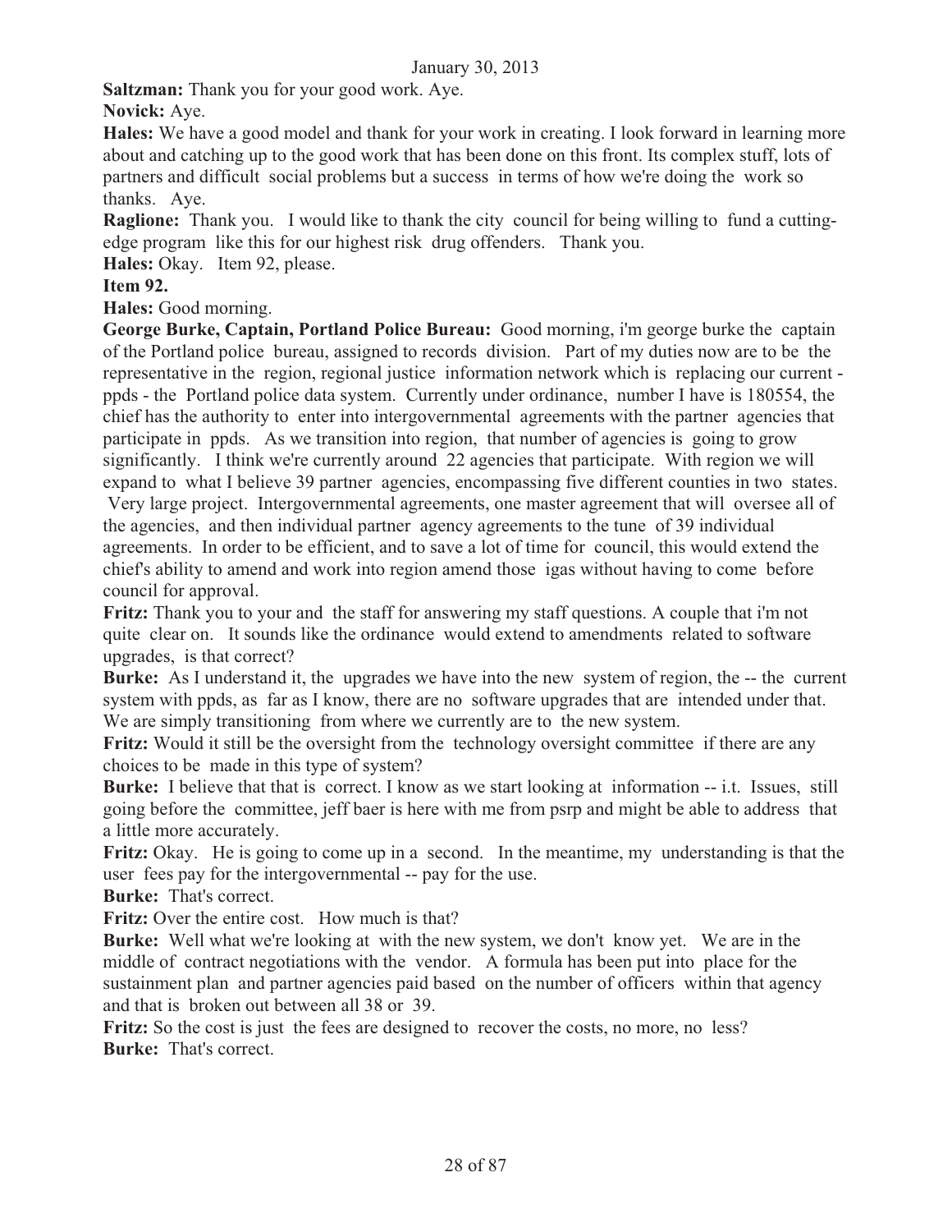**Saltzman:** Thank you for your good work. Aye.

**Novick:** Aye.

**Hales:** We have a good model and thank for your work in creating. I look forward in learning more about and catching up to the good work that has been done on this front. Its complex stuff, lots of partners and difficult social problems but a success in terms of how we're doing the work so thanks. Aye.

**Raglione:** Thank you. I would like to thank the city council for being willing to fund a cutting-edge program like this for our highest risk drug offenders. Thank you.

**Hales:** Okay. Item 92, please.

**Item 92.**

**Hales:** Good morning.

**George Burke, Captain, Portland Police Bureau:** Good morning, i'm george burke the captain of the Portland police bureau, assigned to records division. Part of my duties now are to be the representative in the region, regional justice information network which is replacing our current - ppds - the Portland police data system. Currently under ordinance, number I have is 180554, the chief has the authority to enter into intergovernmental agreements with the partner agencies that participate in ppds. As we transition into region, that number of agencies is going to grow significantly. I think we're currently around 22 agencies that participate. With region we will expand to what I believe 39 partner agencies, encompassing five different counties in two states. Very large project. Intergovernmental agreements, one master agreement that will oversee all of the agencies, and then individual partner agency agreements to the tune of 39 individual agreements. In order to be efficient, and to save a lot of time for council, this would extend the chief's ability to amend and work into region amend those igas without having to come before council for approval.

**Fritz:** Thank you to your and the staff for answering my staff questions. A couple that i'm not quite clear on. It sounds like the ordinance would extend to amendments related to software upgrades, is that correct?

**Burke:** As I understand it, the upgrades we have into the new system of region, the -- the current system with ppds, as far as I know, there are no software upgrades that are intended under that. We are simply transitioning from where we currently are to the new system.

**Fritz:** Would it still be the oversight from the technology oversight committee if there are any choices to be made in this type of system?

**Burke:** I believe that that is correct. I know as we start looking at information -- i.t. Issues, still going before the committee, jeff baer is here with me from psrp and might be able to address that a little more accurately.

**Fritz:** Okay. He is going to come up in a second. In the meantime, my understanding is that the user fees pay for the intergovernmental -- pay for the use.

**Burke:** That's correct.

**Fritz:** Over the entire cost. How much is that?

**Burke:** Well what we're looking at with the new system, we don't know yet. We are in the middle of contract negotiations with the vendor. A formula has been put into place for the sustainment plan and partner agencies paid based on the number of officers within that agency and that is broken out between all 38 or 39.

**Fritz:** So the cost is just the fees are designed to recover the costs, no more, no less?

**Burke:** That's correct.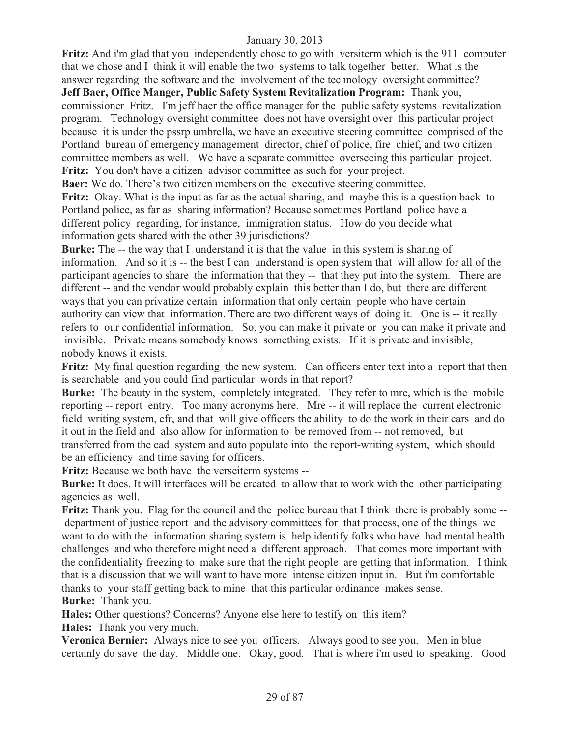**Fritz:** And i'm glad that you independently chose to go with versiterm which is the 911 computer that we chose and I think it will enable the two systems to talk together better. What is the answer regarding the software and the involvement of the technology oversight committee?

**Jeff Baer, Office Manger, Public Safety System Revitalization Program:** Thank you, commissioner Fritz. I'm jeff baer the office manager for the public safety systems revitalization program. Technology oversight committee does not have oversight over this particular project because it is under the pssrp umbrella, we have an executive steering committee comprised of the Portland bureau of emergency management director, chief of police, fire chief, and two citizen committee members as well. We have a separate committee overseeing this particular project.

**Fritz:** You don't have a citizen advisor committee as such for your project.

**Baer:** We do. There's two citizen members on the executive steering committee.

**Fritz:** Okay. What is the input as far as the actual sharing, and maybe this is a question back to Portland police, as far as sharing information? Because sometimes Portland police have a different policy regarding, for instance, immigration status. How do you decide what information gets shared with the other 39 jurisdictions?

**Burke:** The -- the way that I understand it is that the value in this system is sharing of information. And so it is -- the best I can understand is open system that will allow for all of the participant agencies to share the information that they -- that they put into the system. There are different -- and the vendor would probably explain this better than I do, but there are different ways that you can privatize certain information that only certain people who have certain authority can view that information. There are two different ways of doing it. One is -- it really refers to our confidential information. So, you can make it private or you can make it private and invisible. Private means somebody knows something exists. If it is private and invisible, nobody knows it exists.

**Fritz:** My final question regarding the new system. Can officers enter text into a report that then is searchable and you could find particular words in that report?

**Burke:** The beauty in the system, completely integrated. They refer to mre, which is the mobile reporting -- report entry. Too many acronyms here. Mre -- it will replace the current electronic field writing system, efr, and that will give officers the ability to do the work in their cars and do it out in the field and also allow for information to be removed from -- not removed, but transferred from the cad system and auto populate into the report-writing system, which should be an efficiency and time saving for officers.

**Fritz:** Because we both have the verseiterm systems --

**Burke:** It does. It will interfaces will be created to allow that to work with the other participating agencies as well.

**Fritz:** Thank you. Flag for the council and the police bureau that I think there is probably some -- department of justice report and the advisory committees for that process, one of the things we want to do with the information sharing system is help identify folks who have had mental health challenges and who therefore might need a different approach. That comes more important with the confidentiality freezing to make sure that the right people are getting that information. I think that is a discussion that we will want to have more intense citizen input in. But i'm comfortable thanks to your staff getting back to mine that this particular ordinance makes sense.

**Burke:** Thank you.

**Hales:** Other questions? Concerns? Anyone else here to testify on this item?

**Hales:** Thank you very much.

**Veronica Bernier:** Always nice to see you officers. Always good to see you. Men in blue certainly do save the day. Middle one. Okay, good. That is where i'm used to speaking. Good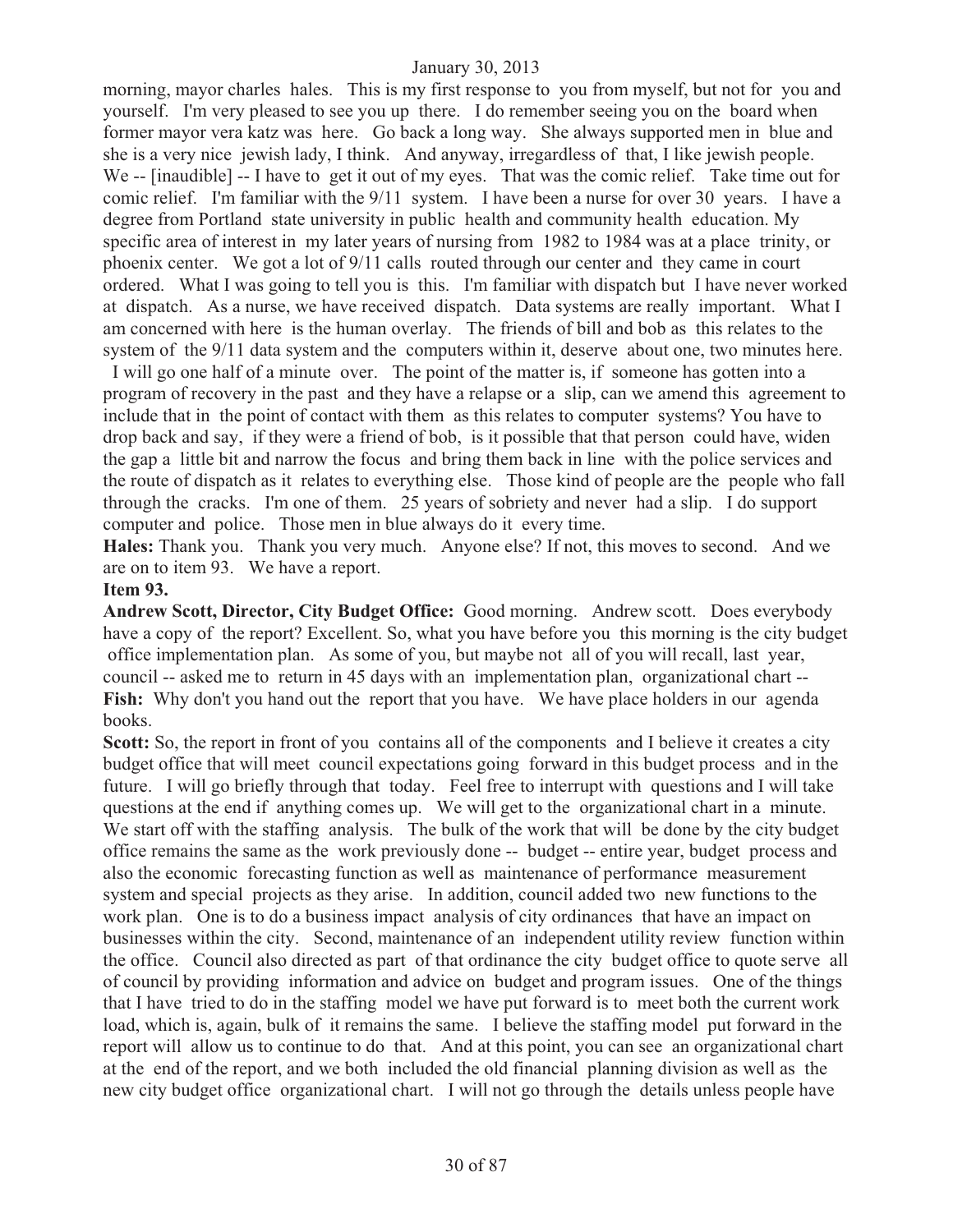morning, mayor charles hales. This is my first response to you from myself, but not for you and yourself. I'm very pleased to see you up there. I do remember seeing you on the board when former mayor vera katz was here. Go back a long way. She always supported men in blue and she is a very nice jewish lady, I think. And anyway, irregardless of that, I like jewish people. We -- [inaudible] -- I have to get it out of my eyes. That was the comic relief. Take time out for comic relief. I'm familiar with the 9/11 system. I have been a nurse for over 30 years. I have a degree from Portland state university in public health and community health education. My specific area of interest in my later years of nursing from 1982 to 1984 was at a place trinity, or phoenix center. We got a lot of 9/11 calls routed through our center and they came in court ordered. What I was going to tell you is this. I'm familiar with dispatch but I have never worked at dispatch. As a nurse, we have received dispatch. Data systems are really important. What I am concerned with here is the human overlay. The friends of bill and bob as this relates to the system of the 9/11 data system and the computers within it, deserve about one, two minutes here. I will go one half of a minute over. The point of the matter is, if someone has gotten into a program of recovery in the past and they have a relapse or a slip, can we amend this agreement to include that in the point of contact with them as this relates to computer systems? You have to drop back and say, if they were a friend of bob, is it possible that that person could have, widen the gap a little bit and narrow the focus and bring them back in line with the police services and the route of dispatch as it relates to everything else. Those kind of people are the people who fall through the cracks. I'm one of them. 25 years of sobriety and never had a slip. I do support computer and police. Those men in blue always do it every time.

**Hales:** Thank you. Thank you very much. Anyone else? If not, this moves to second. And we are on to item 93. We have a report.

**Item 93.**

**Andrew Scott, Director, City Budget Office:** Good morning. Andrew scott. Does everybody have a copy of the report? Excellent. So, what you have before you this morning is the city budget office implementation plan. As some of you, but maybe not all of you will recall, last year, council -- asked me to return in 45 days with an implementation plan, organizational chart --

**Fish:** Why don't you hand out the report that you have. We have place holders in our agenda books.

**Scott:** So, the report in front of you contains all of the components and I believe it creates a city budget office that will meet council expectations going forward in this budget process and in the future. I will go briefly through that today. Feel free to interrupt with questions and I will take questions at the end if anything comes up. We will get to the organizational chart in a minute. We start off with the staffing analysis. The bulk of the work that will be done by the city budget office remains the same as the work previously done -- budget -- entire year, budget process and also the economic forecasting function as well as maintenance of performance measurement system and special projects as they arise. In addition, council added two new functions to the work plan. One is to do a business impact analysis of city ordinances that have an impact on businesses within the city. Second, maintenance of an independent utility review function within the office. Council also directed as part of that ordinance the city budget office to quote serve all of council by providing information and advice on budget and program issues. One of the things that I have tried to do in the staffing model we have put forward is to meet both the current work load, which is, again, bulk of it remains the same. I believe the staffing model put forward in the report will allow us to continue to do that. And at this point, you can see an organizational chart at the end of the report, and we both included the old financial planning division as well as the new city budget office organizational chart. I will not go through the details unless people have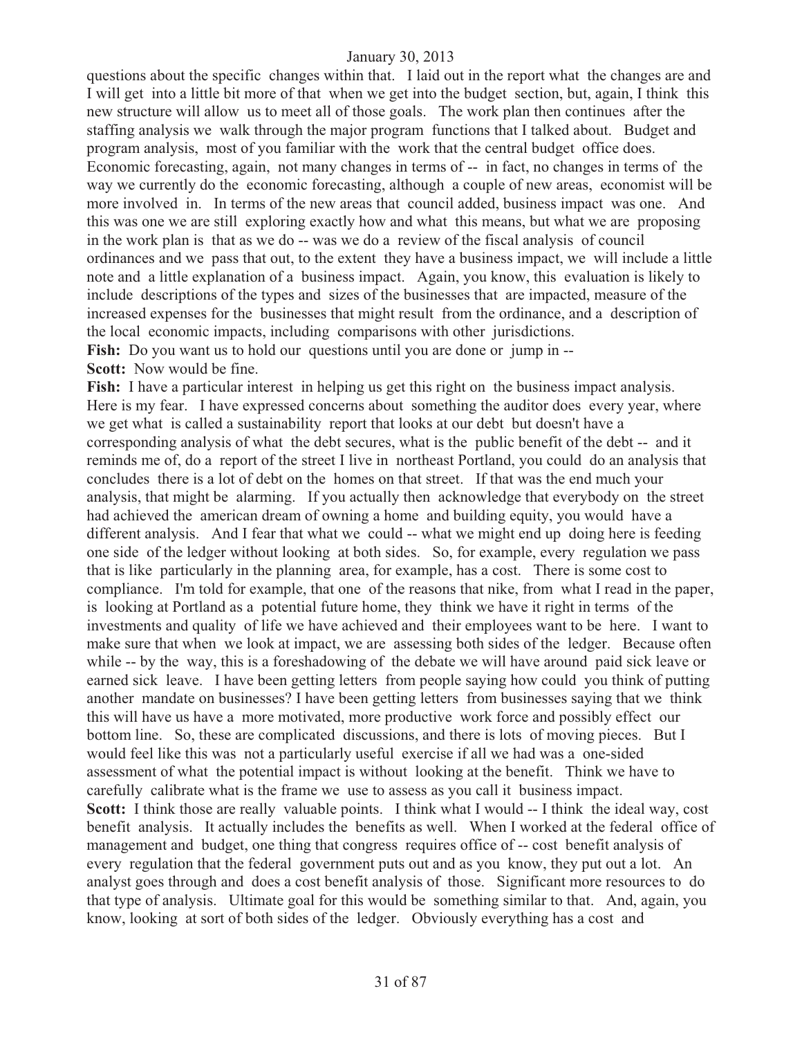questions about the specific changes within that. I laid out in the report what the changes are and I will get into a little bit more of that when we get into the budget section, but, again, I think this new structure will allow us to meet all of those goals. The work plan then continues after the staffing analysis we walk through the major program functions that I talked about. Budget and program analysis, most of you familiar with the work that the central budget office does. Economic forecasting, again, not many changes in terms of -- in fact, no changes in terms of the way we currently do the economic forecasting, although a couple of new areas, economist will be more involved in. In terms of the new areas that council added, business impact was one. And this was one we are still exploring exactly how and what this means, but what we are proposing in the work plan is that as we do -- was we do a review of the fiscal analysis of council ordinances and we pass that out, to the extent they have a business impact, we will include a little note and a little explanation of a business impact. Again, you know, this evaluation is likely to include descriptions of the types and sizes of the businesses that are impacted, measure of the increased expenses for the businesses that might result from the ordinance, and a description of the local economic impacts, including comparisons with other jurisdictions.

**Fish:** Do you want us to hold our questions until you are done or jump in --

**Scott:** Now would be fine.

**Fish:** I have a particular interest in helping us get this right on the business impact analysis. Here is my fear. I have expressed concerns about something the auditor does every year, where we get what is called a sustainability report that looks at our debt but doesn't have a corresponding analysis of what the debt secures, what is the public benefit of the debt -- and it reminds me of, do a report of the street I live in northeast Portland, you could do an analysis that concludes there is a lot of debt on the homes on that street. If that was the end much your analysis, that might be alarming. If you actually then acknowledge that everybody on the street had achieved the american dream of owning a home and building equity, you would have a different analysis. And I fear that what we could -- what we might end up doing here is feeding one side of the ledger without looking at both sides. So, for example, every regulation we pass that is like particularly in the planning area, for example, has a cost. There is some cost to compliance. I'm told for example, that one of the reasons that nike, from what I read in the paper, is looking at Portland as a potential future home, they think we have it right in terms of the investments and quality of life we have achieved and their employees want to be here. I want to make sure that when we look at impact, we are assessing both sides of the ledger. Because often while -- by the way, this is a foreshadowing of the debate we will have around paid sick leave or earned sick leave. I have been getting letters from people saying how could you think of putting another mandate on businesses? I have been getting letters from businesses saying that we think this will have us have a more motivated, more productive work force and possibly effect our bottom line. So, these are complicated discussions, and there is lots of moving pieces. But I would feel like this was not a particularly useful exercise if all we had was a one-sided assessment of what the potential impact is without looking at the benefit. Think we have to carefully calibrate what is the frame we use to assess as you call it business impact.

**Scott:** I think those are really valuable points. I think what I would -- I think the ideal way, cost benefit analysis. It actually includes the benefits as well. When I worked at the federal office of management and budget, one thing that congress requires office of -- cost benefit analysis of every regulation that the federal government puts out and as you know, they put out a lot. An analyst goes through and does a cost benefit analysis of those. Significant more resources to do that type of analysis. Ultimate goal for this would be something similar to that. And, again, you know, looking at sort of both sides of the ledger. Obviously everything has a cost and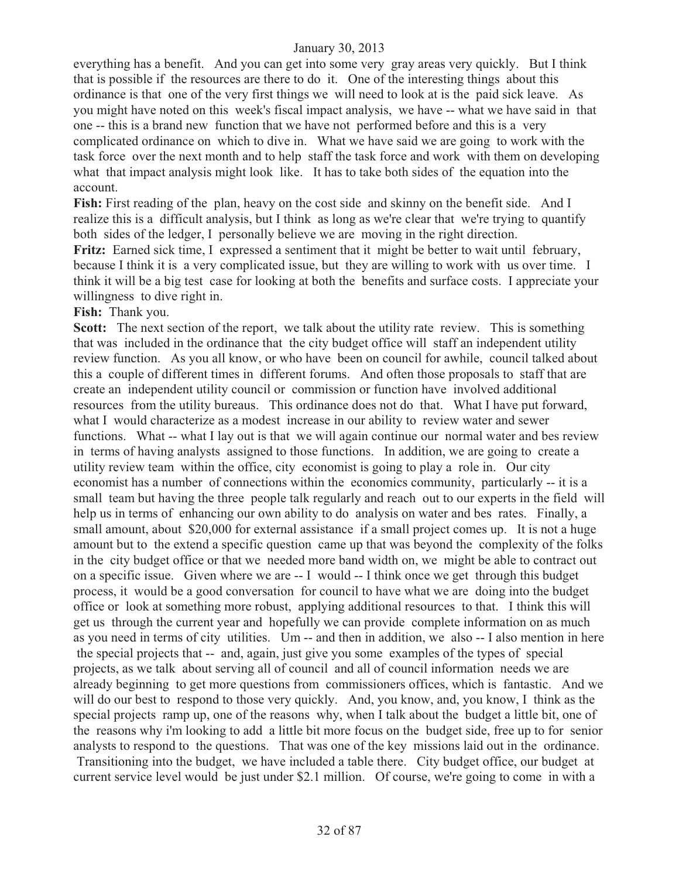everything has a benefit. And you can get into some very gray areas very quickly. But I think that is possible if the resources are there to do it. One of the interesting things about this ordinance is that one of the very first things we will need to look at is the paid sick leave. As you might have noted on this week's fiscal impact analysis, we have -- what we have said in that one -- this is a brand new function that we have not performed before and this is a very complicated ordinance on which to dive in. What we have said we are going to work with the task force over the next month and to help staff the task force and work with them on developing what that impact analysis might look like. It has to take both sides of the equation into the account.

**Fish:** First reading of the plan, heavy on the cost side and skinny on the benefit side. And I realize this is a difficult analysis, but I think as long as we're clear that we're trying to quantify both sides of the ledger, I personally believe we are moving in the right direction.

**Fritz:** Earned sick time, I expressed a sentiment that it might be better to wait until february, because I think it is a very complicated issue, but they are willing to work with us over time. I think it will be a big test case for looking at both the benefits and surface costs. I appreciate your willingness to dive right in.

**Fish:** Thank you.

**Scott:** The next section of the report, we talk about the utility rate review. This is something that was included in the ordinance that the city budget office will staff an independent utility review function. As you all know, or who have been on council for awhile, council talked about this a couple of different times in different forums. And often those proposals to staff that are create an independent utility council or commission or function have involved additional resources from the utility bureaus. This ordinance does not do that. What I have put forward, what I would characterize as a modest increase in our ability to review water and sewer functions. What -- what I lay out is that we will again continue our normal water and bes review in terms of having analysts assigned to those functions. In addition, we are going to create a utility review team within the office, city economist is going to play a role in. Our city economist has a number of connections within the economics community, particularly -- it is a small team but having the three people talk regularly and reach out to our experts in the field will help us in terms of enhancing our own ability to do analysis on water and bes rates. Finally, a small amount, about $20,000 for external assistance if a small project comes up. It is not a huge amount but to the extend a specific question came up that was beyond the complexity of the folks in the city budget office or that we needed more band width on, we might be able to contract out on a specific issue. Given where we are -- I would -- I think once we get through this budget process, it would be a good conversation for council to have what we are doing into the budget office or look at something more robust, applying additional resources to that. I think this will get us through the current year and hopefully we can provide complete information on as much as you need in terms of city utilities. Um -- and then in addition, we also -- I also mention in here the special projects that -- and, again, just give you some examples of the types of special projects, as we talk about serving all of council and all of council information needs we are already beginning to get more questions from commissioners offices, which is fantastic. And we will do our best to respond to those very quickly. And, you know, and, you know, I think as the special projects ramp up, one of the reasons why, when I talk about the budget a little bit, one of the reasons why i'm looking to add a little bit more focus on the budget side, free up to for senior analysts to respond to the questions. That was one of the key missions laid out in the ordinance. Transitioning into the budget, we have included a table there. City budget office, our budget at current service level would be just under $2.1 million. Of course, we're going to come in with a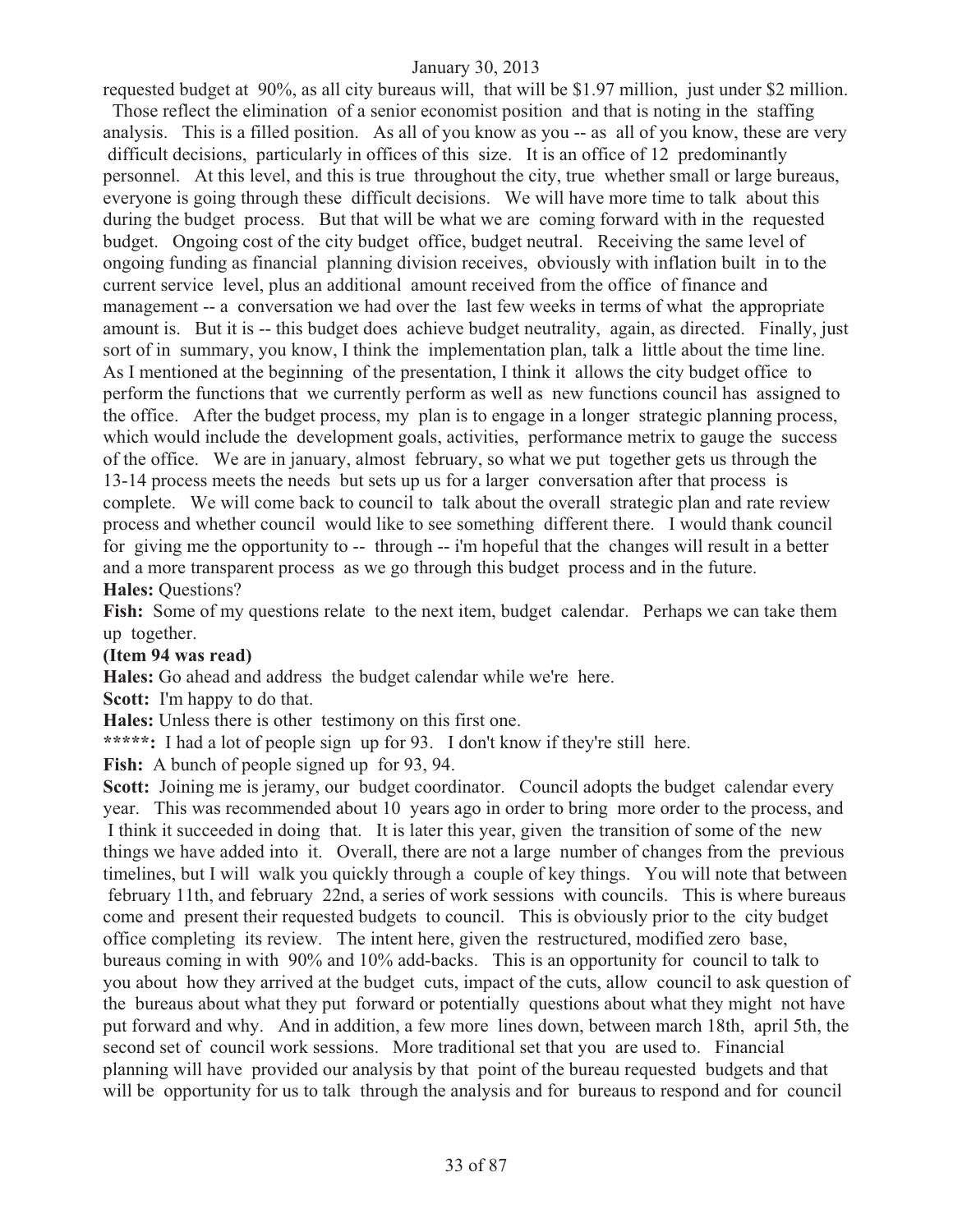requested budget at 90%, as all city bureaus will, that will be $1.97 million, just under $2 million. Those reflect the elimination of a senior economist position and that is noting in the staffing analysis. This is a filled position. As all of you know as you -- as all of you know, these are very difficult decisions, particularly in offices of this size. It is an office of 12 predominantly personnel. At this level, and this is true throughout the city, true whether small or large bureaus, everyone is going through these difficult decisions. We will have more time to talk about this during the budget process. But that will be what we are coming forward with in the requested budget. Ongoing cost of the city budget office, budget neutral. Receiving the same level of ongoing funding as financial planning division receives, obviously with inflation built in to the current service level, plus an additional amount received from the office of finance and management -- a conversation we had over the last few weeks in terms of what the appropriate amount is. But it is -- this budget does achieve budget neutrality, again, as directed. Finally, just sort of in summary, you know, I think the implementation plan, talk a little about the time line. As I mentioned at the beginning of the presentation, I think it allows the city budget office to perform the functions that we currently perform as well as new functions council has assigned to the office. After the budget process, my plan is to engage in a longer strategic planning process, which would include the development goals, activities, performance metrix to gauge the success of the office. We are in january, almost february, so what we put together gets us through the 13-14 process meets the needs but sets up us for a larger conversation after that process is complete. We will come back to council to talk about the overall strategic plan and rate review process and whether council would like to see something different there. I would thank council for giving me the opportunity to -- through -- i'm hopeful that the changes will result in a better and a more transparent process as we go through this budget process and in the future.

**Hales:** Questions?

**Fish:** Some of my questions relate to the next item, budget calendar. Perhaps we can take them up together.

**(Item 94 was read)**

**Hales:** Go ahead and address the budget calendar while we're here.

**Scott:** I'm happy to do that.

**Hales:** Unless there is other testimony on this first one.

**\*\*\*\*\*:** I had a lot of people sign up for 93. I don't know if they're still here.

**Fish:** A bunch of people signed up for 93, 94.

**Scott:** Joining me is jeramy, our budget coordinator. Council adopts the budget calendar every year. This was recommended about 10 years ago in order to bring more order to the process, and I think it succeeded in doing that. It is later this year, given the transition of some of the new things we have added into it. Overall, there are not a large number of changes from the previous timelines, but I will walk you quickly through a couple of key things. You will note that between february 11th, and february 22nd, a series of work sessions with councils. This is where bureaus come and present their requested budgets to council. This is obviously prior to the city budget office completing its review. The intent here, given the restructured, modified zero base, bureaus coming in with 90% and 10% add-backs. This is an opportunity for council to talk to you about how they arrived at the budget cuts, impact of the cuts, allow council to ask question of the bureaus about what they put forward or potentially questions about what they might not have put forward and why. And in addition, a few more lines down, between march 18th, april 5th, the second set of council work sessions. More traditional set that you are used to. Financial planning will have provided our analysis by that point of the bureau requested budgets and that will be opportunity for us to talk through the analysis and for bureaus to respond and for council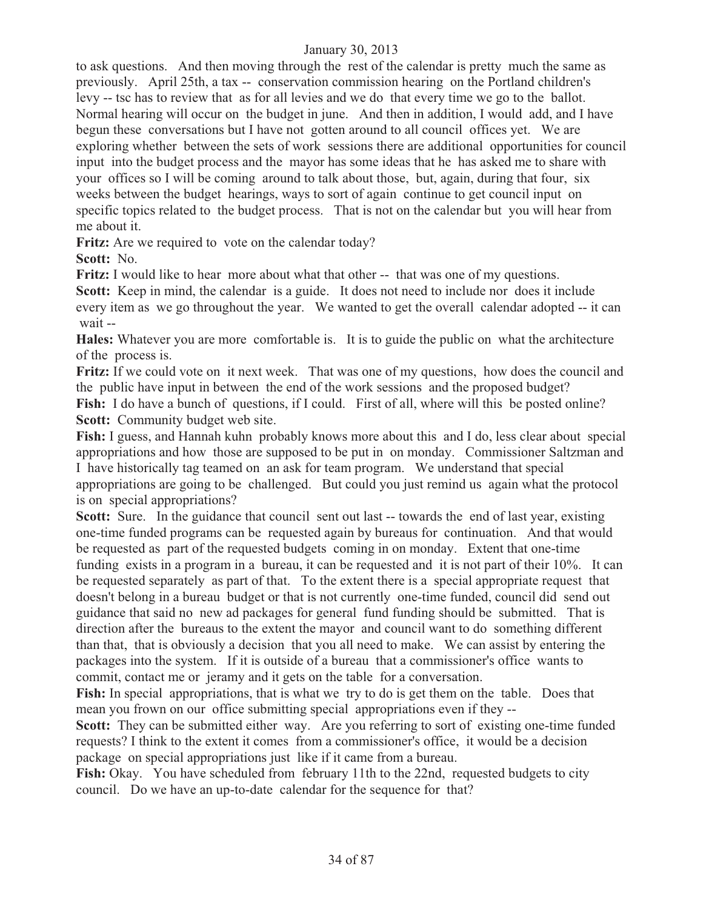to ask questions. And then moving through the rest of the calendar is pretty much the same as previously. April 25th, a tax -- conservation commission hearing on the Portland children's levy -- tsc has to review that as for all levies and we do that every time we go to the ballot. Normal hearing will occur on the budget in june. And then in addition, I would add, and I have begun these conversations but I have not gotten around to all council offices yet. We are exploring whether between the sets of work sessions there are additional opportunities for council input into the budget process and the mayor has some ideas that he has asked me to share with your offices so I will be coming around to talk about those, but, again, during that four, six weeks between the budget hearings, ways to sort of again continue to get council input on specific topics related to the budget process. That is not on the calendar but you will hear from me about it.

**Fritz:** Are we required to vote on the calendar today?

**Scott:** No.

**Fritz:** I would like to hear more about what that other -- that was one of my questions.

**Scott:** Keep in mind, the calendar is a guide. It does not need to include nor does it include every item as we go throughout the year. We wanted to get the overall calendar adopted -- it can wait --

**Hales:** Whatever you are more comfortable is. It is to guide the public on what the architecture of the process is.

**Fritz:** If we could vote on it next week. That was one of my questions, how does the council and the public have input in between the end of the work sessions and the proposed budget?

**Fish:** I do have a bunch of questions, if I could. First of all, where will this be posted online?

**Scott:** Community budget web site.

**Fish:** I guess, and Hannah kuhn probably knows more about this and I do, less clear about special appropriations and how those are supposed to be put in on monday. Commissioner Saltzman and I have historically tag teamed on an ask for team program. We understand that special appropriations are going to be challenged. But could you just remind us again what the protocol is on special appropriations?

**Scott:** Sure. In the guidance that council sent out last -- towards the end of last year, existing one-time funded programs can be requested again by bureaus for continuation. And that would be requested as part of the requested budgets coming in on monday. Extent that one-time funding exists in a program in a bureau, it can be requested and it is not part of their 10%. It can be requested separately as part of that. To the extent there is a special appropriate request that doesn't belong in a bureau budget or that is not currently one-time funded, council did send out guidance that said no new ad packages for general fund funding should be submitted. That is direction after the bureaus to the extent the mayor and council want to do something different than that, that is obviously a decision that you all need to make. We can assist by entering the packages into the system. If it is outside of a bureau that a commissioner's office wants to commit, contact me or jeramy and it gets on the table for a conversation.

**Fish:** In special appropriations, that is what we try to do is get them on the table. Does that mean you frown on our office submitting special appropriations even if they --

**Scott:** They can be submitted either way. Are you referring to sort of existing one-time funded requests? I think to the extent it comes from a commissioner's office, it would be a decision package on special appropriations just like if it came from a bureau.

**Fish:** Okay. You have scheduled from february 11th to the 22nd, requested budgets to city council. Do we have an up-to-date calendar for the sequence for that?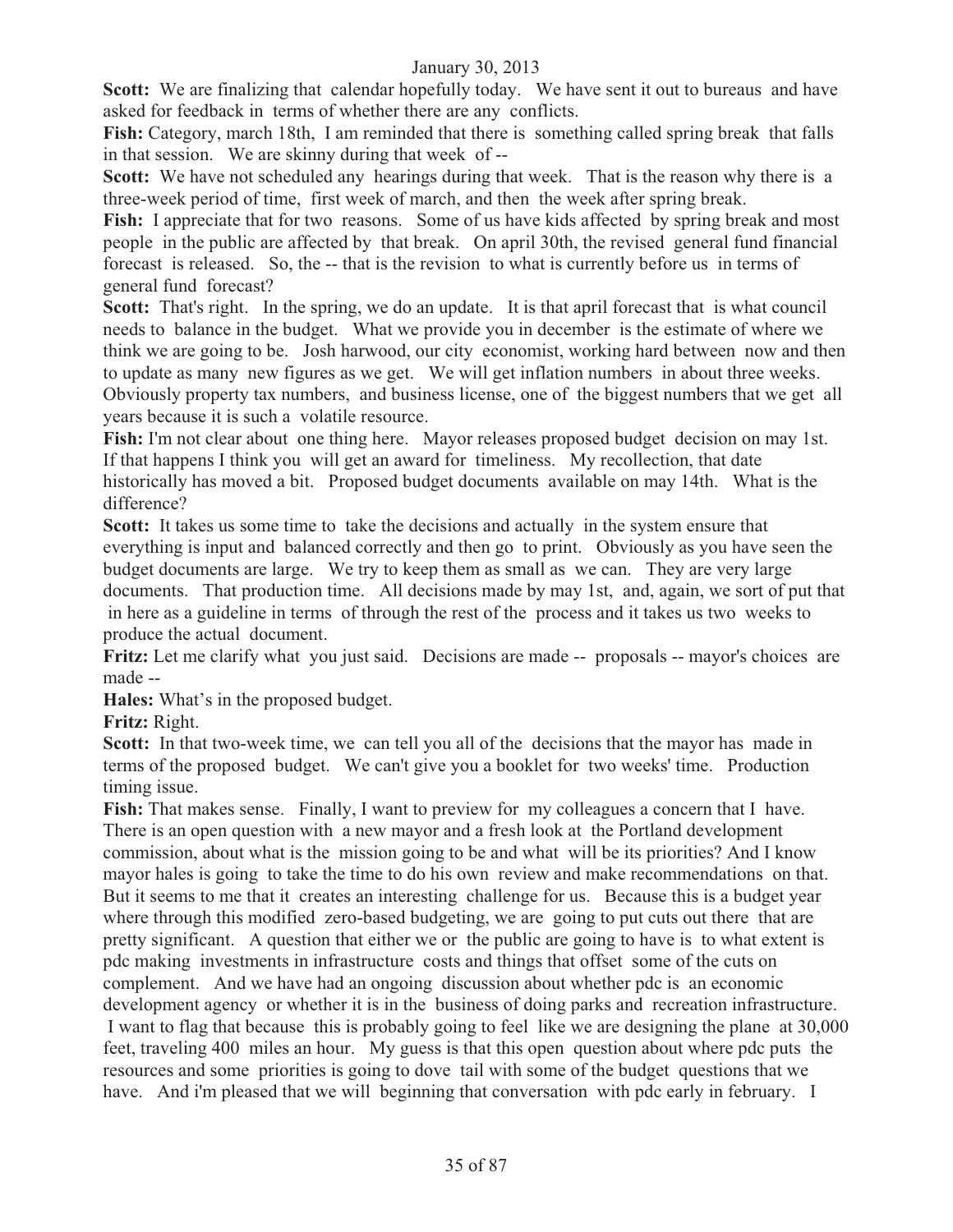**Scott:** We are finalizing that calendar hopefully today. We have sent it out to bureaus and have asked for feedback in terms of whether there are any conflicts.

**Fish:** Category, march 18th, I am reminded that there is something called spring break that falls in that session. We are skinny during that week of --

**Scott:** We have not scheduled any hearings during that week. That is the reason why there is a three-week period of time, first week of march, and then the week after spring break.

**Fish:** I appreciate that for two reasons. Some of us have kids affected by spring break and most people in the public are affected by that break. On april 30th, the revised general fund financial forecast is released. So, the -- that is the revision to what is currently before us in terms of general fund forecast?

**Scott:** That's right. In the spring, we do an update. It is that april forecast that is what council needs to balance in the budget. What we provide you in december is the estimate of where we think we are going to be. Josh harwood, our city economist, working hard between now and then to update as many new figures as we get. We will get inflation numbers in about three weeks. Obviously property tax numbers, and business license, one of the biggest numbers that we get all years because it is such a volatile resource.

**Fish:** I'm not clear about one thing here. Mayor releases proposed budget decision on may 1st. If that happens I think you will get an award for timeliness. My recollection, that date historically has moved a bit. Proposed budget documents available on may 14th. What is the difference?

**Scott:** It takes us some time to take the decisions and actually in the system ensure that everything is input and balanced correctly and then go to print. Obviously as you have seen the budget documents are large. We try to keep them as small as we can. They are very large documents. That production time. All decisions made by may 1st, and, again, we sort of put that in here as a guideline in terms of through the rest of the process and it takes us two weeks to produce the actual document.

**Fritz:** Let me clarify what you just said. Decisions are made -- proposals -- mayor's choices are made --

**Hales:** What's in the proposed budget.

**Fritz:** Right.

**Scott:** In that two-week time, we can tell you all of the decisions that the mayor has made in terms of the proposed budget. We can't give you a booklet for two weeks' time. Production timing issue.

**Fish:** That makes sense. Finally, I want to preview for my colleagues a concern that I have. There is an open question with a new mayor and a fresh look at the Portland development commission, about what is the mission going to be and what will be its priorities? And I know mayor hales is going to take the time to do his own review and make recommendations on that. But it seems to me that it creates an interesting challenge for us. Because this is a budget year where through this modified zero-based budgeting, we are going to put cuts out there that are pretty significant. A question that either we or the public are going to have is to what extent is pdc making investments in infrastructure costs and things that offset some of the cuts on complement. And we have had an ongoing discussion about whether pdc is an economic development agency or whether it is in the business of doing parks and recreation infrastructure. I want to flag that because this is probably going to feel like we are designing the plane at 30,000 feet, traveling 400 miles an hour. My guess is that this open question about where pdc puts the resources and some priorities is going to dove tail with some of the budget questions that we have. And i'm pleased that we will beginning that conversation with pdc early in february. I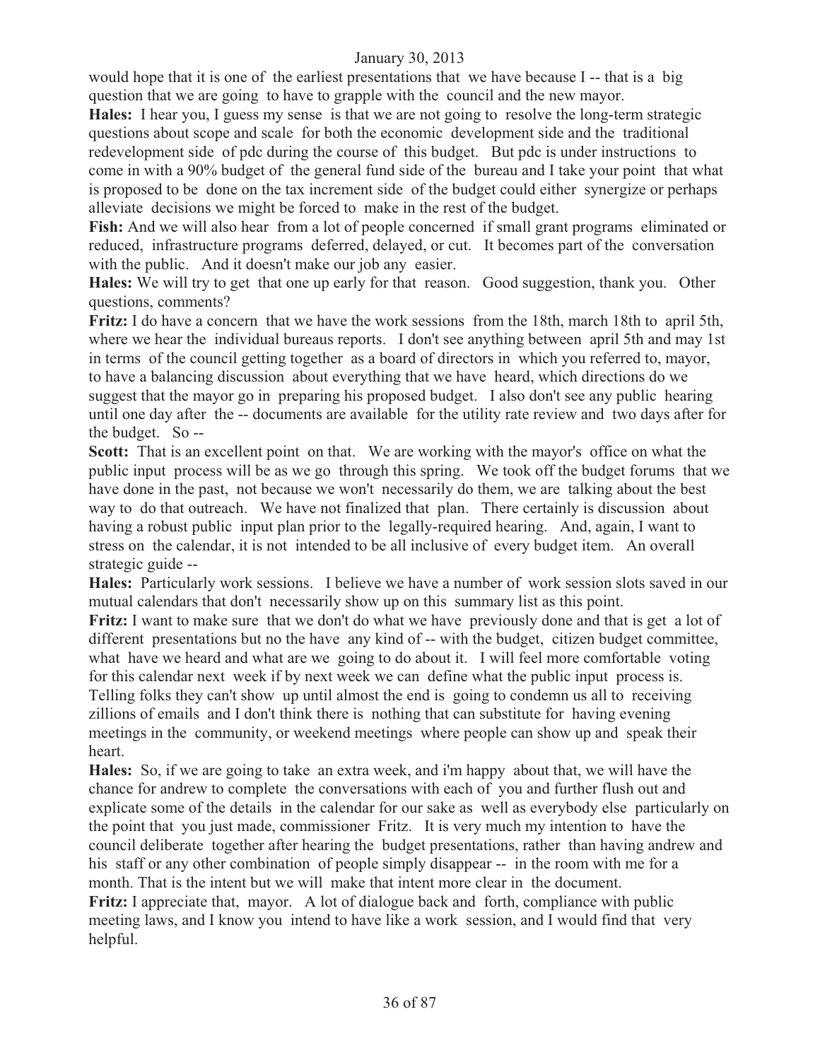would hope that it is one of the earliest presentations that we have because I -- that is a big question that we are going to have to grapple with the council and the new mayor.

**Hales:** I hear you, I guess my sense is that we are not going to resolve the long-term strategic questions about scope and scale for both the economic development side and the traditional redevelopment side of pdc during the course of this budget. But pdc is under instructions to come in with a 90% budget of the general fund side of the bureau and I take your point that what is proposed to be done on the tax increment side of the budget could either synergize or perhaps alleviate decisions we might be forced to make in the rest of the budget.

**Fish:** And we will also hear from a lot of people concerned if small grant programs eliminated or reduced, infrastructure programs deferred, delayed, or cut. It becomes part of the conversation with the public. And it doesn't make our job any easier.

**Hales:** We will try to get that one up early for that reason. Good suggestion, thank you. Other questions, comments?

**Fritz:** I do have a concern that we have the work sessions from the 18th, march 18th to april 5th, where we hear the individual bureaus reports. I don't see anything between april 5th and may 1st in terms of the council getting together as a board of directors in which you referred to, mayor, to have a balancing discussion about everything that we have heard, which directions do we suggest that the mayor go in preparing his proposed budget. I also don't see any public hearing until one day after the -- documents are available for the utility rate review and two days after for the budget. So --

**Scott:** That is an excellent point on that. We are working with the mayor's office on what the public input process will be as we go through this spring. We took off the budget forums that we have done in the past, not because we won't necessarily do them, we are talking about the best way to do that outreach. We have not finalized that plan. There certainly is discussion about having a robust public input plan prior to the legally-required hearing. And, again, I want to stress on the calendar, it is not intended to be all inclusive of every budget item. An overall strategic guide --

**Hales:** Particularly work sessions. I believe we have a number of work session slots saved in our mutual calendars that don't necessarily show up on this summary list as this point.

**Fritz:** I want to make sure that we don't do what we have previously done and that is get a lot of different presentations but no the have any kind of -- with the budget, citizen budget committee, what have we heard and what are we going to do about it. I will feel more comfortable voting for this calendar next week if by next week we can define what the public input process is. Telling folks they can't show up until almost the end is going to condemn us all to receiving zillions of emails and I don't think there is nothing that can substitute for having evening meetings in the community, or weekend meetings where people can show up and speak their heart.

**Hales:** So, if we are going to take an extra week, and i'm happy about that, we will have the chance for andrew to complete the conversations with each of you and further flush out and explicate some of the details in the calendar for our sake as well as everybody else particularly on the point that you just made, commissioner Fritz. It is very much my intention to have the council deliberate together after hearing the budget presentations, rather than having andrew and his staff or any other combination of people simply disappear -- in the room with me for a month. That is the intent but we will make that intent more clear in the document.

**Fritz:** I appreciate that, mayor. A lot of dialogue back and forth, compliance with public meeting laws, and I know you intend to have like a work session, and I would find that very helpful.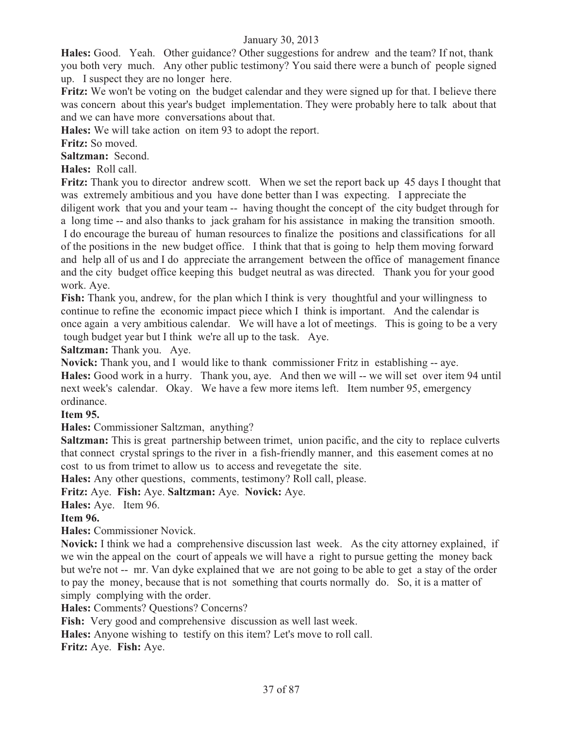**Hales:** Good. Yeah. Other guidance? Other suggestions for andrew and the team? If not, thank you both very much. Any other public testimony? You said there were a bunch of people signed up. I suspect they are no longer here.

**Fritz:** We won't be voting on the budget calendar and they were signed up for that. I believe there was concern about this year's budget implementation. They were probably here to talk about that and we can have more conversations about that.

**Hales:** We will take action on item 93 to adopt the report.

**Fritz:** So moved.

**Saltzman:** Second.

**Hales:** Roll call.

**Fritz:** Thank you to director andrew scott. When we set the report back up 45 days I thought that was extremely ambitious and you have done better than I was expecting. I appreciate the diligent work that you and your team -- having thought the concept of the city budget through for a long time -- and also thanks to jack graham for his assistance in making the transition smooth. I do encourage the bureau of human resources to finalize the positions and classifications for all of the positions in the new budget office. I think that that is going to help them moving forward and help all of us and I do appreciate the arrangement between the office of management finance and the city budget office keeping this budget neutral as was directed. Thank you for your good work. Aye.

**Fish:** Thank you, andrew, for the plan which I think is very thoughtful and your willingness to continue to refine the economic impact piece which I think is important. And the calendar is once again a very ambitious calendar. We will have a lot of meetings. This is going to be a very tough budget year but I think we're all up to the task. Aye.

**Saltzman:** Thank you. Aye.

**Novick:** Thank you, and I would like to thank commissioner Fritz in establishing -- aye.

**Hales:** Good work in a hurry. Thank you, aye. And then we will -- we will set over item 94 until next week's calendar. Okay. We have a few more items left. Item number 95, emergency ordinance.

**Item 95.**

**Hales:** Commissioner Saltzman, anything?

**Saltzman:** This is great partnership between trimet, union pacific, and the city to replace culverts that connect crystal springs to the river in a fish-friendly manner, and this easement comes at no cost to us from trimet to allow us to access and revegetate the site.

**Hales:** Any other questions, comments, testimony? Roll call, please.

**Fritz:** Aye. **Fish:** Aye. **Saltzman:** Aye. **Novick:** Aye.

**Hales:** Aye. Item 96.

**Item 96.**

**Hales:** Commissioner Novick.

**Novick:** I think we had a comprehensive discussion last week. As the city attorney explained, if we win the appeal on the court of appeals we will have a right to pursue getting the money back but we're not -- mr. Van dyke explained that we are not going to be able to get a stay of the order to pay the money, because that is not something that courts normally do. So, it is a matter of simply complying with the order.

**Hales:** Comments? Questions? Concerns?

**Fish:** Very good and comprehensive discussion as well last week.

**Hales:** Anyone wishing to testify on this item? Let's move to roll call.

**Fritz:** Aye. **Fish:** Aye.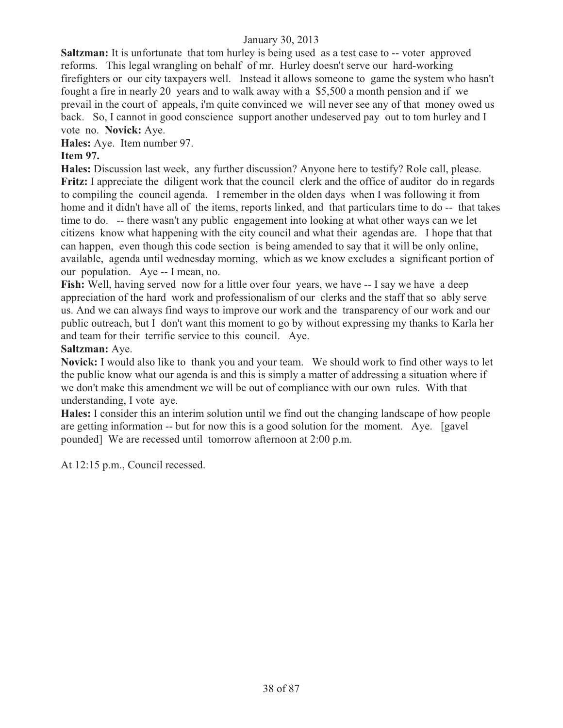**Saltzman:** It is unfortunate that tom hurley is being used as a test case to -- voter approved reforms. This legal wrangling on behalf of mr. Hurley doesn't serve our hard-working firefighters or our city taxpayers well. Instead it allows someone to game the system who hasn't fought a fire in nearly 20 years and to walk away with a $5,500 a month pension and if we prevail in the court of appeals, i'm quite convinced we will never see any of that money owed us back. So, I cannot in good conscience support another undeserved pay out to tom hurley and I vote no. **Novick:** Aye.

**Hales:** Aye. Item number 97.

**Item 97.**

**Hales:** Discussion last week, any further discussion? Anyone here to testify? Role call, please.

**Fritz:** I appreciate the diligent work that the council clerk and the office of auditor do in regards to compiling the council agenda. I remember in the olden days when I was following it from home and it didn't have all of the items, reports linked, and that particulars time to do -- that takes time to do. -- there wasn't any public engagement into looking at what other ways can we let citizens know what happening with the city council and what their agendas are. I hope that that can happen, even though this code section is being amended to say that it will be only online, available, agenda until wednesday morning, which as we know excludes a significant portion of our population. Aye -- I mean, no.

**Fish:** Well, having served now for a little over four years, we have -- I say we have a deep appreciation of the hard work and professionalism of our clerks and the staff that so ably serve us. And we can always find ways to improve our work and the transparency of our work and our public outreach, but I don't want this moment to go by without expressing my thanks to Karla her and team for their terrific service to this council. Aye.

**Saltzman:** Aye.

**Novick:** I would also like to thank you and your team. We should work to find other ways to let the public know what our agenda is and this is simply a matter of addressing a situation where if we don't make this amendment we will be out of compliance with our own rules. With that understanding, I vote aye.

**Hales:** I consider this an interim solution until we find out the changing landscape of how people are getting information -- but for now this is a good solution for the moment. Aye. [gavel pounded] We are recessed until tomorrow afternoon at 2:00 p.m.

At 12:15 p.m., Council recessed.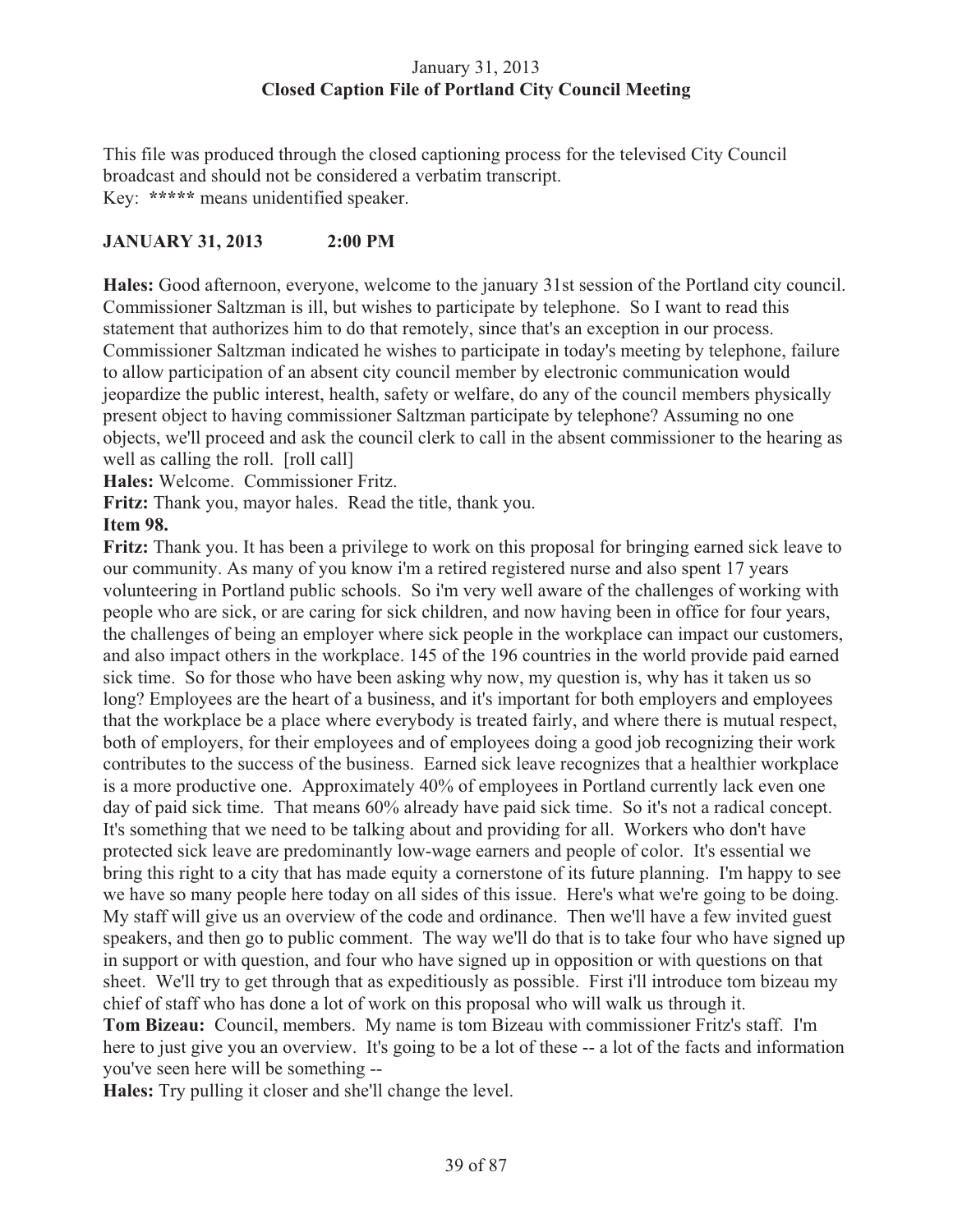January 31, 2013
**Closed Caption File of Portland City Council Meeting**

This file was produced through the closed captioning process for the televised City Council broadcast and should not be considered a verbatim transcript.
Key: ***** means unidentified speaker.

**JANUARY 31, 2013 2:00 PM**

**Hales:** Good afternoon, everyone, welcome to the january 31st session of the Portland city council. Commissioner Saltzman is ill, but wishes to participate by telephone. So I want to read this statement that authorizes him to do that remotely, since that's an exception in our process. Commissioner Saltzman indicated he wishes to participate in today's meeting by telephone, failure to allow participation of an absent city council member by electronic communication would jeopardize the public interest, health, safety or welfare, do any of the council members physically present object to having commissioner Saltzman participate by telephone? Assuming no one objects, we'll proceed and ask the council clerk to call in the absent commissioner to the hearing as well as calling the roll. [roll call]
**Hales:** Welcome. Commissioner Fritz.
**Fritz:** Thank you, mayor hales. Read the title, thank you.
**Item 98.**
**Fritz:** Thank you. It has been a privilege to work on this proposal for bringing earned sick leave to our community. As many of you know i'm a retired registered nurse and also spent 17 years volunteering in Portland public schools. So i'm very well aware of the challenges of working with people who are sick, or are caring for sick children, and now having been in office for four years, the challenges of being an employer where sick people in the workplace can impact our customers, and also impact others in the workplace. 145 of the 196 countries in the world provide paid earned sick time. So for those who have been asking why now, my question is, why has it taken us so long? Employees are the heart of a business, and it's important for both employers and employees that the workplace be a place where everybody is treated fairly, and where there is mutual respect, both of employers, for their employees and of employees doing a good job recognizing their work contributes to the success of the business. Earned sick leave recognizes that a healthier workplace is a more productive one. Approximately 40% of employees in Portland currently lack even one day of paid sick time. That means 60% already have paid sick time. So it's not a radical concept. It's something that we need to be talking about and providing for all. Workers who don't have protected sick leave are predominantly low-wage earners and people of color. It's essential we bring this right to a city that has made equity a cornerstone of its future planning. I'm happy to see we have so many people here today on all sides of this issue. Here's what we're going to be doing. My staff will give us an overview of the code and ordinance. Then we'll have a few invited guest speakers, and then go to public comment. The way we'll do that is to take four who have signed up in support or with question, and four who have signed up in opposition or with questions on that sheet. We'll try to get through that as expeditiously as possible. First i'll introduce tom bizeau my chief of staff who has done a lot of work on this proposal who will walk us through it.
**Tom Bizeau:** Council, members. My name is tom Bizeau with commissioner Fritz's staff. I'm here to just give you an overview. It's going to be a lot of these -- a lot of the facts and information you've seen here will be something --
**Hales:** Try pulling it closer and she'll change the level.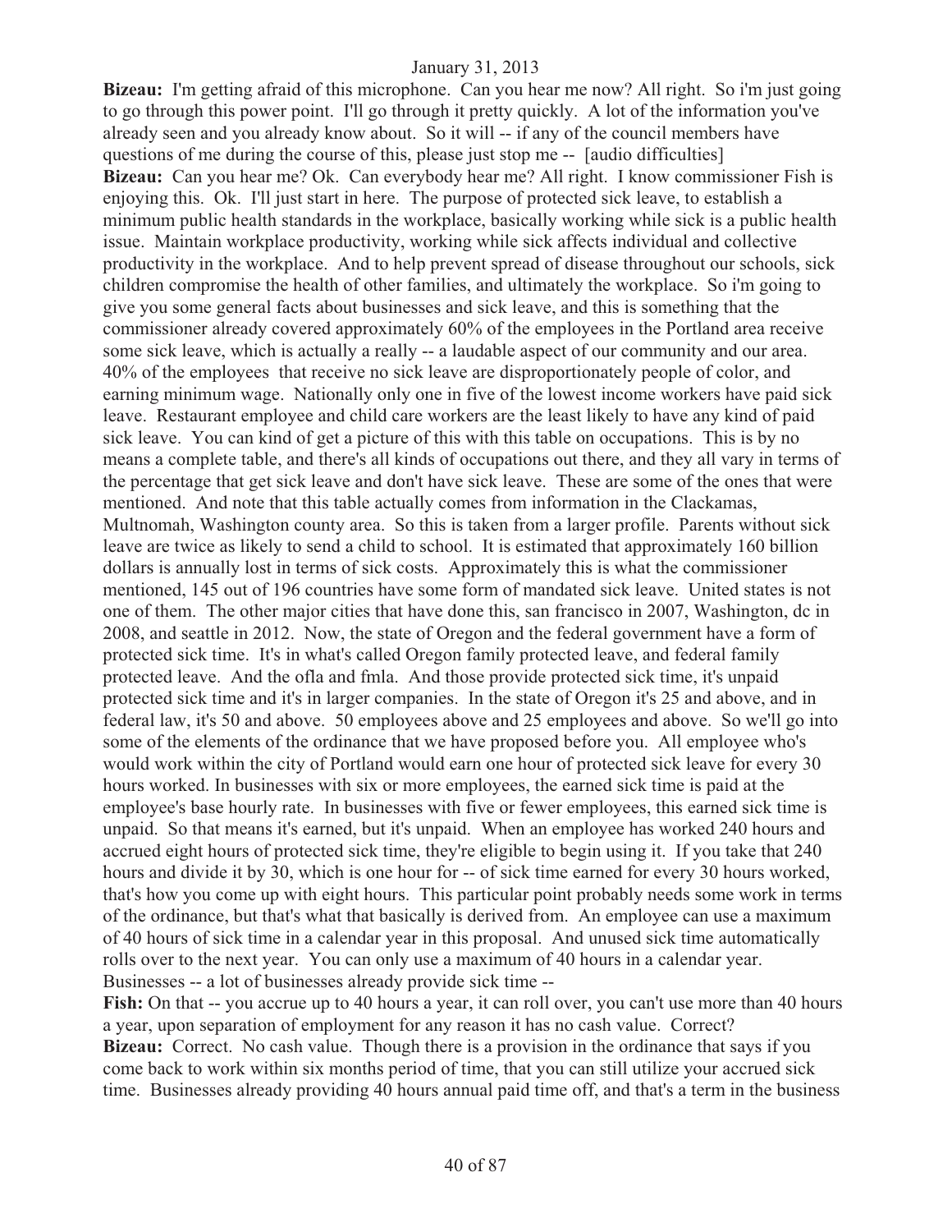**Bizeau:** I'm getting afraid of this microphone. Can you hear me now? All right. So i'm just going to go through this power point. I'll go through it pretty quickly. A lot of the information you've already seen and you already know about. So it will -- if any of the council members have questions of me during the course of this, please just stop me -- [audio difficulties]

**Bizeau:** Can you hear me? Ok. Can everybody hear me? All right. I know commissioner Fish is enjoying this. Ok. I'll just start in here. The purpose of protected sick leave, to establish a minimum public health standards in the workplace, basically working while sick is a public health issue. Maintain workplace productivity, working while sick affects individual and collective productivity in the workplace. And to help prevent spread of disease throughout our schools, sick children compromise the health of other families, and ultimately the workplace. So i'm going to give you some general facts about businesses and sick leave, and this is something that the commissioner already covered approximately 60% of the employees in the Portland area receive some sick leave, which is actually a really -- a laudable aspect of our community and our area. 40% of the employees that receive no sick leave are disproportionately people of color, and earning minimum wage. Nationally only one in five of the lowest income workers have paid sick leave. Restaurant employee and child care workers are the least likely to have any kind of paid sick leave. You can kind of get a picture of this with this table on occupations. This is by no means a complete table, and there's all kinds of occupations out there, and they all vary in terms of the percentage that get sick leave and don't have sick leave. These are some of the ones that were mentioned. And note that this table actually comes from information in the Clackamas, Multnomah, Washington county area. So this is taken from a larger profile. Parents without sick leave are twice as likely to send a child to school. It is estimated that approximately 160 billion dollars is annually lost in terms of sick costs. Approximately this is what the commissioner mentioned, 145 out of 196 countries have some form of mandated sick leave. United states is not one of them. The other major cities that have done this, san francisco in 2007, Washington, dc in 2008, and seattle in 2012. Now, the state of Oregon and the federal government have a form of protected sick time. It's in what's called Oregon family protected leave, and federal family protected leave. And the ofla and fmla. And those provide protected sick time, it's unpaid protected sick time and it's in larger companies. In the state of Oregon it's 25 and above, and in federal law, it's 50 and above. 50 employees above and 25 employees and above. So we'll go into some of the elements of the ordinance that we have proposed before you. All employee who's would work within the city of Portland would earn one hour of protected sick leave for every 30 hours worked. In businesses with six or more employees, the earned sick time is paid at the employee's base hourly rate. In businesses with five or fewer employees, this earned sick time is unpaid. So that means it's earned, but it's unpaid. When an employee has worked 240 hours and accrued eight hours of protected sick time, they're eligible to begin using it. If you take that 240 hours and divide it by 30, which is one hour for -- of sick time earned for every 30 hours worked, that's how you come up with eight hours. This particular point probably needs some work in terms of the ordinance, but that's what that basically is derived from. An employee can use a maximum of 40 hours of sick time in a calendar year in this proposal. And unused sick time automatically rolls over to the next year. You can only use a maximum of 40 hours in a calendar year. Businesses -- a lot of businesses already provide sick time --

**Fish:** On that -- you accrue up to 40 hours a year, it can roll over, you can't use more than 40 hours a year, upon separation of employment for any reason it has no cash value. Correct?

**Bizeau:** Correct. No cash value. Though there is a provision in the ordinance that says if you come back to work within six months period of time, that you can still utilize your accrued sick time. Businesses already providing 40 hours annual paid time off, and that's a term in the business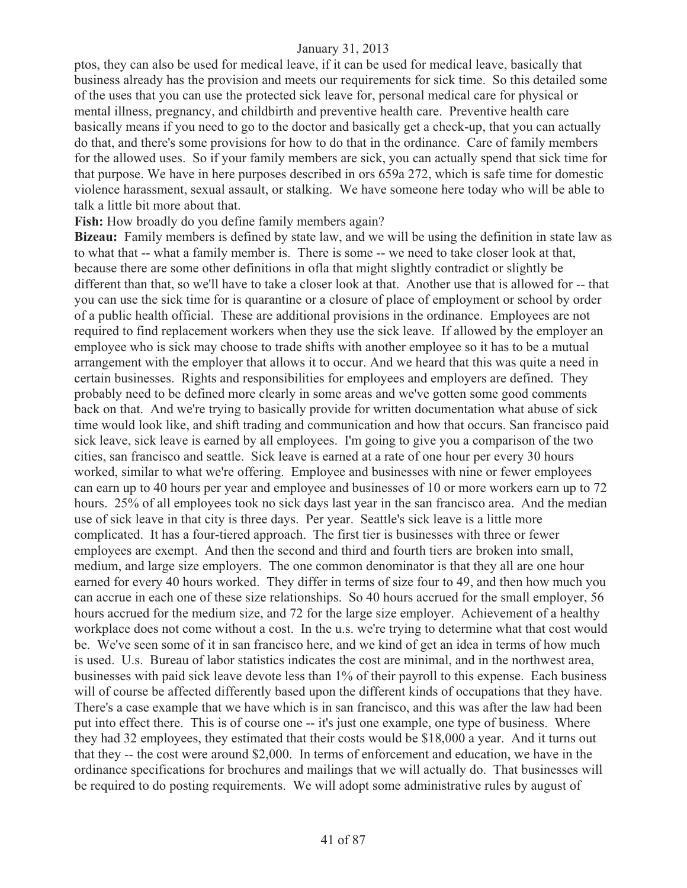ptos, they can also be used for medical leave, if it can be used for medical leave, basically that business already has the provision and meets our requirements for sick time. So this detailed some of the uses that you can use the protected sick leave for, personal medical care for physical or mental illness, pregnancy, and childbirth and preventive health care. Preventive health care basically means if you need to go to the doctor and basically get a check-up, that you can actually do that, and there's some provisions for how to do that in the ordinance. Care of family members for the allowed uses. So if your family members are sick, you can actually spend that sick time for that purpose. We have in here purposes described in ors 659a 272, which is safe time for domestic violence harassment, sexual assault, or stalking. We have someone here today who will be able to talk a little bit more about that.

**Fish:** How broadly do you define family members again?

**Bizeau:** Family members is defined by state law, and we will be using the definition in state law as to what that -- what a family member is. There is some -- we need to take closer look at that, because there are some other definitions in ofla that might slightly contradict or slightly be different than that, so we'll have to take a closer look at that. Another use that is allowed for -- that you can use the sick time for is quarantine or a closure of place of employment or school by order of a public health official. These are additional provisions in the ordinance. Employees are not required to find replacement workers when they use the sick leave. If allowed by the employer an employee who is sick may choose to trade shifts with another employee so it has to be a mutual arrangement with the employer that allows it to occur. And we heard that this was quite a need in certain businesses. Rights and responsibilities for employees and employers are defined. They probably need to be defined more clearly in some areas and we've gotten some good comments back on that. And we're trying to basically provide for written documentation what abuse of sick time would look like, and shift trading and communication and how that occurs. San francisco paid sick leave, sick leave is earned by all employees. I'm going to give you a comparison of the two cities, san francisco and seattle. Sick leave is earned at a rate of one hour per every 30 hours worked, similar to what we're offering. Employee and businesses with nine or fewer employees can earn up to 40 hours per year and employee and businesses of 10 or more workers earn up to 72 hours. 25% of all employees took no sick days last year in the san francisco area. And the median use of sick leave in that city is three days. Per year. Seattle's sick leave is a little more complicated. It has a four-tiered approach. The first tier is businesses with three or fewer employees are exempt. And then the second and third and fourth tiers are broken into small, medium, and large size employers. The one common denominator is that they all are one hour earned for every 40 hours worked. They differ in terms of size four to 49, and then how much you can accrue in each one of these size relationships. So 40 hours accrued for the small employer, 56 hours accrued for the medium size, and 72 for the large size employer. Achievement of a healthy workplace does not come without a cost. In the u.s. we're trying to determine what that cost would be. We've seen some of it in san francisco here, and we kind of get an idea in terms of how much is used. U.s. Bureau of labor statistics indicates the cost are minimal, and in the northwest area, businesses with paid sick leave devote less than 1% of their payroll to this expense. Each business will of course be affected differently based upon the different kinds of occupations that they have. There's a case example that we have which is in san francisco, and this was after the law had been put into effect there. This is of course one -- it's just one example, one type of business. Where they had 32 employees, they estimated that their costs would be $18,000 a year. And it turns out that they -- the cost were around $2,000. In terms of enforcement and education, we have in the ordinance specifications for brochures and mailings that we will actually do. That businesses will be required to do posting requirements. We will adopt some administrative rules by august of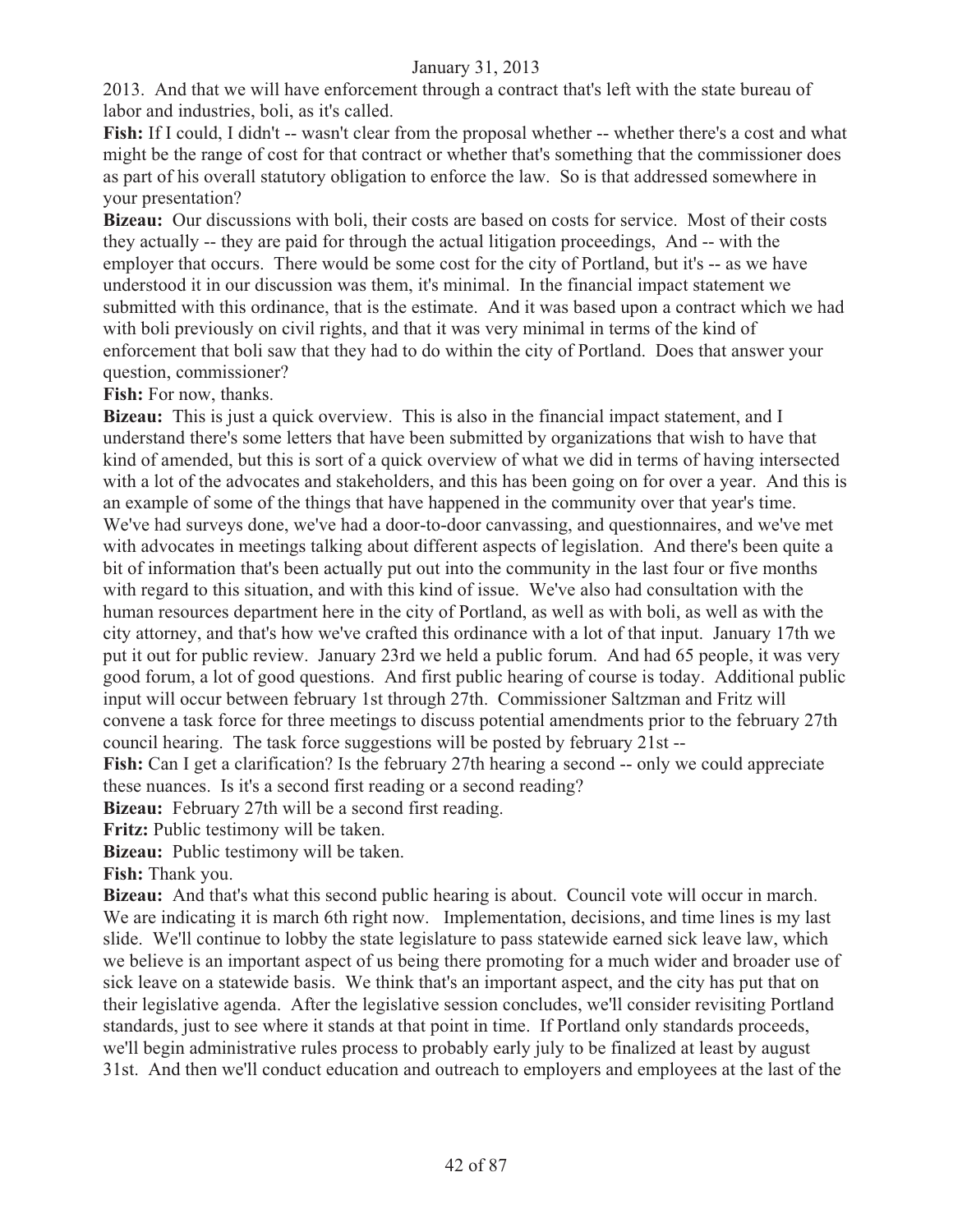2013. And that we will have enforcement through a contract that's left with the state bureau of labor and industries, boli, as it's called.

**Fish:** If I could, I didn't -- wasn't clear from the proposal whether -- whether there's a cost and what might be the range of cost for that contract or whether that's something that the commissioner does as part of his overall statutory obligation to enforce the law. So is that addressed somewhere in your presentation?

**Bizeau:** Our discussions with boli, their costs are based on costs for service. Most of their costs they actually -- they are paid for through the actual litigation proceedings, And -- with the employer that occurs. There would be some cost for the city of Portland, but it's -- as we have understood it in our discussion was them, it's minimal. In the financial impact statement we submitted with this ordinance, that is the estimate. And it was based upon a contract which we had with boli previously on civil rights, and that it was very minimal in terms of the kind of enforcement that boli saw that they had to do within the city of Portland. Does that answer your question, commissioner?

**Fish:** For now, thanks.

**Bizeau:** This is just a quick overview. This is also in the financial impact statement, and I understand there's some letters that have been submitted by organizations that wish to have that kind of amended, but this is sort of a quick overview of what we did in terms of having intersected with a lot of the advocates and stakeholders, and this has been going on for over a year. And this is an example of some of the things that have happened in the community over that year's time. We've had surveys done, we've had a door-to-door canvassing, and questionnaires, and we've met with advocates in meetings talking about different aspects of legislation. And there's been quite a bit of information that's been actually put out into the community in the last four or five months with regard to this situation, and with this kind of issue. We've also had consultation with the human resources department here in the city of Portland, as well as with boli, as well as with the city attorney, and that's how we've crafted this ordinance with a lot of that input. January 17th we put it out for public review. January 23rd we held a public forum. And had 65 people, it was very good forum, a lot of good questions. And first public hearing of course is today. Additional public input will occur between february 1st through 27th. Commissioner Saltzman and Fritz will convene a task force for three meetings to discuss potential amendments prior to the february 27th council hearing. The task force suggestions will be posted by february 21st --

**Fish:** Can I get a clarification? Is the february 27th hearing a second -- only we could appreciate these nuances. Is it's a second first reading or a second reading?

**Bizeau:** February 27th will be a second first reading.

**Fritz:** Public testimony will be taken.

**Bizeau:** Public testimony will be taken.

**Fish:** Thank you.

**Bizeau:** And that's what this second public hearing is about. Council vote will occur in march. We are indicating it is march 6th right now. Implementation, decisions, and time lines is my last slide. We'll continue to lobby the state legislature to pass statewide earned sick leave law, which we believe is an important aspect of us being there promoting for a much wider and broader use of sick leave on a statewide basis. We think that's an important aspect, and the city has put that on their legislative agenda. After the legislative session concludes, we'll consider revisiting Portland standards, just to see where it stands at that point in time. If Portland only standards proceeds, we'll begin administrative rules process to probably early july to be finalized at least by august 31st. And then we'll conduct education and outreach to employers and employees at the last of the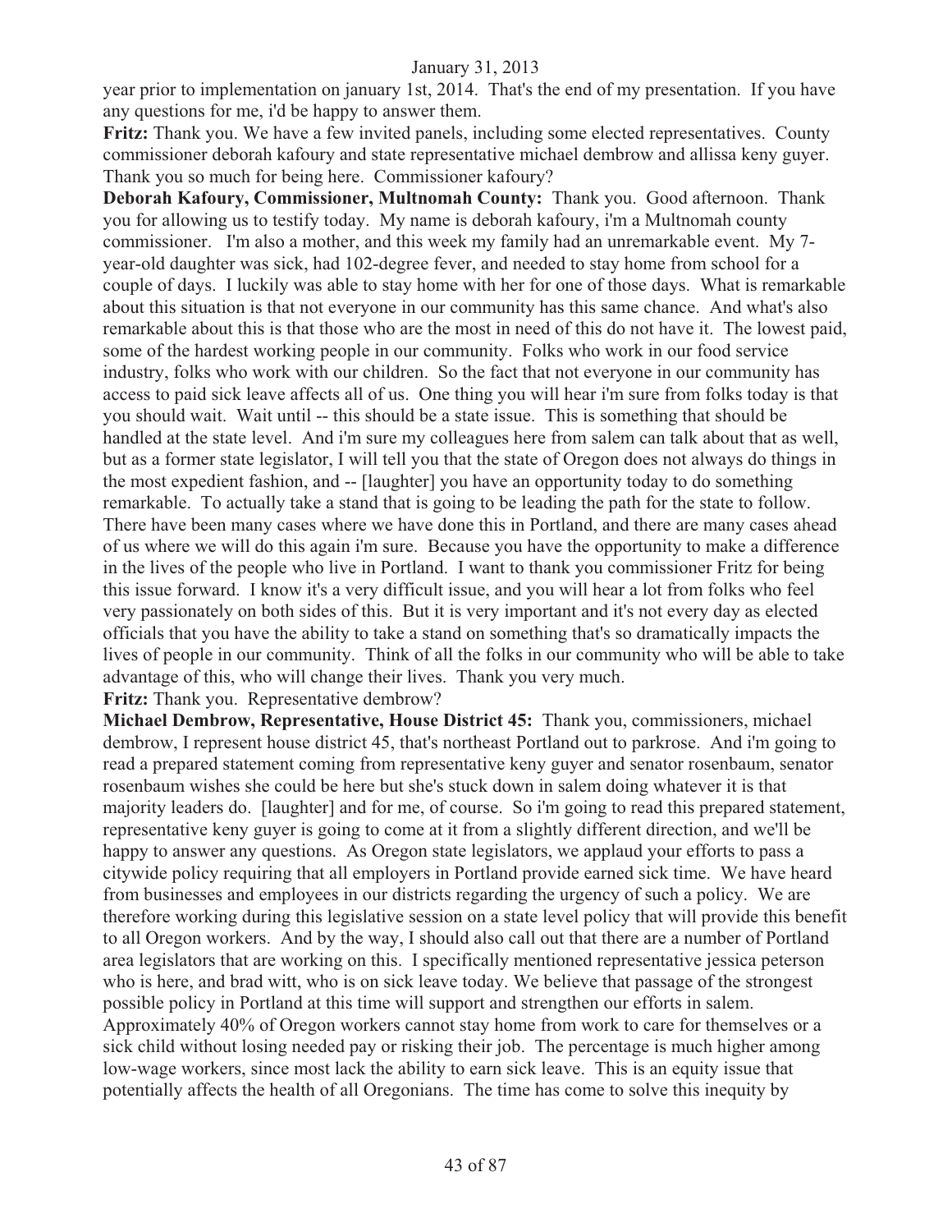year prior to implementation on january 1st, 2014. That's the end of my presentation. If you have any questions for me, i'd be happy to answer them.

**Fritz:** Thank you. We have a few invited panels, including some elected representatives. County commissioner deborah kafoury and state representative michael dembrow and allissa keny guyer. Thank you so much for being here. Commissioner kafoury?

**Deborah Kafoury, Commissioner, Multnomah County:** Thank you. Good afternoon. Thank you for allowing us to testify today. My name is deborah kafoury, i'm a Multnomah county commissioner. I'm also a mother, and this week my family had an unremarkable event. My 7-year-old daughter was sick, had 102-degree fever, and needed to stay home from school for a couple of days. I luckily was able to stay home with her for one of those days. What is remarkable about this situation is that not everyone in our community has this same chance. And what's also remarkable about this is that those who are the most in need of this do not have it. The lowest paid, some of the hardest working people in our community. Folks who work in our food service industry, folks who work with our children. So the fact that not everyone in our community has access to paid sick leave affects all of us. One thing you will hear i'm sure from folks today is that you should wait. Wait until -- this should be a state issue. This is something that should be handled at the state level. And i'm sure my colleagues here from salem can talk about that as well, but as a former state legislator, I will tell you that the state of Oregon does not always do things in the most expedient fashion, and -- [laughter] you have an opportunity today to do something remarkable. To actually take a stand that is going to be leading the path for the state to follow. There have been many cases where we have done this in Portland, and there are many cases ahead of us where we will do this again i'm sure. Because you have the opportunity to make a difference in the lives of the people who live in Portland. I want to thank you commissioner Fritz for being this issue forward. I know it's a very difficult issue, and you will hear a lot from folks who feel very passionately on both sides of this. But it is very important and it's not every day as elected officials that you have the ability to take a stand on something that's so dramatically impacts the lives of people in our community. Think of all the folks in our community who will be able to take advantage of this, who will change their lives. Thank you very much.

**Fritz:** Thank you. Representative dembrow?

**Michael Dembrow, Representative, House District 45:** Thank you, commissioners, michael dembrow, I represent house district 45, that's northeast Portland out to parkrose. And i'm going to read a prepared statement coming from representative keny guyer and senator rosenbaum, senator rosenbaum wishes she could be here but she's stuck down in salem doing whatever it is that majority leaders do. [laughter] and for me, of course. So i'm going to read this prepared statement, representative keny guyer is going to come at it from a slightly different direction, and we'll be happy to answer any questions. As Oregon state legislators, we applaud your efforts to pass a citywide policy requiring that all employers in Portland provide earned sick time. We have heard from businesses and employees in our districts regarding the urgency of such a policy. We are therefore working during this legislative session on a state level policy that will provide this benefit to all Oregon workers. And by the way, I should also call out that there are a number of Portland area legislators that are working on this. I specifically mentioned representative jessica peterson who is here, and brad witt, who is on sick leave today. We believe that passage of the strongest possible policy in Portland at this time will support and strengthen our efforts in salem. Approximately 40% of Oregon workers cannot stay home from work to care for themselves or a sick child without losing needed pay or risking their job. The percentage is much higher among low-wage workers, since most lack the ability to earn sick leave. This is an equity issue that potentially affects the health of all Oregonians. The time has come to solve this inequity by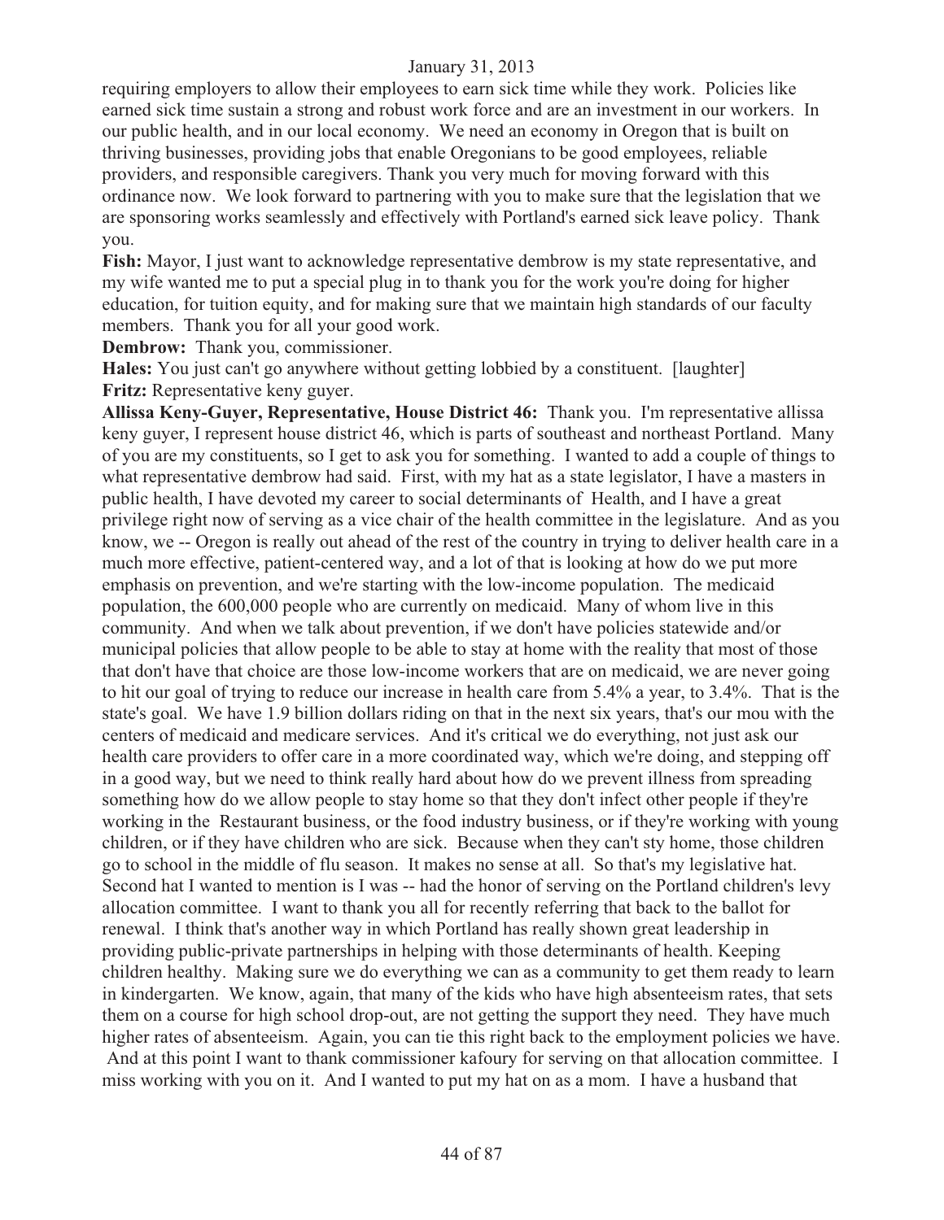requiring employers to allow their employees to earn sick time while they work. Policies like earned sick time sustain a strong and robust work force and are an investment in our workers. In our public health, and in our local economy. We need an economy in Oregon that is built on thriving businesses, providing jobs that enable Oregonians to be good employees, reliable providers, and responsible caregivers. Thank you very much for moving forward with this ordinance now. We look forward to partnering with you to make sure that the legislation that we are sponsoring works seamlessly and effectively with Portland's earned sick leave policy. Thank you.

**Fish:** Mayor, I just want to acknowledge representative dembrow is my state representative, and my wife wanted me to put a special plug in to thank you for the work you're doing for higher education, for tuition equity, and for making sure that we maintain high standards of our faculty members. Thank you for all your good work.

**Dembrow:** Thank you, commissioner.

**Hales:** You just can't go anywhere without getting lobbied by a constituent. [laughter]

**Fritz:** Representative keny guyer.

**Allissa Keny-Guyer, Representative, House District 46:** Thank you. I'm representative allissa keny guyer, I represent house district 46, which is parts of southeast and northeast Portland. Many of you are my constituents, so I get to ask you for something. I wanted to add a couple of things to what representative dembrow had said. First, with my hat as a state legislator, I have a masters in public health, I have devoted my career to social determinants of Health, and I have a great privilege right now of serving as a vice chair of the health committee in the legislature. And as you know, we -- Oregon is really out ahead of the rest of the country in trying to deliver health care in a much more effective, patient-centered way, and a lot of that is looking at how do we put more emphasis on prevention, and we're starting with the low-income population. The medicaid population, the 600,000 people who are currently on medicaid. Many of whom live in this community. And when we talk about prevention, if we don't have policies statewide and/or municipal policies that allow people to be able to stay at home with the reality that most of those that don't have that choice are those low-income workers that are on medicaid, we are never going to hit our goal of trying to reduce our increase in health care from 5.4% a year, to 3.4%. That is the state's goal. We have 1.9 billion dollars riding on that in the next six years, that's our mou with the centers of medicaid and medicare services. And it's critical we do everything, not just ask our health care providers to offer care in a more coordinated way, which we're doing, and stepping off in a good way, but we need to think really hard about how do we prevent illness from spreading something how do we allow people to stay home so that they don't infect other people if they're working in the Restaurant business, or the food industry business, or if they're working with young children, or if they have children who are sick. Because when they can't sty home, those children go to school in the middle of flu season. It makes no sense at all. So that's my legislative hat. Second hat I wanted to mention is I was -- had the honor of serving on the Portland children's levy allocation committee. I want to thank you all for recently referring that back to the ballot for renewal. I think that's another way in which Portland has really shown great leadership in providing public-private partnerships in helping with those determinants of health. Keeping children healthy. Making sure we do everything we can as a community to get them ready to learn in kindergarten. We know, again, that many of the kids who have high absenteeism rates, that sets them on a course for high school drop-out, are not getting the support they need. They have much higher rates of absenteeism. Again, you can tie this right back to the employment policies we have. And at this point I want to thank commissioner kafoury for serving on that allocation committee. I miss working with you on it. And I wanted to put my hat on as a mom. I have a husband that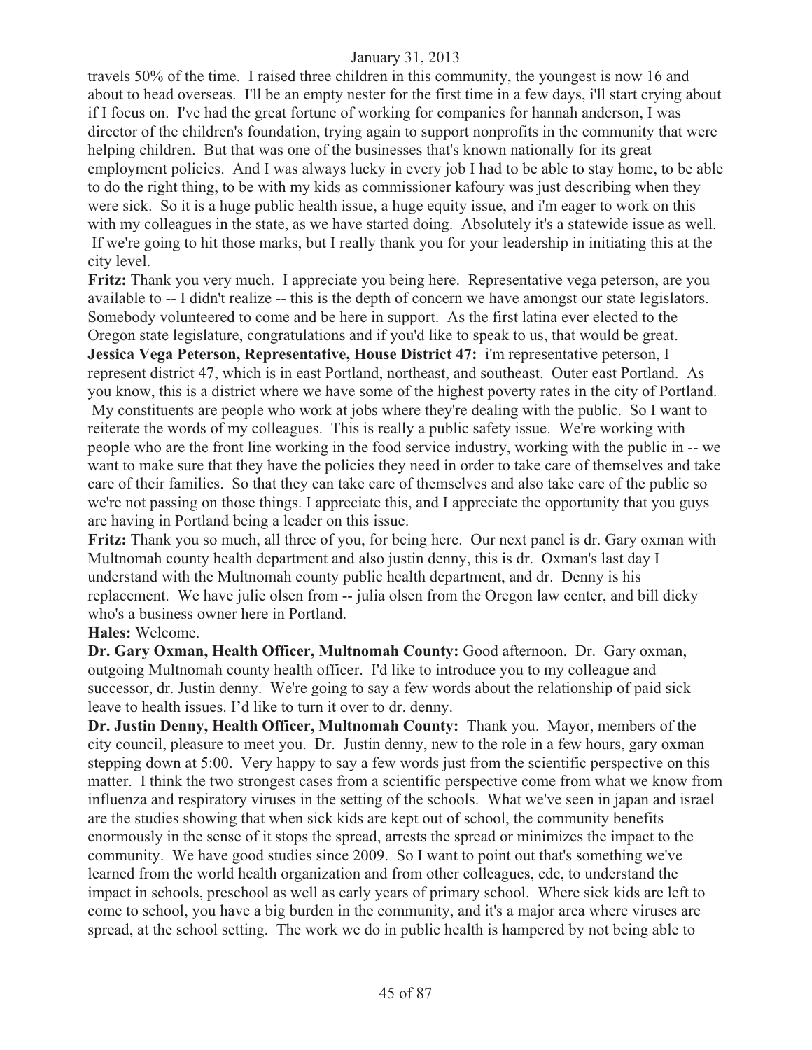travels 50% of the time. I raised three children in this community, the youngest is now 16 and about to head overseas. I'll be an empty nester for the first time in a few days, i'll start crying about if I focus on. I've had the great fortune of working for companies for hannah anderson, I was director of the children's foundation, trying again to support nonprofits in the community that were helping children. But that was one of the businesses that's known nationally for its great employment policies. And I was always lucky in every job I had to be able to stay home, to be able to do the right thing, to be with my kids as commissioner kafoury was just describing when they were sick. So it is a huge public health issue, a huge equity issue, and i'm eager to work on this with my colleagues in the state, as we have started doing. Absolutely it's a statewide issue as well. If we're going to hit those marks, but I really thank you for your leadership in initiating this at the city level.

**Fritz:** Thank you very much. I appreciate you being here. Representative vega peterson, are you available to -- I didn't realize -- this is the depth of concern we have amongst our state legislators. Somebody volunteered to come and be here in support. As the first latina ever elected to the Oregon state legislature, congratulations and if you'd like to speak to us, that would be great.

**Jessica Vega Peterson, Representative, House District 47:** i'm representative peterson, I represent district 47, which is in east Portland, northeast, and southeast. Outer east Portland. As you know, this is a district where we have some of the highest poverty rates in the city of Portland. My constituents are people who work at jobs where they're dealing with the public. So I want to reiterate the words of my colleagues. This is really a public safety issue. We're working with people who are the front line working in the food service industry, working with the public in -- we want to make sure that they have the policies they need in order to take care of themselves and take care of their families. So that they can take care of themselves and also take care of the public so we're not passing on those things. I appreciate this, and I appreciate the opportunity that you guys are having in Portland being a leader on this issue.

**Fritz:** Thank you so much, all three of you, for being here. Our next panel is dr. Gary oxman with Multnomah county health department and also justin denny, this is dr. Oxman's last day I understand with the Multnomah county public health department, and dr. Denny is his replacement. We have julie olsen from -- julia olsen from the Oregon law center, and bill dicky who's a business owner here in Portland.

**Hales:** Welcome.

**Dr. Gary Oxman, Health Officer, Multnomah County:** Good afternoon. Dr. Gary oxman, outgoing Multnomah county health officer. I'd like to introduce you to my colleague and successor, dr. Justin denny. We're going to say a few words about the relationship of paid sick leave to health issues. I'd like to turn it over to dr. denny.

**Dr. Justin Denny, Health Officer, Multnomah County:** Thank you. Mayor, members of the city council, pleasure to meet you. Dr. Justin denny, new to the role in a few hours, gary oxman stepping down at 5:00. Very happy to say a few words just from the scientific perspective on this matter. I think the two strongest cases from a scientific perspective come from what we know from influenza and respiratory viruses in the setting of the schools. What we've seen in japan and israel are the studies showing that when sick kids are kept out of school, the community benefits enormously in the sense of it stops the spread, arrests the spread or minimizes the impact to the community. We have good studies since 2009. So I want to point out that's something we've learned from the world health organization and from other colleagues, cdc, to understand the impact in schools, preschool as well as early years of primary school. Where sick kids are left to come to school, you have a big burden in the community, and it's a major area where viruses are spread, at the school setting. The work we do in public health is hampered by not being able to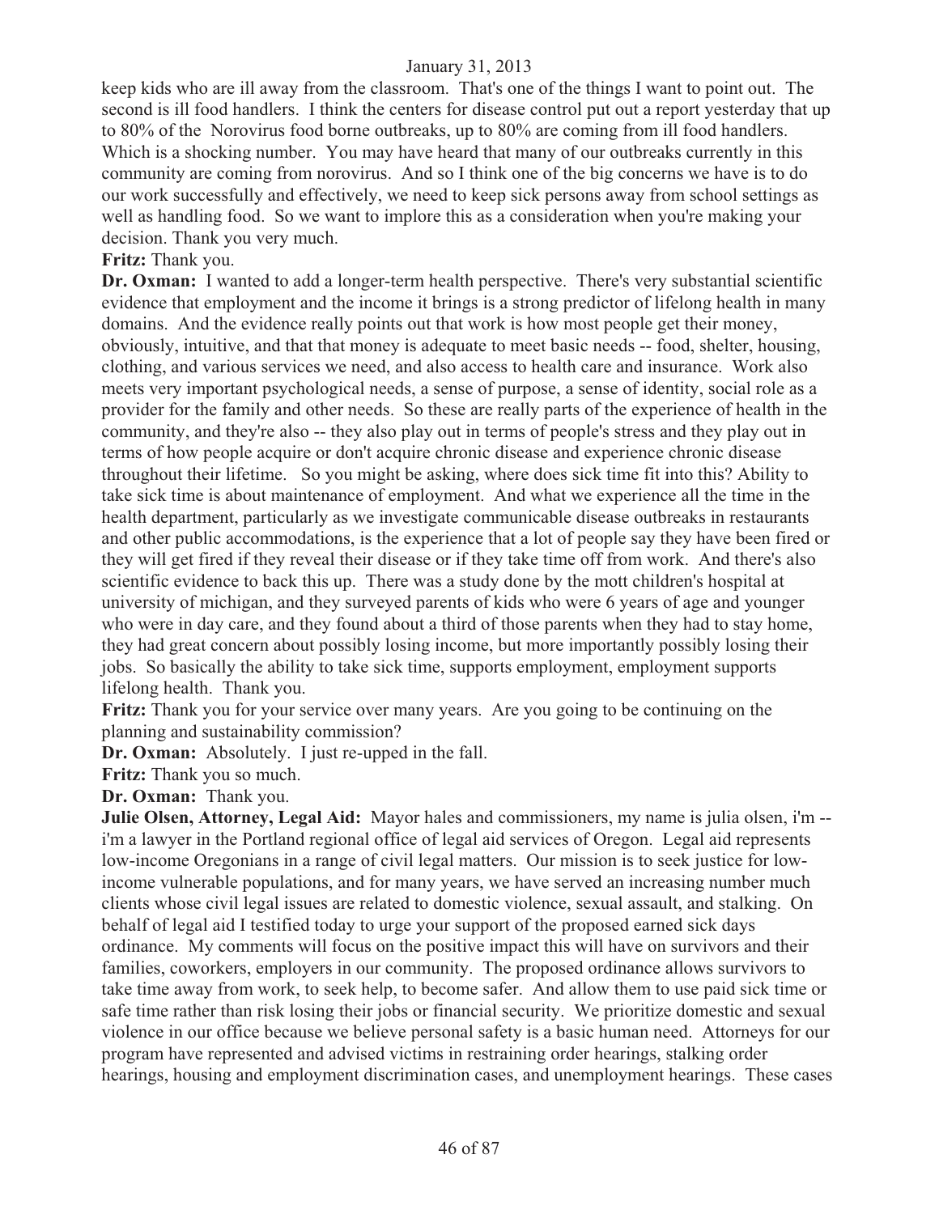keep kids who are ill away from the classroom. That's one of the things I want to point out. The second is ill food handlers. I think the centers for disease control put out a report yesterday that up to 80% of the Norovirus food borne outbreaks, up to 80% are coming from ill food handlers. Which is a shocking number. You may have heard that many of our outbreaks currently in this community are coming from norovirus. And so I think one of the big concerns we have is to do our work successfully and effectively, we need to keep sick persons away from school settings as well as handling food. So we want to implore this as a consideration when you're making your decision. Thank you very much.

**Fritz:** Thank you.

**Dr. Oxman:** I wanted to add a longer-term health perspective. There's very substantial scientific evidence that employment and the income it brings is a strong predictor of lifelong health in many domains. And the evidence really points out that work is how most people get their money, obviously, intuitive, and that that money is adequate to meet basic needs -- food, shelter, housing, clothing, and various services we need, and also access to health care and insurance. Work also meets very important psychological needs, a sense of purpose, a sense of identity, social role as a provider for the family and other needs. So these are really parts of the experience of health in the community, and they're also -- they also play out in terms of people's stress and they play out in terms of how people acquire or don't acquire chronic disease and experience chronic disease throughout their lifetime. So you might be asking, where does sick time fit into this? Ability to take sick time is about maintenance of employment. And what we experience all the time in the health department, particularly as we investigate communicable disease outbreaks in restaurants and other public accommodations, is the experience that a lot of people say they have been fired or they will get fired if they reveal their disease or if they take time off from work. And there's also scientific evidence to back this up. There was a study done by the mott children's hospital at university of michigan, and they surveyed parents of kids who were 6 years of age and younger who were in day care, and they found about a third of those parents when they had to stay home, they had great concern about possibly losing income, but more importantly possibly losing their jobs. So basically the ability to take sick time, supports employment, employment supports lifelong health. Thank you.

**Fritz:** Thank you for your service over many years. Are you going to be continuing on the planning and sustainability commission?

**Dr. Oxman:** Absolutely. I just re-upped in the fall.

**Fritz:** Thank you so much.

**Dr. Oxman:** Thank you.

**Julie Olsen, Attorney, Legal Aid:** Mayor hales and commissioners, my name is julia olsen, i'm -- i'm a lawyer in the Portland regional office of legal aid services of Oregon. Legal aid represents low-income Oregonians in a range of civil legal matters. Our mission is to seek justice for low-income vulnerable populations, and for many years, we have served an increasing number much clients whose civil legal issues are related to domestic violence, sexual assault, and stalking. On behalf of legal aid I testified today to urge your support of the proposed earned sick days ordinance. My comments will focus on the positive impact this will have on survivors and their families, coworkers, employers in our community. The proposed ordinance allows survivors to take time away from work, to seek help, to become safer. And allow them to use paid sick time or safe time rather than risk losing their jobs or financial security. We prioritize domestic and sexual violence in our office because we believe personal safety is a basic human need. Attorneys for our program have represented and advised victims in restraining order hearings, stalking order hearings, housing and employment discrimination cases, and unemployment hearings. These cases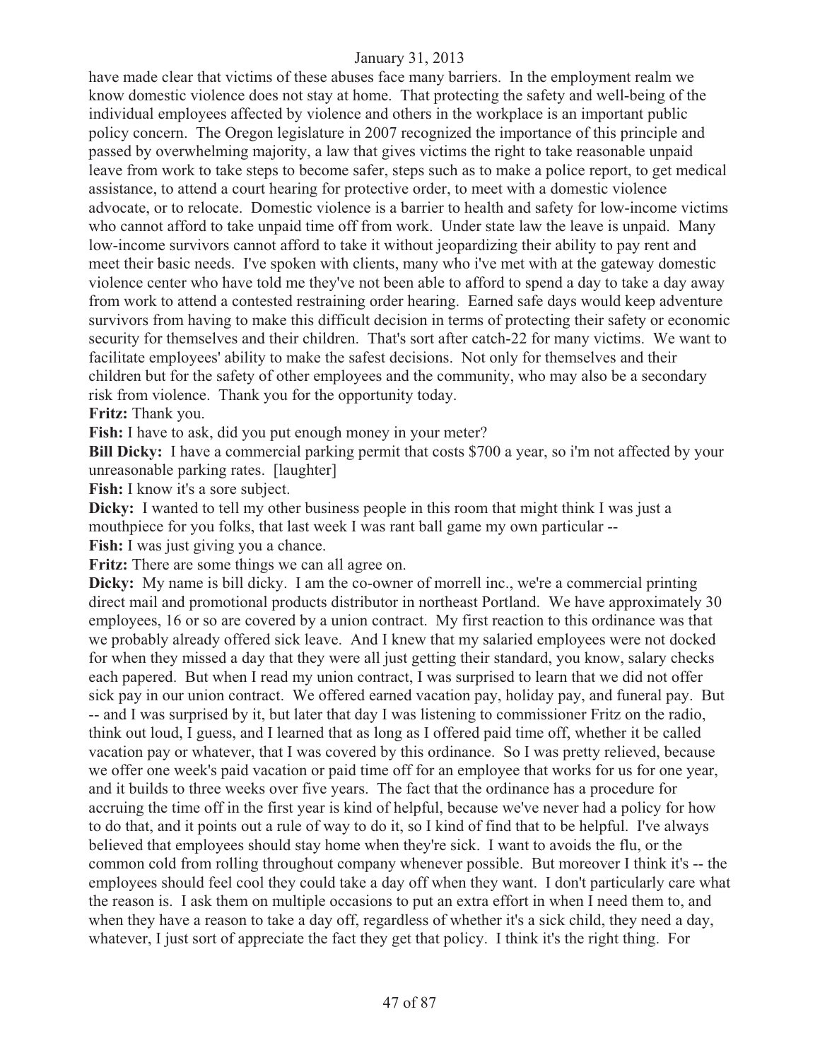have made clear that victims of these abuses face many barriers. In the employment realm we know domestic violence does not stay at home. That protecting the safety and well-being of the individual employees affected by violence and others in the workplace is an important public policy concern. The Oregon legislature in 2007 recognized the importance of this principle and passed by overwhelming majority, a law that gives victims the right to take reasonable unpaid leave from work to take steps to become safer, steps such as to make a police report, to get medical assistance, to attend a court hearing for protective order, to meet with a domestic violence advocate, or to relocate. Domestic violence is a barrier to health and safety for low-income victims who cannot afford to take unpaid time off from work. Under state law the leave is unpaid. Many low-income survivors cannot afford to take it without jeopardizing their ability to pay rent and meet their basic needs. I've spoken with clients, many who i've met with at the gateway domestic violence center who have told me they've not been able to afford to spend a day to take a day away from work to attend a contested restraining order hearing. Earned safe days would keep adventure survivors from having to make this difficult decision in terms of protecting their safety or economic security for themselves and their children. That's sort after catch-22 for many victims. We want to facilitate employees' ability to make the safest decisions. Not only for themselves and their children but for the safety of other employees and the community, who may also be a secondary risk from violence. Thank you for the opportunity today.

**Fritz:** Thank you.

**Fish:** I have to ask, did you put enough money in your meter?

**Bill Dicky:** I have a commercial parking permit that costs $700 a year, so i'm not affected by your unreasonable parking rates. [laughter]

**Fish:** I know it's a sore subject.

**Dicky:** I wanted to tell my other business people in this room that might think I was just a mouthpiece for you folks, that last week I was rant ball game my own particular --

**Fish:** I was just giving you a chance.

**Fritz:** There are some things we can all agree on.

**Dicky:** My name is bill dicky. I am the co-owner of morrell inc., we're a commercial printing direct mail and promotional products distributor in northeast Portland. We have approximately 30 employees, 16 or so are covered by a union contract. My first reaction to this ordinance was that we probably already offered sick leave. And I knew that my salaried employees were not docked for when they missed a day that they were all just getting their standard, you know, salary checks each papered. But when I read my union contract, I was surprised to learn that we did not offer sick pay in our union contract. We offered earned vacation pay, holiday pay, and funeral pay. But -- and I was surprised by it, but later that day I was listening to commissioner Fritz on the radio, think out loud, I guess, and I learned that as long as I offered paid time off, whether it be called vacation pay or whatever, that I was covered by this ordinance. So I was pretty relieved, because we offer one week's paid vacation or paid time off for an employee that works for us for one year, and it builds to three weeks over five years. The fact that the ordinance has a procedure for accruing the time off in the first year is kind of helpful, because we've never had a policy for how to do that, and it points out a rule of way to do it, so I kind of find that to be helpful. I've always believed that employees should stay home when they're sick. I want to avoids the flu, or the common cold from rolling throughout company whenever possible. But moreover I think it's -- the employees should feel cool they could take a day off when they want. I don't particularly care what the reason is. I ask them on multiple occasions to put an extra effort in when I need them to, and when they have a reason to take a day off, regardless of whether it's a sick child, they need a day, whatever, I just sort of appreciate the fact they get that policy. I think it's the right thing. For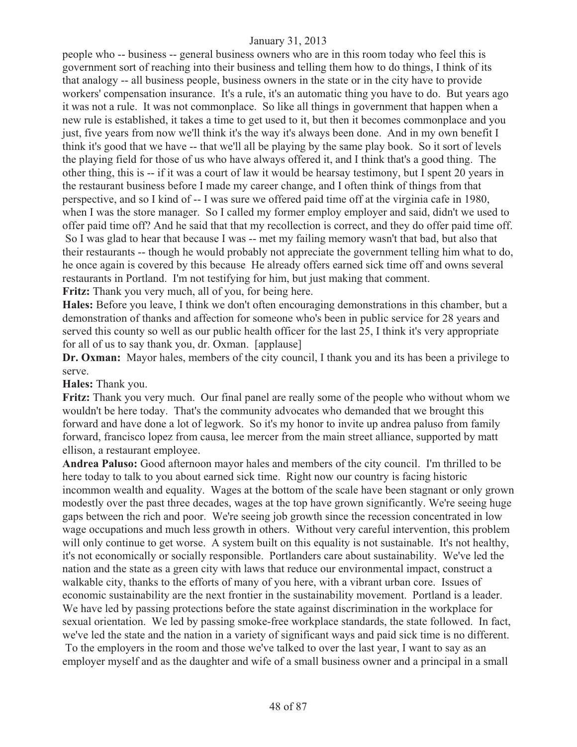people who -- business -- general business owners who are in this room today who feel this is government sort of reaching into their business and telling them how to do things, I think of its that analogy -- all business people, business owners in the state or in the city have to provide workers' compensation insurance. It's a rule, it's an automatic thing you have to do. But years ago it was not a rule. It was not commonplace. So like all things in government that happen when a new rule is established, it takes a time to get used to it, but then it becomes commonplace and you just, five years from now we'll think it's the way it's always been done. And in my own benefit I think it's good that we have -- that we'll all be playing by the same play book. So it sort of levels the playing field for those of us who have always offered it, and I think that's a good thing. The other thing, this is -- if it was a court of law it would be hearsay testimony, but I spent 20 years in the restaurant business before I made my career change, and I often think of things from that perspective, and so I kind of -- I was sure we offered paid time off at the virginia cafe in 1980, when I was the store manager. So I called my former employ employer and said, didn't we used to offer paid time off? And he said that that my recollection is correct, and they do offer paid time off. So I was glad to hear that because I was -- met my failing memory wasn't that bad, but also that their restaurants -- though he would probably not appreciate the government telling him what to do, he once again is covered by this because He already offers earned sick time off and owns several restaurants in Portland. I'm not testifying for him, but just making that comment.

**Fritz:** Thank you very much, all of you, for being here.

**Hales:** Before you leave, I think we don't often encouraging demonstrations in this chamber, but a demonstration of thanks and affection for someone who's been in public service for 28 years and served this county so well as our public health officer for the last 25, I think it's very appropriate for all of us to say thank you, dr. Oxman. [applause]

**Dr. Oxman:** Mayor hales, members of the city council, I thank you and its has been a privilege to serve.

**Hales:** Thank you.

**Fritz:** Thank you very much. Our final panel are really some of the people who without whom we wouldn't be here today. That's the community advocates who demanded that we brought this forward and have done a lot of legwork. So it's my honor to invite up andrea paluso from family forward, francisco lopez from causa, lee mercer from the main street alliance, supported by matt ellison, a restaurant employee.

**Andrea Paluso:** Good afternoon mayor hales and members of the city council. I'm thrilled to be here today to talk to you about earned sick time. Right now our country is facing historic incommon wealth and equality. Wages at the bottom of the scale have been stagnant or only grown modestly over the past three decades, wages at the top have grown significantly. We're seeing huge gaps between the rich and poor. We're seeing job growth since the recession concentrated in low wage occupations and much less growth in others. Without very careful intervention, this problem will only continue to get worse. A system built on this equality is not sustainable. It's not healthy, it's not economically or socially responsible. Portlanders care about sustainability. We've led the nation and the state as a green city with laws that reduce our environmental impact, construct a walkable city, thanks to the efforts of many of you here, with a vibrant urban core. Issues of economic sustainability are the next frontier in the sustainability movement. Portland is a leader. We have led by passing protections before the state against discrimination in the workplace for sexual orientation. We led by passing smoke-free workplace standards, the state followed. In fact, we've led the state and the nation in a variety of significant ways and paid sick time is no different. To the employers in the room and those we've talked to over the last year, I want to say as an employer myself and as the daughter and wife of a small business owner and a principal in a small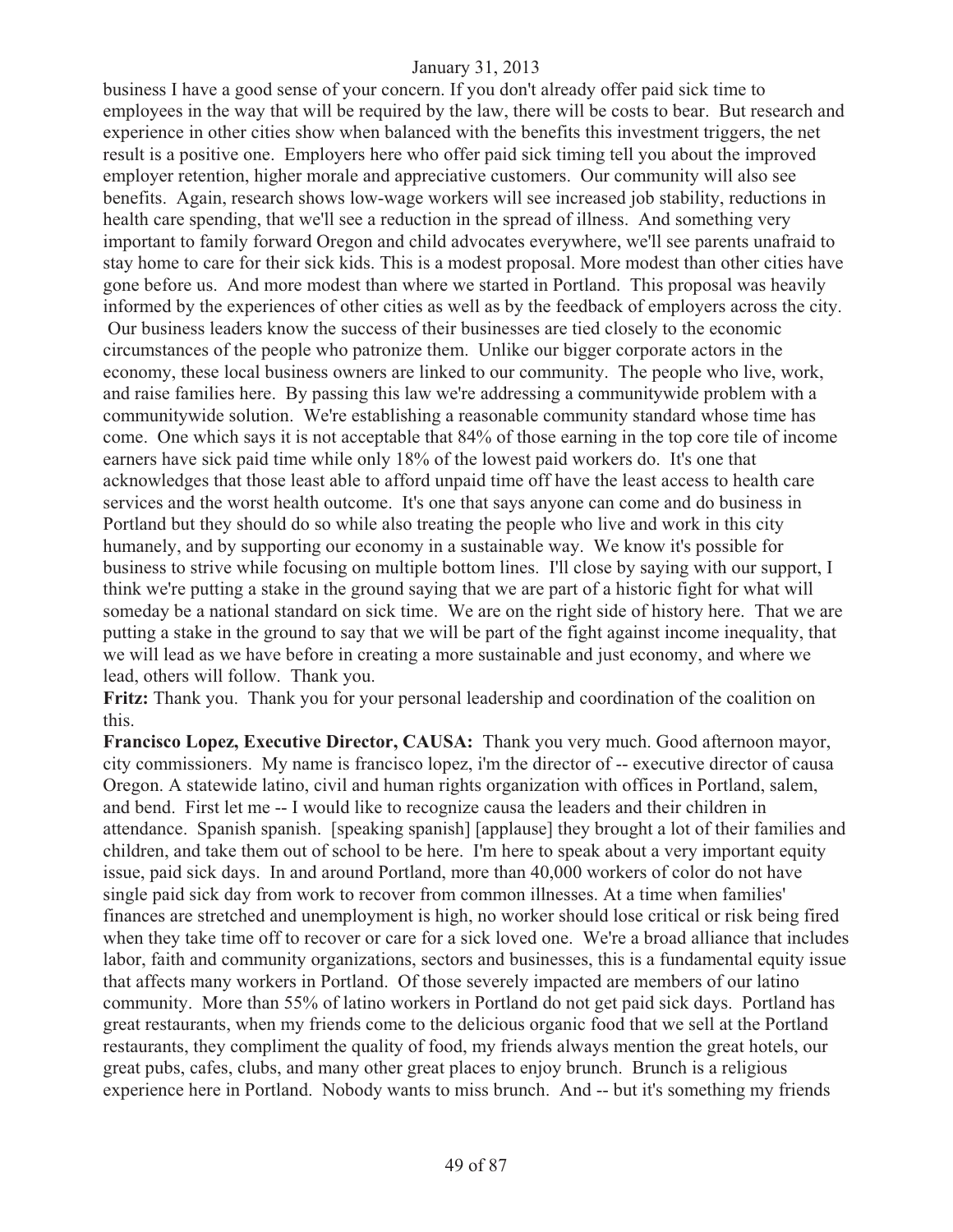business I have a good sense of your concern. If you don't already offer paid sick time to employees in the way that will be required by the law, there will be costs to bear. But research and experience in other cities show when balanced with the benefits this investment triggers, the net result is a positive one. Employers here who offer paid sick timing tell you about the improved employer retention, higher morale and appreciative customers. Our community will also see benefits. Again, research shows low-wage workers will see increased job stability, reductions in health care spending, that we'll see a reduction in the spread of illness. And something very important to family forward Oregon and child advocates everywhere, we'll see parents unafraid to stay home to care for their sick kids. This is a modest proposal. More modest than other cities have gone before us. And more modest than where we started in Portland. This proposal was heavily informed by the experiences of other cities as well as by the feedback of employers across the city. Our business leaders know the success of their businesses are tied closely to the economic circumstances of the people who patronize them. Unlike our bigger corporate actors in the economy, these local business owners are linked to our community. The people who live, work, and raise families here. By passing this law we're addressing a communitywide problem with a communitywide solution. We're establishing a reasonable community standard whose time has come. One which says it is not acceptable that 84% of those earning in the top core tile of income earners have sick paid time while only 18% of the lowest paid workers do. It's one that acknowledges that those least able to afford unpaid time off have the least access to health care services and the worst health outcome. It's one that says anyone can come and do business in Portland but they should do so while also treating the people who live and work in this city humanely, and by supporting our economy in a sustainable way. We know it's possible for business to strive while focusing on multiple bottom lines. I'll close by saying with our support, I think we're putting a stake in the ground saying that we are part of a historic fight for what will someday be a national standard on sick time. We are on the right side of history here. That we are putting a stake in the ground to say that we will be part of the fight against income inequality, that we will lead as we have before in creating a more sustainable and just economy, and where we lead, others will follow. Thank you.

**Fritz:** Thank you. Thank you for your personal leadership and coordination of the coalition on this.

**Francisco Lopez, Executive Director, CAUSA:** Thank you very much. Good afternoon mayor, city commissioners. My name is francisco lopez, i'm the director of -- executive director of causa Oregon. A statewide latino, civil and human rights organization with offices in Portland, salem, and bend. First let me -- I would like to recognize causa the leaders and their children in attendance. Spanish spanish. [speaking spanish] [applause] they brought a lot of their families and children, and take them out of school to be here. I'm here to speak about a very important equity issue, paid sick days. In and around Portland, more than 40,000 workers of color do not have single paid sick day from work to recover from common illnesses. At a time when families' finances are stretched and unemployment is high, no worker should lose critical or risk being fired when they take time off to recover or care for a sick loved one. We're a broad alliance that includes labor, faith and community organizations, sectors and businesses, this is a fundamental equity issue that affects many workers in Portland. Of those severely impacted are members of our latino community. More than 55% of latino workers in Portland do not get paid sick days. Portland has great restaurants, when my friends come to the delicious organic food that we sell at the Portland restaurants, they compliment the quality of food, my friends always mention the great hotels, our great pubs, cafes, clubs, and many other great places to enjoy brunch. Brunch is a religious experience here in Portland. Nobody wants to miss brunch. And -- but it's something my friends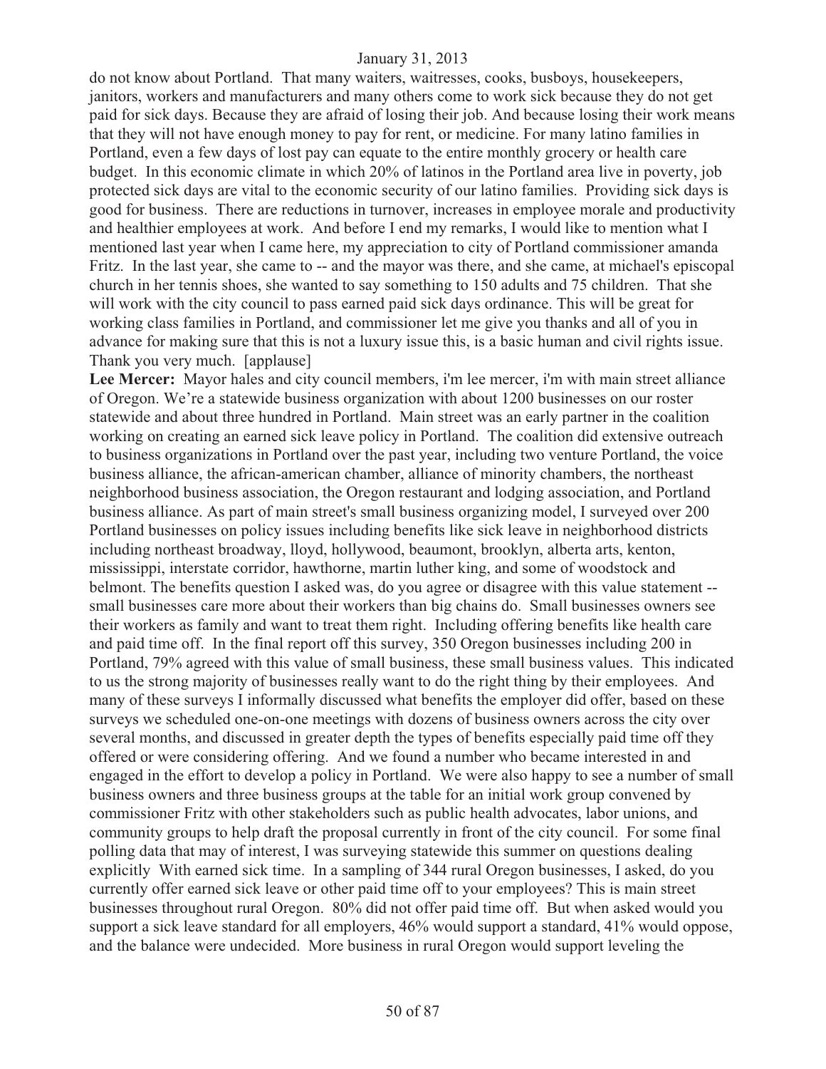do not know about Portland. That many waiters, waitresses, cooks, busboys, housekeepers, janitors, workers and manufacturers and many others come to work sick because they do not get paid for sick days. Because they are afraid of losing their job. And because losing their work means that they will not have enough money to pay for rent, or medicine. For many latino families in Portland, even a few days of lost pay can equate to the entire monthly grocery or health care budget. In this economic climate in which 20% of latinos in the Portland area live in poverty, job protected sick days are vital to the economic security of our latino families. Providing sick days is good for business. There are reductions in turnover, increases in employee morale and productivity and healthier employees at work. And before I end my remarks, I would like to mention what I mentioned last year when I came here, my appreciation to city of Portland commissioner amanda Fritz. In the last year, she came to -- and the mayor was there, and she came, at michael's episcopal church in her tennis shoes, she wanted to say something to 150 adults and 75 children. That she will work with the city council to pass earned paid sick days ordinance. This will be great for working class families in Portland, and commissioner let me give you thanks and all of you in advance for making sure that this is not a luxury issue this, is a basic human and civil rights issue. Thank you very much. [applause]

**Lee Mercer:** Mayor hales and city council members, i'm lee mercer, i'm with main street alliance of Oregon. We're a statewide business organization with about 1200 businesses on our roster statewide and about three hundred in Portland. Main street was an early partner in the coalition working on creating an earned sick leave policy in Portland. The coalition did extensive outreach to business organizations in Portland over the past year, including two venture Portland, the voice business alliance, the african-american chamber, alliance of minority chambers, the northeast neighborhood business association, the Oregon restaurant and lodging association, and Portland business alliance. As part of main street's small business organizing model, I surveyed over 200 Portland businesses on policy issues including benefits like sick leave in neighborhood districts including northeast broadway, lloyd, hollywood, beaumont, brooklyn, alberta arts, kenton, mississippi, interstate corridor, hawthorne, martin luther king, and some of woodstock and belmont. The benefits question I asked was, do you agree or disagree with this value statement -- small businesses care more about their workers than big chains do. Small businesses owners see their workers as family and want to treat them right. Including offering benefits like health care and paid time off. In the final report off this survey, 350 Oregon businesses including 200 in Portland, 79% agreed with this value of small business, these small business values. This indicated to us the strong majority of businesses really want to do the right thing by their employees. And many of these surveys I informally discussed what benefits the employer did offer, based on these surveys we scheduled one-on-one meetings with dozens of business owners across the city over several months, and discussed in greater depth the types of benefits especially paid time off they offered or were considering offering. And we found a number who became interested in and engaged in the effort to develop a policy in Portland. We were also happy to see a number of small business owners and three business groups at the table for an initial work group convened by commissioner Fritz with other stakeholders such as public health advocates, labor unions, and community groups to help draft the proposal currently in front of the city council. For some final polling data that may of interest, I was surveying statewide this summer on questions dealing explicitly With earned sick time. In a sampling of 344 rural Oregon businesses, I asked, do you currently offer earned sick leave or other paid time off to your employees? This is main street businesses throughout rural Oregon. 80% did not offer paid time off. But when asked would you support a sick leave standard for all employers, 46% would support a standard, 41% would oppose, and the balance were undecided. More business in rural Oregon would support leveling the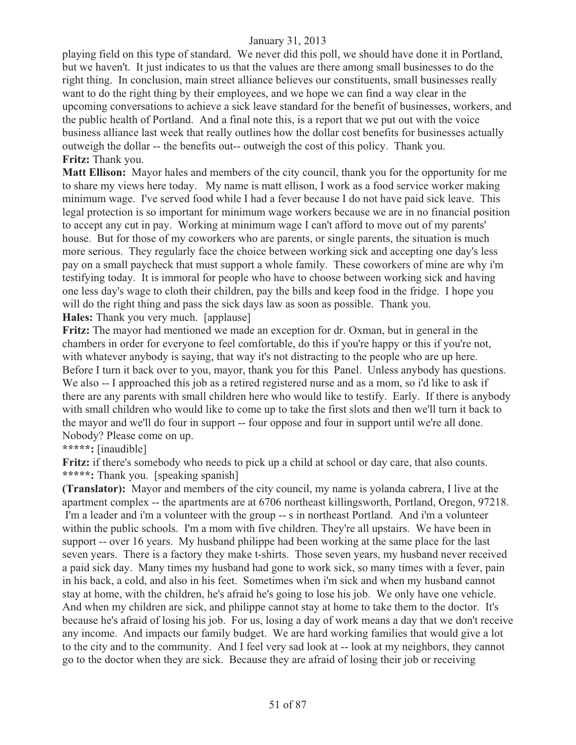playing field on this type of standard. We never did this poll, we should have done it in Portland, but we haven't. It just indicates to us that the values are there among small businesses to do the right thing. In conclusion, main street alliance believes our constituents, small businesses really want to do the right thing by their employees, and we hope we can find a way clear in the upcoming conversations to achieve a sick leave standard for the benefit of businesses, workers, and the public health of Portland. And a final note this, is a report that we put out with the voice business alliance last week that really outlines how the dollar cost benefits for businesses actually outweigh the dollar -- the benefits out-- outweigh the cost of this policy. Thank you.

**Fritz:** Thank you.

**Matt Ellison:** Mayor hales and members of the city council, thank you for the opportunity for me to share my views here today. My name is matt ellison, I work as a food service worker making minimum wage. I've served food while I had a fever because I do not have paid sick leave. This legal protection is so important for minimum wage workers because we are in no financial position to accept any cut in pay. Working at minimum wage I can't afford to move out of my parents' house. But for those of my coworkers who are parents, or single parents, the situation is much more serious. They regularly face the choice between working sick and accepting one day's less pay on a small paycheck that must support a whole family. These coworkers of mine are why i'm testifying today. It is immoral for people who have to choose between working sick and having one less day's wage to cloth their children, pay the bills and keep food in the fridge. I hope you will do the right thing and pass the sick days law as soon as possible. Thank you.

**Hales:** Thank you very much. [applause]

**Fritz:** The mayor had mentioned we made an exception for dr. Oxman, but in general in the chambers in order for everyone to feel comfortable, do this if you're happy or this if you're not, with whatever anybody is saying, that way it's not distracting to the people who are up here. Before I turn it back over to you, mayor, thank you for this Panel. Unless anybody has questions. We also -- I approached this job as a retired registered nurse and as a mom, so i'd like to ask if there are any parents with small children here who would like to testify. Early. If there is anybody with small children who would like to come up to take the first slots and then we'll turn it back to the mayor and we'll do four in support -- four oppose and four in support until we're all done. Nobody? Please come on up.

**\*\*\*\*\*:** [inaudible]

**Fritz:** if there's somebody who needs to pick up a child at school or day care, that also counts.

**\*\*\*\*\*:** Thank you. [speaking spanish]

**(Translator):** Mayor and members of the city council, my name is yolanda cabrera, I live at the apartment complex -- the apartments are at 6706 northeast killingsworth, Portland, Oregon, 97218. I'm a leader and i'm a volunteer with the group -- s in northeast Portland. And i'm a volunteer within the public schools. I'm a mom with five children. They're all upstairs. We have been in support -- over 16 years. My husband philippe had been working at the same place for the last seven years. There is a factory they make t-shirts. Those seven years, my husband never received a paid sick day. Many times my husband had gone to work sick, so many times with a fever, pain in his back, a cold, and also in his feet. Sometimes when i'm sick and when my husband cannot stay at home, with the children, he's afraid he's going to lose his job. We only have one vehicle. And when my children are sick, and philippe cannot stay at home to take them to the doctor. It's because he's afraid of losing his job. For us, losing a day of work means a day that we don't receive any income. And impacts our family budget. We are hard working families that would give a lot to the city and to the community. And I feel very sad look at -- look at my neighbors, they cannot go to the doctor when they are sick. Because they are afraid of losing their job or receiving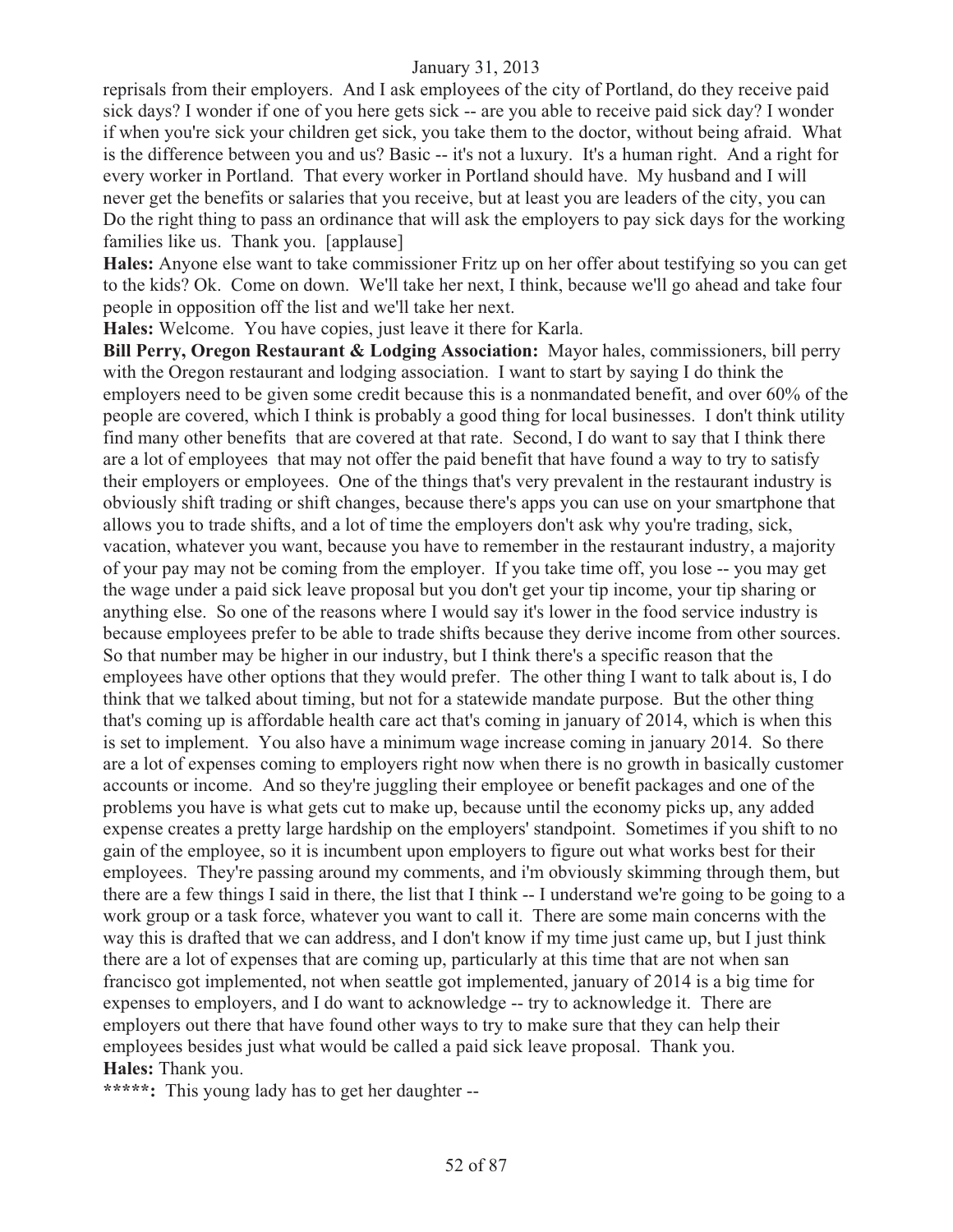reprisals from their employers. And I ask employees of the city of Portland, do they receive paid sick days? I wonder if one of you here gets sick -- are you able to receive paid sick day? I wonder if when you're sick your children get sick, you take them to the doctor, without being afraid. What is the difference between you and us? Basic -- it's not a luxury. It's a human right. And a right for every worker in Portland. That every worker in Portland should have. My husband and I will never get the benefits or salaries that you receive, but at least you are leaders of the city, you can Do the right thing to pass an ordinance that will ask the employers to pay sick days for the working families like us. Thank you. [applause]

**Hales:** Anyone else want to take commissioner Fritz up on her offer about testifying so you can get to the kids? Ok. Come on down. We'll take her next, I think, because we'll go ahead and take four people in opposition off the list and we'll take her next.

**Hales:** Welcome. You have copies, just leave it there for Karla.

**Bill Perry, Oregon Restaurant & Lodging Association:** Mayor hales, commissioners, bill perry with the Oregon restaurant and lodging association. I want to start by saying I do think the employers need to be given some credit because this is a nonmandated benefit, and over 60% of the people are covered, which I think is probably a good thing for local businesses. I don't think utility find many other benefits that are covered at that rate. Second, I do want to say that I think there are a lot of employees that may not offer the paid benefit that have found a way to try to satisfy their employers or employees. One of the things that's very prevalent in the restaurant industry is obviously shift trading or shift changes, because there's apps you can use on your smartphone that allows you to trade shifts, and a lot of time the employers don't ask why you're trading, sick, vacation, whatever you want, because you have to remember in the restaurant industry, a majority of your pay may not be coming from the employer. If you take time off, you lose -- you may get the wage under a paid sick leave proposal but you don't get your tip income, your tip sharing or anything else. So one of the reasons where I would say it's lower in the food service industry is because employees prefer to be able to trade shifts because they derive income from other sources. So that number may be higher in our industry, but I think there's a specific reason that the employees have other options that they would prefer. The other thing I want to talk about is, I do think that we talked about timing, but not for a statewide mandate purpose. But the other thing that's coming up is affordable health care act that's coming in january of 2014, which is when this is set to implement. You also have a minimum wage increase coming in january 2014. So there are a lot of expenses coming to employers right now when there is no growth in basically customer accounts or income. And so they're juggling their employee or benefit packages and one of the problems you have is what gets cut to make up, because until the economy picks up, any added expense creates a pretty large hardship on the employers' standpoint. Sometimes if you shift to no gain of the employee, so it is incumbent upon employers to figure out what works best for their employees. They're passing around my comments, and i'm obviously skimming through them, but there are a few things I said in there, the list that I think -- I understand we're going to be going to a work group or a task force, whatever you want to call it. There are some main concerns with the way this is drafted that we can address, and I don't know if my time just came up, but I just think there are a lot of expenses that are coming up, particularly at this time that are not when san francisco got implemented, not when seattle got implemented, january of 2014 is a big time for expenses to employers, and I do want to acknowledge -- try to acknowledge it. There are employers out there that have found other ways to try to make sure that they can help their employees besides just what would be called a paid sick leave proposal. Thank you.

**Hales:** Thank you.

**\*\*\*\*\*:** This young lady has to get her daughter --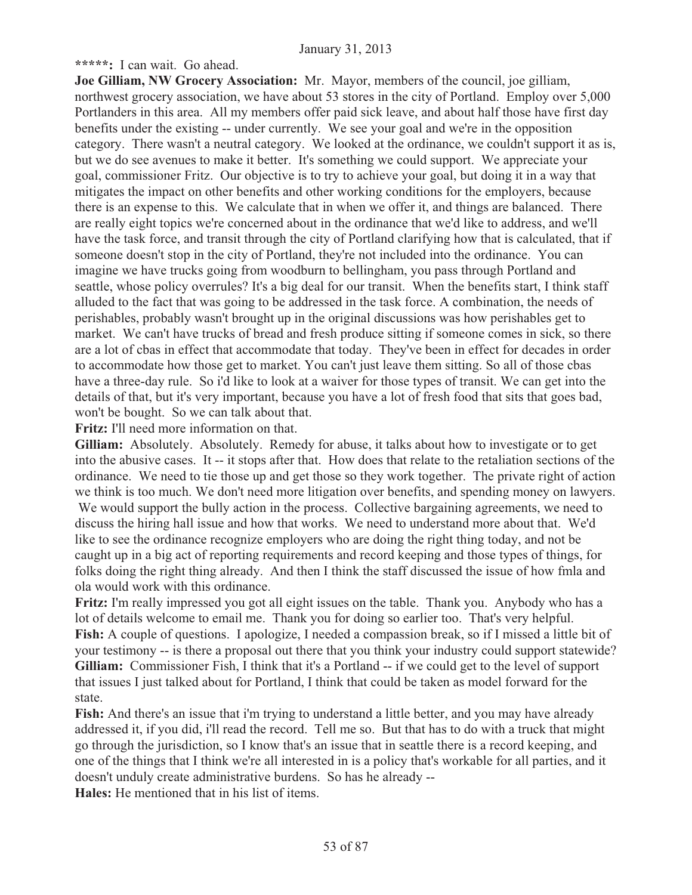**\*\*\*\*\*:** I can wait. Go ahead.

**Joe Gilliam, NW Grocery Association:** Mr. Mayor, members of the council, joe gilliam, northwest grocery association, we have about 53 stores in the city of Portland. Employ over 5,000 Portlanders in this area. All my members offer paid sick leave, and about half those have first day benefits under the existing -- under currently. We see your goal and we're in the opposition category. There wasn't a neutral category. We looked at the ordinance, we couldn't support it as is, but we do see avenues to make it better. It's something we could support. We appreciate your goal, commissioner Fritz. Our objective is to try to achieve your goal, but doing it in a way that mitigates the impact on other benefits and other working conditions for the employers, because there is an expense to this. We calculate that in when we offer it, and things are balanced. There are really eight topics we're concerned about in the ordinance that we'd like to address, and we'll have the task force, and transit through the city of Portland clarifying how that is calculated, that if someone doesn't stop in the city of Portland, they're not included into the ordinance. You can imagine we have trucks going from woodburn to bellingham, you pass through Portland and seattle, whose policy overrules? It's a big deal for our transit. When the benefits start, I think staff alluded to the fact that was going to be addressed in the task force. A combination, the needs of perishables, probably wasn't brought up in the original discussions was how perishables get to market. We can't have trucks of bread and fresh produce sitting if someone comes in sick, so there are a lot of cbas in effect that accommodate that today. They've been in effect for decades in order to accommodate how those get to market. You can't just leave them sitting. So all of those cbas have a three-day rule. So i'd like to look at a waiver for those types of transit. We can get into the details of that, but it's very important, because you have a lot of fresh food that sits that goes bad, won't be bought. So we can talk about that.

**Fritz:** I'll need more information on that.

**Gilliam:** Absolutely. Absolutely. Remedy for abuse, it talks about how to investigate or to get into the abusive cases. It -- it stops after that. How does that relate to the retaliation sections of the ordinance. We need to tie those up and get those so they work together. The private right of action we think is too much. We don't need more litigation over benefits, and spending money on lawyers. We would support the bully action in the process. Collective bargaining agreements, we need to discuss the hiring hall issue and how that works. We need to understand more about that. We'd like to see the ordinance recognize employers who are doing the right thing today, and not be caught up in a big act of reporting requirements and record keeping and those types of things, for folks doing the right thing already. And then I think the staff discussed the issue of how fmla and ola would work with this ordinance.

**Fritz:** I'm really impressed you got all eight issues on the table. Thank you. Anybody who has a lot of details welcome to email me. Thank you for doing so earlier too. That's very helpful.

**Fish:** A couple of questions. I apologize, I needed a compassion break, so if I missed a little bit of your testimony -- is there a proposal out there that you think your industry could support statewide?

**Gilliam:** Commissioner Fish, I think that it's a Portland -- if we could get to the level of support that issues I just talked about for Portland, I think that could be taken as model forward for the state.

**Fish:** And there's an issue that i'm trying to understand a little better, and you may have already addressed it, if you did, i'll read the record. Tell me so. But that has to do with a truck that might go through the jurisdiction, so I know that's an issue that in seattle there is a record keeping, and one of the things that I think we're all interested in is a policy that's workable for all parties, and it doesn't unduly create administrative burdens. So has he already --

**Hales:** He mentioned that in his list of items.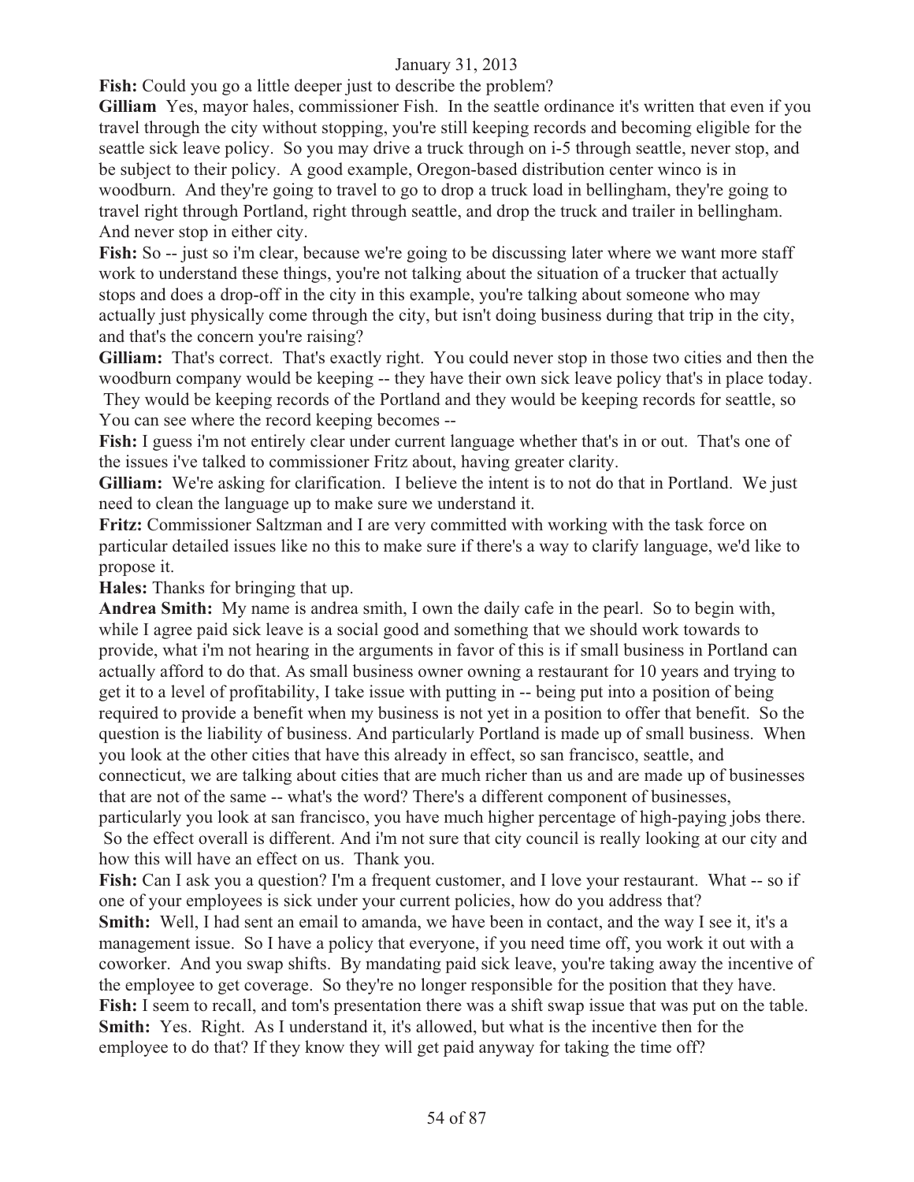**Fish:** Could you go a little deeper just to describe the problem?

**Gilliam** Yes, mayor hales, commissioner Fish. In the seattle ordinance it's written that even if you travel through the city without stopping, you're still keeping records and becoming eligible for the seattle sick leave policy. So you may drive a truck through on i-5 through seattle, never stop, and be subject to their policy. A good example, Oregon-based distribution center winco is in woodburn. And they're going to travel to go to drop a truck load in bellingham, they're going to travel right through Portland, right through seattle, and drop the truck and trailer in bellingham. And never stop in either city.

**Fish:** So -- just so i'm clear, because we're going to be discussing later where we want more staff work to understand these things, you're not talking about the situation of a trucker that actually stops and does a drop-off in the city in this example, you're talking about someone who may actually just physically come through the city, but isn't doing business during that trip in the city, and that's the concern you're raising?

**Gilliam:** That's correct. That's exactly right. You could never stop in those two cities and then the woodburn company would be keeping -- they have their own sick leave policy that's in place today. They would be keeping records of the Portland and they would be keeping records for seattle, so You can see where the record keeping becomes --

**Fish:** I guess i'm not entirely clear under current language whether that's in or out. That's one of the issues i've talked to commissioner Fritz about, having greater clarity.

**Gilliam:** We're asking for clarification. I believe the intent is to not do that in Portland. We just need to clean the language up to make sure we understand it.

**Fritz:** Commissioner Saltzman and I are very committed with working with the task force on particular detailed issues like no this to make sure if there's a way to clarify language, we'd like to propose it.

**Hales:** Thanks for bringing that up.

**Andrea Smith:** My name is andrea smith, I own the daily cafe in the pearl. So to begin with, while I agree paid sick leave is a social good and something that we should work towards to provide, what i'm not hearing in the arguments in favor of this is if small business in Portland can actually afford to do that. As small business owner owning a restaurant for 10 years and trying to get it to a level of profitability, I take issue with putting in -- being put into a position of being required to provide a benefit when my business is not yet in a position to offer that benefit. So the question is the liability of business. And particularly Portland is made up of small business. When you look at the other cities that have this already in effect, so san francisco, seattle, and connecticut, we are talking about cities that are much richer than us and are made up of businesses that are not of the same -- what's the word? There's a different component of businesses, particularly you look at san francisco, you have much higher percentage of high-paying jobs there. So the effect overall is different. And i'm not sure that city council is really looking at our city and how this will have an effect on us. Thank you.

**Fish:** Can I ask you a question? I'm a frequent customer, and I love your restaurant. What -- so if one of your employees is sick under your current policies, how do you address that?

**Smith:** Well, I had sent an email to amanda, we have been in contact, and the way I see it, it's a management issue. So I have a policy that everyone, if you need time off, you work it out with a coworker. And you swap shifts. By mandating paid sick leave, you're taking away the incentive of the employee to get coverage. So they're no longer responsible for the position that they have.

**Fish:** I seem to recall, and tom's presentation there was a shift swap issue that was put on the table.

**Smith:** Yes. Right. As I understand it, it's allowed, but what is the incentive then for the employee to do that? If they know they will get paid anyway for taking the time off?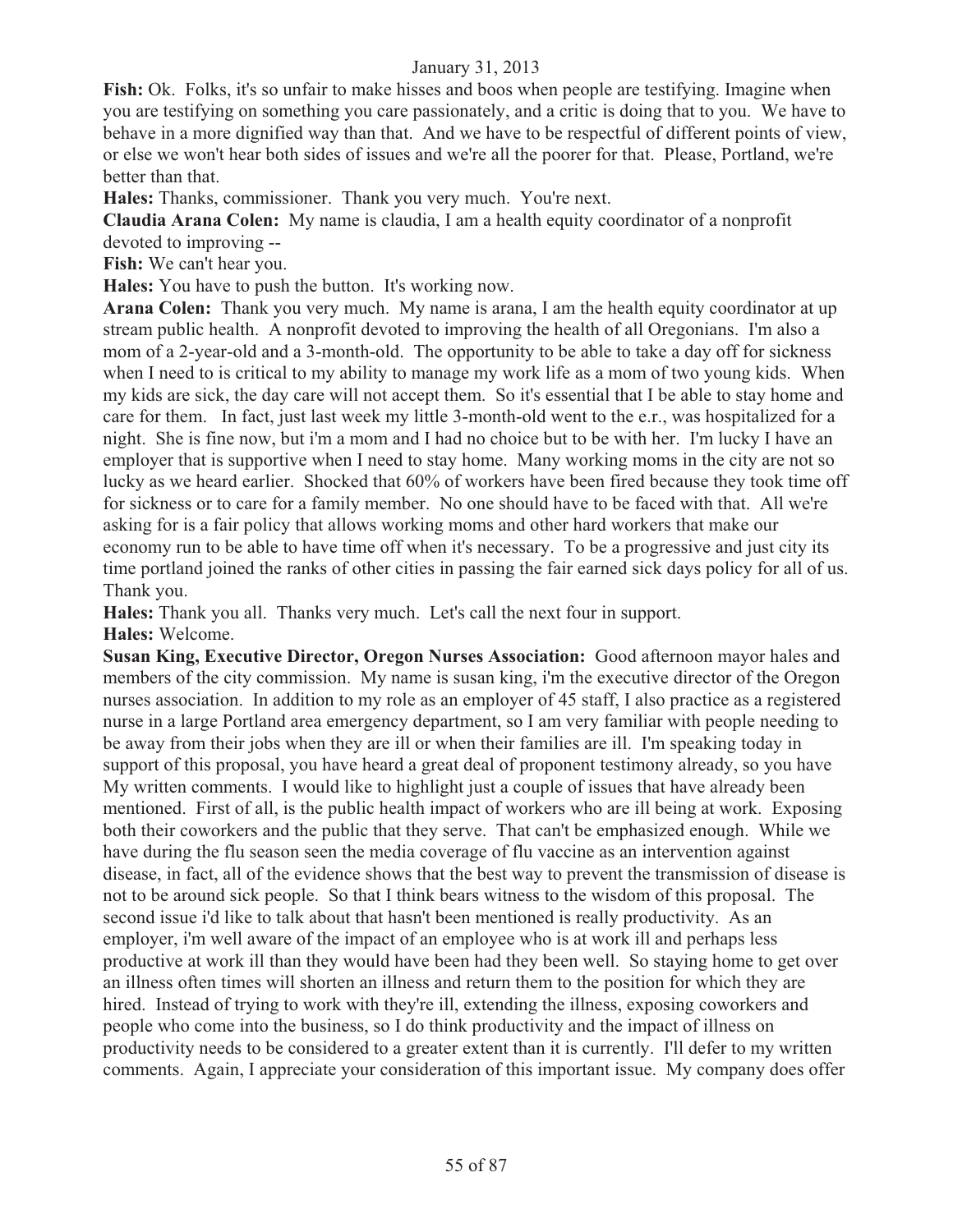January 31, 2013

**Fish:** Ok. Folks, it's so unfair to make hisses and boos when people are testifying. Imagine when you are testifying on something you care passionately, and a critic is doing that to you. We have to behave in a more dignified way than that. And we have to be respectful of different points of view, or else we won't hear both sides of issues and we're all the poorer for that. Please, Portland, we're better than that.

**Hales:** Thanks, commissioner. Thank you very much. You're next.

**Claudia Arana Colen:** My name is claudia, I am a health equity coordinator of a nonprofit devoted to improving --

**Fish:** We can't hear you.

**Hales:** You have to push the button. It's working now.

**Arana Colen:** Thank you very much. My name is arana, I am the health equity coordinator at up stream public health. A nonprofit devoted to improving the health of all Oregonians. I'm also a mom of a 2-year-old and a 3-month-old. The opportunity to be able to take a day off for sickness when I need to is critical to my ability to manage my work life as a mom of two young kids. When my kids are sick, the day care will not accept them. So it's essential that I be able to stay home and care for them. In fact, just last week my little 3-month-old went to the e.r., was hospitalized for a night. She is fine now, but i'm a mom and I had no choice but to be with her. I'm lucky I have an employer that is supportive when I need to stay home. Many working moms in the city are not so lucky as we heard earlier. Shocked that 60% of workers have been fired because they took time off for sickness or to care for a family member. No one should have to be faced with that. All we're asking for is a fair policy that allows working moms and other hard workers that make our economy run to be able to have time off when it's necessary. To be a progressive and just city its time portland joined the ranks of other cities in passing the fair earned sick days policy for all of us. Thank you.

**Hales:** Thank you all. Thanks very much. Let's call the next four in support.

**Hales:** Welcome.

**Susan King, Executive Director, Oregon Nurses Association:** Good afternoon mayor hales and members of the city commission. My name is susan king, i'm the executive director of the Oregon nurses association. In addition to my role as an employer of 45 staff, I also practice as a registered nurse in a large Portland area emergency department, so I am very familiar with people needing to be away from their jobs when they are ill or when their families are ill. I'm speaking today in support of this proposal, you have heard a great deal of proponent testimony already, so you have My written comments. I would like to highlight just a couple of issues that have already been mentioned. First of all, is the public health impact of workers who are ill being at work. Exposing both their coworkers and the public that they serve. That can't be emphasized enough. While we have during the flu season seen the media coverage of flu vaccine as an intervention against disease, in fact, all of the evidence shows that the best way to prevent the transmission of disease is not to be around sick people. So that I think bears witness to the wisdom of this proposal. The second issue i'd like to talk about that hasn't been mentioned is really productivity. As an employer, i'm well aware of the impact of an employee who is at work ill and perhaps less productive at work ill than they would have been had they been well. So staying home to get over an illness often times will shorten an illness and return them to the position for which they are hired. Instead of trying to work with they're ill, extending the illness, exposing coworkers and people who come into the business, so I do think productivity and the impact of illness on productivity needs to be considered to a greater extent than it is currently. I'll defer to my written comments. Again, I appreciate your consideration of this important issue. My company does offer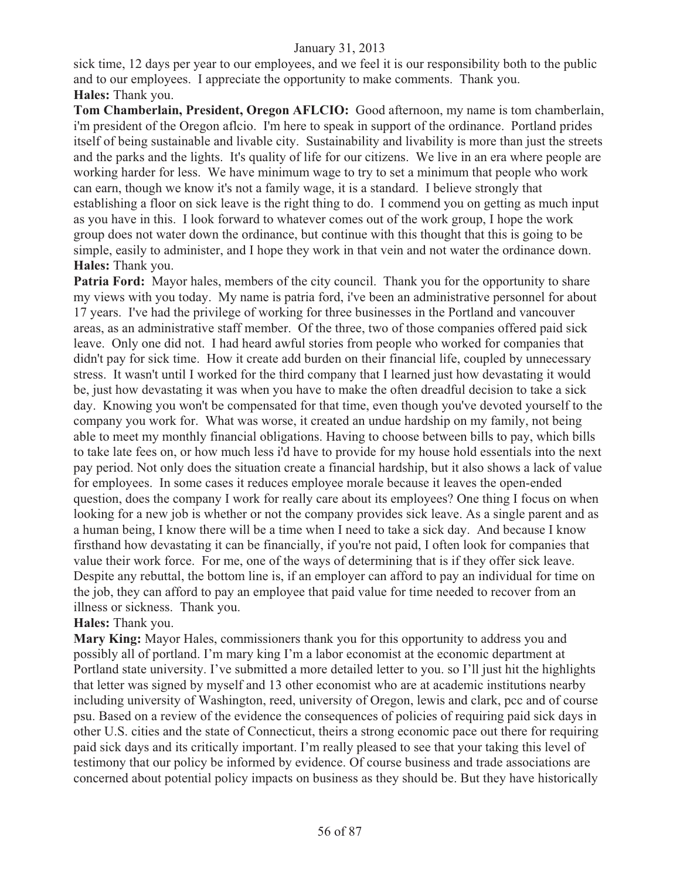sick time, 12 days per year to our employees, and we feel it is our responsibility both to the public and to our employees. I appreciate the opportunity to make comments. Thank you.

**Hales:** Thank you.

**Tom Chamberlain, President, Oregon AFLCIO:** Good afternoon, my name is tom chamberlain, i'm president of the Oregon aflcio. I'm here to speak in support of the ordinance. Portland prides itself of being sustainable and livable city. Sustainability and livability is more than just the streets and the parks and the lights. It's quality of life for our citizens. We live in an era where people are working harder for less. We have minimum wage to try to set a minimum that people who work can earn, though we know it's not a family wage, it is a standard. I believe strongly that establishing a floor on sick leave is the right thing to do. I commend you on getting as much input as you have in this. I look forward to whatever comes out of the work group, I hope the work group does not water down the ordinance, but continue with this thought that this is going to be simple, easily to administer, and I hope they work in that vein and not water the ordinance down.

**Hales:** Thank you.

**Patria Ford:** Mayor hales, members of the city council. Thank you for the opportunity to share my views with you today. My name is patria ford, i've been an administrative personnel for about 17 years. I've had the privilege of working for three businesses in the Portland and vancouver areas, as an administrative staff member. Of the three, two of those companies offered paid sick leave. Only one did not. I had heard awful stories from people who worked for companies that didn't pay for sick time. How it create add burden on their financial life, coupled by unnecessary stress. It wasn't until I worked for the third company that I learned just how devastating it would be, just how devastating it was when you have to make the often dreadful decision to take a sick day. Knowing you won't be compensated for that time, even though you've devoted yourself to the company you work for. What was worse, it created an undue hardship on my family, not being able to meet my monthly financial obligations. Having to choose between bills to pay, which bills to take late fees on, or how much less i'd have to provide for my house hold essentials into the next pay period. Not only does the situation create a financial hardship, but it also shows a lack of value for employees. In some cases it reduces employee morale because it leaves the open-ended question, does the company I work for really care about its employees? One thing I focus on when looking for a new job is whether or not the company provides sick leave. As a single parent and as a human being, I know there will be a time when I need to take a sick day. And because I know firsthand how devastating it can be financially, if you're not paid, I often look for companies that value their work force. For me, one of the ways of determining that is if they offer sick leave. Despite any rebuttal, the bottom line is, if an employer can afford to pay an individual for time on the job, they can afford to pay an employee that paid value for time needed to recover from an illness or sickness. Thank you.

**Hales:** Thank you.

**Mary King:** Mayor Hales, commissioners thank you for this opportunity to address you and possibly all of portland. I'm mary king I'm a labor economist at the economic department at Portland state university. I've submitted a more detailed letter to you. so I'll just hit the highlights that letter was signed by myself and 13 other economist who are at academic institutions nearby including university of Washington, reed, university of Oregon, lewis and clark, pcc and of course psu. Based on a review of the evidence the consequences of policies of requiring paid sick days in other U.S. cities and the state of Connecticut, theirs a strong economic pace out there for requiring paid sick days and its critically important. I'm really pleased to see that your taking this level of testimony that our policy be informed by evidence. Of course business and trade associations are concerned about potential policy impacts on business as they should be. But they have historically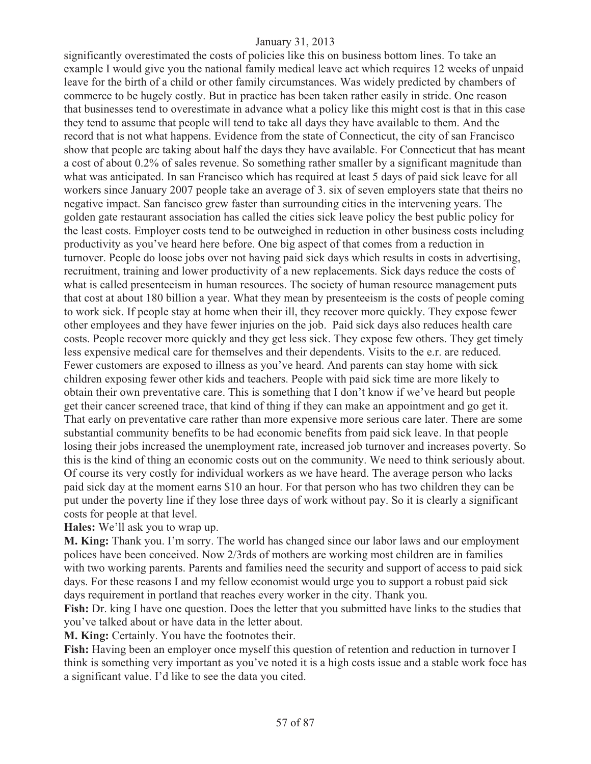significantly overestimated the costs of policies like this on business bottom lines. To take an example I would give you the national family medical leave act which requires 12 weeks of unpaid leave for the birth of a child or other family circumstances. Was widely predicted by chambers of commerce to be hugely costly. But in practice has been taken rather easily in stride. One reason that businesses tend to overestimate in advance what a policy like this might cost is that in this case they tend to assume that people will tend to take all days they have available to them. And the record that is not what happens. Evidence from the state of Connecticut, the city of san Francisco show that people are taking about half the days they have available. For Connecticut that has meant a cost of about 0.2% of sales revenue. So something rather smaller by a significant magnitude than what was anticipated. In san Francisco which has required at least 5 days of paid sick leave for all workers since January 2007 people take an average of 3. six of seven employers state that theirs no negative impact. San fancisco grew faster than surrounding cities in the intervening years. The golden gate restaurant association has called the cities sick leave policy the best public policy for the least costs. Employer costs tend to be outweighed in reduction in other business costs including productivity as you've heard here before. One big aspect of that comes from a reduction in turnover. People do loose jobs over not having paid sick days which results in costs in advertising, recruitment, training and lower productivity of a new replacements. Sick days reduce the costs of what is called presenteeism in human resources. The society of human resource management puts that cost at about 180 billion a year. What they mean by presenteeism is the costs of people coming to work sick. If people stay at home when their ill, they recover more quickly. They expose fewer other employees and they have fewer injuries on the job. Paid sick days also reduces health care costs. People recover more quickly and they get less sick. They expose few others. They get timely less expensive medical care for themselves and their dependents. Visits to the e.r. are reduced. Fewer customers are exposed to illness as you've heard. And parents can stay home with sick children exposing fewer other kids and teachers. People with paid sick time are more likely to obtain their own preventative care. This is something that I don't know if we've heard but people get their cancer screened trace, that kind of thing if they can make an appointment and go get it. That early on preventative care rather than more expensive more serious care later. There are some substantial community benefits to be had economic benefits from paid sick leave. In that people losing their jobs increased the unemployment rate, increased job turnover and increases poverty. So this is the kind of thing an economic costs out on the community. We need to think seriously about. Of course its very costly for individual workers as we have heard. The average person who lacks paid sick day at the moment earns $10 an hour. For that person who has two children they can be put under the poverty line if they lose three days of work without pay. So it is clearly a significant costs for people at that level.

**Hales:** We'll ask you to wrap up.

**M. King:** Thank you. I'm sorry. The world has changed since our labor laws and our employment polices have been conceived. Now 2/3rds of mothers are working most children are in families with two working parents. Parents and families need the security and support of access to paid sick days. For these reasons I and my fellow economist would urge you to support a robust paid sick days requirement in portland that reaches every worker in the city. Thank you.

**Fish:** Dr. king I have one question. Does the letter that you submitted have links to the studies that you've talked about or have data in the letter about.

**M. King:** Certainly. You have the footnotes their.

**Fish:** Having been an employer once myself this question of retention and reduction in turnover I think is something very important as you've noted it is a high costs issue and a stable work foce has a significant value. I'd like to see the data you cited.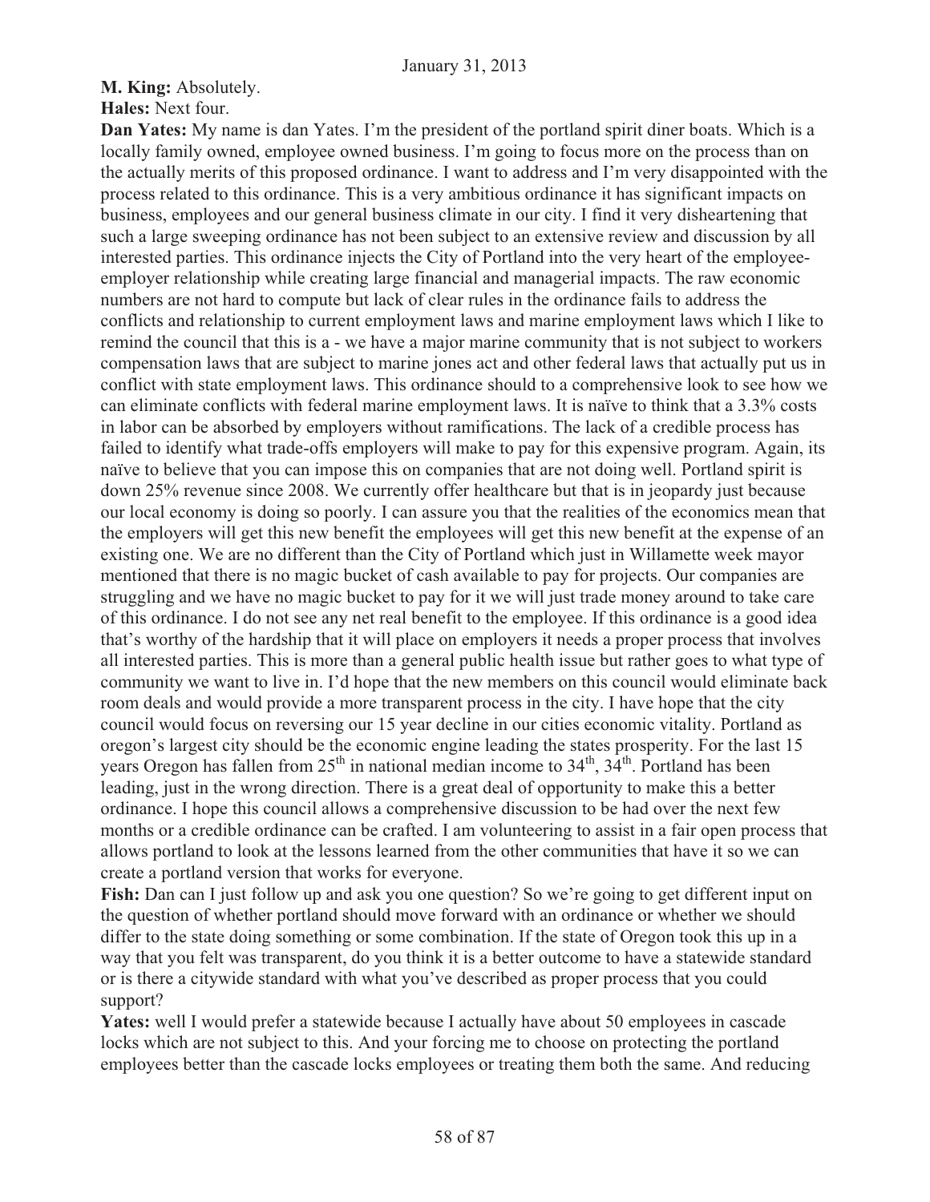**M. King:** Absolutely.

**Hales:** Next four.

**Dan Yates:** My name is dan Yates. I'm the president of the portland spirit diner boats. Which is a locally family owned, employee owned business. I'm going to focus more on the process than on the actually merits of this proposed ordinance. I want to address and I'm very disappointed with the process related to this ordinance. This is a very ambitious ordinance it has significant impacts on business, employees and our general business climate in our city. I find it very disheartening that such a large sweeping ordinance has not been subject to an extensive review and discussion by all interested parties. This ordinance injects the City of Portland into the very heart of the employee-employer relationship while creating large financial and managerial impacts. The raw economic numbers are not hard to compute but lack of clear rules in the ordinance fails to address the conflicts and relationship to current employment laws and marine employment laws which I like to remind the council that this is a - we have a major marine community that is not subject to workers compensation laws that are subject to marine jones act and other federal laws that actually put us in conflict with state employment laws. This ordinance should to a comprehensive look to see how we can eliminate conflicts with federal marine employment laws. It is naïve to think that a 3.3% costs in labor can be absorbed by employers without ramifications. The lack of a credible process has failed to identify what trade-offs employers will make to pay for this expensive program. Again, its naïve to believe that you can impose this on companies that are not doing well. Portland spirit is down 25% revenue since 2008. We currently offer healthcare but that is in jeopardy just because our local economy is doing so poorly. I can assure you that the realities of the economics mean that the employers will get this new benefit the employees will get this new benefit at the expense of an existing one. We are no different than the City of Portland which just in Willamette week mayor mentioned that there is no magic bucket of cash available to pay for projects. Our companies are struggling and we have no magic bucket to pay for it we will just trade money around to take care of this ordinance. I do not see any net real benefit to the employee. If this ordinance is a good idea that's worthy of the hardship that it will place on employers it needs a proper process that involves all interested parties. This is more than a general public health issue but rather goes to what type of community we want to live in. I'd hope that the new members on this council would eliminate back room deals and would provide a more transparent process in the city. I have hope that the city council would focus on reversing our 15 year decline in our cities economic vitality. Portland as oregon's largest city should be the economic engine leading the states prosperity. For the last 15 years Oregon has fallen from 25th in national median income to 34th, 34th. Portland has been leading, just in the wrong direction. There is a great deal of opportunity to make this a better ordinance. I hope this council allows a comprehensive discussion to be had over the next few months or a credible ordinance can be crafted. I am volunteering to assist in a fair open process that allows portland to look at the lessons learned from the other communities that have it so we can create a portland version that works for everyone.

**Fish:** Dan can I just follow up and ask you one question? So we're going to get different input on the question of whether portland should move forward with an ordinance or whether we should differ to the state doing something or some combination. If the state of Oregon took this up in a way that you felt was transparent, do you think it is a better outcome to have a statewide standard or is there a citywide standard with what you've described as proper process that you could support?

**Yates:** well I would prefer a statewide because I actually have about 50 employees in cascade locks which are not subject to this. And your forcing me to choose on protecting the portland employees better than the cascade locks employees or treating them both the same. And reducing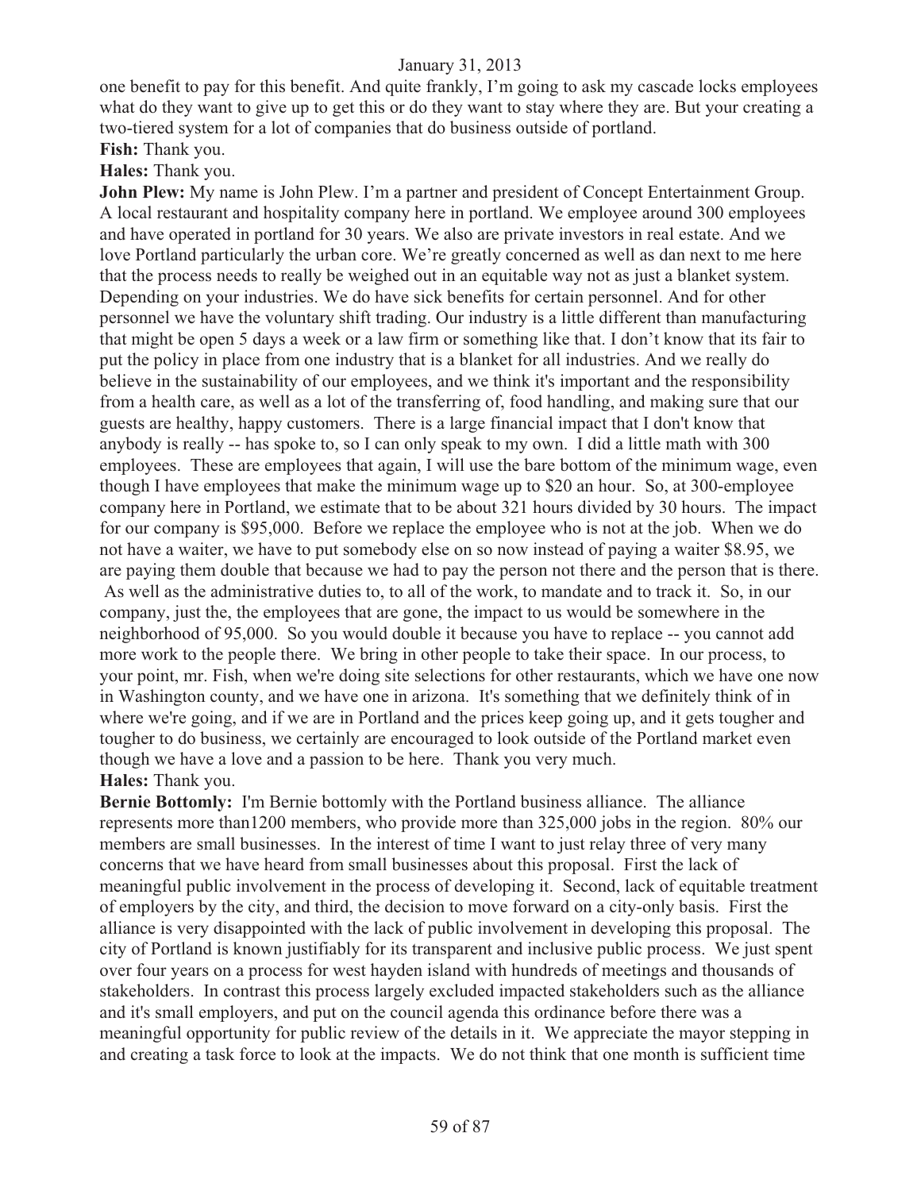one benefit to pay for this benefit. And quite frankly, I'm going to ask my cascade locks employees what do they want to give up to get this or do they want to stay where they are. But your creating a two-tiered system for a lot of companies that do business outside of portland.

**Fish:** Thank you.

**Hales:** Thank you.

**John Plew:** My name is John Plew. I'm a partner and president of Concept Entertainment Group. A local restaurant and hospitality company here in portland. We employee around 300 employees and have operated in portland for 30 years. We also are private investors in real estate. And we love Portland particularly the urban core. We're greatly concerned as well as dan next to me here that the process needs to really be weighed out in an equitable way not as just a blanket system. Depending on your industries. We do have sick benefits for certain personnel. And for other personnel we have the voluntary shift trading. Our industry is a little different than manufacturing that might be open 5 days a week or a law firm or something like that. I don't know that its fair to put the policy in place from one industry that is a blanket for all industries. And we really do believe in the sustainability of our employees, and we think it's important and the responsibility from a health care, as well as a lot of the transferring of, food handling, and making sure that our guests are healthy, happy customers. There is a large financial impact that I don't know that anybody is really -- has spoke to, so I can only speak to my own. I did a little math with 300 employees. These are employees that again, I will use the bare bottom of the minimum wage, even though I have employees that make the minimum wage up to $20 an hour. So, at 300-employee company here in Portland, we estimate that to be about 321 hours divided by 30 hours. The impact for our company is $95,000. Before we replace the employee who is not at the job. When we do not have a waiter, we have to put somebody else on so now instead of paying a waiter $8.95, we are paying them double that because we had to pay the person not there and the person that is there. As well as the administrative duties to, to all of the work, to mandate and to track it. So, in our company, just the, the employees that are gone, the impact to us would be somewhere in the neighborhood of 95,000. So you would double it because you have to replace -- you cannot add more work to the people there. We bring in other people to take their space. In our process, to your point, mr. Fish, when we're doing site selections for other restaurants, which we have one now in Washington county, and we have one in arizona. It's something that we definitely think of in where we're going, and if we are in Portland and the prices keep going up, and it gets tougher and tougher to do business, we certainly are encouraged to look outside of the Portland market even though we have a love and a passion to be here. Thank you very much.

**Hales:** Thank you.

**Bernie Bottomly:** I'm Bernie bottomly with the Portland business alliance. The alliance represents more than1200 members, who provide more than 325,000 jobs in the region. 80% our members are small businesses. In the interest of time I want to just relay three of very many concerns that we have heard from small businesses about this proposal. First the lack of meaningful public involvement in the process of developing it. Second, lack of equitable treatment of employers by the city, and third, the decision to move forward on a city-only basis. First the alliance is very disappointed with the lack of public involvement in developing this proposal. The city of Portland is known justifiably for its transparent and inclusive public process. We just spent over four years on a process for west hayden island with hundreds of meetings and thousands of stakeholders. In contrast this process largely excluded impacted stakeholders such as the alliance and it's small employers, and put on the council agenda this ordinance before there was a meaningful opportunity for public review of the details in it. We appreciate the mayor stepping in and creating a task force to look at the impacts. We do not think that one month is sufficient time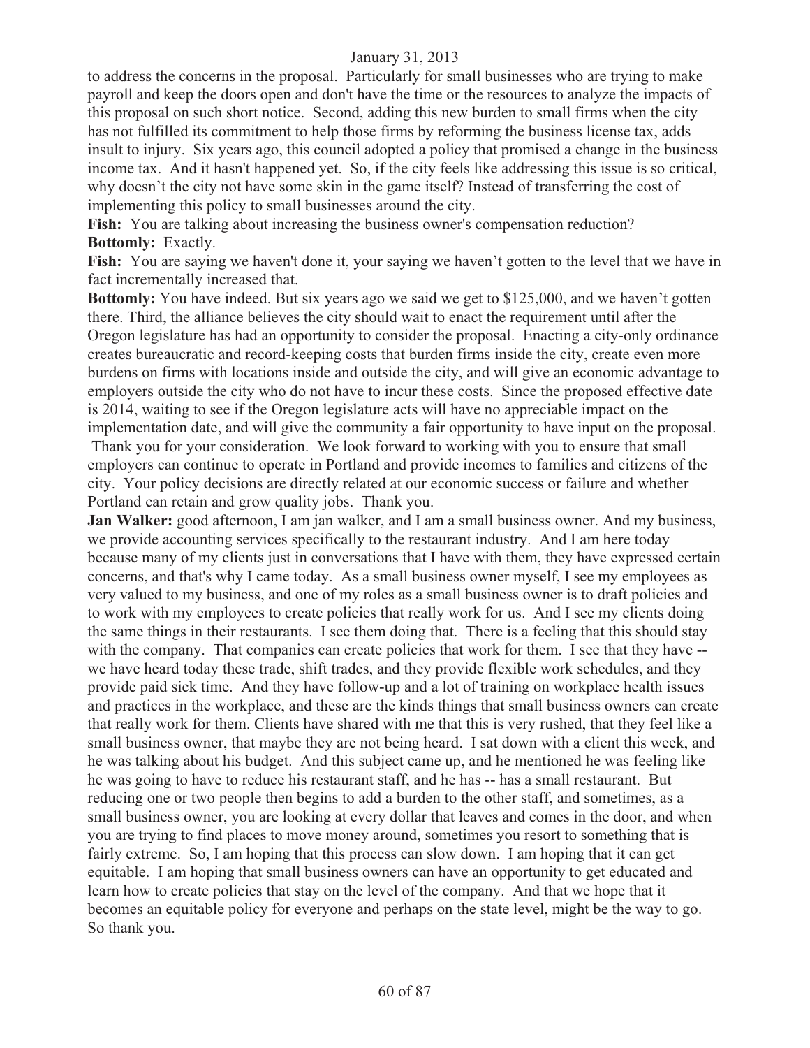to address the concerns in the proposal. Particularly for small businesses who are trying to make payroll and keep the doors open and don't have the time or the resources to analyze the impacts of this proposal on such short notice. Second, adding this new burden to small firms when the city has not fulfilled its commitment to help those firms by reforming the business license tax, adds insult to injury. Six years ago, this council adopted a policy that promised a change in the business income tax. And it hasn't happened yet. So, if the city feels like addressing this issue is so critical, why doesn't the city not have some skin in the game itself? Instead of transferring the cost of implementing this policy to small businesses around the city.

**Fish:** You are talking about increasing the business owner's compensation reduction?

**Bottomly:** Exactly.

**Fish:** You are saying we haven't done it, your saying we haven't gotten to the level that we have in fact incrementally increased that.

**Bottomly:** You have indeed. But six years ago we said we get to $125,000, and we haven't gotten there. Third, the alliance believes the city should wait to enact the requirement until after the Oregon legislature has had an opportunity to consider the proposal. Enacting a city-only ordinance creates bureaucratic and record-keeping costs that burden firms inside the city, create even more burdens on firms with locations inside and outside the city, and will give an economic advantage to employers outside the city who do not have to incur these costs. Since the proposed effective date is 2014, waiting to see if the Oregon legislature acts will have no appreciable impact on the implementation date, and will give the community a fair opportunity to have input on the proposal. Thank you for your consideration. We look forward to working with you to ensure that small employers can continue to operate in Portland and provide incomes to families and citizens of the city. Your policy decisions are directly related at our economic success or failure and whether Portland can retain and grow quality jobs. Thank you.

**Jan Walker:** good afternoon, I am jan walker, and I am a small business owner. And my business, we provide accounting services specifically to the restaurant industry. And I am here today because many of my clients just in conversations that I have with them, they have expressed certain concerns, and that's why I came today. As a small business owner myself, I see my employees as very valued to my business, and one of my roles as a small business owner is to draft policies and to work with my employees to create policies that really work for us. And I see my clients doing the same things in their restaurants. I see them doing that. There is a feeling that this should stay with the company. That companies can create policies that work for them. I see that they have -- we have heard today these trade, shift trades, and they provide flexible work schedules, and they provide paid sick time. And they have follow-up and a lot of training on workplace health issues and practices in the workplace, and these are the kinds things that small business owners can create that really work for them. Clients have shared with me that this is very rushed, that they feel like a small business owner, that maybe they are not being heard. I sat down with a client this week, and he was talking about his budget. And this subject came up, and he mentioned he was feeling like he was going to have to reduce his restaurant staff, and he has -- has a small restaurant. But reducing one or two people then begins to add a burden to the other staff, and sometimes, as a small business owner, you are looking at every dollar that leaves and comes in the door, and when you are trying to find places to move money around, sometimes you resort to something that is fairly extreme. So, I am hoping that this process can slow down. I am hoping that it can get equitable. I am hoping that small business owners can have an opportunity to get educated and learn how to create policies that stay on the level of the company. And that we hope that it becomes an equitable policy for everyone and perhaps on the state level, might be the way to go. So thank you.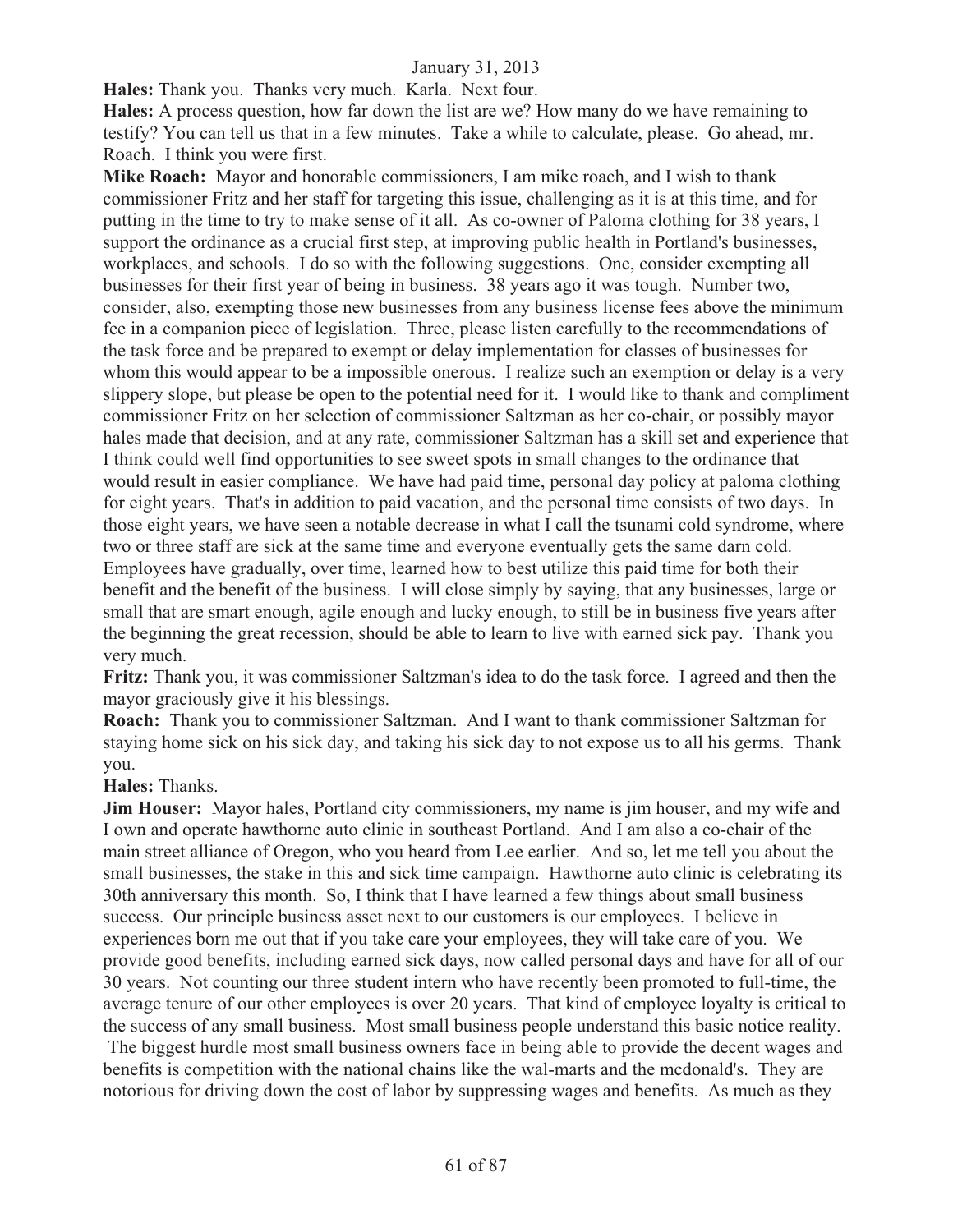**Hales:** Thank you. Thanks very much. Karla. Next four.

**Hales:** A process question, how far down the list are we? How many do we have remaining to testify? You can tell us that in a few minutes. Take a while to calculate, please. Go ahead, mr. Roach. I think you were first.

**Mike Roach:** Mayor and honorable commissioners, I am mike roach, and I wish to thank commissioner Fritz and her staff for targeting this issue, challenging as it is at this time, and for putting in the time to try to make sense of it all. As co-owner of Paloma clothing for 38 years, I support the ordinance as a crucial first step, at improving public health in Portland's businesses, workplaces, and schools. I do so with the following suggestions. One, consider exempting all businesses for their first year of being in business. 38 years ago it was tough. Number two, consider, also, exempting those new businesses from any business license fees above the minimum fee in a companion piece of legislation. Three, please listen carefully to the recommendations of the task force and be prepared to exempt or delay implementation for classes of businesses for whom this would appear to be a impossible onerous. I realize such an exemption or delay is a very slippery slope, but please be open to the potential need for it. I would like to thank and compliment commissioner Fritz on her selection of commissioner Saltzman as her co-chair, or possibly mayor hales made that decision, and at any rate, commissioner Saltzman has a skill set and experience that I think could well find opportunities to see sweet spots in small changes to the ordinance that would result in easier compliance. We have had paid time, personal day policy at paloma clothing for eight years. That's in addition to paid vacation, and the personal time consists of two days. In those eight years, we have seen a notable decrease in what I call the tsunami cold syndrome, where two or three staff are sick at the same time and everyone eventually gets the same darn cold. Employees have gradually, over time, learned how to best utilize this paid time for both their benefit and the benefit of the business. I will close simply by saying, that any businesses, large or small that are smart enough, agile enough and lucky enough, to still be in business five years after the beginning the great recession, should be able to learn to live with earned sick pay. Thank you very much.

**Fritz:** Thank you, it was commissioner Saltzman's idea to do the task force. I agreed and then the mayor graciously give it his blessings.

**Roach:** Thank you to commissioner Saltzman. And I want to thank commissioner Saltzman for staying home sick on his sick day, and taking his sick day to not expose us to all his germs. Thank you.

**Hales:** Thanks.

**Jim Houser:** Mayor hales, Portland city commissioners, my name is jim houser, and my wife and I own and operate hawthorne auto clinic in southeast Portland. And I am also a co-chair of the main street alliance of Oregon, who you heard from Lee earlier. And so, let me tell you about the small businesses, the stake in this and sick time campaign. Hawthorne auto clinic is celebrating its 30th anniversary this month. So, I think that I have learned a few things about small business success. Our principle business asset next to our customers is our employees. I believe in experiences born me out that if you take care your employees, they will take care of you. We provide good benefits, including earned sick days, now called personal days and have for all of our 30 years. Not counting our three student intern who have recently been promoted to full-time, the average tenure of our other employees is over 20 years. That kind of employee loyalty is critical to the success of any small business. Most small business people understand this basic notice reality. The biggest hurdle most small business owners face in being able to provide the decent wages and benefits is competition with the national chains like the wal-marts and the mcdonald's. They are notorious for driving down the cost of labor by suppressing wages and benefits. As much as they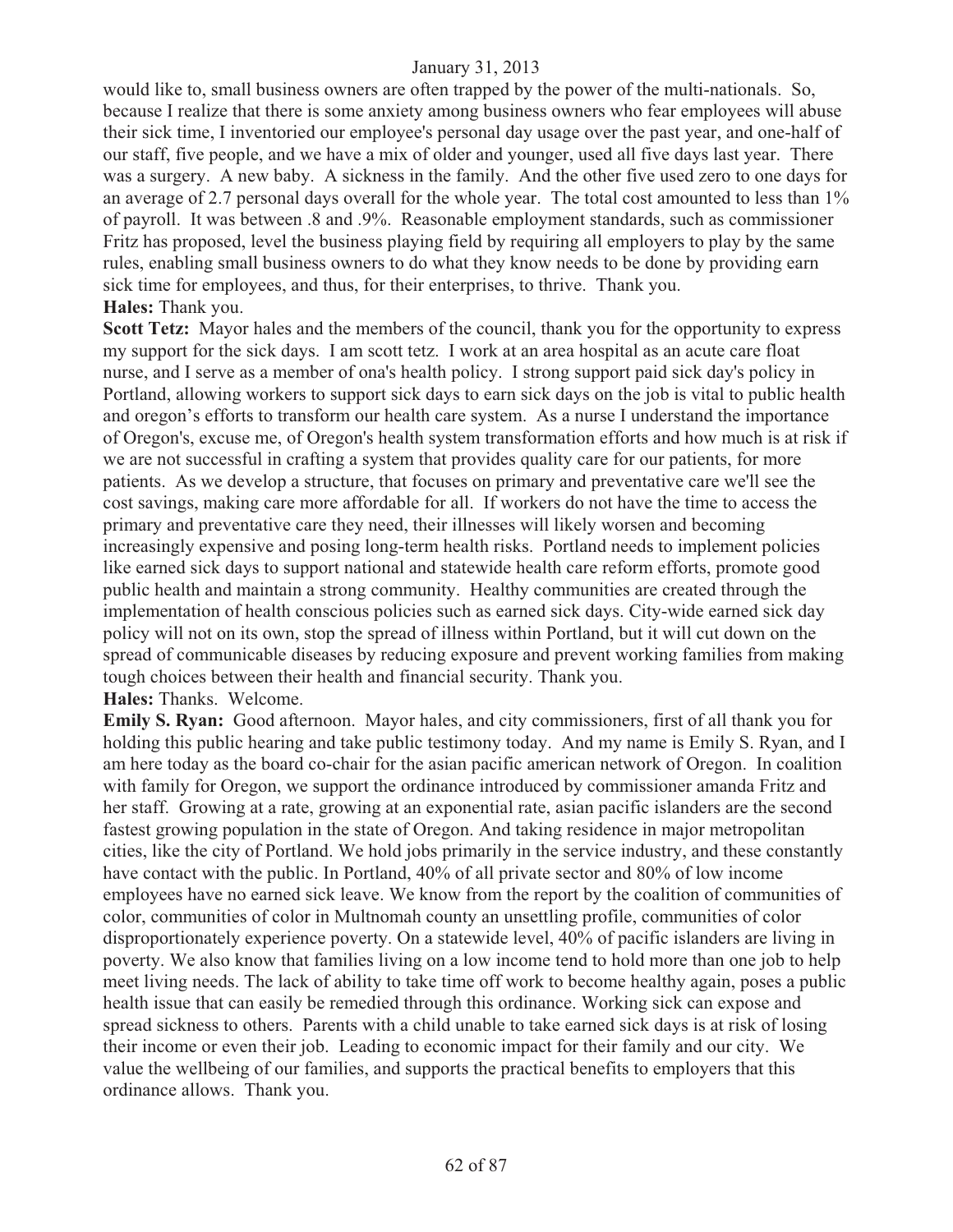would like to, small business owners are often trapped by the power of the multi-nationals. So, because I realize that there is some anxiety among business owners who fear employees will abuse their sick time, I inventoried our employee's personal day usage over the past year, and one-half of our staff, five people, and we have a mix of older and younger, used all five days last year. There was a surgery. A new baby. A sickness in the family. And the other five used zero to one days for an average of 2.7 personal days overall for the whole year. The total cost amounted to less than 1% of payroll. It was between .8 and .9%. Reasonable employment standards, such as commissioner Fritz has proposed, level the business playing field by requiring all employers to play by the same rules, enabling small business owners to do what they know needs to be done by providing earn sick time for employees, and thus, for their enterprises, to thrive. Thank you.

**Hales:** Thank you.

**Scott Tetz:** Mayor hales and the members of the council, thank you for the opportunity to express my support for the sick days. I am scott tetz. I work at an area hospital as an acute care float nurse, and I serve as a member of ona's health policy. I strong support paid sick day's policy in Portland, allowing workers to support sick days to earn sick days on the job is vital to public health and oregon's efforts to transform our health care system. As a nurse I understand the importance of Oregon's, excuse me, of Oregon's health system transformation efforts and how much is at risk if we are not successful in crafting a system that provides quality care for our patients, for more patients. As we develop a structure, that focuses on primary and preventative care we'll see the cost savings, making care more affordable for all. If workers do not have the time to access the primary and preventative care they need, their illnesses will likely worsen and becoming increasingly expensive and posing long-term health risks. Portland needs to implement policies like earned sick days to support national and statewide health care reform efforts, promote good public health and maintain a strong community. Healthy communities are created through the implementation of health conscious policies such as earned sick days. City-wide earned sick day policy will not on its own, stop the spread of illness within Portland, but it will cut down on the spread of communicable diseases by reducing exposure and prevent working families from making tough choices between their health and financial security. Thank you.

**Hales:** Thanks. Welcome.

**Emily S. Ryan:** Good afternoon. Mayor hales, and city commissioners, first of all thank you for holding this public hearing and take public testimony today. And my name is Emily S. Ryan, and I am here today as the board co-chair for the asian pacific american network of Oregon. In coalition with family for Oregon, we support the ordinance introduced by commissioner amanda Fritz and her staff. Growing at a rate, growing at an exponential rate, asian pacific islanders are the second fastest growing population in the state of Oregon. And taking residence in major metropolitan cities, like the city of Portland. We hold jobs primarily in the service industry, and these constantly have contact with the public. In Portland, 40% of all private sector and 80% of low income employees have no earned sick leave. We know from the report by the coalition of communities of color, communities of color in Multnomah county an unsettling profile, communities of color disproportionately experience poverty. On a statewide level, 40% of pacific islanders are living in poverty. We also know that families living on a low income tend to hold more than one job to help meet living needs. The lack of ability to take time off work to become healthy again, poses a public health issue that can easily be remedied through this ordinance. Working sick can expose and spread sickness to others. Parents with a child unable to take earned sick days is at risk of losing their income or even their job. Leading to economic impact for their family and our city. We value the wellbeing of our families, and supports the practical benefits to employers that this ordinance allows. Thank you.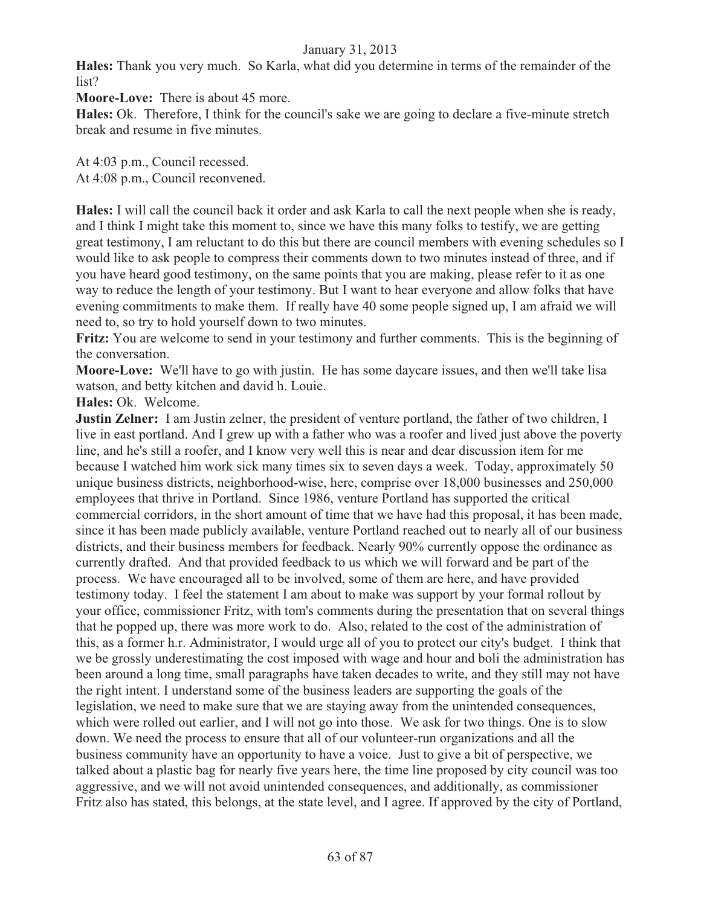**Hales:** Thank you very much. So Karla, what did you determine in terms of the remainder of the list?

**Moore-Love:** There is about 45 more.

**Hales:** Ok. Therefore, I think for the council's sake we are going to declare a five-minute stretch break and resume in five minutes.

At 4:03 p.m., Council recessed.
At 4:08 p.m., Council reconvened.

**Hales:** I will call the council back it order and ask Karla to call the next people when she is ready, and I think I might take this moment to, since we have this many folks to testify, we are getting great testimony, I am reluctant to do this but there are council members with evening schedules so I would like to ask people to compress their comments down to two minutes instead of three, and if you have heard good testimony, on the same points that you are making, please refer to it as one way to reduce the length of your testimony. But I want to hear everyone and allow folks that have evening commitments to make them. If really have 40 some people signed up, I am afraid we will need to, so try to hold yourself down to two minutes.

**Fritz:** You are welcome to send in your testimony and further comments. This is the beginning of the conversation.

**Moore-Love:** We'll have to go with justin. He has some daycare issues, and then we'll take lisa watson, and betty kitchen and david h. Louie.

**Hales:** Ok. Welcome.

**Justin Zelner:** I am Justin zelner, the president of venture portland, the father of two children, I live in east portland. And I grew up with a father who was a roofer and lived just above the poverty line, and he's still a roofer, and I know very well this is near and dear discussion item for me because I watched him work sick many times six to seven days a week. Today, approximately 50 unique business districts, neighborhood-wise, here, comprise over 18,000 businesses and 250,000 employees that thrive in Portland. Since 1986, venture Portland has supported the critical commercial corridors, in the short amount of time that we have had this proposal, it has been made, since it has been made publicly available, venture Portland reached out to nearly all of our business districts, and their business members for feedback. Nearly 90% currently oppose the ordinance as currently drafted. And that provided feedback to us which we will forward and be part of the process. We have encouraged all to be involved, some of them are here, and have provided testimony today. I feel the statement I am about to make was support by your formal rollout by your office, commissioner Fritz, with tom's comments during the presentation that on several things that he popped up, there was more work to do. Also, related to the cost of the administration of this, as a former h.r. Administrator, I would urge all of you to protect our city's budget. I think that we be grossly underestimating the cost imposed with wage and hour and boli the administration has been around a long time, small paragraphs have taken decades to write, and they still may not have the right intent. I understand some of the business leaders are supporting the goals of the legislation, we need to make sure that we are staying away from the unintended consequences, which were rolled out earlier, and I will not go into those. We ask for two things. One is to slow down. We need the process to ensure that all of our volunteer-run organizations and all the business community have an opportunity to have a voice. Just to give a bit of perspective, we talked about a plastic bag for nearly five years here, the time line proposed by city council was too aggressive, and we will not avoid unintended consequences, and additionally, as commissioner Fritz also has stated, this belongs, at the state level, and I agree. If approved by the city of Portland,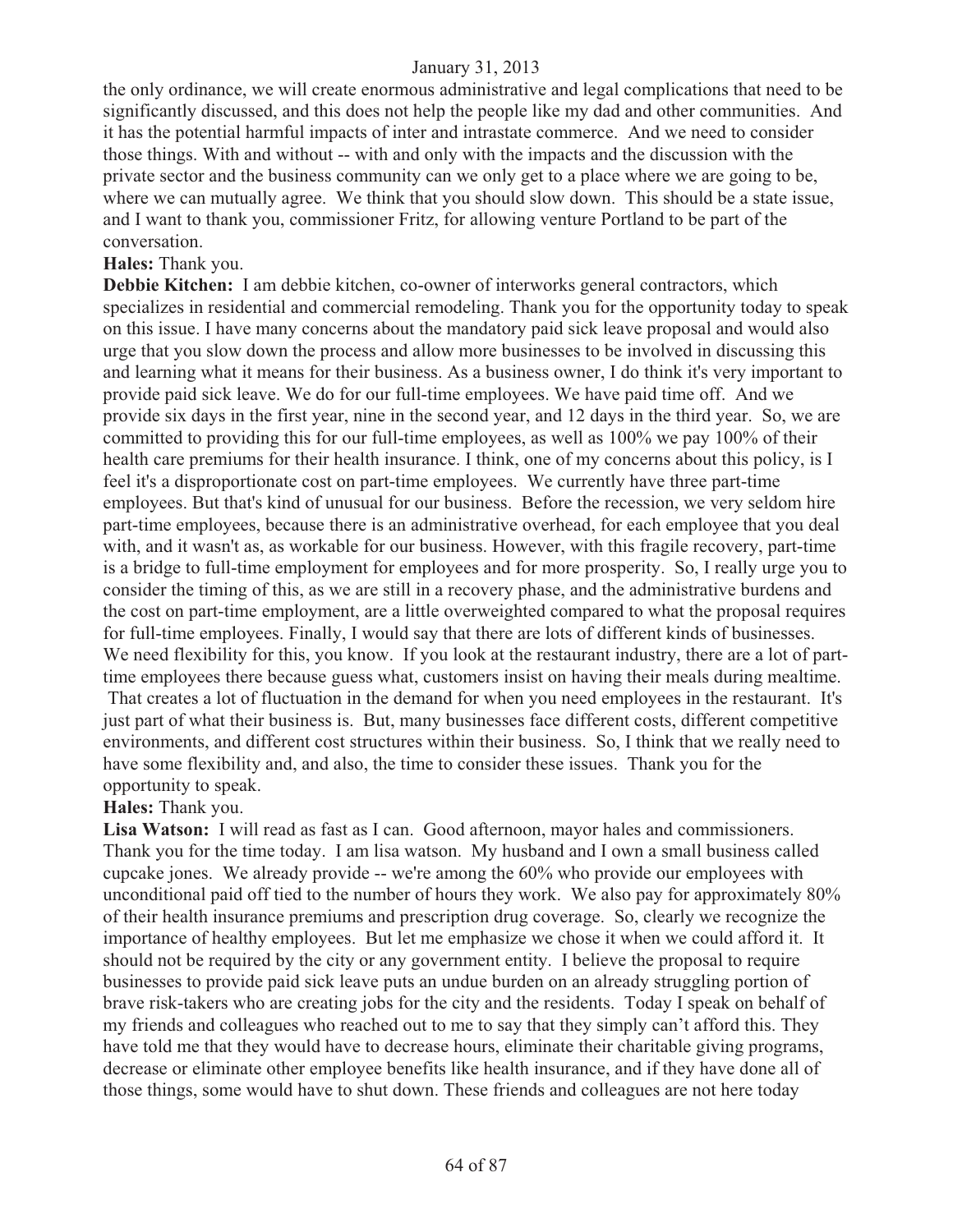the only ordinance, we will create enormous administrative and legal complications that need to be significantly discussed, and this does not help the people like my dad and other communities. And it has the potential harmful impacts of inter and intrastate commerce. And we need to consider those things. With and without -- with and only with the impacts and the discussion with the private sector and the business community can we only get to a place where we are going to be, where we can mutually agree. We think that you should slow down. This should be a state issue, and I want to thank you, commissioner Fritz, for allowing venture Portland to be part of the conversation.

**Hales:** Thank you.

**Debbie Kitchen:** I am debbie kitchen, co-owner of interworks general contractors, which specializes in residential and commercial remodeling. Thank you for the opportunity today to speak on this issue. I have many concerns about the mandatory paid sick leave proposal and would also urge that you slow down the process and allow more businesses to be involved in discussing this and learning what it means for their business. As a business owner, I do think it's very important to provide paid sick leave. We do for our full-time employees. We have paid time off. And we provide six days in the first year, nine in the second year, and 12 days in the third year. So, we are committed to providing this for our full-time employees, as well as 100% we pay 100% of their health care premiums for their health insurance. I think, one of my concerns about this policy, is I feel it's a disproportionate cost on part-time employees. We currently have three part-time employees. But that's kind of unusual for our business. Before the recession, we very seldom hire part-time employees, because there is an administrative overhead, for each employee that you deal with, and it wasn't as, as workable for our business. However, with this fragile recovery, part-time is a bridge to full-time employment for employees and for more prosperity. So, I really urge you to consider the timing of this, as we are still in a recovery phase, and the administrative burdens and the cost on part-time employment, are a little overweighted compared to what the proposal requires for full-time employees. Finally, I would say that there are lots of different kinds of businesses. We need flexibility for this, you know. If you look at the restaurant industry, there are a lot of part-time employees there because guess what, customers insist on having their meals during mealtime. That creates a lot of fluctuation in the demand for when you need employees in the restaurant. It's just part of what their business is. But, many businesses face different costs, different competitive environments, and different cost structures within their business. So, I think that we really need to have some flexibility and, and also, the time to consider these issues. Thank you for the opportunity to speak.

**Hales:** Thank you.

**Lisa Watson:** I will read as fast as I can. Good afternoon, mayor hales and commissioners. Thank you for the time today. I am lisa watson. My husband and I own a small business called cupcake jones. We already provide -- we're among the 60% who provide our employees with unconditional paid off tied to the number of hours they work. We also pay for approximately 80% of their health insurance premiums and prescription drug coverage. So, clearly we recognize the importance of healthy employees. But let me emphasize we chose it when we could afford it. It should not be required by the city or any government entity. I believe the proposal to require businesses to provide paid sick leave puts an undue burden on an already struggling portion of brave risk-takers who are creating jobs for the city and the residents. Today I speak on behalf of my friends and colleagues who reached out to me to say that they simply can't afford this. They have told me that they would have to decrease hours, eliminate their charitable giving programs, decrease or eliminate other employee benefits like health insurance, and if they have done all of those things, some would have to shut down. These friends and colleagues are not here today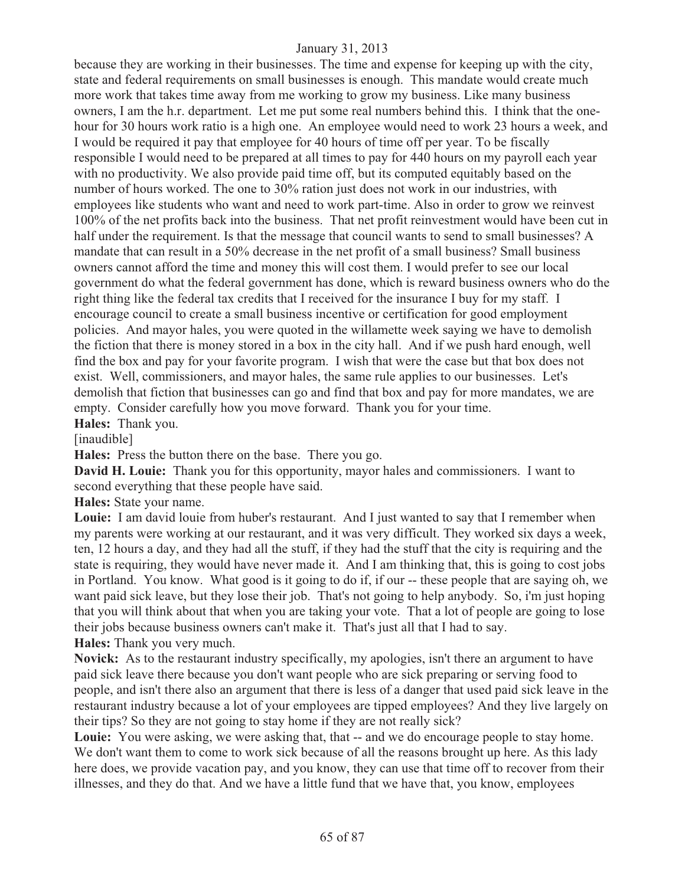because they are working in their businesses. The time and expense for keeping up with the city, state and federal requirements on small businesses is enough. This mandate would create much more work that takes time away from me working to grow my business. Like many business owners, I am the h.r. department. Let me put some real numbers behind this. I think that the one-hour for 30 hours work ratio is a high one. An employee would need to work 23 hours a week, and I would be required it pay that employee for 40 hours of time off per year. To be fiscally responsible I would need to be prepared at all times to pay for 440 hours on my payroll each year with no productivity. We also provide paid time off, but its computed equitably based on the number of hours worked. The one to 30% ration just does not work in our industries, with employees like students who want and need to work part-time. Also in order to grow we reinvest 100% of the net profits back into the business. That net profit reinvestment would have been cut in half under the requirement. Is that the message that council wants to send to small businesses? A mandate that can result in a 50% decrease in the net profit of a small business? Small business owners cannot afford the time and money this will cost them. I would prefer to see our local government do what the federal government has done, which is reward business owners who do the right thing like the federal tax credits that I received for the insurance I buy for my staff. I encourage council to create a small business incentive or certification for good employment policies. And mayor hales, you were quoted in the willamette week saying we have to demolish the fiction that there is money stored in a box in the city hall. And if we push hard enough, well find the box and pay for your favorite program. I wish that were the case but that box does not exist. Well, commissioners, and mayor hales, the same rule applies to our businesses. Let's demolish that fiction that businesses can go and find that box and pay for more mandates, we are empty. Consider carefully how you move forward. Thank you for your time.

**Hales:** Thank you.

[inaudible]

**Hales:** Press the button there on the base. There you go.

**David H. Louie:** Thank you for this opportunity, mayor hales and commissioners. I want to second everything that these people have said.

**Hales:** State your name.

**Louie:** I am david louie from huber's restaurant. And I just wanted to say that I remember when my parents were working at our restaurant, and it was very difficult. They worked six days a week, ten, 12 hours a day, and they had all the stuff, if they had the stuff that the city is requiring and the state is requiring, they would have never made it. And I am thinking that, this is going to cost jobs in Portland. You know. What good is it going to do if, if our -- these people that are saying oh, we want paid sick leave, but they lose their job. That's not going to help anybody. So, i'm just hoping that you will think about that when you are taking your vote. That a lot of people are going to lose their jobs because business owners can't make it. That's just all that I had to say.

**Hales:** Thank you very much.

**Novick:** As to the restaurant industry specifically, my apologies, isn't there an argument to have paid sick leave there because you don't want people who are sick preparing or serving food to people, and isn't there also an argument that there is less of a danger that used paid sick leave in the restaurant industry because a lot of your employees are tipped employees? And they live largely on their tips? So they are not going to stay home if they are not really sick?

**Louie:** You were asking, we were asking that, that -- and we do encourage people to stay home. We don't want them to come to work sick because of all the reasons brought up here. As this lady here does, we provide vacation pay, and you know, they can use that time off to recover from their illnesses, and they do that. And we have a little fund that we have that, you know, employees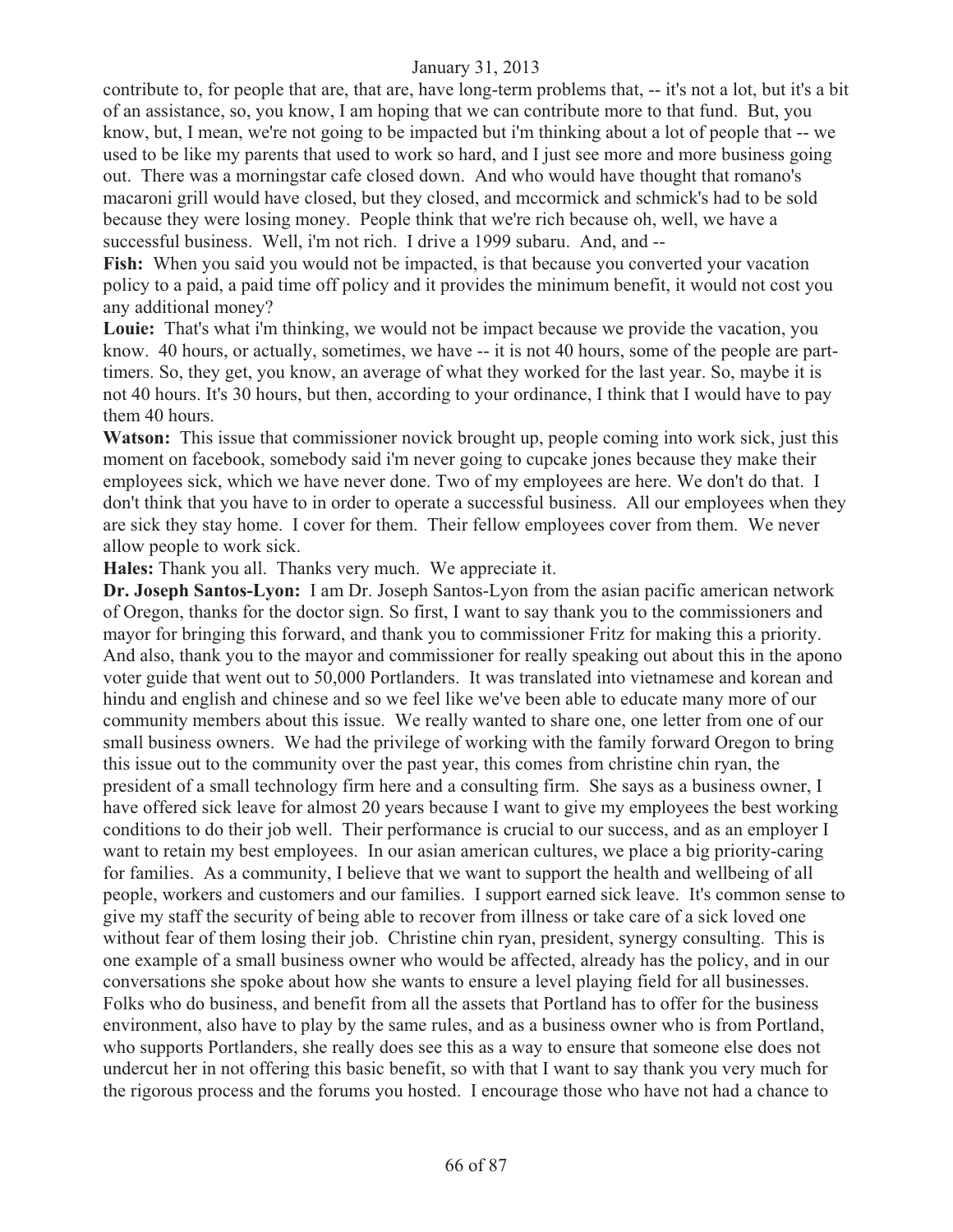contribute to, for people that are, that are, have long-term problems that, -- it's not a lot, but it's a bit of an assistance, so, you know, I am hoping that we can contribute more to that fund. But, you know, but, I mean, we're not going to be impacted but i'm thinking about a lot of people that -- we used to be like my parents that used to work so hard, and I just see more and more business going out. There was a morningstar cafe closed down. And who would have thought that romano's macaroni grill would have closed, but they closed, and mccormick and schmick's had to be sold because they were losing money. People think that we're rich because oh, well, we have a successful business. Well, i'm not rich. I drive a 1999 subaru. And, and --

**Fish:** When you said you would not be impacted, is that because you converted your vacation policy to a paid, a paid time off policy and it provides the minimum benefit, it would not cost you any additional money?

**Louie:** That's what i'm thinking, we would not be impact because we provide the vacation, you know. 40 hours, or actually, sometimes, we have -- it is not 40 hours, some of the people are part-timers. So, they get, you know, an average of what they worked for the last year. So, maybe it is not 40 hours. It's 30 hours, but then, according to your ordinance, I think that I would have to pay them 40 hours.

**Watson:** This issue that commissioner novick brought up, people coming into work sick, just this moment on facebook, somebody said i'm never going to cupcake jones because they make their employees sick, which we have never done. Two of my employees are here. We don't do that. I don't think that you have to in order to operate a successful business. All our employees when they are sick they stay home. I cover for them. Their fellow employees cover from them. We never allow people to work sick.

**Hales:** Thank you all. Thanks very much. We appreciate it.

**Dr. Joseph Santos-Lyon:** I am Dr. Joseph Santos-Lyon from the asian pacific american network of Oregon, thanks for the doctor sign. So first, I want to say thank you to the commissioners and mayor for bringing this forward, and thank you to commissioner Fritz for making this a priority. And also, thank you to the mayor and commissioner for really speaking out about this in the apono voter guide that went out to 50,000 Portlanders. It was translated into vietnamese and korean and hindu and english and chinese and so we feel like we've been able to educate many more of our community members about this issue. We really wanted to share one, one letter from one of our small business owners. We had the privilege of working with the family forward Oregon to bring this issue out to the community over the past year, this comes from christine chin ryan, the president of a small technology firm here and a consulting firm. She says as a business owner, I have offered sick leave for almost 20 years because I want to give my employees the best working conditions to do their job well. Their performance is crucial to our success, and as an employer I want to retain my best employees. In our asian american cultures, we place a big priority-caring for families. As a community, I believe that we want to support the health and wellbeing of all people, workers and customers and our families. I support earned sick leave. It's common sense to give my staff the security of being able to recover from illness or take care of a sick loved one without fear of them losing their job. Christine chin ryan, president, synergy consulting. This is one example of a small business owner who would be affected, already has the policy, and in our conversations she spoke about how she wants to ensure a level playing field for all businesses. Folks who do business, and benefit from all the assets that Portland has to offer for the business environment, also have to play by the same rules, and as a business owner who is from Portland, who supports Portlanders, she really does see this as a way to ensure that someone else does not undercut her in not offering this basic benefit, so with that I want to say thank you very much for the rigorous process and the forums you hosted. I encourage those who have not had a chance to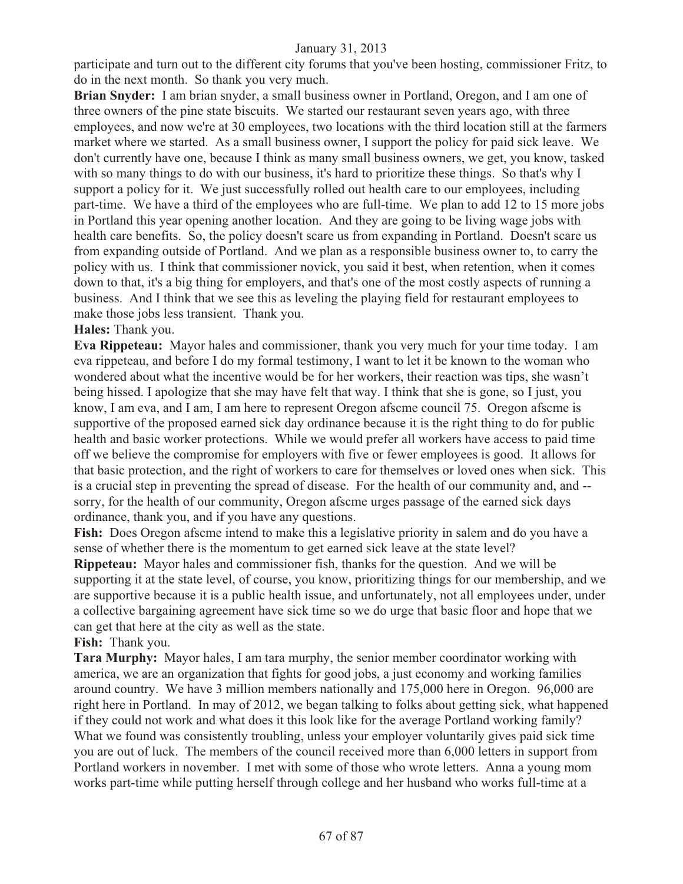participate and turn out to the different city forums that you've been hosting, commissioner Fritz, to do in the next month. So thank you very much.

**Brian Snyder:** I am brian snyder, a small business owner in Portland, Oregon, and I am one of three owners of the pine state biscuits. We started our restaurant seven years ago, with three employees, and now we're at 30 employees, two locations with the third location still at the farmers market where we started. As a small business owner, I support the policy for paid sick leave. We don't currently have one, because I think as many small business owners, we get, you know, tasked with so many things to do with our business, it's hard to prioritize these things. So that's why I support a policy for it. We just successfully rolled out health care to our employees, including part-time. We have a third of the employees who are full-time. We plan to add 12 to 15 more jobs in Portland this year opening another location. And they are going to be living wage jobs with health care benefits. So, the policy doesn't scare us from expanding in Portland. Doesn't scare us from expanding outside of Portland. And we plan as a responsible business owner to, to carry the policy with us. I think that commissioner novick, you said it best, when retention, when it comes down to that, it's a big thing for employers, and that's one of the most costly aspects of running a business. And I think that we see this as leveling the playing field for restaurant employees to make those jobs less transient. Thank you.

**Hales:** Thank you.

**Eva Rippeteau:** Mayor hales and commissioner, thank you very much for your time today. I am eva rippeteau, and before I do my formal testimony, I want to let it be known to the woman who wondered about what the incentive would be for her workers, their reaction was tips, she wasn't being hissed. I apologize that she may have felt that way. I think that she is gone, so I just, you know, I am eva, and I am, I am here to represent Oregon afscme council 75. Oregon afscme is supportive of the proposed earned sick day ordinance because it is the right thing to do for public health and basic worker protections. While we would prefer all workers have access to paid time off we believe the compromise for employers with five or fewer employees is good. It allows for that basic protection, and the right of workers to care for themselves or loved ones when sick. This is a crucial step in preventing the spread of disease. For the health of our community and, and -- sorry, for the health of our community, Oregon afscme urges passage of the earned sick days ordinance, thank you, and if you have any questions.

**Fish:** Does Oregon afscme intend to make this a legislative priority in salem and do you have a sense of whether there is the momentum to get earned sick leave at the state level?

**Rippeteau:** Mayor hales and commissioner fish, thanks for the question. And we will be supporting it at the state level, of course, you know, prioritizing things for our membership, and we are supportive because it is a public health issue, and unfortunately, not all employees under, under a collective bargaining agreement have sick time so we do urge that basic floor and hope that we can get that here at the city as well as the state.

**Fish:** Thank you.

**Tara Murphy:** Mayor hales, I am tara murphy, the senior member coordinator working with america, we are an organization that fights for good jobs, a just economy and working families around country. We have 3 million members nationally and 175,000 here in Oregon. 96,000 are right here in Portland. In may of 2012, we began talking to folks about getting sick, what happened if they could not work and what does it this look like for the average Portland working family? What we found was consistently troubling, unless your employer voluntarily gives paid sick time you are out of luck. The members of the council received more than 6,000 letters in support from Portland workers in november. I met with some of those who wrote letters. Anna a young mom works part-time while putting herself through college and her husband who works full-time at a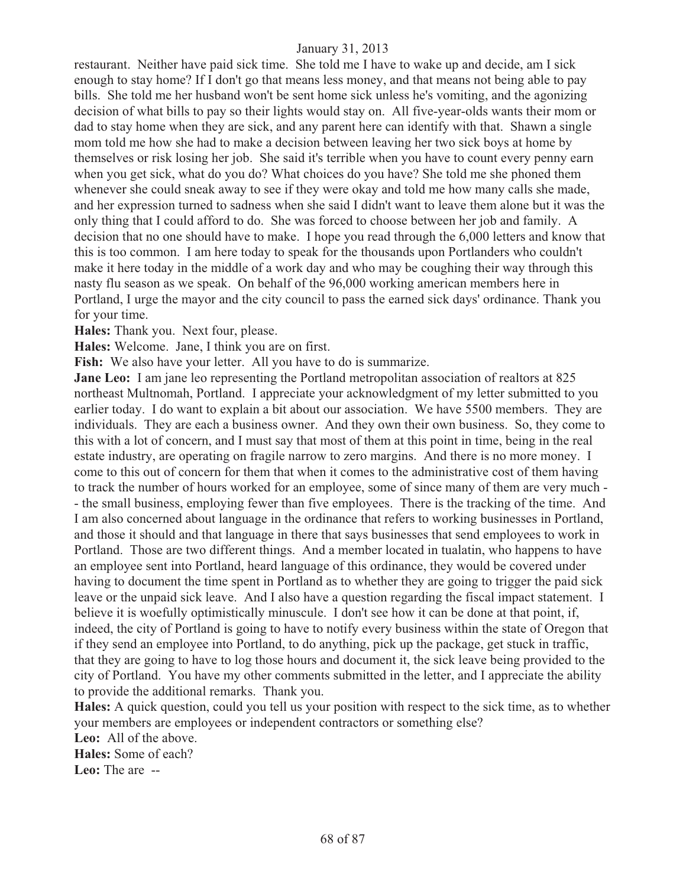restaurant. Neither have paid sick time. She told me I have to wake up and decide, am I sick enough to stay home? If I don't go that means less money, and that means not being able to pay bills. She told me her husband won't be sent home sick unless he's vomiting, and the agonizing decision of what bills to pay so their lights would stay on. All five-year-olds wants their mom or dad to stay home when they are sick, and any parent here can identify with that. Shawn a single mom told me how she had to make a decision between leaving her two sick boys at home by themselves or risk losing her job. She said it's terrible when you have to count every penny earn when you get sick, what do you do? What choices do you have? She told me she phoned them whenever she could sneak away to see if they were okay and told me how many calls she made, and her expression turned to sadness when she said I didn't want to leave them alone but it was the only thing that I could afford to do. She was forced to choose between her job and family. A decision that no one should have to make. I hope you read through the 6,000 letters and know that this is too common. I am here today to speak for the thousands upon Portlanders who couldn't make it here today in the middle of a work day and who may be coughing their way through this nasty flu season as we speak. On behalf of the 96,000 working american members here in Portland, I urge the mayor and the city council to pass the earned sick days' ordinance. Thank you for your time.

**Hales:** Thank you. Next four, please.

**Hales:** Welcome. Jane, I think you are on first.

**Fish:** We also have your letter. All you have to do is summarize.

**Jane Leo:** I am jane leo representing the Portland metropolitan association of realtors at 825 northeast Multnomah, Portland. I appreciate your acknowledgment of my letter submitted to you earlier today. I do want to explain a bit about our association. We have 5500 members. They are individuals. They are each a business owner. And they own their own business. So, they come to this with a lot of concern, and I must say that most of them at this point in time, being in the real estate industry, are operating on fragile narrow to zero margins. And there is no more money. I come to this out of concern for them that when it comes to the administrative cost of them having to track the number of hours worked for an employee, some of since many of them are very much -- the small business, employing fewer than five employees. There is the tracking of the time. And I am also concerned about language in the ordinance that refers to working businesses in Portland, and those it should and that language in there that says businesses that send employees to work in Portland. Those are two different things. And a member located in tualatin, who happens to have an employee sent into Portland, heard language of this ordinance, they would be covered under having to document the time spent in Portland as to whether they are going to trigger the paid sick leave or the unpaid sick leave. And I also have a question regarding the fiscal impact statement. I believe it is woefully optimistically minuscule. I don't see how it can be done at that point, if, indeed, the city of Portland is going to have to notify every business within the state of Oregon that if they send an employee into Portland, to do anything, pick up the package, get stuck in traffic, that they are going to have to log those hours and document it, the sick leave being provided to the city of Portland. You have my other comments submitted in the letter, and I appreciate the ability to provide the additional remarks. Thank you.

**Hales:** A quick question, could you tell us your position with respect to the sick time, as to whether your members are employees or independent contractors or something else?

**Leo:** All of the above.

**Hales:** Some of each?

**Leo:** The are --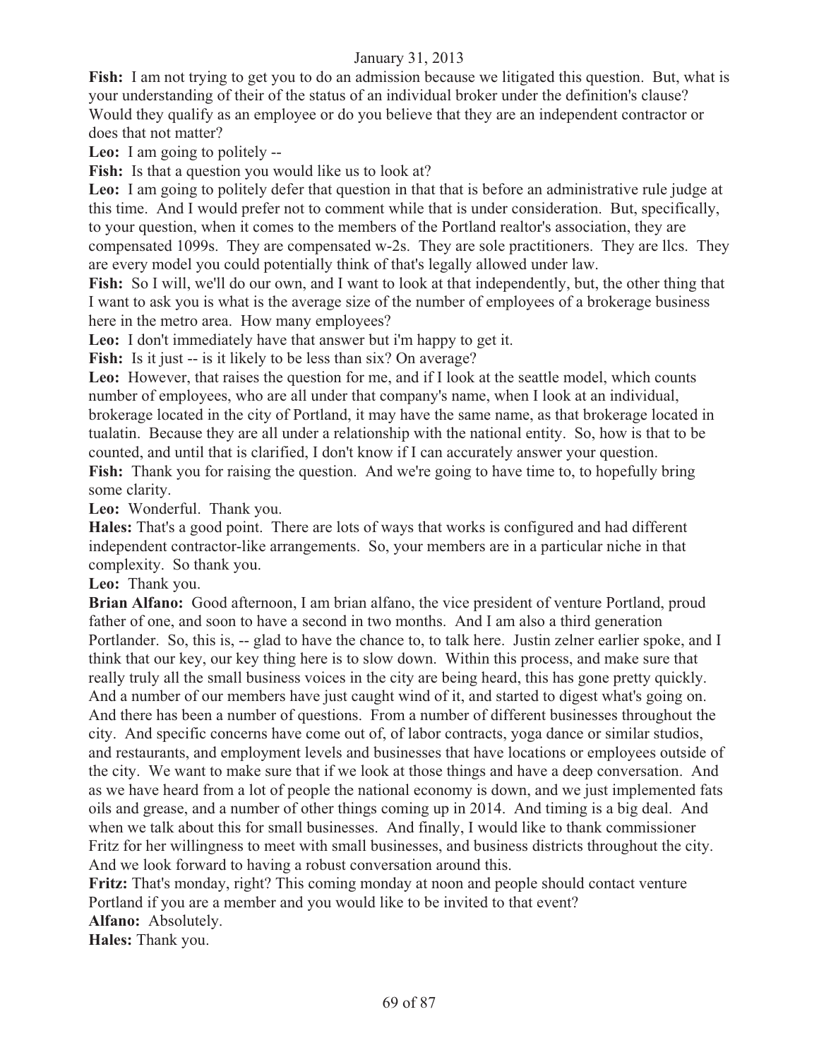**Fish:** I am not trying to get you to do an admission because we litigated this question. But, what is your understanding of their of the status of an individual broker under the definition's clause? Would they qualify as an employee or do you believe that they are an independent contractor or does that not matter?

**Leo:** I am going to politely --

**Fish:** Is that a question you would like us to look at?

**Leo:** I am going to politely defer that question in that that is before an administrative rule judge at this time. And I would prefer not to comment while that is under consideration. But, specifically, to your question, when it comes to the members of the Portland realtor's association, they are compensated 1099s. They are compensated w-2s. They are sole practitioners. They are llcs. They are every model you could potentially think of that's legally allowed under law.

**Fish:** So I will, we'll do our own, and I want to look at that independently, but, the other thing that I want to ask you is what is the average size of the number of employees of a brokerage business here in the metro area. How many employees?

**Leo:** I don't immediately have that answer but i'm happy to get it.

**Fish:** Is it just -- is it likely to be less than six? On average?

**Leo:** However, that raises the question for me, and if I look at the seattle model, which counts number of employees, who are all under that company's name, when I look at an individual, brokerage located in the city of Portland, it may have the same name, as that brokerage located in tualatin. Because they are all under a relationship with the national entity. So, how is that to be counted, and until that is clarified, I don't know if I can accurately answer your question.

**Fish:** Thank you for raising the question. And we're going to have time to, to hopefully bring some clarity.

**Leo:** Wonderful. Thank you.

**Hales:** That's a good point. There are lots of ways that works is configured and had different independent contractor-like arrangements. So, your members are in a particular niche in that complexity. So thank you.

**Leo:** Thank you.

**Brian Alfano:** Good afternoon, I am brian alfano, the vice president of venture Portland, proud father of one, and soon to have a second in two months. And I am also a third generation Portlander. So, this is, -- glad to have the chance to, to talk here. Justin zelner earlier spoke, and I think that our key, our key thing here is to slow down. Within this process, and make sure that really truly all the small business voices in the city are being heard, this has gone pretty quickly. And a number of our members have just caught wind of it, and started to digest what's going on. And there has been a number of questions. From a number of different businesses throughout the city. And specific concerns have come out of, of labor contracts, yoga dance or similar studios, and restaurants, and employment levels and businesses that have locations or employees outside of the city. We want to make sure that if we look at those things and have a deep conversation. And as we have heard from a lot of people the national economy is down, and we just implemented fats oils and grease, and a number of other things coming up in 2014. And timing is a big deal. And when we talk about this for small businesses. And finally, I would like to thank commissioner Fritz for her willingness to meet with small businesses, and business districts throughout the city. And we look forward to having a robust conversation around this.

**Fritz:** That's monday, right? This coming monday at noon and people should contact venture Portland if you are a member and you would like to be invited to that event?

**Alfano:** Absolutely.

**Hales:** Thank you.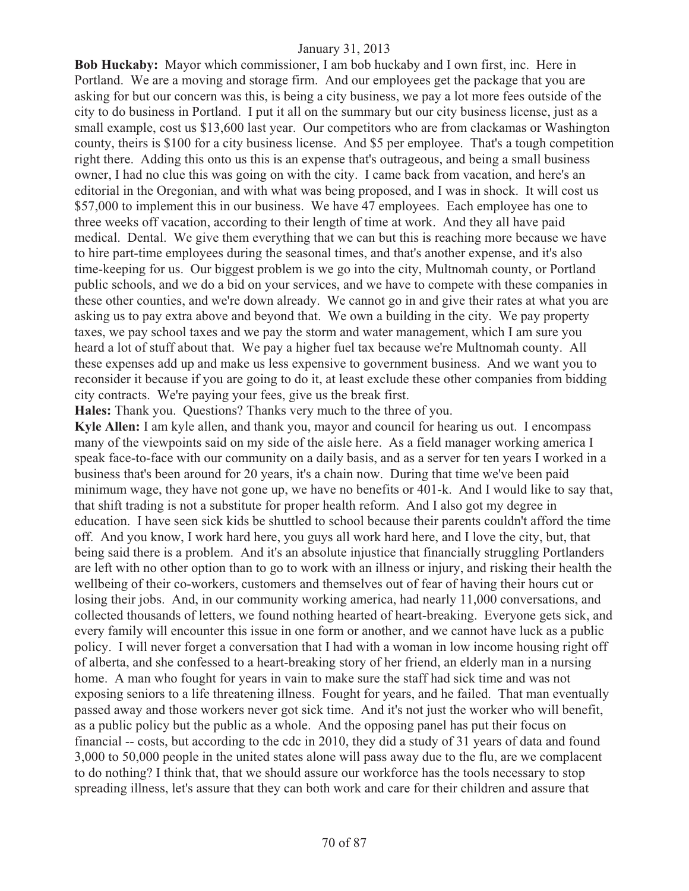January 31, 2013

**Bob Huckaby:** Mayor which commissioner, I am bob huckaby and I own first, inc. Here in Portland. We are a moving and storage firm. And our employees get the package that you are asking for but our concern was this, is being a city business, we pay a lot more fees outside of the city to do business in Portland. I put it all on the summary but our city business license, just as a small example, cost us $13,600 last year. Our competitors who are from clackamas or Washington county, theirs is $100 for a city business license. And $5 per employee. That's a tough competition right there. Adding this onto us this is an expense that's outrageous, and being a small business owner, I had no clue this was going on with the city. I came back from vacation, and here's an editorial in the Oregonian, and with what was being proposed, and I was in shock. It will cost us $57,000 to implement this in our business. We have 47 employees. Each employee has one to three weeks off vacation, according to their length of time at work. And they all have paid medical. Dental. We give them everything that we can but this is reaching more because we have to hire part-time employees during the seasonal times, and that's another expense, and it's also time-keeping for us. Our biggest problem is we go into the city, Multnomah county, or Portland public schools, and we do a bid on your services, and we have to compete with these companies in these other counties, and we're down already. We cannot go in and give their rates at what you are asking us to pay extra above and beyond that. We own a building in the city. We pay property taxes, we pay school taxes and we pay the storm and water management, which I am sure you heard a lot of stuff about that. We pay a higher fuel tax because we're Multnomah county. All these expenses add up and make us less expensive to government business. And we want you to reconsider it because if you are going to do it, at least exclude these other companies from bidding city contracts. We're paying your fees, give us the break first.

**Hales:** Thank you. Questions? Thanks very much to the three of you.

**Kyle Allen:** I am kyle allen, and thank you, mayor and council for hearing us out. I encompass many of the viewpoints said on my side of the aisle here. As a field manager working america I speak face-to-face with our community on a daily basis, and as a server for ten years I worked in a business that's been around for 20 years, it's a chain now. During that time we've been paid minimum wage, they have not gone up, we have no benefits or 401-k. And I would like to say that, that shift trading is not a substitute for proper health reform. And I also got my degree in education. I have seen sick kids be shuttled to school because their parents couldn't afford the time off. And you know, I work hard here, you guys all work hard here, and I love the city, but, that being said there is a problem. And it's an absolute injustice that financially struggling Portlanders are left with no other option than to go to work with an illness or injury, and risking their health the wellbeing of their co-workers, customers and themselves out of fear of having their hours cut or losing their jobs. And, in our community working america, had nearly 11,000 conversations, and collected thousands of letters, we found nothing hearted of heart-breaking. Everyone gets sick, and every family will encounter this issue in one form or another, and we cannot have luck as a public policy. I will never forget a conversation that I had with a woman in low income housing right off of alberta, and she confessed to a heart-breaking story of her friend, an elderly man in a nursing home. A man who fought for years in vain to make sure the staff had sick time and was not exposing seniors to a life threatening illness. Fought for years, and he failed. That man eventually passed away and those workers never got sick time. And it's not just the worker who will benefit, as a public policy but the public as a whole. And the opposing panel has put their focus on financial -- costs, but according to the cdc in 2010, they did a study of 31 years of data and found 3,000 to 50,000 people in the united states alone will pass away due to the flu, are we complacent to do nothing? I think that, that we should assure our workforce has the tools necessary to stop spreading illness, let's assure that they can both work and care for their children and assure that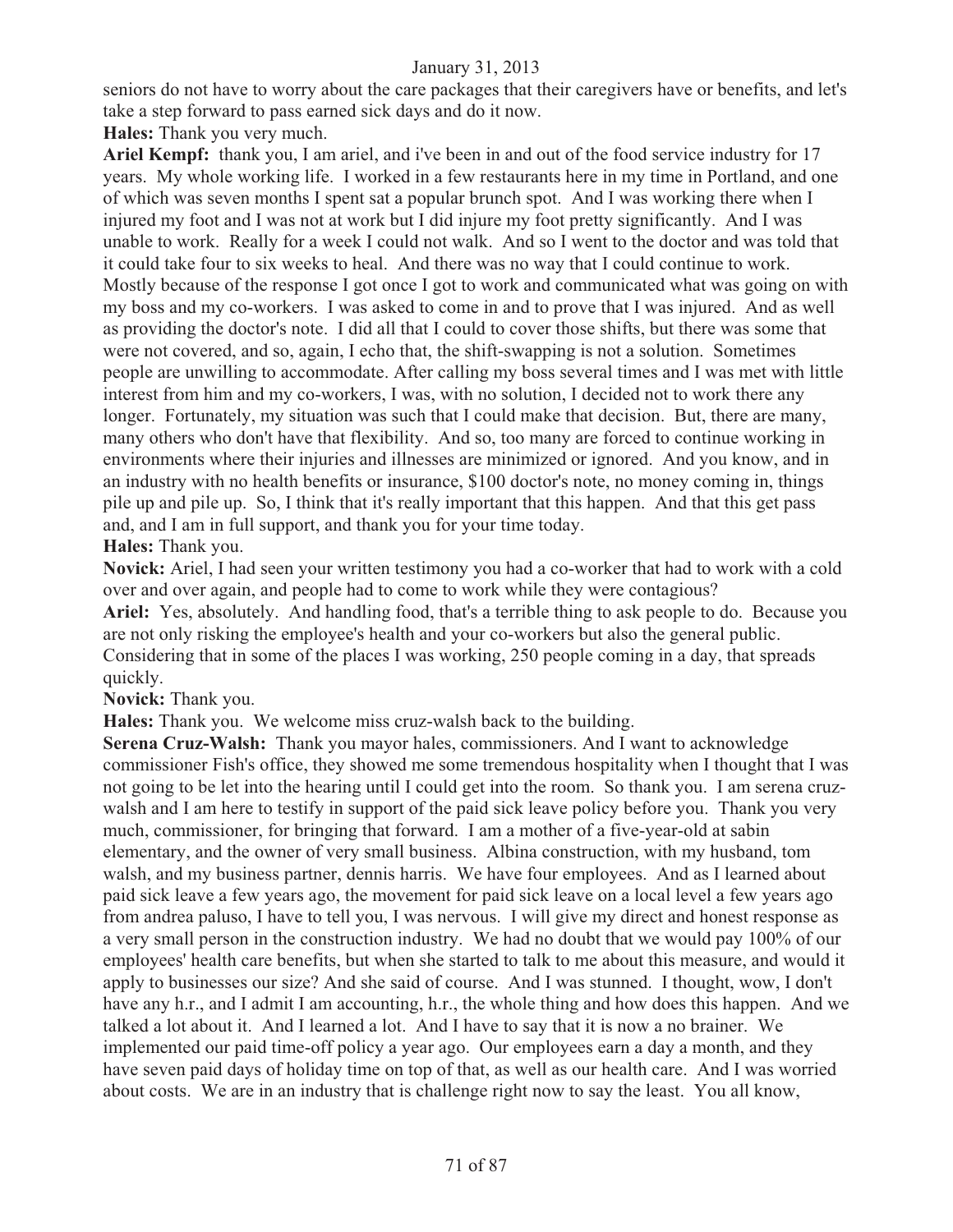seniors do not have to worry about the care packages that their caregivers have or benefits, and let's take a step forward to pass earned sick days and do it now.

**Hales:** Thank you very much.

**Ariel Kempf:** thank you, I am ariel, and i've been in and out of the food service industry for 17 years. My whole working life. I worked in a few restaurants here in my time in Portland, and one of which was seven months I spent sat a popular brunch spot. And I was working there when I injured my foot and I was not at work but I did injure my foot pretty significantly. And I was unable to work. Really for a week I could not walk. And so I went to the doctor and was told that it could take four to six weeks to heal. And there was no way that I could continue to work. Mostly because of the response I got once I got to work and communicated what was going on with my boss and my co-workers. I was asked to come in and to prove that I was injured. And as well as providing the doctor's note. I did all that I could to cover those shifts, but there was some that were not covered, and so, again, I echo that, the shift-swapping is not a solution. Sometimes people are unwilling to accommodate. After calling my boss several times and I was met with little interest from him and my co-workers, I was, with no solution, I decided not to work there any longer. Fortunately, my situation was such that I could make that decision. But, there are many, many others who don't have that flexibility. And so, too many are forced to continue working in environments where their injuries and illnesses are minimized or ignored. And you know, and in an industry with no health benefits or insurance, $100 doctor's note, no money coming in, things pile up and pile up. So, I think that it's really important that this happen. And that this get pass and, and I am in full support, and thank you for your time today.

**Hales:** Thank you.

**Novick:** Ariel, I had seen your written testimony you had a co-worker that had to work with a cold over and over again, and people had to come to work while they were contagious?

**Ariel:** Yes, absolutely. And handling food, that's a terrible thing to ask people to do. Because you are not only risking the employee's health and your co-workers but also the general public. Considering that in some of the places I was working, 250 people coming in a day, that spreads quickly.

**Novick:** Thank you.

**Hales:** Thank you. We welcome miss cruz-walsh back to the building.

**Serena Cruz-Walsh:** Thank you mayor hales, commissioners. And I want to acknowledge commissioner Fish's office, they showed me some tremendous hospitality when I thought that I was not going to be let into the hearing until I could get into the room. So thank you. I am serena cruz-walsh and I am here to testify in support of the paid sick leave policy before you. Thank you very much, commissioner, for bringing that forward. I am a mother of a five-year-old at sabin elementary, and the owner of very small business. Albina construction, with my husband, tom walsh, and my business partner, dennis harris. We have four employees. And as I learned about paid sick leave a few years ago, the movement for paid sick leave on a local level a few years ago from andrea paluso, I have to tell you, I was nervous. I will give my direct and honest response as a very small person in the construction industry. We had no doubt that we would pay 100% of our employees' health care benefits, but when she started to talk to me about this measure, and would it apply to businesses our size? And she said of course. And I was stunned. I thought, wow, I don't have any h.r., and I admit I am accounting, h.r., the whole thing and how does this happen. And we talked a lot about it. And I learned a lot. And I have to say that it is now a no brainer. We implemented our paid time-off policy a year ago. Our employees earn a day a month, and they have seven paid days of holiday time on top of that, as well as our health care. And I was worried about costs. We are in an industry that is challenge right now to say the least. You all know,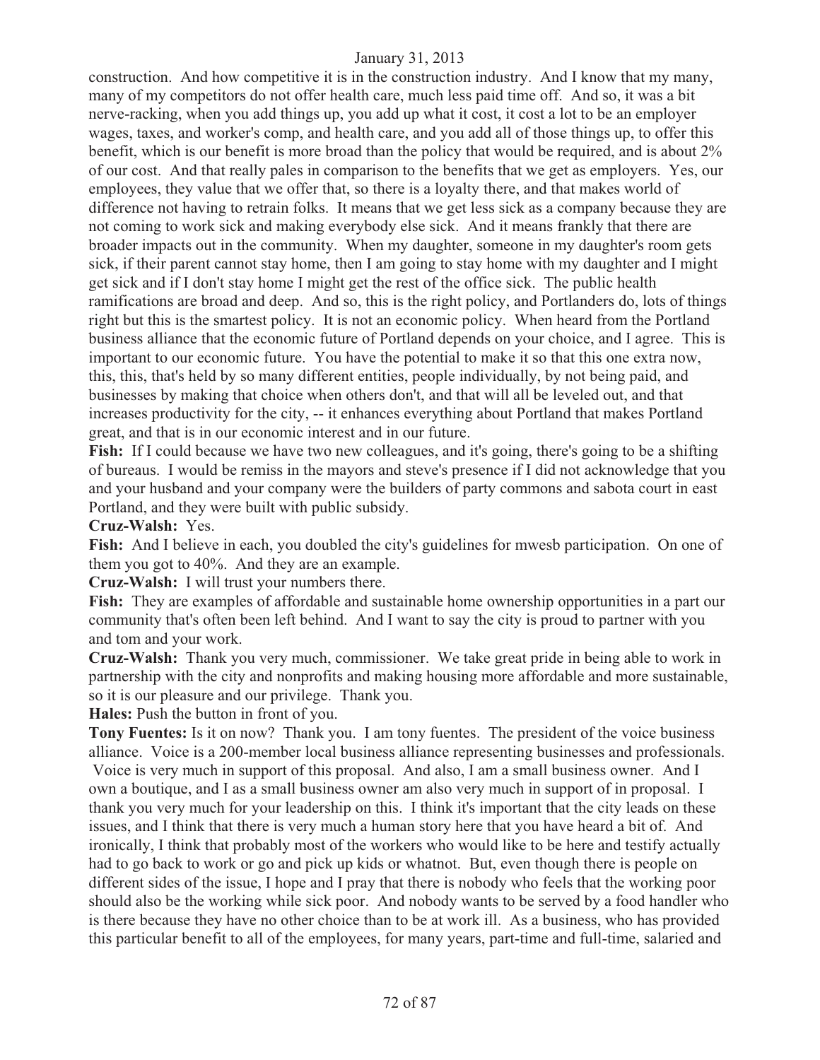construction. And how competitive it is in the construction industry. And I know that my many, many of my competitors do not offer health care, much less paid time off. And so, it was a bit nerve-racking, when you add things up, you add up what it cost, it cost a lot to be an employer wages, taxes, and worker's comp, and health care, and you add all of those things up, to offer this benefit, which is our benefit is more broad than the policy that would be required, and is about 2% of our cost. And that really pales in comparison to the benefits that we get as employers. Yes, our employees, they value that we offer that, so there is a loyalty there, and that makes world of difference not having to retrain folks. It means that we get less sick as a company because they are not coming to work sick and making everybody else sick. And it means frankly that there are broader impacts out in the community. When my daughter, someone in my daughter's room gets sick, if their parent cannot stay home, then I am going to stay home with my daughter and I might get sick and if I don't stay home I might get the rest of the office sick. The public health ramifications are broad and deep. And so, this is the right policy, and Portlanders do, lots of things right but this is the smartest policy. It is not an economic policy. When heard from the Portland business alliance that the economic future of Portland depends on your choice, and I agree. This is important to our economic future. You have the potential to make it so that this one extra now, this, this, that's held by so many different entities, people individually, by not being paid, and businesses by making that choice when others don't, and that will all be leveled out, and that increases productivity for the city, -- it enhances everything about Portland that makes Portland great, and that is in our economic interest and in our future.

**Fish:** If I could because we have two new colleagues, and it's going, there's going to be a shifting of bureaus. I would be remiss in the mayors and steve's presence if I did not acknowledge that you and your husband and your company were the builders of party commons and sabota court in east Portland, and they were built with public subsidy.

**Cruz-Walsh:** Yes.

**Fish:** And I believe in each, you doubled the city's guidelines for mwesb participation. On one of them you got to 40%. And they are an example.

**Cruz-Walsh:** I will trust your numbers there.

**Fish:** They are examples of affordable and sustainable home ownership opportunities in a part our community that's often been left behind. And I want to say the city is proud to partner with you and tom and your work.

**Cruz-Walsh:** Thank you very much, commissioner. We take great pride in being able to work in partnership with the city and nonprofits and making housing more affordable and more sustainable, so it is our pleasure and our privilege. Thank you.

**Hales:** Push the button in front of you.

**Tony Fuentes:** Is it on now? Thank you. I am tony fuentes. The president of the voice business alliance. Voice is a 200-member local business alliance representing businesses and professionals. Voice is very much in support of this proposal. And also, I am a small business owner. And I own a boutique, and I as a small business owner am also very much in support of in proposal. I thank you very much for your leadership on this. I think it's important that the city leads on these issues, and I think that there is very much a human story here that you have heard a bit of. And ironically, I think that probably most of the workers who would like to be here and testify actually had to go back to work or go and pick up kids or whatnot. But, even though there is people on different sides of the issue, I hope and I pray that there is nobody who feels that the working poor should also be the working while sick poor. And nobody wants to be served by a food handler who is there because they have no other choice than to be at work ill. As a business, who has provided this particular benefit to all of the employees, for many years, part-time and full-time, salaried and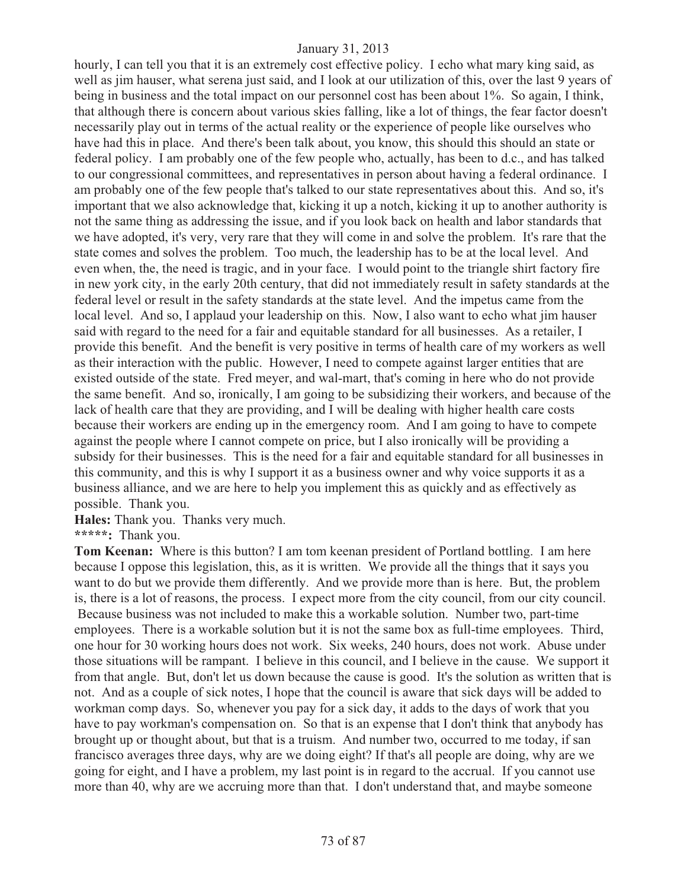hourly, I can tell you that it is an extremely cost effective policy. I echo what mary king said, as well as jim hauser, what serena just said, and I look at our utilization of this, over the last 9 years of being in business and the total impact on our personnel cost has been about 1%. So again, I think, that although there is concern about various skies falling, like a lot of things, the fear factor doesn't necessarily play out in terms of the actual reality or the experience of people like ourselves who have had this in place. And there's been talk about, you know, this should this should an state or federal policy. I am probably one of the few people who, actually, has been to d.c., and has talked to our congressional committees, and representatives in person about having a federal ordinance. I am probably one of the few people that's talked to our state representatives about this. And so, it's important that we also acknowledge that, kicking it up a notch, kicking it up to another authority is not the same thing as addressing the issue, and if you look back on health and labor standards that we have adopted, it's very, very rare that they will come in and solve the problem. It's rare that the state comes and solves the problem. Too much, the leadership has to be at the local level. And even when, the, the need is tragic, and in your face. I would point to the triangle shirt factory fire in new york city, in the early 20th century, that did not immediately result in safety standards at the federal level or result in the safety standards at the state level. And the impetus came from the local level. And so, I applaud your leadership on this. Now, I also want to echo what jim hauser said with regard to the need for a fair and equitable standard for all businesses. As a retailer, I provide this benefit. And the benefit is very positive in terms of health care of my workers as well as their interaction with the public. However, I need to compete against larger entities that are existed outside of the state. Fred meyer, and wal-mart, that's coming in here who do not provide the same benefit. And so, ironically, I am going to be subsidizing their workers, and because of the lack of health care that they are providing, and I will be dealing with higher health care costs because their workers are ending up in the emergency room. And I am going to have to compete against the people where I cannot compete on price, but I also ironically will be providing a subsidy for their businesses. This is the need for a fair and equitable standard for all businesses in this community, and this is why I support it as a business owner and why voice supports it as a business alliance, and we are here to help you implement this as quickly and as effectively as possible. Thank you.

**Hales:** Thank you. Thanks very much.

**\*\*\*\*\*:** Thank you.

**Tom Keenan:** Where is this button? I am tom keenan president of Portland bottling. I am here because I oppose this legislation, this, as it is written. We provide all the things that it says you want to do but we provide them differently. And we provide more than is here. But, the problem is, there is a lot of reasons, the process. I expect more from the city council, from our city council. Because business was not included to make this a workable solution. Number two, part-time employees. There is a workable solution but it is not the same box as full-time employees. Third, one hour for 30 working hours does not work. Six weeks, 240 hours, does not work. Abuse under those situations will be rampant. I believe in this council, and I believe in the cause. We support it from that angle. But, don't let us down because the cause is good. It's the solution as written that is not. And as a couple of sick notes, I hope that the council is aware that sick days will be added to workman comp days. So, whenever you pay for a sick day, it adds to the days of work that you have to pay workman's compensation on. So that is an expense that I don't think that anybody has brought up or thought about, but that is a truism. And number two, occurred to me today, if san francisco averages three days, why are we doing eight? If that's all people are doing, why are we going for eight, and I have a problem, my last point is in regard to the accrual. If you cannot use more than 40, why are we accruing more than that. I don't understand that, and maybe someone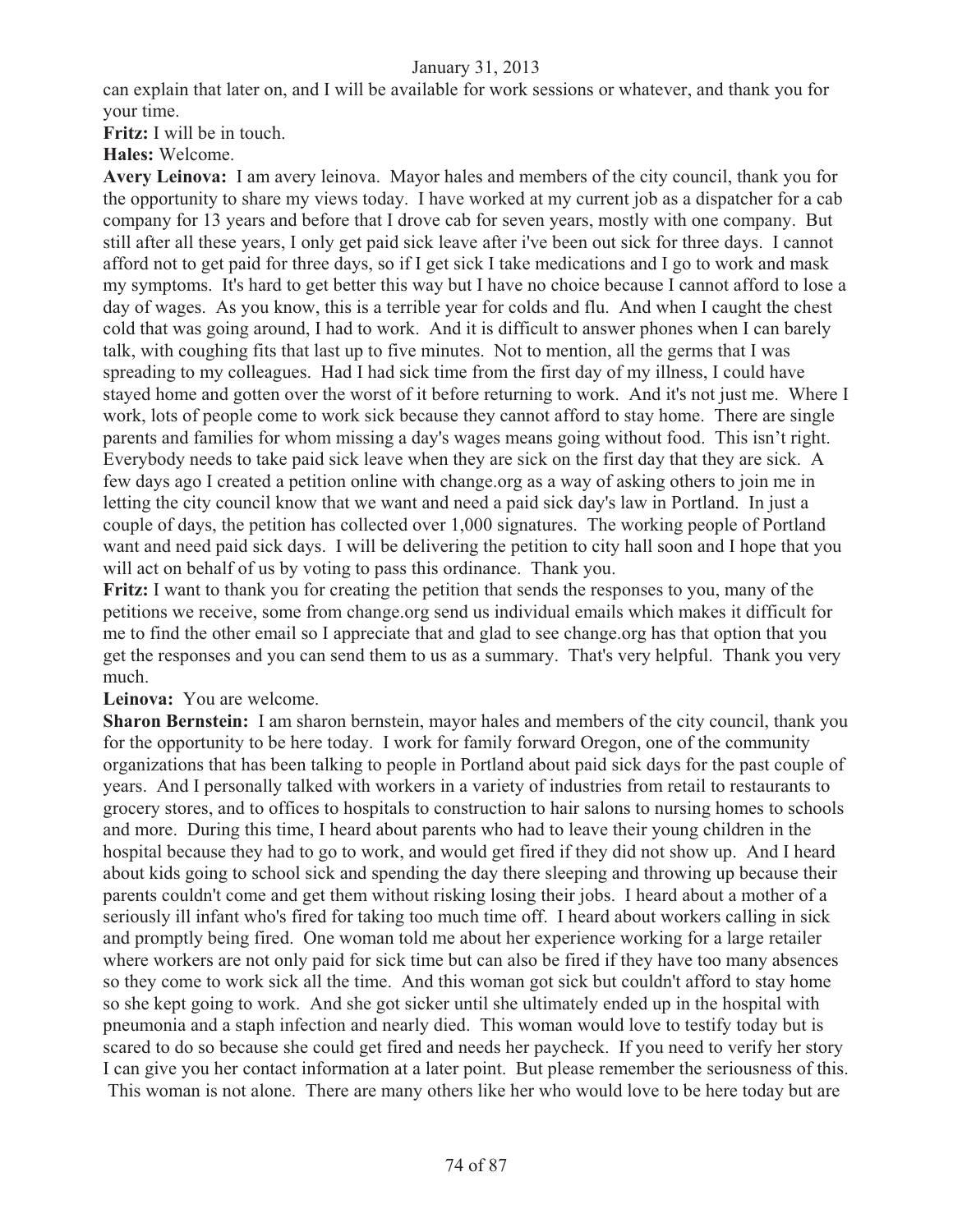can explain that later on, and I will be available for work sessions or whatever, and thank you for your time.

**Fritz:** I will be in touch.

**Hales:** Welcome.

**Avery Leinova:** I am avery leinova. Mayor hales and members of the city council, thank you for the opportunity to share my views today. I have worked at my current job as a dispatcher for a cab company for 13 years and before that I drove cab for seven years, mostly with one company. But still after all these years, I only get paid sick leave after i've been out sick for three days. I cannot afford not to get paid for three days, so if I get sick I take medications and I go to work and mask my symptoms. It's hard to get better this way but I have no choice because I cannot afford to lose a day of wages. As you know, this is a terrible year for colds and flu. And when I caught the chest cold that was going around, I had to work. And it is difficult to answer phones when I can barely talk, with coughing fits that last up to five minutes. Not to mention, all the germs that I was spreading to my colleagues. Had I had sick time from the first day of my illness, I could have stayed home and gotten over the worst of it before returning to work. And it's not just me. Where I work, lots of people come to work sick because they cannot afford to stay home. There are single parents and families for whom missing a day's wages means going without food. This isn't right. Everybody needs to take paid sick leave when they are sick on the first day that they are sick. A few days ago I created a petition online with change.org as a way of asking others to join me in letting the city council know that we want and need a paid sick day's law in Portland. In just a couple of days, the petition has collected over 1,000 signatures. The working people of Portland want and need paid sick days. I will be delivering the petition to city hall soon and I hope that you will act on behalf of us by voting to pass this ordinance. Thank you.

**Fritz:** I want to thank you for creating the petition that sends the responses to you, many of the petitions we receive, some from change.org send us individual emails which makes it difficult for me to find the other email so I appreciate that and glad to see change.org has that option that you get the responses and you can send them to us as a summary. That's very helpful. Thank you very much.

**Leinova:** You are welcome.

**Sharon Bernstein:** I am sharon bernstein, mayor hales and members of the city council, thank you for the opportunity to be here today. I work for family forward Oregon, one of the community organizations that has been talking to people in Portland about paid sick days for the past couple of years. And I personally talked with workers in a variety of industries from retail to restaurants to grocery stores, and to offices to hospitals to construction to hair salons to nursing homes to schools and more. During this time, I heard about parents who had to leave their young children in the hospital because they had to go to work, and would get fired if they did not show up. And I heard about kids going to school sick and spending the day there sleeping and throwing up because their parents couldn't come and get them without risking losing their jobs. I heard about a mother of a seriously ill infant who's fired for taking too much time off. I heard about workers calling in sick and promptly being fired. One woman told me about her experience working for a large retailer where workers are not only paid for sick time but can also be fired if they have too many absences so they come to work sick all the time. And this woman got sick but couldn't afford to stay home so she kept going to work. And she got sicker until she ultimately ended up in the hospital with pneumonia and a staph infection and nearly died. This woman would love to testify today but is scared to do so because she could get fired and needs her paycheck. If you need to verify her story I can give you her contact information at a later point. But please remember the seriousness of this. This woman is not alone. There are many others like her who would love to be here today but are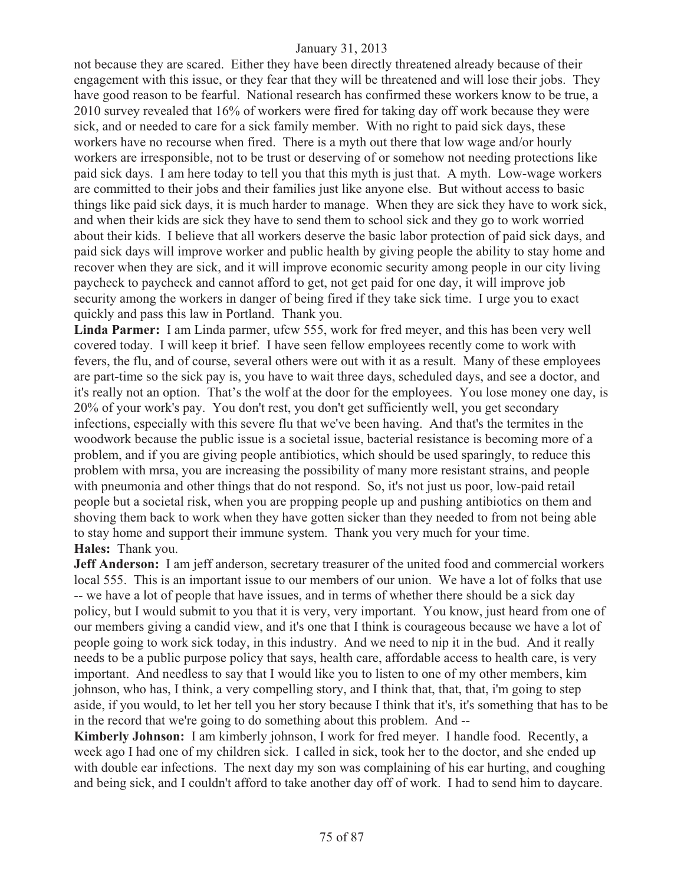not because they are scared. Either they have been directly threatened already because of their engagement with this issue, or they fear that they will be threatened and will lose their jobs. They have good reason to be fearful. National research has confirmed these workers know to be true, a 2010 survey revealed that 16% of workers were fired for taking day off work because they were sick, and or needed to care for a sick family member. With no right to paid sick days, these workers have no recourse when fired. There is a myth out there that low wage and/or hourly workers are irresponsible, not to be trust or deserving of or somehow not needing protections like paid sick days. I am here today to tell you that this myth is just that. A myth. Low-wage workers are committed to their jobs and their families just like anyone else. But without access to basic things like paid sick days, it is much harder to manage. When they are sick they have to work sick, and when their kids are sick they have to send them to school sick and they go to work worried about their kids. I believe that all workers deserve the basic labor protection of paid sick days, and paid sick days will improve worker and public health by giving people the ability to stay home and recover when they are sick, and it will improve economic security among people in our city living paycheck to paycheck and cannot afford to get, not get paid for one day, it will improve job security among the workers in danger of being fired if they take sick time. I urge you to exact quickly and pass this law in Portland. Thank you.

**Linda Parmer:** I am Linda parmer, ufcw 555, work for fred meyer, and this has been very well covered today. I will keep it brief. I have seen fellow employees recently come to work with fevers, the flu, and of course, several others were out with it as a result. Many of these employees are part-time so the sick pay is, you have to wait three days, scheduled days, and see a doctor, and it's really not an option. That's the wolf at the door for the employees. You lose money one day, is 20% of your work's pay. You don't rest, you don't get sufficiently well, you get secondary infections, especially with this severe flu that we've been having. And that's the termites in the woodwork because the public issue is a societal issue, bacterial resistance is becoming more of a problem, and if you are giving people antibiotics, which should be used sparingly, to reduce this problem with mrsa, you are increasing the possibility of many more resistant strains, and people with pneumonia and other things that do not respond. So, it's not just us poor, low-paid retail people but a societal risk, when you are propping people up and pushing antibiotics on them and shoving them back to work when they have gotten sicker than they needed to from not being able to stay home and support their immune system. Thank you very much for your time.

**Hales:** Thank you.

**Jeff Anderson:** I am jeff anderson, secretary treasurer of the united food and commercial workers local 555. This is an important issue to our members of our union. We have a lot of folks that use -- we have a lot of people that have issues, and in terms of whether there should be a sick day policy, but I would submit to you that it is very, very important. You know, just heard from one of our members giving a candid view, and it's one that I think is courageous because we have a lot of people going to work sick today, in this industry. And we need to nip it in the bud. And it really needs to be a public purpose policy that says, health care, affordable access to health care, is very important. And needless to say that I would like you to listen to one of my other members, kim johnson, who has, I think, a very compelling story, and I think that, that, that, i'm going to step aside, if you would, to let her tell you her story because I think that it's, it's something that has to be in the record that we're going to do something about this problem. And --

**Kimberly Johnson:** I am kimberly johnson, I work for fred meyer. I handle food. Recently, a week ago I had one of my children sick. I called in sick, took her to the doctor, and she ended up with double ear infections. The next day my son was complaining of his ear hurting, and coughing and being sick, and I couldn't afford to take another day off of work. I had to send him to daycare.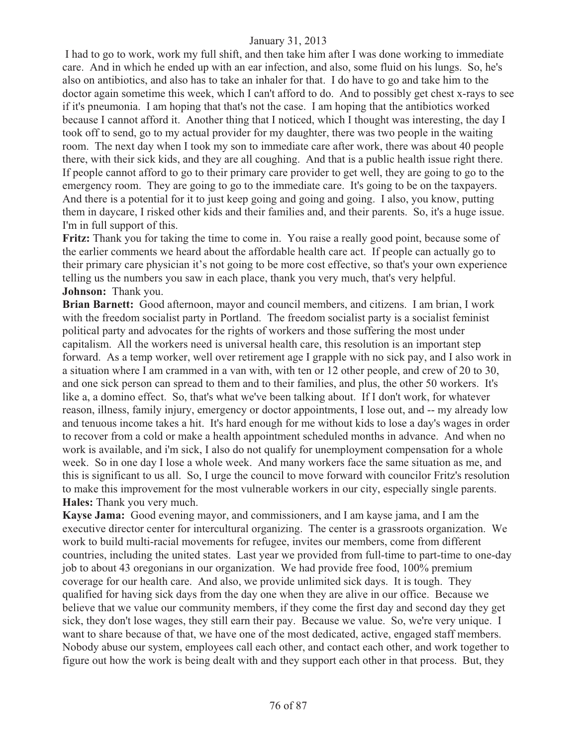I had to go to work, work my full shift, and then take him after I was done working to immediate care. And in which he ended up with an ear infection, and also, some fluid on his lungs. So, he's also on antibiotics, and also has to take an inhaler for that. I do have to go and take him to the doctor again sometime this week, which I can't afford to do. And to possibly get chest x-rays to see if it's pneumonia. I am hoping that that's not the case. I am hoping that the antibiotics worked because I cannot afford it. Another thing that I noticed, which I thought was interesting, the day I took off to send, go to my actual provider for my daughter, there was two people in the waiting room. The next day when I took my son to immediate care after work, there was about 40 people there, with their sick kids, and they are all coughing. And that is a public health issue right there. If people cannot afford to go to their primary care provider to get well, they are going to go to the emergency room. They are going to go to the immediate care. It's going to be on the taxpayers. And there is a potential for it to just keep going and going and going. I also, you know, putting them in daycare, I risked other kids and their families and, and their parents. So, it's a huge issue. I'm in full support of this.

**Fritz:** Thank you for taking the time to come in. You raise a really good point, because some of the earlier comments we heard about the affordable health care act. If people can actually go to their primary care physician it's not going to be more cost effective, so that's your own experience telling us the numbers you saw in each place, thank you very much, that's very helpful.

**Johnson:** Thank you.

**Brian Barnett:** Good afternoon, mayor and council members, and citizens. I am brian, I work with the freedom socialist party in Portland. The freedom socialist party is a socialist feminist political party and advocates for the rights of workers and those suffering the most under capitalism. All the workers need is universal health care, this resolution is an important step forward. As a temp worker, well over retirement age I grapple with no sick pay, and I also work in a situation where I am crammed in a van with, with ten or 12 other people, and crew of 20 to 30, and one sick person can spread to them and to their families, and plus, the other 50 workers. It's like a, a domino effect. So, that's what we've been talking about. If I don't work, for whatever reason, illness, family injury, emergency or doctor appointments, I lose out, and -- my already low and tenuous income takes a hit. It's hard enough for me without kids to lose a day's wages in order to recover from a cold or make a health appointment scheduled months in advance. And when no work is available, and i'm sick, I also do not qualify for unemployment compensation for a whole week. So in one day I lose a whole week. And many workers face the same situation as me, and this is significant to us all. So, I urge the council to move forward with councilor Fritz's resolution to make this improvement for the most vulnerable workers in our city, especially single parents.

**Hales:** Thank you very much.

**Kayse Jama:** Good evening mayor, and commissioners, and I am kayse jama, and I am the executive director center for intercultural organizing. The center is a grassroots organization. We work to build multi-racial movements for refugee, invites our members, come from different countries, including the united states. Last year we provided from full-time to part-time to one-day job to about 43 oregonians in our organization. We had provide free food, 100% premium coverage for our health care. And also, we provide unlimited sick days. It is tough. They qualified for having sick days from the day one when they are alive in our office. Because we believe that we value our community members, if they come the first day and second day they get sick, they don't lose wages, they still earn their pay. Because we value. So, we're very unique. I want to share because of that, we have one of the most dedicated, active, engaged staff members. Nobody abuse our system, employees call each other, and contact each other, and work together to figure out how the work is being dealt with and they support each other in that process. But, they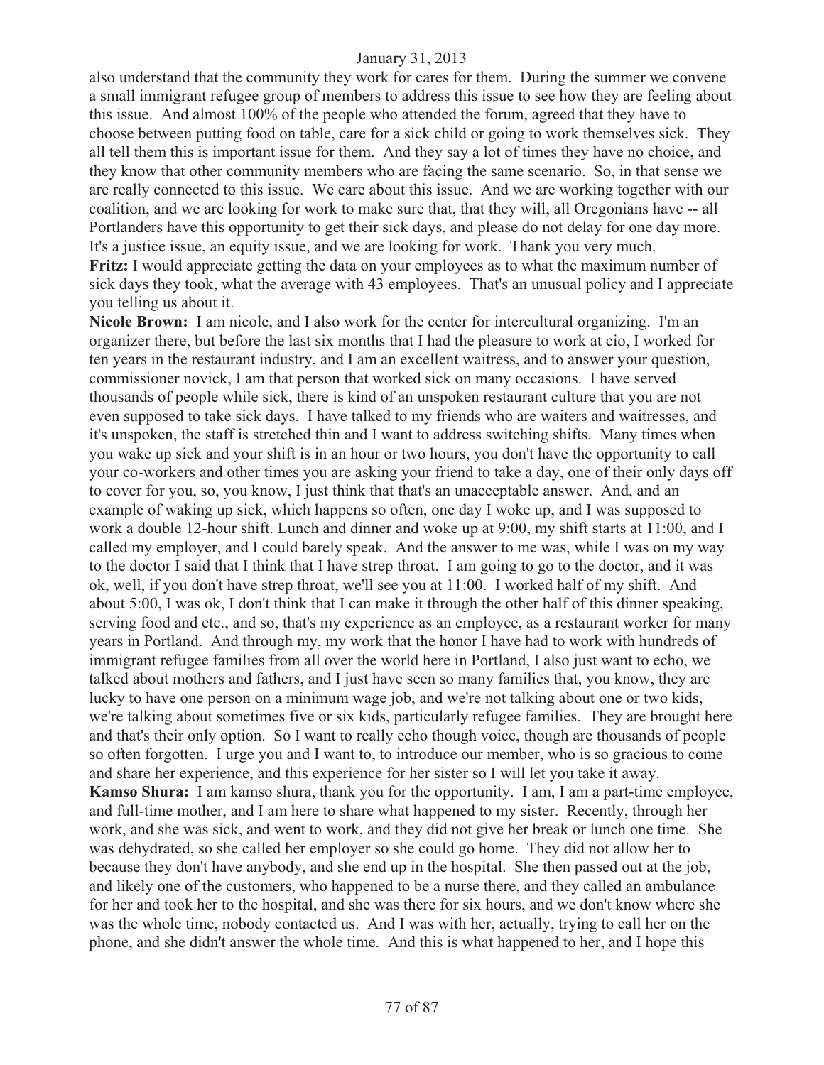also understand that the community they work for cares for them. During the summer we convene a small immigrant refugee group of members to address this issue to see how they are feeling about this issue. And almost 100% of the people who attended the forum, agreed that they have to choose between putting food on table, care for a sick child or going to work themselves sick. They all tell them this is important issue for them. And they say a lot of times they have no choice, and they know that other community members who are facing the same scenario. So, in that sense we are really connected to this issue. We care about this issue. And we are working together with our coalition, and we are looking for work to make sure that, that they will, all Oregonians have -- all Portlanders have this opportunity to get their sick days, and please do not delay for one day more. It's a justice issue, an equity issue, and we are looking for work. Thank you very much.

**Fritz:** I would appreciate getting the data on your employees as to what the maximum number of sick days they took, what the average with 43 employees. That's an unusual policy and I appreciate you telling us about it.

**Nicole Brown:** I am nicole, and I also work for the center for intercultural organizing. I'm an organizer there, but before the last six months that I had the pleasure to work at cio, I worked for ten years in the restaurant industry, and I am an excellent waitress, and to answer your question, commissioner novick, I am that person that worked sick on many occasions. I have served thousands of people while sick, there is kind of an unspoken restaurant culture that you are not even supposed to take sick days. I have talked to my friends who are waiters and waitresses, and it's unspoken, the staff is stretched thin and I want to address switching shifts. Many times when you wake up sick and your shift is in an hour or two hours, you don't have the opportunity to call your co-workers and other times you are asking your friend to take a day, one of their only days off to cover for you, so, you know, I just think that that's an unacceptable answer. And, and an example of waking up sick, which happens so often, one day I woke up, and I was supposed to work a double 12-hour shift. Lunch and dinner and woke up at 9:00, my shift starts at 11:00, and I called my employer, and I could barely speak. And the answer to me was, while I was on my way to the doctor I said that I think that I have strep throat. I am going to go to the doctor, and it was ok, well, if you don't have strep throat, we'll see you at 11:00. I worked half of my shift. And about 5:00, I was ok, I don't think that I can make it through the other half of this dinner speaking, serving food and etc., and so, that's my experience as an employee, as a restaurant worker for many years in Portland. And through my, my work that the honor I have had to work with hundreds of immigrant refugee families from all over the world here in Portland, I also just want to echo, we talked about mothers and fathers, and I just have seen so many families that, you know, they are lucky to have one person on a minimum wage job, and we're not talking about one or two kids, we're talking about sometimes five or six kids, particularly refugee families. They are brought here and that's their only option. So I want to really echo though voice, though are thousands of people so often forgotten. I urge you and I want to, to introduce our member, who is so gracious to come and share her experience, and this experience for her sister so I will let you take it away.

**Kamso Shura:** I am kamso shura, thank you for the opportunity. I am, I am a part-time employee, and full-time mother, and I am here to share what happened to my sister. Recently, through her work, and she was sick, and went to work, and they did not give her break or lunch one time. She was dehydrated, so she called her employer so she could go home. They did not allow her to because they don't have anybody, and she end up in the hospital. She then passed out at the job, and likely one of the customers, who happened to be a nurse there, and they called an ambulance for her and took her to the hospital, and she was there for six hours, and we don't know where she was the whole time, nobody contacted us. And I was with her, actually, trying to call her on the phone, and she didn't answer the whole time. And this is what happened to her, and I hope this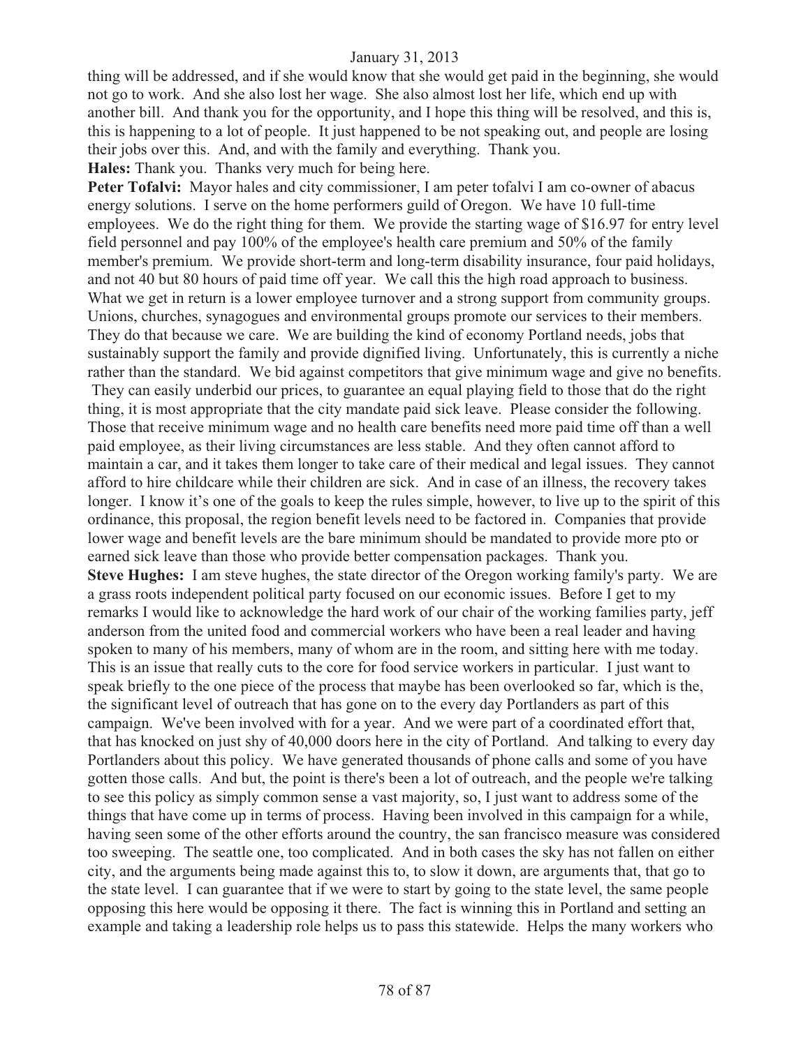thing will be addressed, and if she would know that she would get paid in the beginning, she would not go to work. And she also lost her wage. She also almost lost her life, which end up with another bill. And thank you for the opportunity, and I hope this thing will be resolved, and this is, this is happening to a lot of people. It just happened to be not speaking out, and people are losing their jobs over this. And, and with the family and everything. Thank you.

**Hales:** Thank you. Thanks very much for being here.

**Peter Tofalvi:** Mayor hales and city commissioner, I am peter tofalvi I am co-owner of abacus energy solutions. I serve on the home performers guild of Oregon. We have 10 full-time employees. We do the right thing for them. We provide the starting wage of $16.97 for entry level field personnel and pay 100% of the employee's health care premium and 50% of the family member's premium. We provide short-term and long-term disability insurance, four paid holidays, and not 40 but 80 hours of paid time off year. We call this the high road approach to business. What we get in return is a lower employee turnover and a strong support from community groups. Unions, churches, synagogues and environmental groups promote our services to their members. They do that because we care. We are building the kind of economy Portland needs, jobs that sustainably support the family and provide dignified living. Unfortunately, this is currently a niche rather than the standard. We bid against competitors that give minimum wage and give no benefits. They can easily underbid our prices, to guarantee an equal playing field to those that do the right thing, it is most appropriate that the city mandate paid sick leave. Please consider the following. Those that receive minimum wage and no health care benefits need more paid time off than a well paid employee, as their living circumstances are less stable. And they often cannot afford to maintain a car, and it takes them longer to take care of their medical and legal issues. They cannot afford to hire childcare while their children are sick. And in case of an illness, the recovery takes longer. I know it's one of the goals to keep the rules simple, however, to live up to the spirit of this ordinance, this proposal, the region benefit levels need to be factored in. Companies that provide lower wage and benefit levels are the bare minimum should be mandated to provide more pto or earned sick leave than those who provide better compensation packages. Thank you.

**Steve Hughes:** I am steve hughes, the state director of the Oregon working family's party. We are a grass roots independent political party focused on our economic issues. Before I get to my remarks I would like to acknowledge the hard work of our chair of the working families party, jeff anderson from the united food and commercial workers who have been a real leader and having spoken to many of his members, many of whom are in the room, and sitting here with me today. This is an issue that really cuts to the core for food service workers in particular. I just want to speak briefly to the one piece of the process that maybe has been overlooked so far, which is the, the significant level of outreach that has gone on to the every day Portlanders as part of this campaign. We've been involved with for a year. And we were part of a coordinated effort that, that has knocked on just shy of 40,000 doors here in the city of Portland. And talking to every day Portlanders about this policy. We have generated thousands of phone calls and some of you have gotten those calls. And but, the point is there's been a lot of outreach, and the people we're talking to see this policy as simply common sense a vast majority, so, I just want to address some of the things that have come up in terms of process. Having been involved in this campaign for a while, having seen some of the other efforts around the country, the san francisco measure was considered too sweeping. The seattle one, too complicated. And in both cases the sky has not fallen on either city, and the arguments being made against this to, to slow it down, are arguments that, that go to the state level. I can guarantee that if we were to start by going to the state level, the same people opposing this here would be opposing it there. The fact is winning this in Portland and setting an example and taking a leadership role helps us to pass this statewide. Helps the many workers who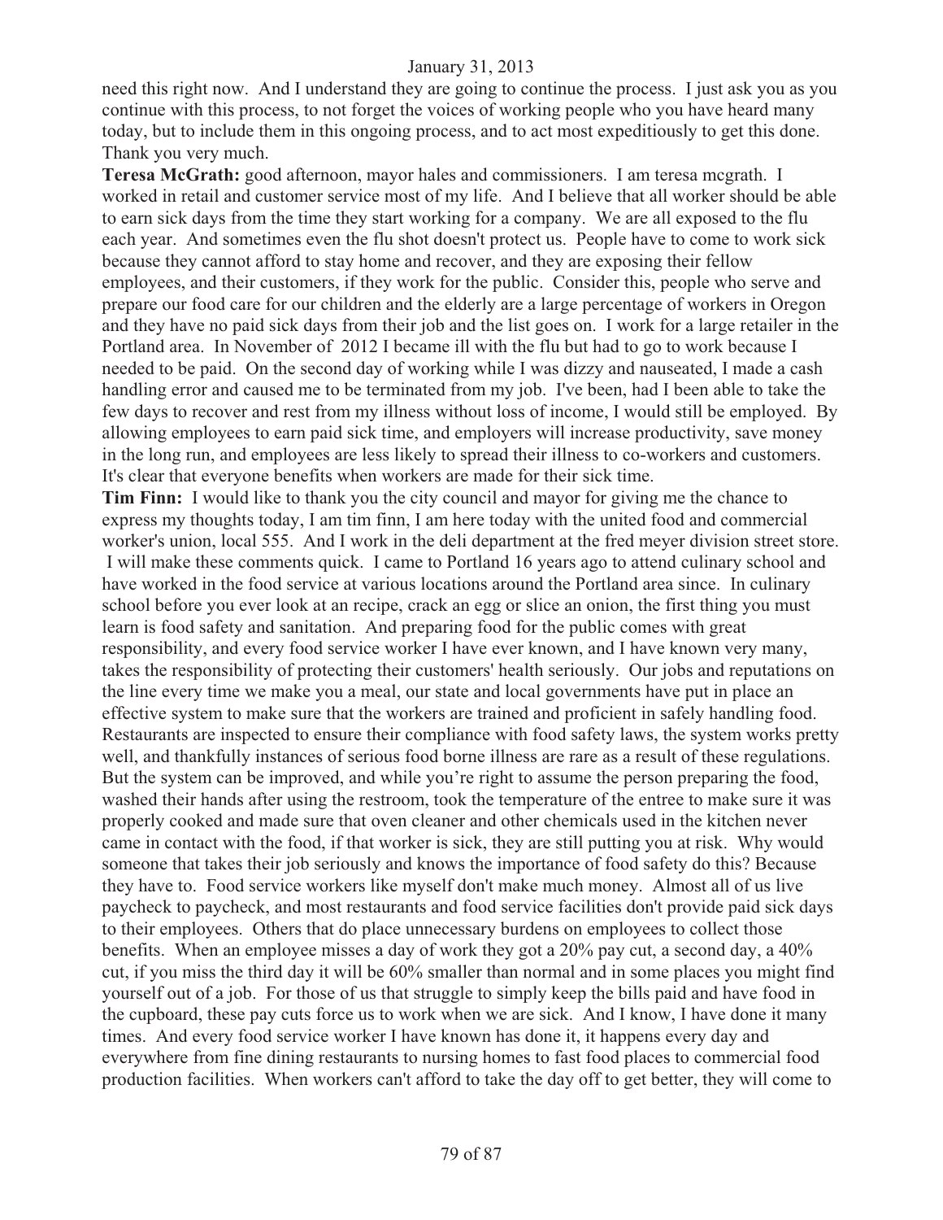need this right now. And I understand they are going to continue the process. I just ask you as you continue with this process, to not forget the voices of working people who you have heard many today, but to include them in this ongoing process, and to act most expeditiously to get this done. Thank you very much.

**Teresa McGrath:** good afternoon, mayor hales and commissioners. I am teresa mcgrath. I worked in retail and customer service most of my life. And I believe that all worker should be able to earn sick days from the time they start working for a company. We are all exposed to the flu each year. And sometimes even the flu shot doesn't protect us. People have to come to work sick because they cannot afford to stay home and recover, and they are exposing their fellow employees, and their customers, if they work for the public. Consider this, people who serve and prepare our food care for our children and the elderly are a large percentage of workers in Oregon and they have no paid sick days from their job and the list goes on. I work for a large retailer in the Portland area. In November of 2012 I became ill with the flu but had to go to work because I needed to be paid. On the second day of working while I was dizzy and nauseated, I made a cash handling error and caused me to be terminated from my job. I've been, had I been able to take the few days to recover and rest from my illness without loss of income, I would still be employed. By allowing employees to earn paid sick time, and employers will increase productivity, save money in the long run, and employees are less likely to spread their illness to co-workers and customers. It's clear that everyone benefits when workers are made for their sick time.

**Tim Finn:** I would like to thank you the city council and mayor for giving me the chance to express my thoughts today, I am tim finn, I am here today with the united food and commercial worker's union, local 555. And I work in the deli department at the fred meyer division street store. I will make these comments quick. I came to Portland 16 years ago to attend culinary school and have worked in the food service at various locations around the Portland area since. In culinary school before you ever look at an recipe, crack an egg or slice an onion, the first thing you must learn is food safety and sanitation. And preparing food for the public comes with great responsibility, and every food service worker I have ever known, and I have known very many, takes the responsibility of protecting their customers' health seriously. Our jobs and reputations on the line every time we make you a meal, our state and local governments have put in place an effective system to make sure that the workers are trained and proficient in safely handling food. Restaurants are inspected to ensure their compliance with food safety laws, the system works pretty well, and thankfully instances of serious food borne illness are rare as a result of these regulations. But the system can be improved, and while you're right to assume the person preparing the food, washed their hands after using the restroom, took the temperature of the entree to make sure it was properly cooked and made sure that oven cleaner and other chemicals used in the kitchen never came in contact with the food, if that worker is sick, they are still putting you at risk. Why would someone that takes their job seriously and knows the importance of food safety do this? Because they have to. Food service workers like myself don't make much money. Almost all of us live paycheck to paycheck, and most restaurants and food service facilities don't provide paid sick days to their employees. Others that do place unnecessary burdens on employees to collect those benefits. When an employee misses a day of work they got a 20% pay cut, a second day, a 40% cut, if you miss the third day it will be 60% smaller than normal and in some places you might find yourself out of a job. For those of us that struggle to simply keep the bills paid and have food in the cupboard, these pay cuts force us to work when we are sick. And I know, I have done it many times. And every food service worker I have known has done it, it happens every day and everywhere from fine dining restaurants to nursing homes to fast food places to commercial food production facilities. When workers can't afford to take the day off to get better, they will come to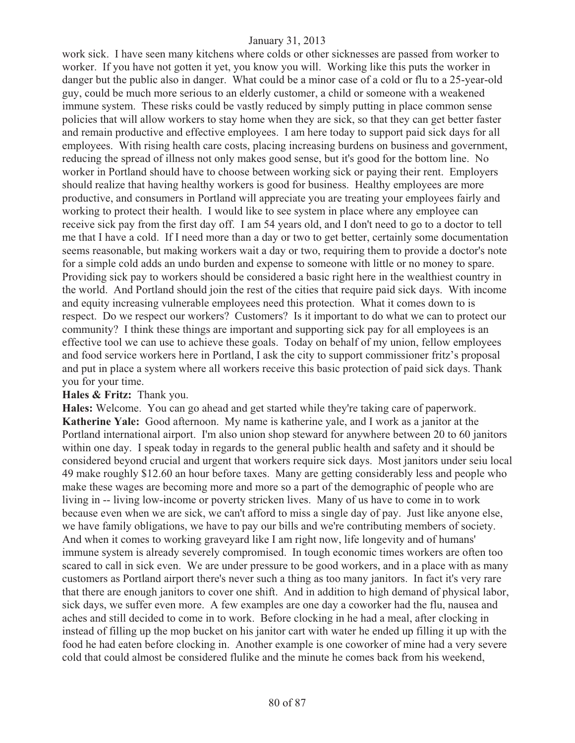work sick. I have seen many kitchens where colds or other sicknesses are passed from worker to worker. If you have not gotten it yet, you know you will. Working like this puts the worker in danger but the public also in danger. What could be a minor case of a cold or flu to a 25-year-old guy, could be much more serious to an elderly customer, a child or someone with a weakened immune system. These risks could be vastly reduced by simply putting in place common sense policies that will allow workers to stay home when they are sick, so that they can get better faster and remain productive and effective employees. I am here today to support paid sick days for all employees. With rising health care costs, placing increasing burdens on business and government, reducing the spread of illness not only makes good sense, but it's good for the bottom line. No worker in Portland should have to choose between working sick or paying their rent. Employers should realize that having healthy workers is good for business. Healthy employees are more productive, and consumers in Portland will appreciate you are treating your employees fairly and working to protect their health. I would like to see system in place where any employee can receive sick pay from the first day off. I am 54 years old, and I don't need to go to a doctor to tell me that I have a cold. If I need more than a day or two to get better, certainly some documentation seems reasonable, but making workers wait a day or two, requiring them to provide a doctor's note for a simple cold adds an undo burden and expense to someone with little or no money to spare. Providing sick pay to workers should be considered a basic right here in the wealthiest country in the world. And Portland should join the rest of the cities that require paid sick days. With income and equity increasing vulnerable employees need this protection. What it comes down to is respect. Do we respect our workers? Customers? Is it important to do what we can to protect our community? I think these things are important and supporting sick pay for all employees is an effective tool we can use to achieve these goals. Today on behalf of my union, fellow employees and food service workers here in Portland, I ask the city to support commissioner fritz's proposal and put in place a system where all workers receive this basic protection of paid sick days. Thank you for your time.

**Hales & Fritz:** Thank you.

**Hales:** Welcome. You can go ahead and get started while they're taking care of paperwork.

**Katherine Yale:** Good afternoon. My name is katherine yale, and I work as a janitor at the Portland international airport. I'm also union shop steward for anywhere between 20 to 60 janitors within one day. I speak today in regards to the general public health and safety and it should be considered beyond crucial and urgent that workers require sick days. Most janitors under seiu local 49 make roughly $12.60 an hour before taxes. Many are getting considerably less and people who make these wages are becoming more and more so a part of the demographic of people who are living in -- living low-income or poverty stricken lives. Many of us have to come in to work because even when we are sick, we can't afford to miss a single day of pay. Just like anyone else, we have family obligations, we have to pay our bills and we're contributing members of society. And when it comes to working graveyard like I am right now, life longevity and of humans' immune system is already severely compromised. In tough economic times workers are often too scared to call in sick even. We are under pressure to be good workers, and in a place with as many customers as Portland airport there's never such a thing as too many janitors. In fact it's very rare that there are enough janitors to cover one shift. And in addition to high demand of physical labor, sick days, we suffer even more. A few examples are one day a coworker had the flu, nausea and aches and still decided to come in to work. Before clocking in he had a meal, after clocking in instead of filling up the mop bucket on his janitor cart with water he ended up filling it up with the food he had eaten before clocking in. Another example is one coworker of mine had a very severe cold that could almost be considered flulike and the minute he comes back from his weekend,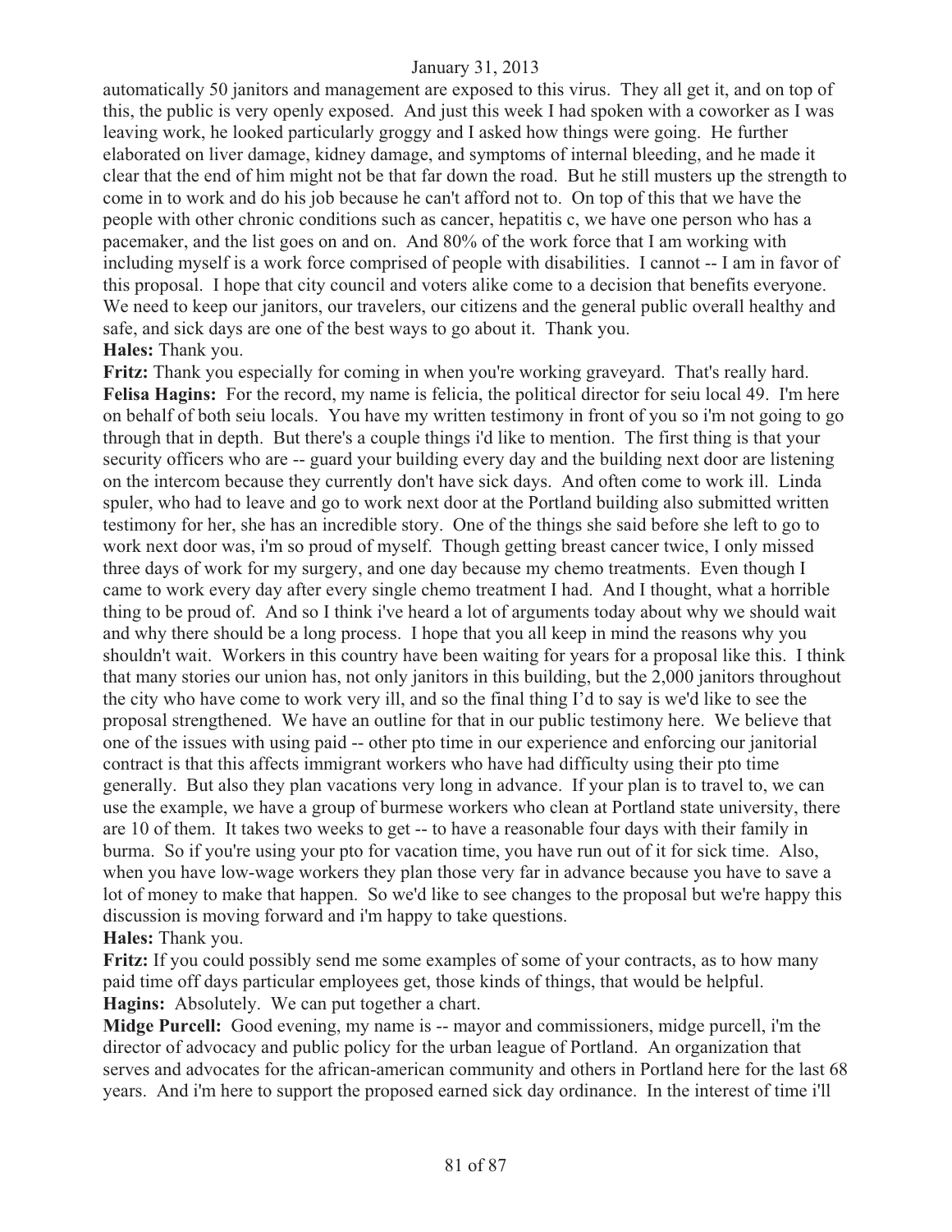automatically 50 janitors and management are exposed to this virus. They all get it, and on top of this, the public is very openly exposed. And just this week I had spoken with a coworker as I was leaving work, he looked particularly groggy and I asked how things were going. He further elaborated on liver damage, kidney damage, and symptoms of internal bleeding, and he made it clear that the end of him might not be that far down the road. But he still musters up the strength to come in to work and do his job because he can't afford not to. On top of this that we have the people with other chronic conditions such as cancer, hepatitis c, we have one person who has a pacemaker, and the list goes on and on. And 80% of the work force that I am working with including myself is a work force comprised of people with disabilities. I cannot -- I am in favor of this proposal. I hope that city council and voters alike come to a decision that benefits everyone. We need to keep our janitors, our travelers, our citizens and the general public overall healthy and safe, and sick days are one of the best ways to go about it. Thank you.

**Hales:** Thank you.

**Fritz:** Thank you especially for coming in when you're working graveyard. That's really hard.

**Felisa Hagins:** For the record, my name is felicia, the political director for seiu local 49. I'm here on behalf of both seiu locals. You have my written testimony in front of you so i'm not going to go through that in depth. But there's a couple things i'd like to mention. The first thing is that your security officers who are -- guard your building every day and the building next door are listening on the intercom because they currently don't have sick days. And often come to work ill. Linda spuler, who had to leave and go to work next door at the Portland building also submitted written testimony for her, she has an incredible story. One of the things she said before she left to go to work next door was, i'm so proud of myself. Though getting breast cancer twice, I only missed three days of work for my surgery, and one day because my chemo treatments. Even though I came to work every day after every single chemo treatment I had. And I thought, what a horrible thing to be proud of. And so I think i've heard a lot of arguments today about why we should wait and why there should be a long process. I hope that you all keep in mind the reasons why you shouldn't wait. Workers in this country have been waiting for years for a proposal like this. I think that many stories our union has, not only janitors in this building, but the 2,000 janitors throughout the city who have come to work very ill, and so the final thing I'd to say is we'd like to see the proposal strengthened. We have an outline for that in our public testimony here. We believe that one of the issues with using paid -- other pto time in our experience and enforcing our janitorial contract is that this affects immigrant workers who have had difficulty using their pto time generally. But also they plan vacations very long in advance. If your plan is to travel to, we can use the example, we have a group of burmese workers who clean at Portland state university, there are 10 of them. It takes two weeks to get -- to have a reasonable four days with their family in burma. So if you're using your pto for vacation time, you have run out of it for sick time. Also, when you have low-wage workers they plan those very far in advance because you have to save a lot of money to make that happen. So we'd like to see changes to the proposal but we're happy this discussion is moving forward and i'm happy to take questions.

**Hales:** Thank you.

**Fritz:** If you could possibly send me some examples of some of your contracts, as to how many paid time off days particular employees get, those kinds of things, that would be helpful.

**Hagins:** Absolutely. We can put together a chart.

**Midge Purcell:** Good evening, my name is -- mayor and commissioners, midge purcell, i'm the director of advocacy and public policy for the urban league of Portland. An organization that serves and advocates for the african-american community and others in Portland here for the last 68 years. And i'm here to support the proposed earned sick day ordinance. In the interest of time i'll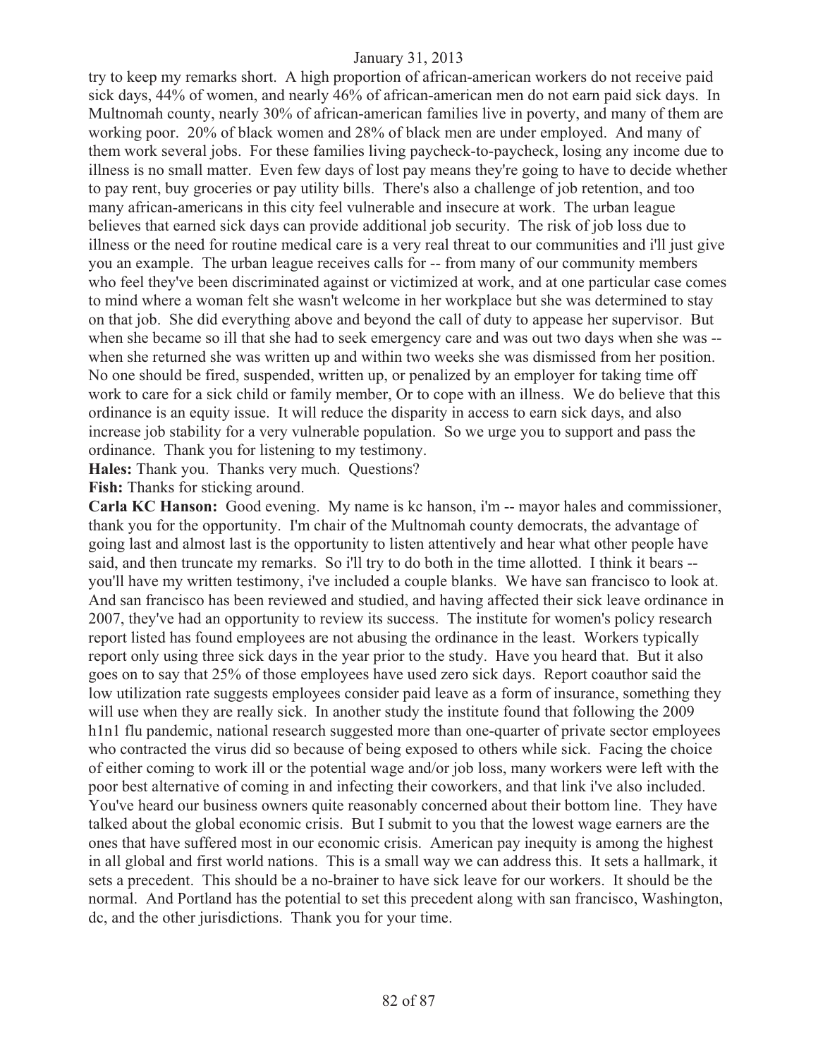try to keep my remarks short. A high proportion of african-american workers do not receive paid sick days, 44% of women, and nearly 46% of african-american men do not earn paid sick days. In Multnomah county, nearly 30% of african-american families live in poverty, and many of them are working poor. 20% of black women and 28% of black men are under employed. And many of them work several jobs. For these families living paycheck-to-paycheck, losing any income due to illness is no small matter. Even few days of lost pay means they're going to have to decide whether to pay rent, buy groceries or pay utility bills. There's also a challenge of job retention, and too many african-americans in this city feel vulnerable and insecure at work. The urban league believes that earned sick days can provide additional job security. The risk of job loss due to illness or the need for routine medical care is a very real threat to our communities and i'll just give you an example. The urban league receives calls for -- from many of our community members who feel they've been discriminated against or victimized at work, and at one particular case comes to mind where a woman felt she wasn't welcome in her workplace but she was determined to stay on that job. She did everything above and beyond the call of duty to appease her supervisor. But when she became so ill that she had to seek emergency care and was out two days when she was -- when she returned she was written up and within two weeks she was dismissed from her position. No one should be fired, suspended, written up, or penalized by an employer for taking time off work to care for a sick child or family member, Or to cope with an illness. We do believe that this ordinance is an equity issue. It will reduce the disparity in access to earn sick days, and also increase job stability for a very vulnerable population. So we urge you to support and pass the ordinance. Thank you for listening to my testimony.

**Hales:** Thank you. Thanks very much. Questions?

**Fish:** Thanks for sticking around.

**Carla KC Hanson:** Good evening. My name is kc hanson, i'm -- mayor hales and commissioner, thank you for the opportunity. I'm chair of the Multnomah county democrats, the advantage of going last and almost last is the opportunity to listen attentively and hear what other people have said, and then truncate my remarks. So i'll try to do both in the time allotted. I think it bears -- you'll have my written testimony, i've included a couple blanks. We have san francisco to look at. And san francisco has been reviewed and studied, and having affected their sick leave ordinance in 2007, they've had an opportunity to review its success. The institute for women's policy research report listed has found employees are not abusing the ordinance in the least. Workers typically report only using three sick days in the year prior to the study. Have you heard that. But it also goes on to say that 25% of those employees have used zero sick days. Report coauthor said the low utilization rate suggests employees consider paid leave as a form of insurance, something they will use when they are really sick. In another study the institute found that following the 2009 h1n1 flu pandemic, national research suggested more than one-quarter of private sector employees who contracted the virus did so because of being exposed to others while sick. Facing the choice of either coming to work ill or the potential wage and/or job loss, many workers were left with the poor best alternative of coming in and infecting their coworkers, and that link i've also included. You've heard our business owners quite reasonably concerned about their bottom line. They have talked about the global economic crisis. But I submit to you that the lowest wage earners are the ones that have suffered most in our economic crisis. American pay inequity is among the highest in all global and first world nations. This is a small way we can address this. It sets a hallmark, it sets a precedent. This should be a no-brainer to have sick leave for our workers. It should be the normal. And Portland has the potential to set this precedent along with san francisco, Washington, dc, and the other jurisdictions. Thank you for your time.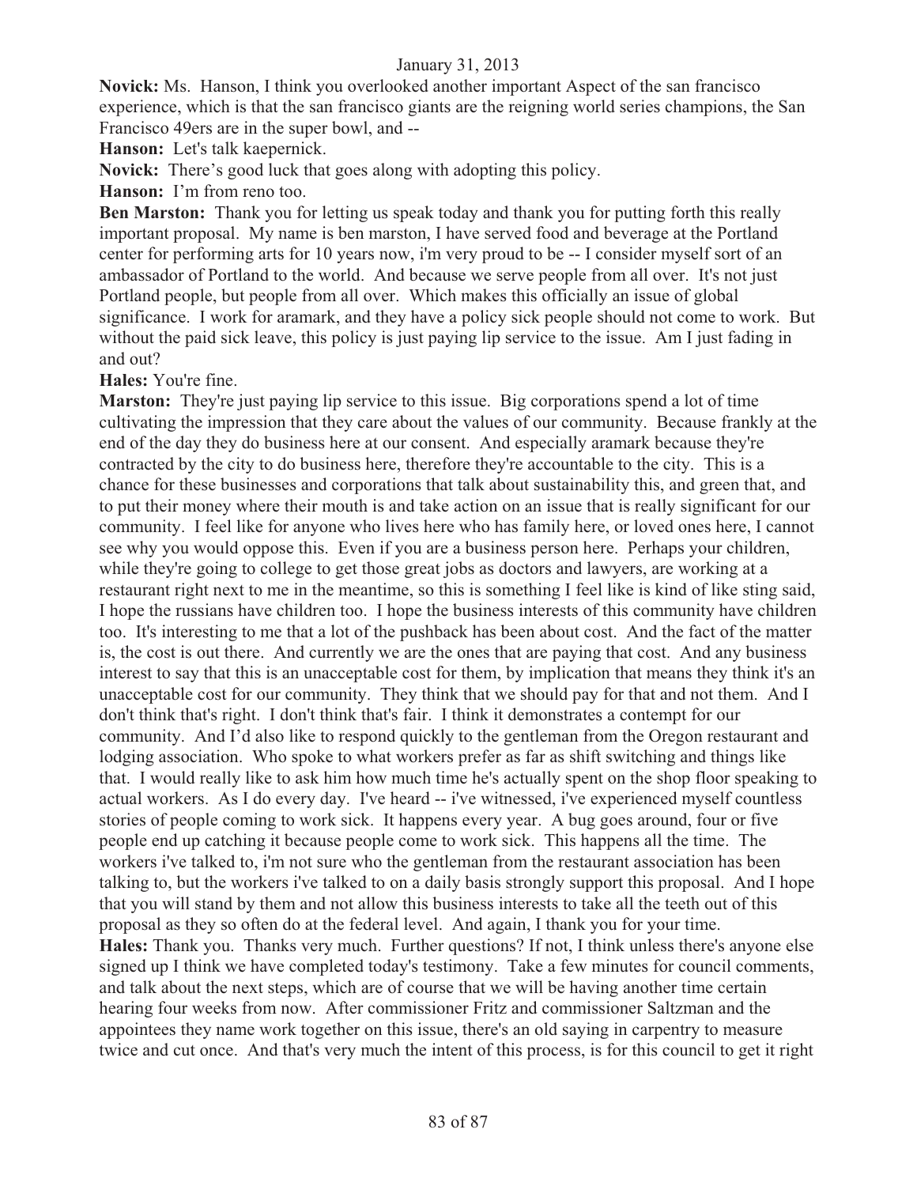January 31, 2013

**Novick:** Ms. Hanson, I think you overlooked another important Aspect of the san francisco experience, which is that the san francisco giants are the reigning world series champions, the San Francisco 49ers are in the super bowl, and --

**Hanson:** Let's talk kaepernick.

**Novick:** There's good luck that goes along with adopting this policy.

**Hanson:** I'm from reno too.

**Ben Marston:** Thank you for letting us speak today and thank you for putting forth this really important proposal. My name is ben marston, I have served food and beverage at the Portland center for performing arts for 10 years now, i'm very proud to be -- I consider myself sort of an ambassador of Portland to the world. And because we serve people from all over. It's not just Portland people, but people from all over. Which makes this officially an issue of global significance. I work for aramark, and they have a policy sick people should not come to work. But without the paid sick leave, this policy is just paying lip service to the issue. Am I just fading in and out?

**Hales:** You're fine.

**Marston:** They're just paying lip service to this issue. Big corporations spend a lot of time cultivating the impression that they care about the values of our community. Because frankly at the end of the day they do business here at our consent. And especially aramark because they're contracted by the city to do business here, therefore they're accountable to the city. This is a chance for these businesses and corporations that talk about sustainability this, and green that, and to put their money where their mouth is and take action on an issue that is really significant for our community. I feel like for anyone who lives here who has family here, or loved ones here, I cannot see why you would oppose this. Even if you are a business person here. Perhaps your children, while they're going to college to get those great jobs as doctors and lawyers, are working at a restaurant right next to me in the meantime, so this is something I feel like is kind of like sting said, I hope the russians have children too. I hope the business interests of this community have children too. It's interesting to me that a lot of the pushback has been about cost. And the fact of the matter is, the cost is out there. And currently we are the ones that are paying that cost. And any business interest to say that this is an unacceptable cost for them, by implication that means they think it's an unacceptable cost for our community. They think that we should pay for that and not them. And I don't think that's right. I don't think that's fair. I think it demonstrates a contempt for our community. And I'd also like to respond quickly to the gentleman from the Oregon restaurant and lodging association. Who spoke to what workers prefer as far as shift switching and things like that. I would really like to ask him how much time he's actually spent on the shop floor speaking to actual workers. As I do every day. I've heard -- i've witnessed, i've experienced myself countless stories of people coming to work sick. It happens every year. A bug goes around, four or five people end up catching it because people come to work sick. This happens all the time. The workers i've talked to, i'm not sure who the gentleman from the restaurant association has been talking to, but the workers i've talked to on a daily basis strongly support this proposal. And I hope that you will stand by them and not allow this business interests to take all the teeth out of this proposal as they so often do at the federal level. And again, I thank you for your time.

**Hales:** Thank you. Thanks very much. Further questions? If not, I think unless there's anyone else signed up I think we have completed today's testimony. Take a few minutes for council comments, and talk about the next steps, which are of course that we will be having another time certain hearing four weeks from now. After commissioner Fritz and commissioner Saltzman and the appointees they name work together on this issue, there's an old saying in carpentry to measure twice and cut once. And that's very much the intent of this process, is for this council to get it right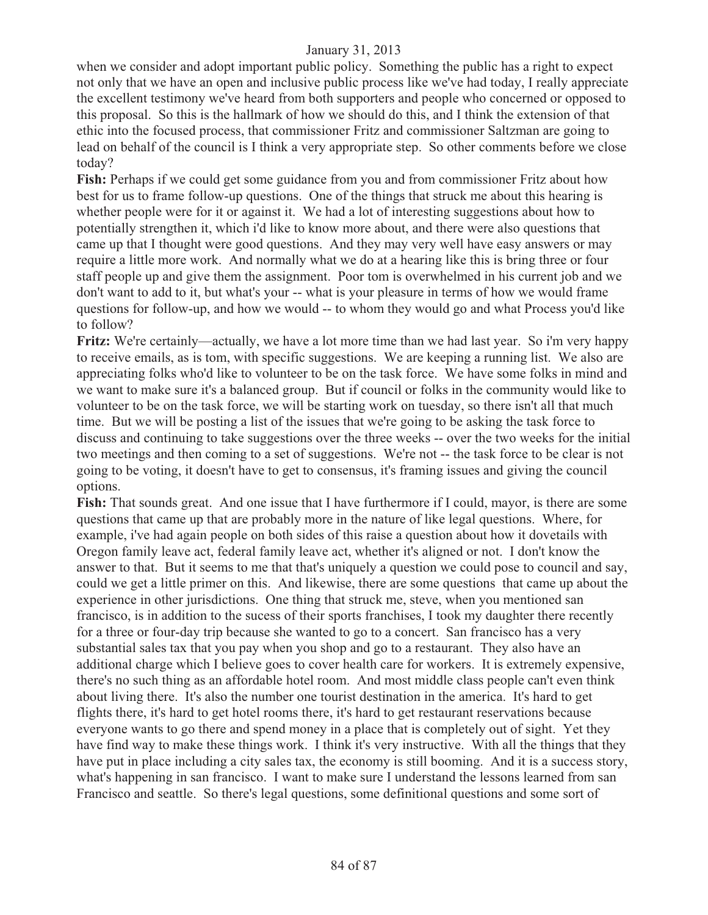when we consider and adopt important public policy. Something the public has a right to expect not only that we have an open and inclusive public process like we've had today, I really appreciate the excellent testimony we've heard from both supporters and people who concerned or opposed to this proposal. So this is the hallmark of how we should do this, and I think the extension of that ethic into the focused process, that commissioner Fritz and commissioner Saltzman are going to lead on behalf of the council is I think a very appropriate step. So other comments before we close today?

**Fish:** Perhaps if we could get some guidance from you and from commissioner Fritz about how best for us to frame follow-up questions. One of the things that struck me about this hearing is whether people were for it or against it. We had a lot of interesting suggestions about how to potentially strengthen it, which i'd like to know more about, and there were also questions that came up that I thought were good questions. And they may very well have easy answers or may require a little more work. And normally what we do at a hearing like this is bring three or four staff people up and give them the assignment. Poor tom is overwhelmed in his current job and we don't want to add to it, but what's your -- what is your pleasure in terms of how we would frame questions for follow-up, and how we would -- to whom they would go and what Process you'd like to follow?

**Fritz:** We're certainly—actually, we have a lot more time than we had last year. So i'm very happy to receive emails, as is tom, with specific suggestions. We are keeping a running list. We also are appreciating folks who'd like to volunteer to be on the task force. We have some folks in mind and we want to make sure it's a balanced group. But if council or folks in the community would like to volunteer to be on the task force, we will be starting work on tuesday, so there isn't all that much time. But we will be posting a list of the issues that we're going to be asking the task force to discuss and continuing to take suggestions over the three weeks -- over the two weeks for the initial two meetings and then coming to a set of suggestions. We're not -- the task force to be clear is not going to be voting, it doesn't have to get to consensus, it's framing issues and giving the council options.

**Fish:** That sounds great. And one issue that I have furthermore if I could, mayor, is there are some questions that came up that are probably more in the nature of like legal questions. Where, for example, i've had again people on both sides of this raise a question about how it dovetails with Oregon family leave act, federal family leave act, whether it's aligned or not. I don't know the answer to that. But it seems to me that that's uniquely a question we could pose to council and say, could we get a little primer on this. And likewise, there are some questions that came up about the experience in other jurisdictions. One thing that struck me, steve, when you mentioned san francisco, is in addition to the sucess of their sports franchises, I took my daughter there recently for a three or four-day trip because she wanted to go to a concert. San francisco has a very substantial sales tax that you pay when you shop and go to a restaurant. They also have an additional charge which I believe goes to cover health care for workers. It is extremely expensive, there's no such thing as an affordable hotel room. And most middle class people can't even think about living there. It's also the number one tourist destination in the america. It's hard to get flights there, it's hard to get hotel rooms there, it's hard to get restaurant reservations because everyone wants to go there and spend money in a place that is completely out of sight. Yet they have find way to make these things work. I think it's very instructive. With all the things that they have put in place including a city sales tax, the economy is still booming. And it is a success story, what's happening in san francisco. I want to make sure I understand the lessons learned from san Francisco and seattle. So there's legal questions, some definitional questions and some sort of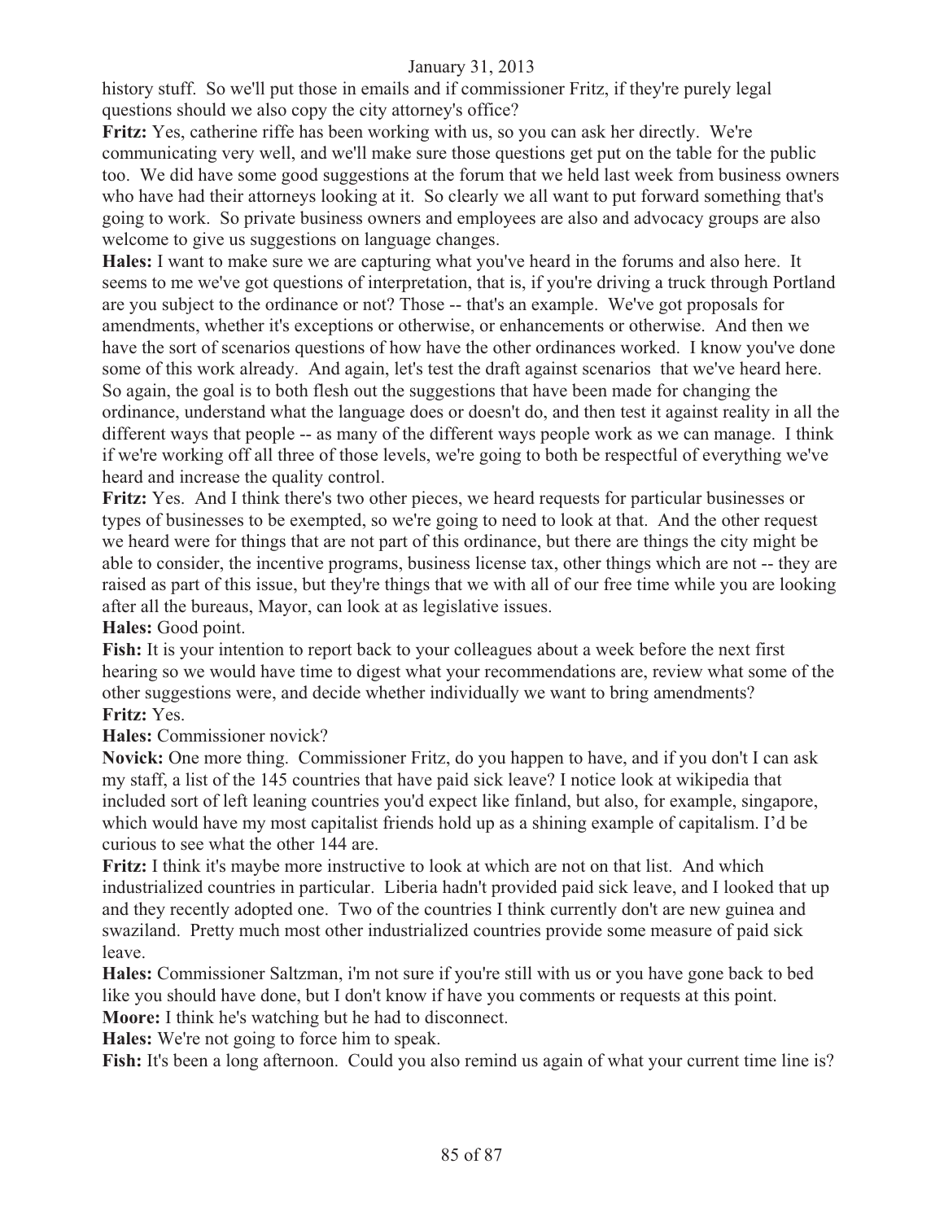history stuff. So we'll put those in emails and if commissioner Fritz, if they're purely legal questions should we also copy the city attorney's office?

**Fritz:** Yes, catherine riffe has been working with us, so you can ask her directly. We're communicating very well, and we'll make sure those questions get put on the table for the public too. We did have some good suggestions at the forum that we held last week from business owners who have had their attorneys looking at it. So clearly we all want to put forward something that's going to work. So private business owners and employees are also and advocacy groups are also welcome to give us suggestions on language changes.

**Hales:** I want to make sure we are capturing what you've heard in the forums and also here. It seems to me we've got questions of interpretation, that is, if you're driving a truck through Portland are you subject to the ordinance or not? Those -- that's an example. We've got proposals for amendments, whether it's exceptions or otherwise, or enhancements or otherwise. And then we have the sort of scenarios questions of how have the other ordinances worked. I know you've done some of this work already. And again, let's test the draft against scenarios that we've heard here. So again, the goal is to both flesh out the suggestions that have been made for changing the ordinance, understand what the language does or doesn't do, and then test it against reality in all the different ways that people -- as many of the different ways people work as we can manage. I think if we're working off all three of those levels, we're going to both be respectful of everything we've heard and increase the quality control.

**Fritz:** Yes. And I think there's two other pieces, we heard requests for particular businesses or types of businesses to be exempted, so we're going to need to look at that. And the other request we heard were for things that are not part of this ordinance, but there are things the city might be able to consider, the incentive programs, business license tax, other things which are not -- they are raised as part of this issue, but they're things that we with all of our free time while you are looking after all the bureaus, Mayor, can look at as legislative issues.

**Hales:** Good point.

**Fish:** It is your intention to report back to your colleagues about a week before the next first hearing so we would have time to digest what your recommendations are, review what some of the other suggestions were, and decide whether individually we want to bring amendments?

**Fritz:** Yes.

**Hales:** Commissioner novick?

**Novick:** One more thing. Commissioner Fritz, do you happen to have, and if you don't I can ask my staff, a list of the 145 countries that have paid sick leave? I notice look at wikipedia that included sort of left leaning countries you'd expect like finland, but also, for example, singapore, which would have my most capitalist friends hold up as a shining example of capitalism. I'd be curious to see what the other 144 are.

**Fritz:** I think it's maybe more instructive to look at which are not on that list. And which industrialized countries in particular. Liberia hadn't provided paid sick leave, and I looked that up and they recently adopted one. Two of the countries I think currently don't are new guinea and swaziland. Pretty much most other industrialized countries provide some measure of paid sick leave.

**Hales:** Commissioner Saltzman, i'm not sure if you're still with us or you have gone back to bed like you should have done, but I don't know if have you comments or requests at this point.

**Moore:** I think he's watching but he had to disconnect.

**Hales:** We're not going to force him to speak.

**Fish:** It's been a long afternoon. Could you also remind us again of what your current time line is?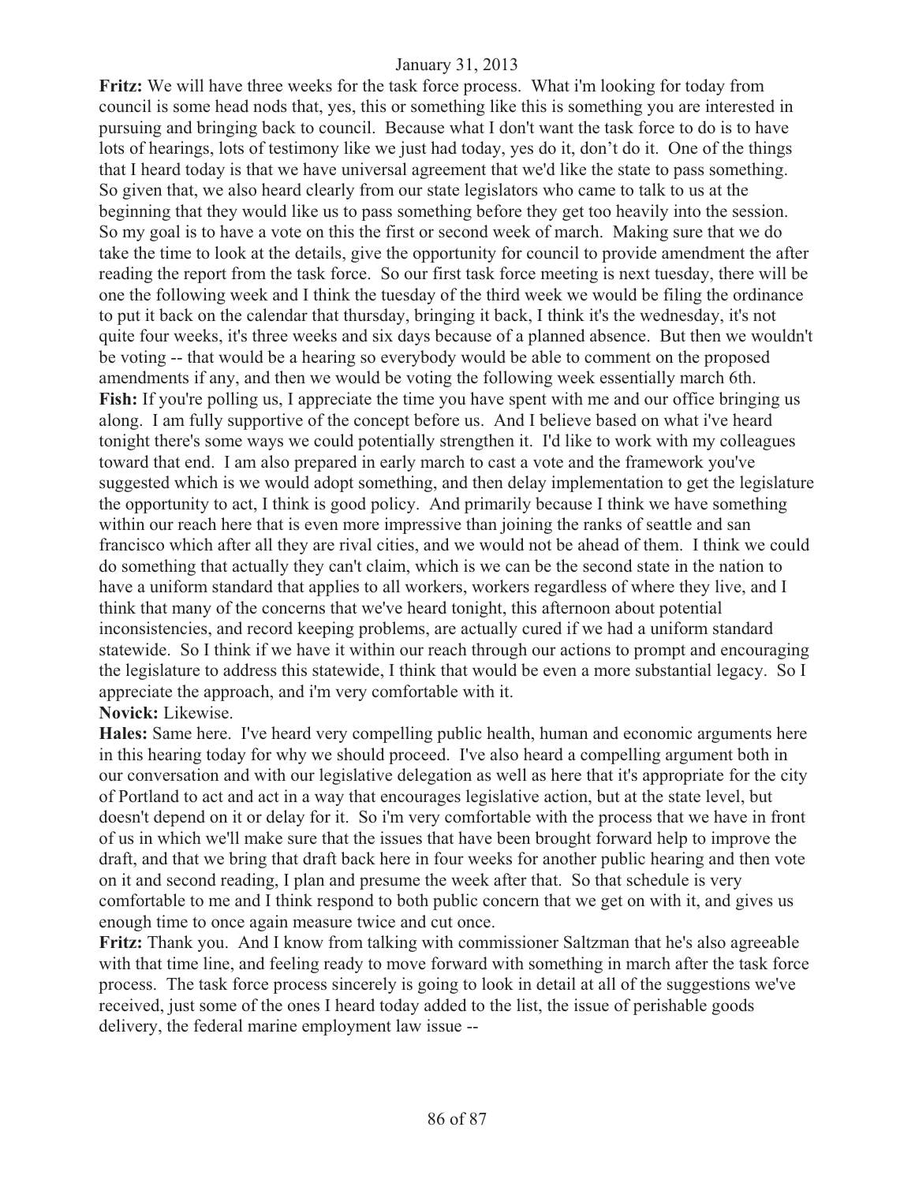**Fritz:** We will have three weeks for the task force process. What i'm looking for today from council is some head nods that, yes, this or something like this is something you are interested in pursuing and bringing back to council. Because what I don't want the task force to do is to have lots of hearings, lots of testimony like we just had today, yes do it, don't do it. One of the things that I heard today is that we have universal agreement that we'd like the state to pass something. So given that, we also heard clearly from our state legislators who came to talk to us at the beginning that they would like us to pass something before they get too heavily into the session. So my goal is to have a vote on this the first or second week of march. Making sure that we do take the time to look at the details, give the opportunity for council to provide amendment the after reading the report from the task force. So our first task force meeting is next tuesday, there will be one the following week and I think the tuesday of the third week we would be filing the ordinance to put it back on the calendar that thursday, bringing it back, I think it's the wednesday, it's not quite four weeks, it's three weeks and six days because of a planned absence. But then we wouldn't be voting -- that would be a hearing so everybody would be able to comment on the proposed amendments if any, and then we would be voting the following week essentially march 6th.

**Fish:** If you're polling us, I appreciate the time you have spent with me and our office bringing us along. I am fully supportive of the concept before us. And I believe based on what i've heard tonight there's some ways we could potentially strengthen it. I'd like to work with my colleagues toward that end. I am also prepared in early march to cast a vote and the framework you've suggested which is we would adopt something, and then delay implementation to get the legislature the opportunity to act, I think is good policy. And primarily because I think we have something within our reach here that is even more impressive than joining the ranks of seattle and san francisco which after all they are rival cities, and we would not be ahead of them. I think we could do something that actually they can't claim, which is we can be the second state in the nation to have a uniform standard that applies to all workers, workers regardless of where they live, and I think that many of the concerns that we've heard tonight, this afternoon about potential inconsistencies, and record keeping problems, are actually cured if we had a uniform standard statewide. So I think if we have it within our reach through our actions to prompt and encouraging the legislature to address this statewide, I think that would be even a more substantial legacy. So I appreciate the approach, and i'm very comfortable with it.

**Novick:** Likewise.

**Hales:** Same here. I've heard very compelling public health, human and economic arguments here in this hearing today for why we should proceed. I've also heard a compelling argument both in our conversation and with our legislative delegation as well as here that it's appropriate for the city of Portland to act and act in a way that encourages legislative action, but at the state level, but doesn't depend on it or delay for it. So i'm very comfortable with the process that we have in front of us in which we'll make sure that the issues that have been brought forward help to improve the draft, and that we bring that draft back here in four weeks for another public hearing and then vote on it and second reading, I plan and presume the week after that. So that schedule is very comfortable to me and I think respond to both public concern that we get on with it, and gives us enough time to once again measure twice and cut once.

**Fritz:** Thank you. And I know from talking with commissioner Saltzman that he's also agreeable with that time line, and feeling ready to move forward with something in march after the task force process. The task force process sincerely is going to look in detail at all of the suggestions we've received, just some of the ones I heard today added to the list, the issue of perishable goods delivery, the federal marine employment law issue --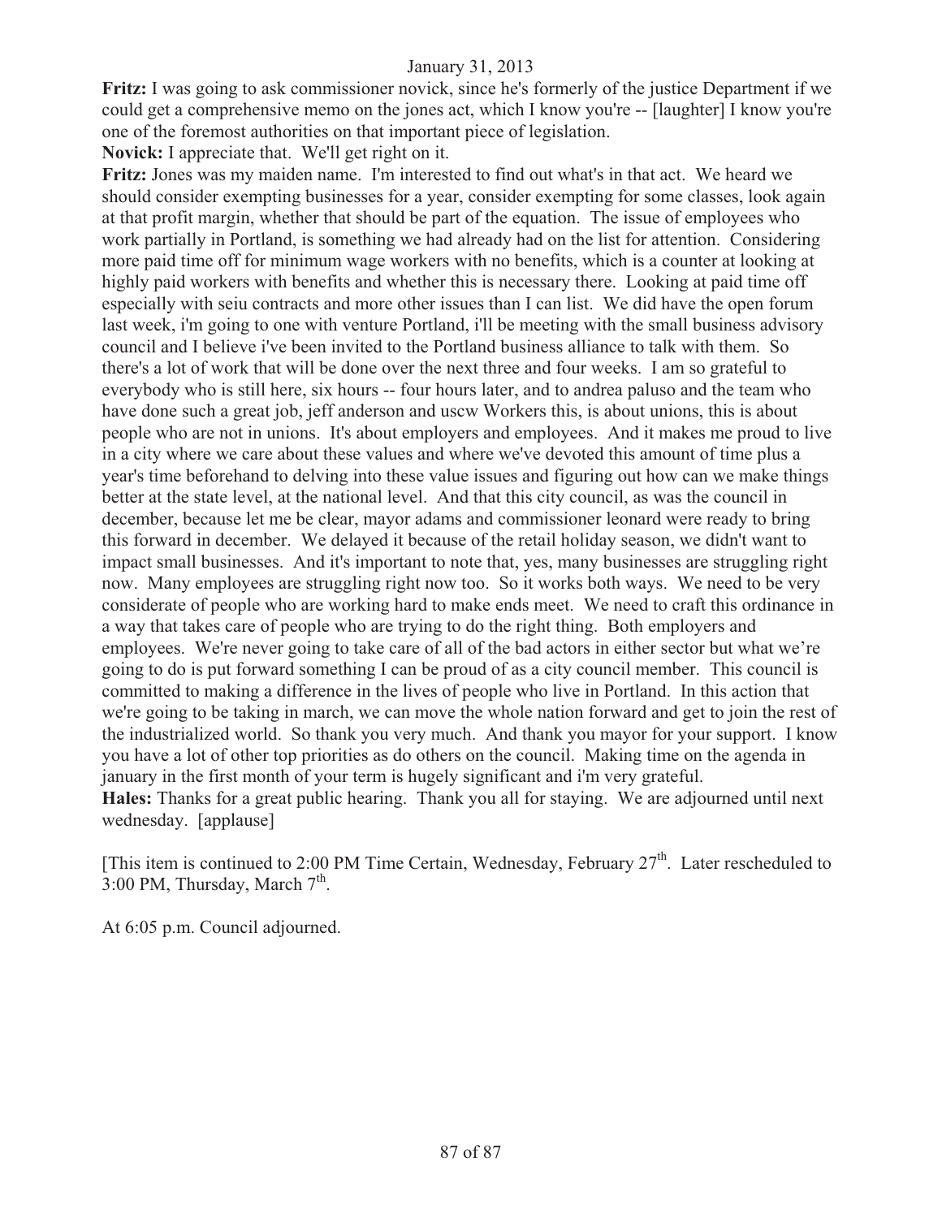**Fritz:** I was going to ask commissioner novick, since he's formerly of the justice Department if we could get a comprehensive memo on the jones act, which I know you're -- [laughter] I know you're one of the foremost authorities on that important piece of legislation.

**Novick:** I appreciate that. We'll get right on it.

**Fritz:** Jones was my maiden name. I'm interested to find out what's in that act. We heard we should consider exempting businesses for a year, consider exempting for some classes, look again at that profit margin, whether that should be part of the equation. The issue of employees who work partially in Portland, is something we had already had on the list for attention. Considering more paid time off for minimum wage workers with no benefits, which is a counter at looking at highly paid workers with benefits and whether this is necessary there. Looking at paid time off especially with seiu contracts and more other issues than I can list. We did have the open forum last week, i'm going to one with venture Portland, i'll be meeting with the small business advisory council and I believe i've been invited to the Portland business alliance to talk with them. So there's a lot of work that will be done over the next three and four weeks. I am so grateful to everybody who is still here, six hours -- four hours later, and to andrea paluso and the team who have done such a great job, jeff anderson and uscw Workers this, is about unions, this is about people who are not in unions. It's about employers and employees. And it makes me proud to live in a city where we care about these values and where we've devoted this amount of time plus a year's time beforehand to delving into these value issues and figuring out how can we make things better at the state level, at the national level. And that this city council, as was the council in december, because let me be clear, mayor adams and commissioner leonard were ready to bring this forward in december. We delayed it because of the retail holiday season, we didn't want to impact small businesses. And it's important to note that, yes, many businesses are struggling right now. Many employees are struggling right now too. So it works both ways. We need to be very considerate of people who are working hard to make ends meet. We need to craft this ordinance in a way that takes care of people who are trying to do the right thing. Both employers and employees. We're never going to take care of all of the bad actors in either sector but what we're going to do is put forward something I can be proud of as a city council member. This council is committed to making a difference in the lives of people who live in Portland. In this action that we're going to be taking in march, we can move the whole nation forward and get to join the rest of the industrialized world. So thank you very much. And thank you mayor for your support. I know you have a lot of other top priorities as do others on the council. Making time on the agenda in january in the first month of your term is hugely significant and i'm very grateful.

**Hales:** Thanks for a great public hearing. Thank you all for staying. We are adjourned until next wednesday. [applause]

[This item is continued to 2:00 PM Time Certain, Wednesday, February 27th. Later rescheduled to 3:00 PM, Thursday, March 7th.

At 6:05 p.m. Council adjourned.